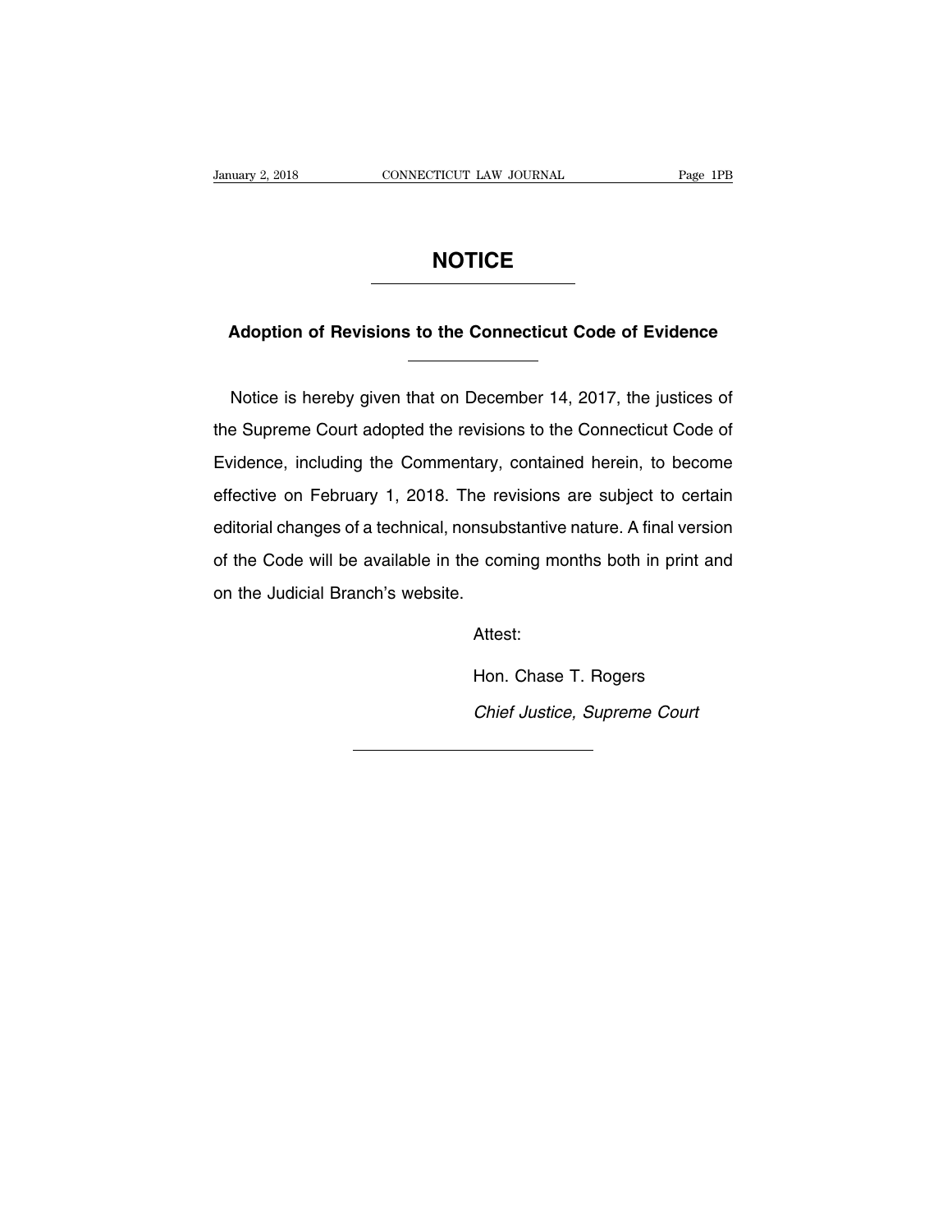# NOTICE

## Adoption of Revisions to the Connecticut Code of Evidence

Notice is hereby given that on December 14, 2017, the justices of the Supreme Court adopted the revisions to the Connecticut Code of Evidence, including the Commentary, contained herein, to become effective on February 1, 2018. The revisions are subject to certain editorial changes of a technical, nonsubstantive nature. A final version of the Code will be available in the coming months both in print and on the Judicial Branch's website.

Attest:

Hon. Chase T. Rogers

*Chief Justice, Supreme Court*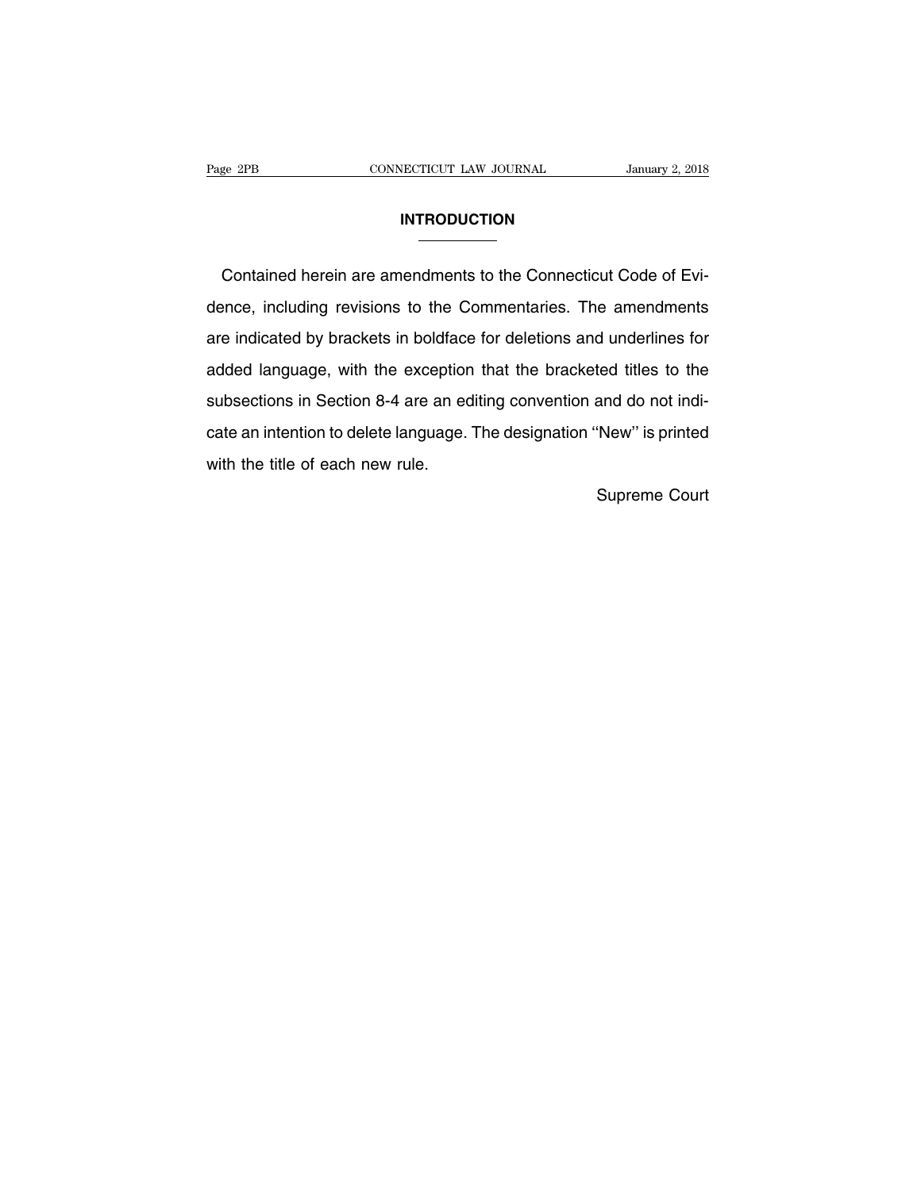# INTRODUCTION

Contained herein are amendments to the Connecticut Code of Evidence, including revisions to the Commentaries. The amendments are indicated by brackets in boldface for deletions and underlines for added language, with the exception that the bracketed titles to the subsections in Section 8-4 are an editing convention and do not indicate an intention to delete language. The designation ''New'' is printed with the title of each new rule.

Supreme Court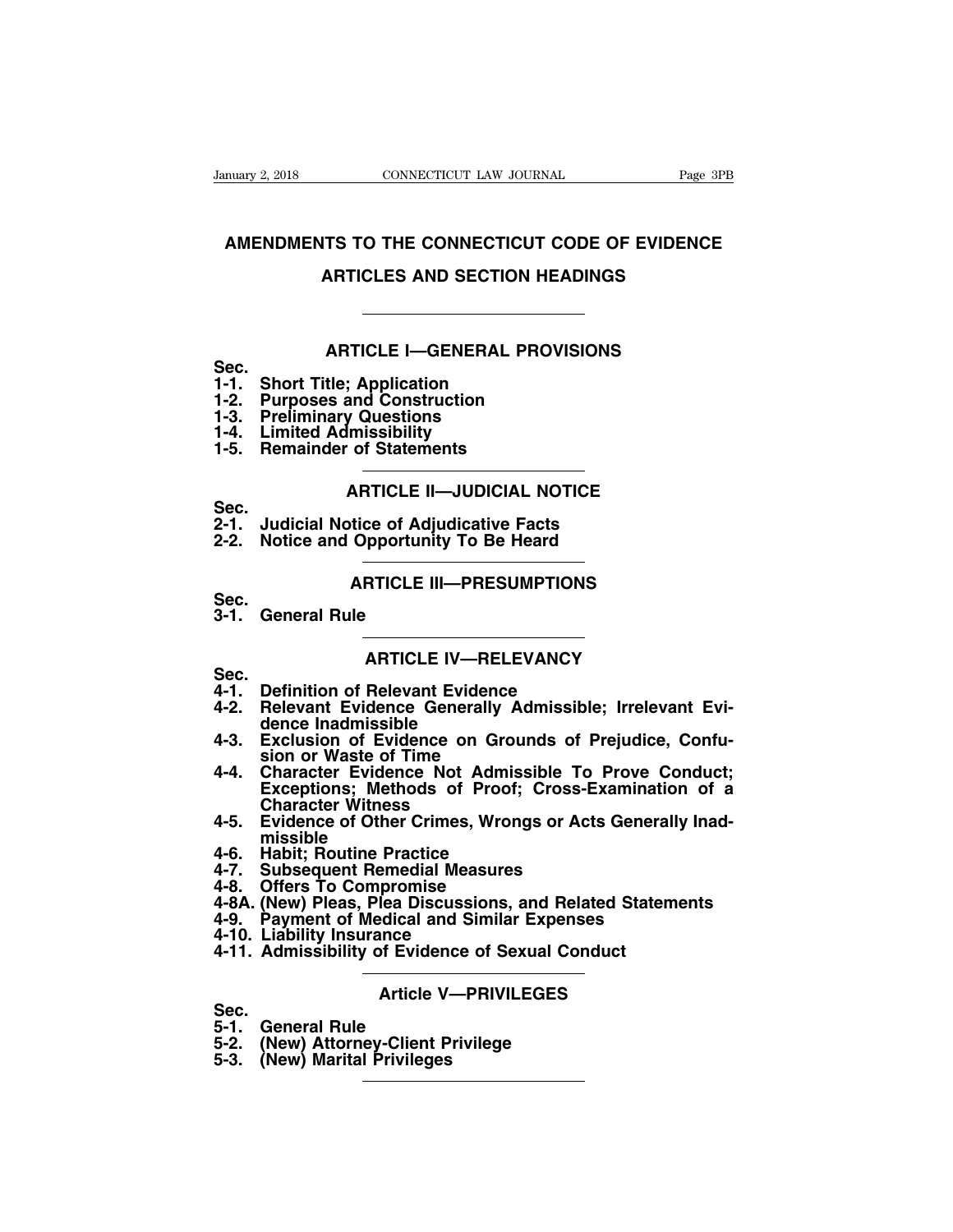# AMENDMENTS TO THE CONNECTICUT CODE OF EVIDENCE

## ARTICLES AND SECTION HEADINGS

---

### ARTICLE I—GENERAL PROVISIONS

**Sec.**
**1-1. Short Title; Application**
**1-2. Purposes and Construction**
**1-3. Preliminary Questions**
**1-4. Limited Admissibility**
**1-5. Remainder of Statements**

---

### ARTICLE II—JUDICIAL NOTICE

**Sec.**
**2-1. Judicial Notice of Adjudicative Facts**
**2-2. Notice and Opportunity To Be Heard**

---

### ARTICLE III—PRESUMPTIONS

**Sec.**
**3-1. General Rule**

---

### ARTICLE IV—RELEVANCY

**Sec.**
**4-1. Definition of Relevant Evidence**
**4-2. Relevant Evidence Generally Admissible; Irrelevant Evidence Inadmissible**
**4-3. Exclusion of Evidence on Grounds of Prejudice, Confusion or Waste of Time**
**4-4. Character Evidence Not Admissible To Prove Conduct; Exceptions; Methods of Proof; Cross-Examination of a Character Witness**
**4-5. Evidence of Other Crimes, Wrongs or Acts Generally Inadmissible**
**4-6. Habit; Routine Practice**
**4-7. Subsequent Remedial Measures**
**4-8. Offers To Compromise**
**4-8A. (New) Pleas, Plea Discussions, and Related Statements**
**4-9. Payment of Medical and Similar Expenses**
**4-10. Liability Insurance**
**4-11. Admissibility of Evidence of Sexual Conduct**

---

### Article V—PRIVILEGES

**Sec.**
**5-1. General Rule**
**5-2. (New) Attorney-Client Privilege**
**5-3. (New) Marital Privileges**

---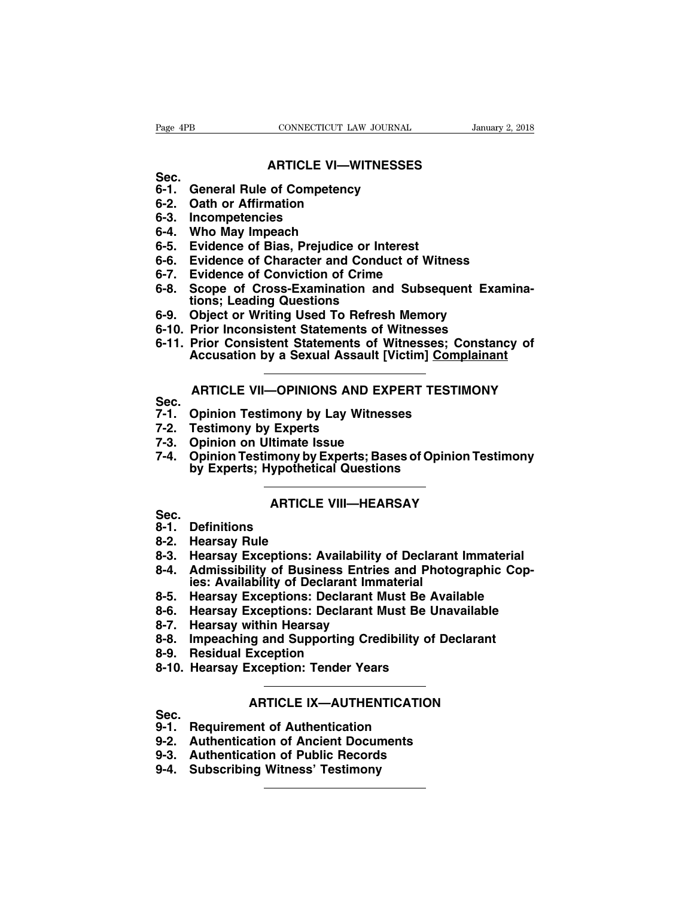## ARTICLE VI—WITNESSES

**Sec.**

**6-1. General Rule of Competency**
**6-2. Oath or Affirmation**
**6-3. Incompetencies**
**6-4. Who May Impeach**
**6-5. Evidence of Bias, Prejudice or Interest**
**6-6. Evidence of Character and Conduct of Witness**
**6-7. Evidence of Conviction of Crime**
**6-8. Scope of Cross-Examination and Subsequent Examinations; Leading Questions**
**6-9. Object or Writing Used To Refresh Memory**
**6-10. Prior Inconsistent Statements of Witnesses**
**6-11. Prior Consistent Statements of Witnesses; Constancy of Accusation by a Sexual Assault [Victim] <u>Complainant</u>**

---

## ARTICLE VII—OPINIONS AND EXPERT TESTIMONY

**Sec.**

**7-1. Opinion Testimony by Lay Witnesses**
**7-2. Testimony by Experts**
**7-3. Opinion on Ultimate Issue**
**7-4. Opinion Testimony by Experts; Bases of Opinion Testimony by Experts; Hypothetical Questions**

---

## ARTICLE VIII—HEARSAY

**Sec.**

**8-1. Definitions**
**8-2. Hearsay Rule**
**8-3. Hearsay Exceptions: Availability of Declarant Immaterial**
**8-4. Admissibility of Business Entries and Photographic Copies: Availability of Declarant Immaterial**
**8-5. Hearsay Exceptions: Declarant Must Be Available**
**8-6. Hearsay Exceptions: Declarant Must Be Unavailable**
**8-7. Hearsay within Hearsay**
**8-8. Impeaching and Supporting Credibility of Declarant**
**8-9. Residual Exception**
**8-10. Hearsay Exception: Tender Years**

---

## ARTICLE IX—AUTHENTICATION

**Sec.**

**9-1. Requirement of Authentication**
**9-2. Authentication of Ancient Documents**
**9-3. Authentication of Public Records**
**9-4. Subscribing Witness' Testimony**

---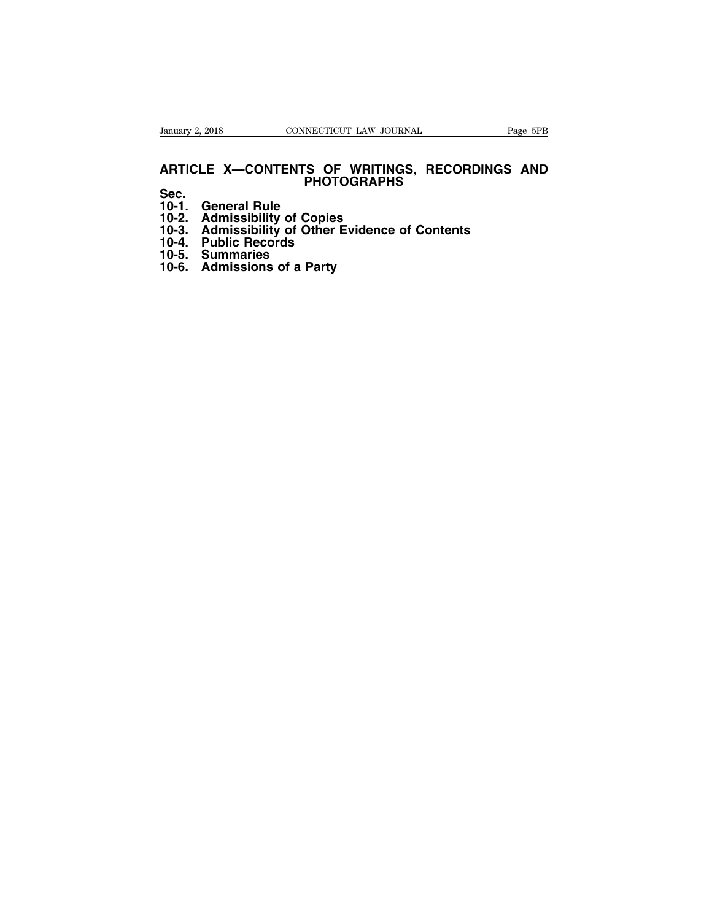# ARTICLE X—CONTENTS OF WRITINGS, RECORDINGS AND PHOTOGRAPHS

**Sec.**

**10-1. General Rule**
**10-2. Admissibility of Copies**
**10-3. Admissibility of Other Evidence of Contents**
**10-4. Public Records**
**10-5. Summaries**
**10-6. Admissions of a Party**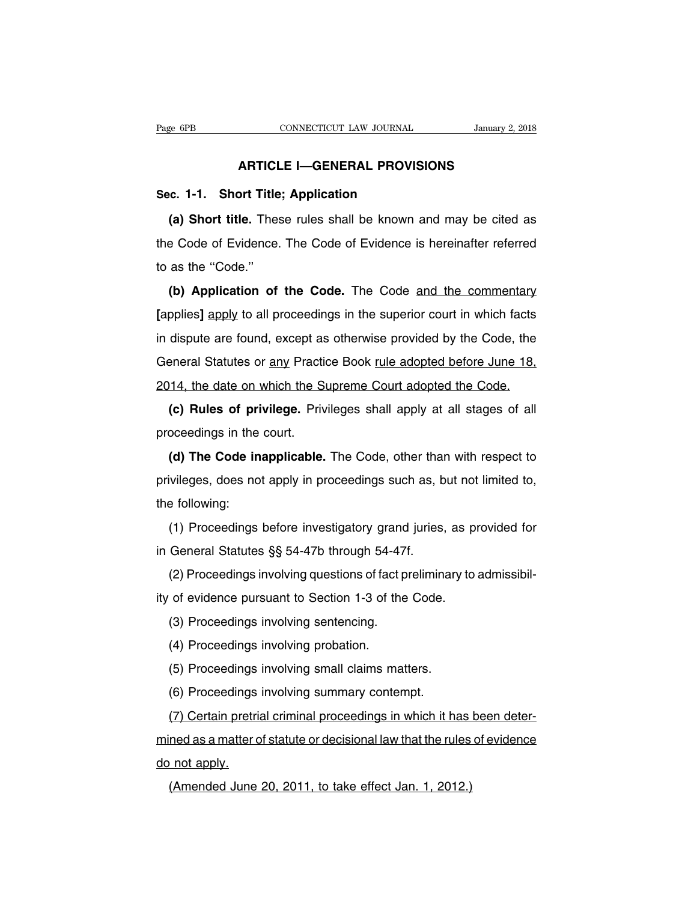## ARTICLE I—GENERAL PROVISIONS

### Sec. 1-1. Short Title; Application

**(a) Short title.** These rules shall be known and may be cited as the Code of Evidence. The Code of Evidence is hereinafter referred to as the "Code."

**(b) Application of the Code.** The Code <u>and the commentary</u> [applies] <u>apply</u> to all proceedings in the superior court in which facts in dispute are found, except as otherwise provided by the Code, the General Statutes or <u>any</u> Practice Book <u>rule adopted before June 18, 2014, the date on which the Supreme Court adopted the Code.</u>

**(c) Rules of privilege.** Privileges shall apply at all stages of all proceedings in the court.

**(d) The Code inapplicable.** The Code, other than with respect to privileges, does not apply in proceedings such as, but not limited to, the following:

(1) Proceedings before investigatory grand juries, as provided for in General Statutes §§ 54-47b through 54-47f.

(2) Proceedings involving questions of fact preliminary to admissibility of evidence pursuant to Section 1-3 of the Code.

(3) Proceedings involving sentencing.

(4) Proceedings involving probation.

(5) Proceedings involving small claims matters.

(6) Proceedings involving summary contempt.

<u>(7) Certain pretrial criminal proceedings in which it has been determined as a matter of statute or decisional law that the rules of evidence do not apply.</u>

<u>(Amended June 20, 2011, to take effect Jan. 1, 2012.)</u>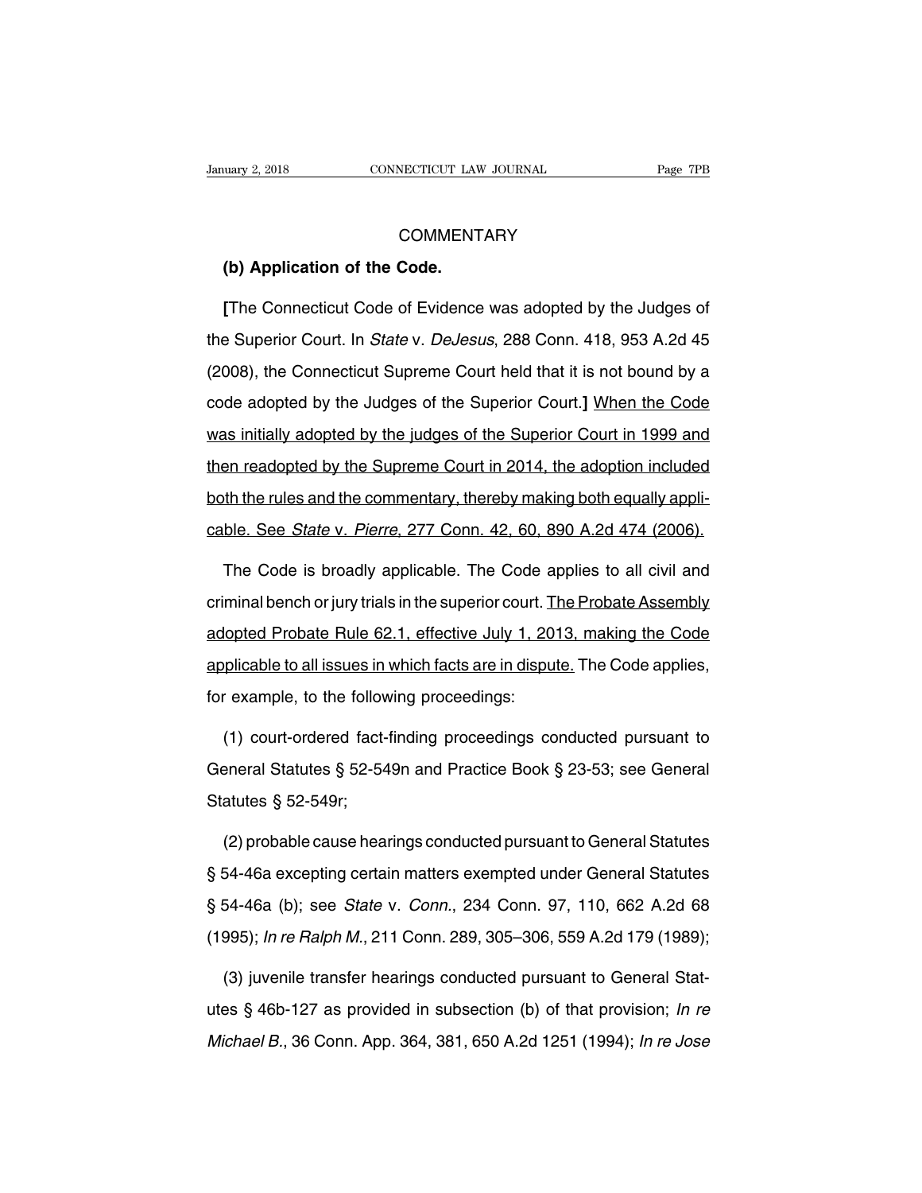## COMMENTARY

**(b) Application of the Code.**

**[**The Connecticut Code of Evidence was adopted by the Judges of the Superior Court. In *State* v. *DeJesus*, 288 Conn. 418, 953 A.2d 45 (2008), the Connecticut Supreme Court held that it is not bound by a code adopted by the Judges of the Superior Court.**]** When the Code was initially adopted by the judges of the Superior Court in 1999 and then readopted by the Supreme Court in 2014, the adoption included both the rules and the commentary, thereby making both equally applicable. See *State* v. *Pierre*, 277 Conn. 42, 60, 890 A.2d 474 (2006).

The Code is broadly applicable. The Code applies to all civil and criminal bench or jury trials in the superior court. The Probate Assembly adopted Probate Rule 62.1, effective July 1, 2013, making the Code applicable to all issues in which facts are in dispute. The Code applies, for example, to the following proceedings:

(1) court-ordered fact-finding proceedings conducted pursuant to General Statutes § 52-549n and Practice Book § 23-53; see General Statutes § 52-549r;

(2) probable cause hearings conducted pursuant to General Statutes § 54-46a excepting certain matters exempted under General Statutes § 54-46a (b); see *State* v. *Conn.*, 234 Conn. 97, 110, 662 A.2d 68 (1995); *In re Ralph M.*, 211 Conn. 289, 305–306, 559 A.2d 179 (1989);

(3) juvenile transfer hearings conducted pursuant to General Statutes § 46b-127 as provided in subsection (b) of that provision; *In re Michael B.*, 36 Conn. App. 364, 381, 650 A.2d 1251 (1994); *In re Jose*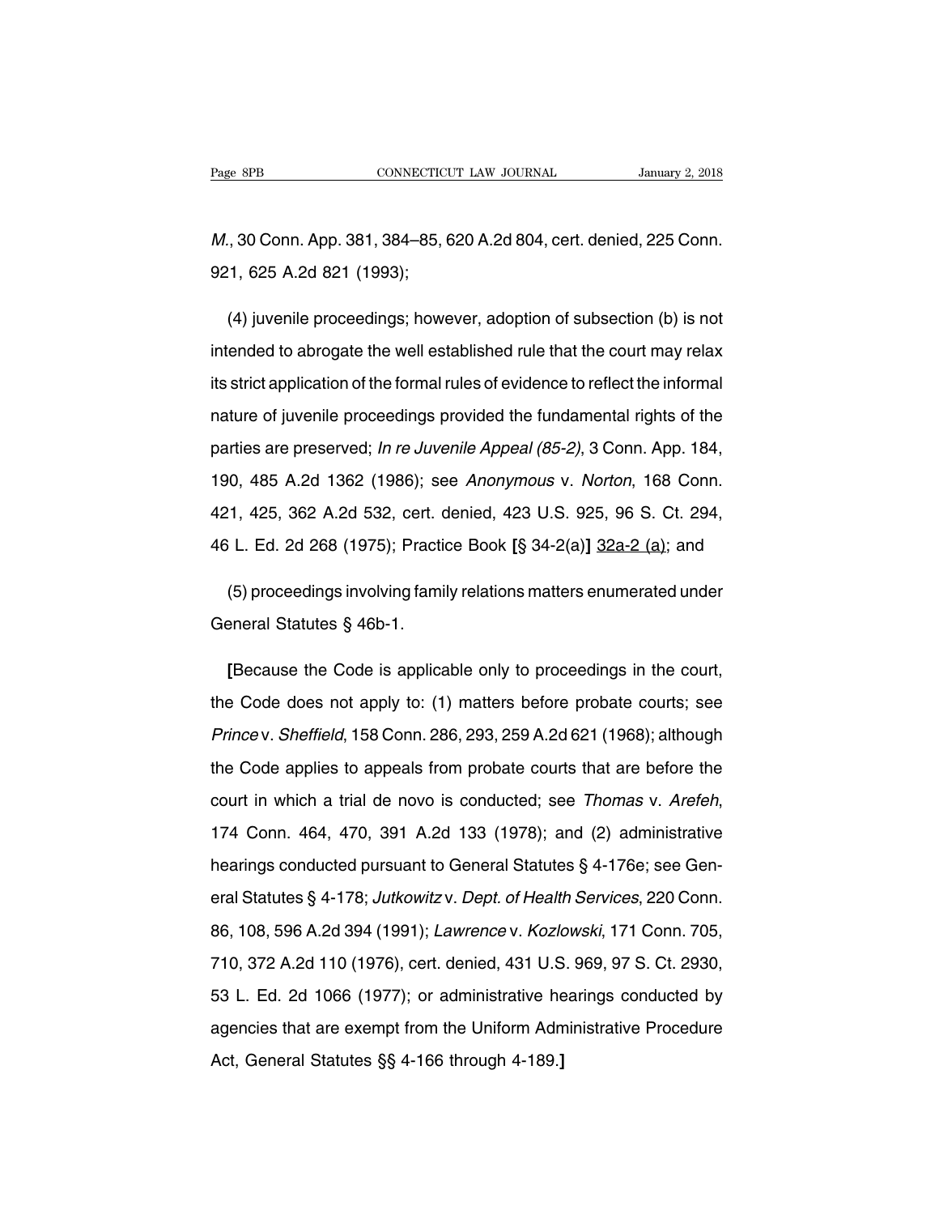*M.*, 30 Conn. App. 381, 384–85, 620 A.2d 804, cert. denied, 225 Conn. 921, 625 A.2d 821 (1993);

(4) juvenile proceedings; however, adoption of subsection (b) is not intended to abrogate the well established rule that the court may relax its strict application of the formal rules of evidence to reflect the informal nature of juvenile proceedings provided the fundamental rights of the parties are preserved; *In re Juvenile Appeal (85-2)*, 3 Conn. App. 184, 190, 485 A.2d 1362 (1986); see *Anonymous* v. *Norton*, 168 Conn. 421, 425, 362 A.2d 532, cert. denied, 423 U.S. 925, 96 S. Ct. 294, 46 L. Ed. 2d 268 (1975); Practice Book **[**§ 34-2(a)**]** <u>32a-2 (a)</u>; and

(5) proceedings involving family relations matters enumerated under General Statutes § 46b-1.

**[**Because the Code is applicable only to proceedings in the court, the Code does not apply to: (1) matters before probate courts; see *Prince* v. *Sheffield*, 158 Conn. 286, 293, 259 A.2d 621 (1968); although the Code applies to appeals from probate courts that are before the court in which a trial de novo is conducted; see *Thomas* v. *Arefeh*, 174 Conn. 464, 470, 391 A.2d 133 (1978); and (2) administrative hearings conducted pursuant to General Statutes § 4-176e; see General Statutes § 4-178; *Jutkowitz* v. *Dept. of Health Services*, 220 Conn. 86, 108, 596 A.2d 394 (1991); *Lawrence* v. *Kozlowski*, 171 Conn. 705, 710, 372 A.2d 110 (1976), cert. denied, 431 U.S. 969, 97 S. Ct. 2930, 53 L. Ed. 2d 1066 (1977); or administrative hearings conducted by agencies that are exempt from the Uniform Administrative Procedure Act, General Statutes §§ 4-166 through 4-189.**]**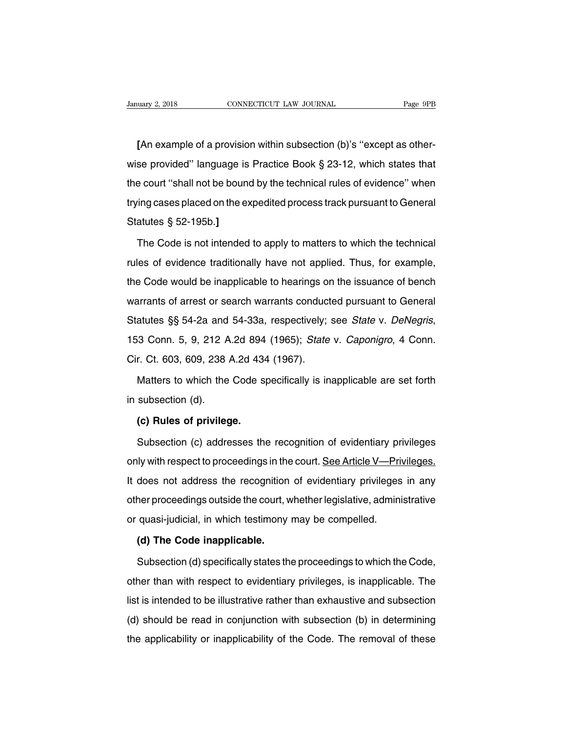**[**An example of a provision within subsection (b)'s "except as otherwise provided" language is Practice Book § 23-12, which states that the court "shall not be bound by the technical rules of evidence" when trying cases placed on the expedited process track pursuant to General Statutes § 52-195b.**]**

The Code is not intended to apply to matters to which the technical rules of evidence traditionally have not applied. Thus, for example, the Code would be inapplicable to hearings on the issuance of bench warrants of arrest or search warrants conducted pursuant to General Statutes §§ 54-2a and 54-33a, respectively; see *State* v. *DeNegris*, 153 Conn. 5, 9, 212 A.2d 894 (1965); *State* v. *Caponigro*, 4 Conn. Cir. Ct. 603, 609, 238 A.2d 434 (1967).

Matters to which the Code specifically is inapplicable are set forth in subsection (d).

**(c) Rules of privilege.**

Subsection (c) addresses the recognition of evidentiary privileges only with respect to proceedings in the court. <u>See Article V—Privileges.</u> It does not address the recognition of evidentiary privileges in any other proceedings outside the court, whether legislative, administrative or quasi-judicial, in which testimony may be compelled.

**(d) The Code inapplicable.**

Subsection (d) specifically states the proceedings to which the Code, other than with respect to evidentiary privileges, is inapplicable. The list is intended to be illustrative rather than exhaustive and subsection (d) should be read in conjunction with subsection (b) in determining the applicability or inapplicability of the Code. The removal of these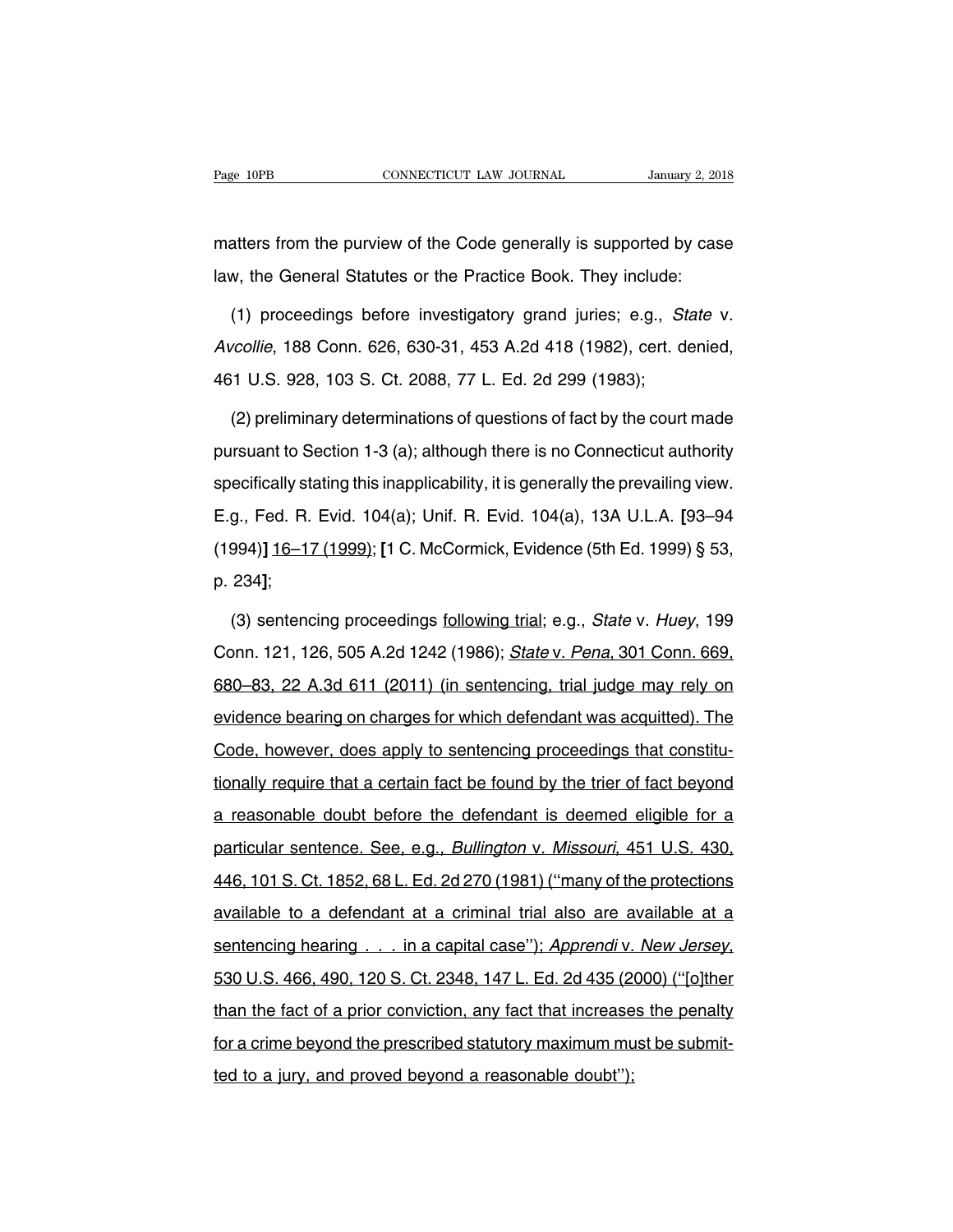matters from the purview of the Code generally is supported by case law, the General Statutes or the Practice Book. They include:

(1) proceedings before investigatory grand juries; e.g., *State* v. *Avcollie*, 188 Conn. 626, 630-31, 453 A.2d 418 (1982), cert. denied, 461 U.S. 928, 103 S. Ct. 2088, 77 L. Ed. 2d 299 (1983);

(2) preliminary determinations of questions of fact by the court made pursuant to Section 1-3 (a); although there is no Connecticut authority specifically stating this inapplicability, it is generally the prevailing view. E.g., Fed. R. Evid. 104(a); Unif. R. Evid. 104(a), 13A U.L.A. **[**93–94 (1994)**]** <u>16–17 (1999)</u>; **[**1 C. McCormick, Evidence (5th Ed. 1999) § 53, p. 234**]**;

(3) sentencing proceedings <u>following trial</u>; e.g., *State* v. *Huey*, 199 Conn. 121, 126, 505 A.2d 1242 (1986); <u>*State* v. *Pena*, 301 Conn. 669, 680–83, 22 A.3d 611 (2011) (in sentencing, trial judge may rely on evidence bearing on charges for which defendant was acquitted). The Code, however, does apply to sentencing proceedings that constitutionally require that a certain fact be found by the trier of fact beyond a reasonable doubt before the defendant is deemed eligible for a particular sentence. See, e.g., *Bullington* v. *Missouri*, 451 U.S. 430, 446, 101 S. Ct. 1852, 68 L. Ed. 2d 270 (1981) ("many of the protections available to a defendant at a criminal trial also are available at a sentencing hearing . . . in a capital case"); *Apprendi* v. *New Jersey*, 530 U.S. 466, 490, 120 S. Ct. 2348, 147 L. Ed. 2d 435 (2000) ("[o]ther than the fact of a prior conviction, any fact that increases the penalty for a crime beyond the prescribed statutory maximum must be submitted to a jury, and proved beyond a reasonable doubt");</u>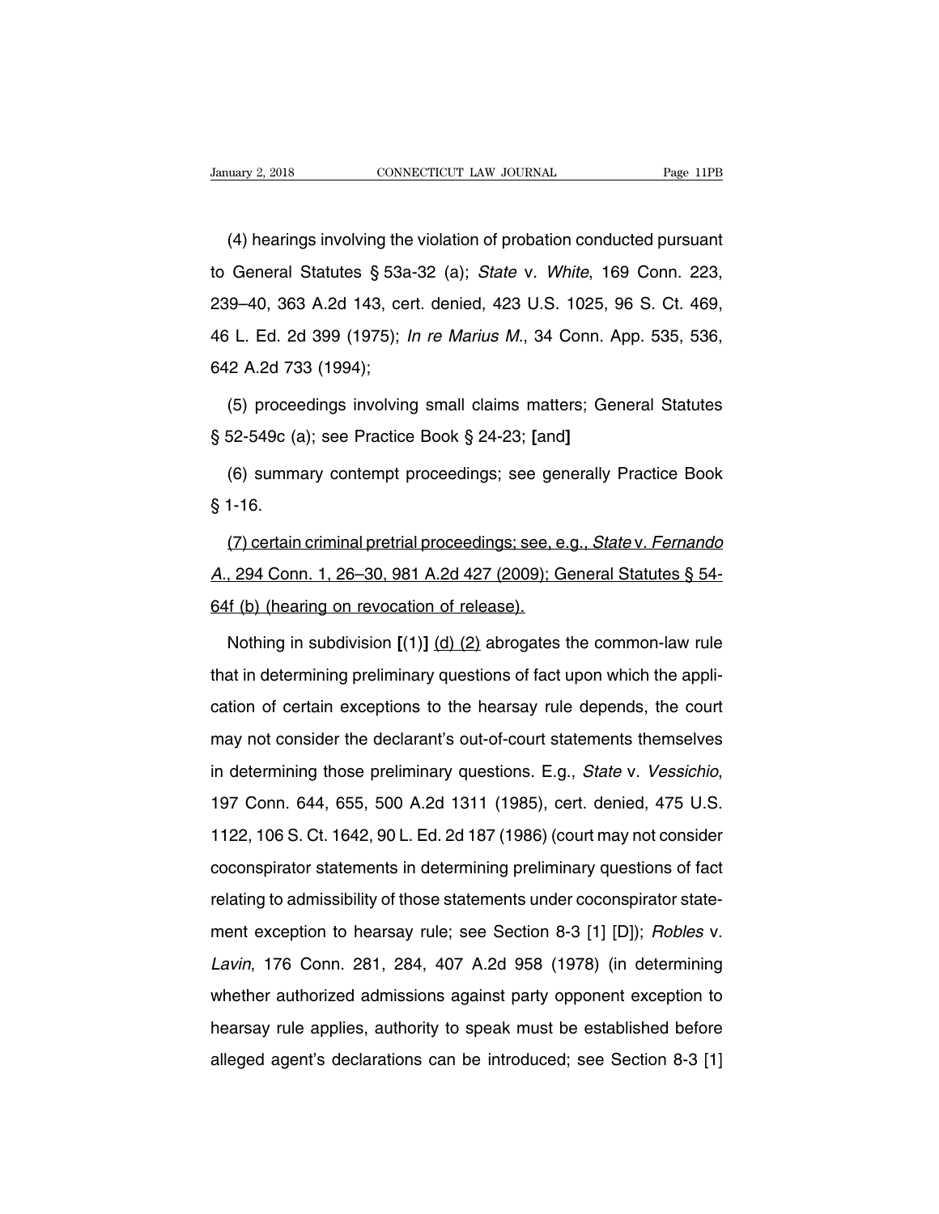(4) hearings involving the violation of probation conducted pursuant to General Statutes § 53a-32 (a); *State* v. *White*, 169 Conn. 223, 239–40, 363 A.2d 143, cert. denied, 423 U.S. 1025, 96 S. Ct. 469, 46 L. Ed. 2d 399 (1975); *In re Marius M.*, 34 Conn. App. 535, 536, 642 A.2d 733 (1994);

(5) proceedings involving small claims matters; General Statutes § 52-549c (a); see Practice Book § 24-23; **[**and**]**

(6) summary contempt proceedings; see generally Practice Book § 1-16.

<u>(7) certain criminal pretrial proceedings; see, e.g., *State* v. *Fernando A.*, 294 Conn. 1, 26–30, 981 A.2d 427 (2009); General Statutes § 54-64f (b) (hearing on revocation of release).</u>

Nothing in subdivision **[**(1)**]** <u>(d) (2)</u> abrogates the common-law rule that in determining preliminary questions of fact upon which the application of certain exceptions to the hearsay rule depends, the court may not consider the declarant's out-of-court statements themselves in determining those preliminary questions. E.g., *State* v. *Vessichio*, 197 Conn. 644, 655, 500 A.2d 1311 (1985), cert. denied, 475 U.S. 1122, 106 S. Ct. 1642, 90 L. Ed. 2d 187 (1986) (court may not consider coconspirator statements in determining preliminary questions of fact relating to admissibility of those statements under coconspirator statement exception to hearsay rule; see Section 8-3 [1] [D]); *Robles* v. *Lavin*, 176 Conn. 281, 284, 407 A.2d 958 (1978) (in determining whether authorized admissions against party opponent exception to hearsay rule applies, authority to speak must be established before alleged agent's declarations can be introduced; see Section 8-3 [1]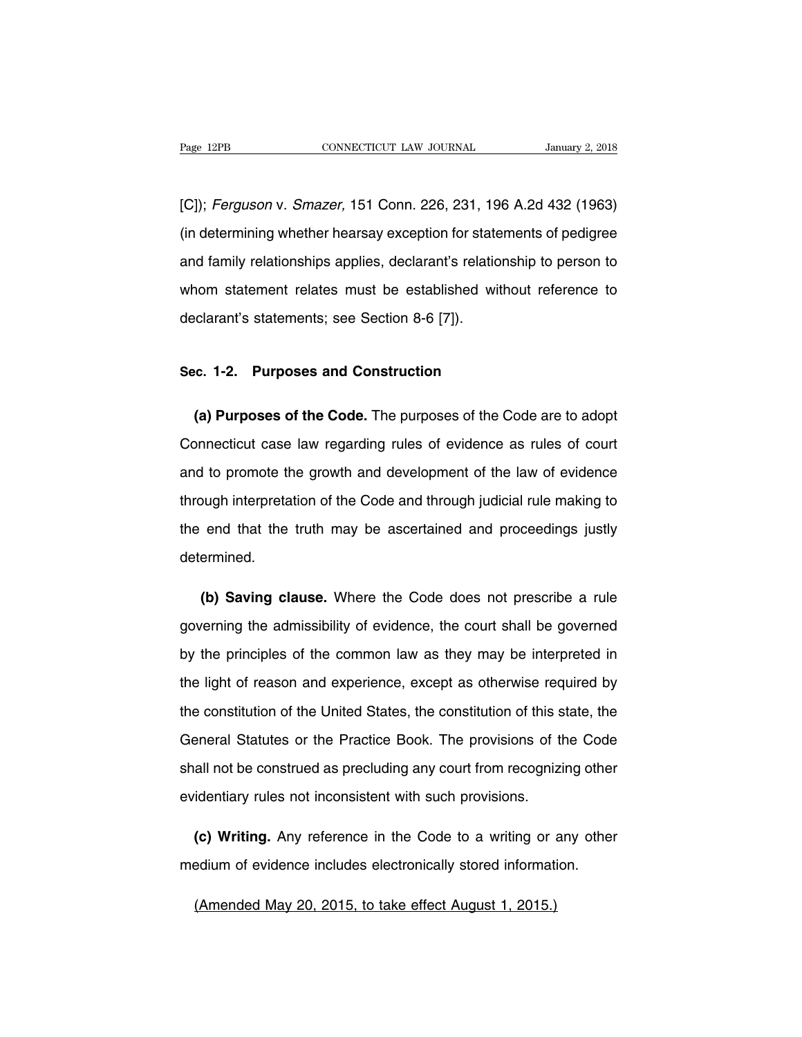[C]); *Ferguson* v. *Smazer,* 151 Conn. 226, 231, 196 A.2d 432 (1963) (in determining whether hearsay exception for statements of pedigree and family relationships applies, declarant's relationship to person to whom statement relates must be established without reference to declarant's statements; see Section 8-6 [7]).

## Sec. 1-2. Purposes and Construction

**(a) Purposes of the Code.** The purposes of the Code are to adopt Connecticut case law regarding rules of evidence as rules of court and to promote the growth and development of the law of evidence through interpretation of the Code and through judicial rule making to the end that the truth may be ascertained and proceedings justly determined.

**(b) Saving clause.** Where the Code does not prescribe a rule governing the admissibility of evidence, the court shall be governed by the principles of the common law as they may be interpreted in the light of reason and experience, except as otherwise required by the constitution of the United States, the constitution of this state, the General Statutes or the Practice Book. The provisions of the Code shall not be construed as precluding any court from recognizing other evidentiary rules not inconsistent with such provisions.

**(c) Writing.** Any reference in the Code to a writing or any other medium of evidence includes electronically stored information.

<u>(Amended May 20, 2015, to take effect August 1, 2015.)</u>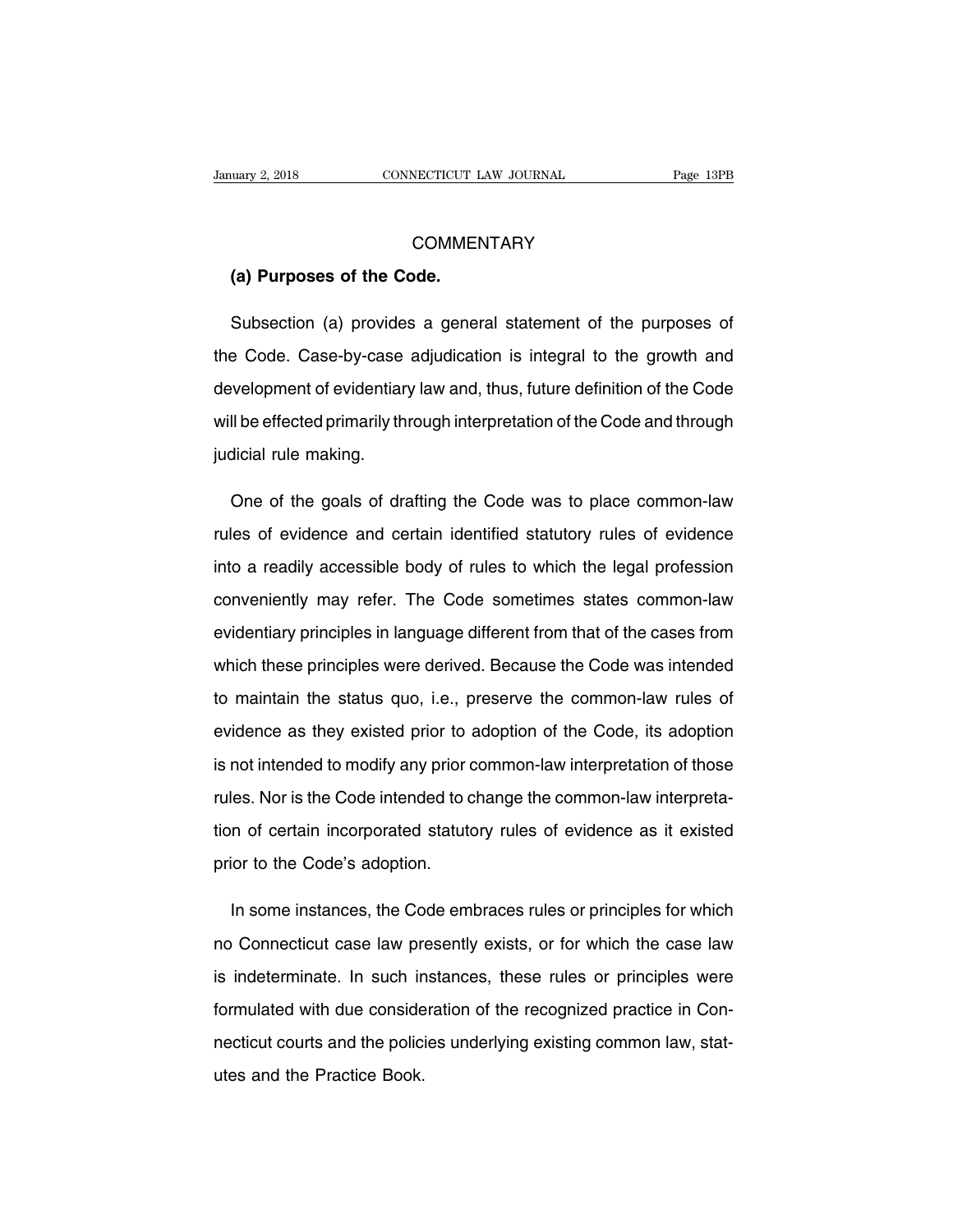## COMMENTARY

### (a) Purposes of the Code.

Subsection (a) provides a general statement of the purposes of the Code. Case-by-case adjudication is integral to the growth and development of evidentiary law and, thus, future definition of the Code will be effected primarily through interpretation of the Code and through judicial rule making.

One of the goals of drafting the Code was to place common-law rules of evidence and certain identified statutory rules of evidence into a readily accessible body of rules to which the legal profession conveniently may refer. The Code sometimes states common-law evidentiary principles in language different from that of the cases from which these principles were derived. Because the Code was intended to maintain the status quo, i.e., preserve the common-law rules of evidence as they existed prior to adoption of the Code, its adoption is not intended to modify any prior common-law interpretation of those rules. Nor is the Code intended to change the common-law interpretation of certain incorporated statutory rules of evidence as it existed prior to the Code's adoption.

In some instances, the Code embraces rules or principles for which no Connecticut case law presently exists, or for which the case law is indeterminate. In such instances, these rules or principles were formulated with due consideration of the recognized practice in Connecticut courts and the policies underlying existing common law, statutes and the Practice Book.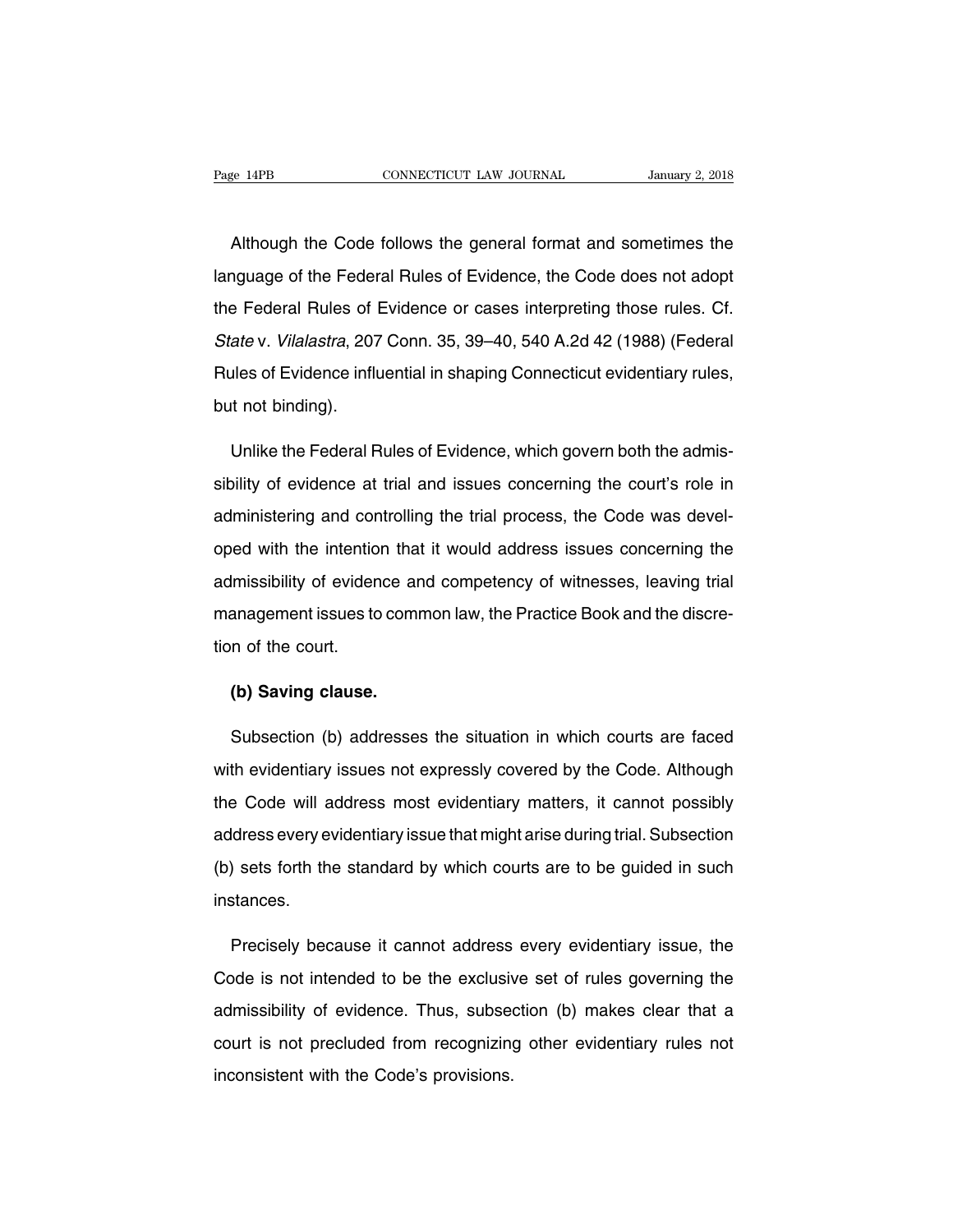Although the Code follows the general format and sometimes the language of the Federal Rules of Evidence, the Code does not adopt the Federal Rules of Evidence or cases interpreting those rules. Cf. *State* v. *Vilalastra*, 207 Conn. 35, 39–40, 540 A.2d 42 (1988) (Federal Rules of Evidence influential in shaping Connecticut evidentiary rules, but not binding).

Unlike the Federal Rules of Evidence, which govern both the admissibility of evidence at trial and issues concerning the court's role in administering and controlling the trial process, the Code was developed with the intention that it would address issues concerning the admissibility of evidence and competency of witnesses, leaving trial management issues to common law, the Practice Book and the discretion of the court.

**(b) Saving clause.**

Subsection (b) addresses the situation in which courts are faced with evidentiary issues not expressly covered by the Code. Although the Code will address most evidentiary matters, it cannot possibly address every evidentiary issue that might arise during trial. Subsection (b) sets forth the standard by which courts are to be guided in such instances.

Precisely because it cannot address every evidentiary issue, the Code is not intended to be the exclusive set of rules governing the admissibility of evidence. Thus, subsection (b) makes clear that a court is not precluded from recognizing other evidentiary rules not inconsistent with the Code's provisions.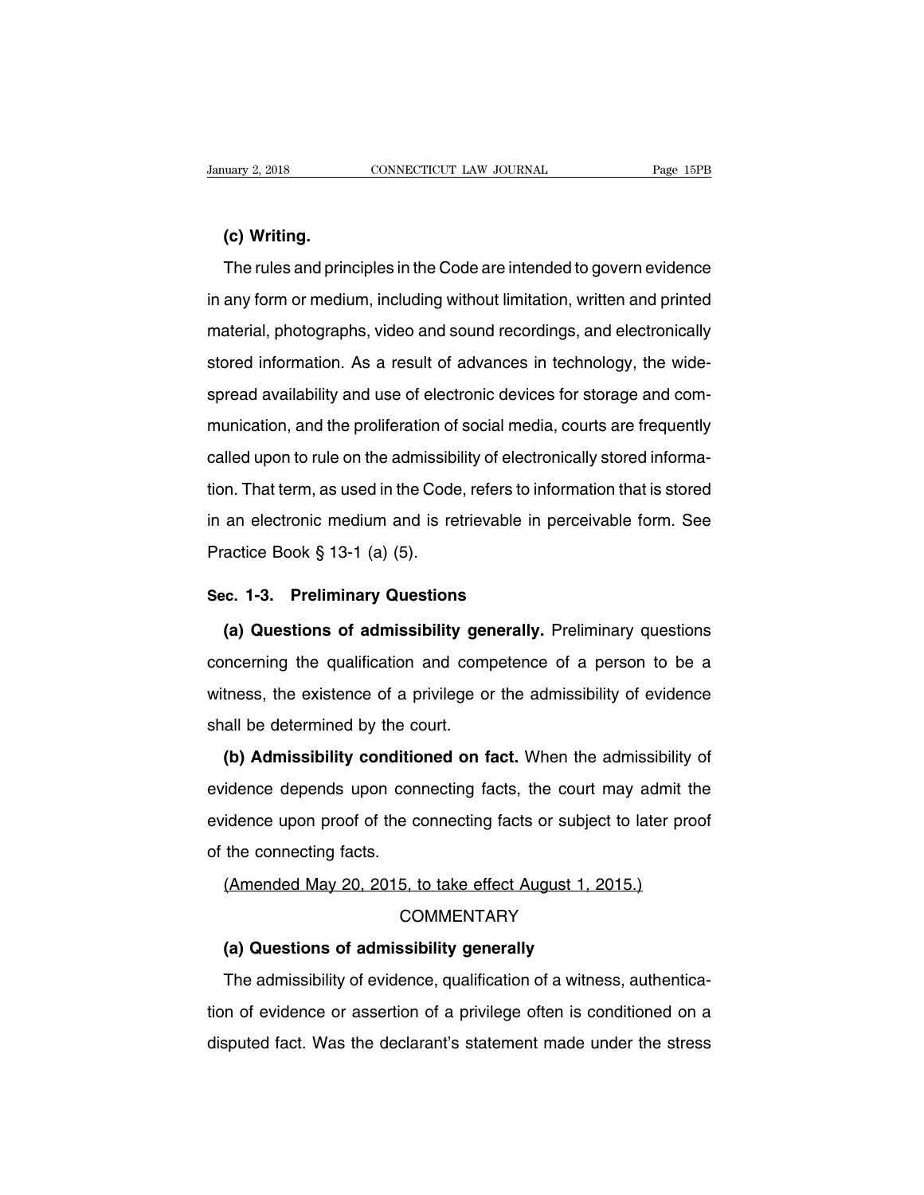**(c) Writing.**

The rules and principles in the Code are intended to govern evidence in any form or medium, including without limitation, written and printed material, photographs, video and sound recordings, and electronically stored information. As a result of advances in technology, the widespread availability and use of electronic devices for storage and communication, and the proliferation of social media, courts are frequently called upon to rule on the admissibility of electronically stored information. That term, as used in the Code, refers to information that is stored in an electronic medium and is retrievable in perceivable form. See Practice Book § 13-1 (a) (5).

## Sec. 1-3. Preliminary Questions

**(a) Questions of admissibility generally.** Preliminary questions concerning the qualification and competence of a person to be a witness, the existence of a privilege or the admissibility of evidence shall be determined by the court.

**(b) Admissibility conditioned on fact.** When the admissibility of evidence depends upon connecting facts, the court may admit the evidence upon proof of the connecting facts or subject to later proof of the connecting facts.

(Amended May 20, 2015, to take effect August 1, 2015.)

COMMENTARY

**(a) Questions of admissibility generally**

The admissibility of evidence, qualification of a witness, authentication of evidence or assertion of a privilege often is conditioned on a disputed fact. Was the declarant's statement made under the stress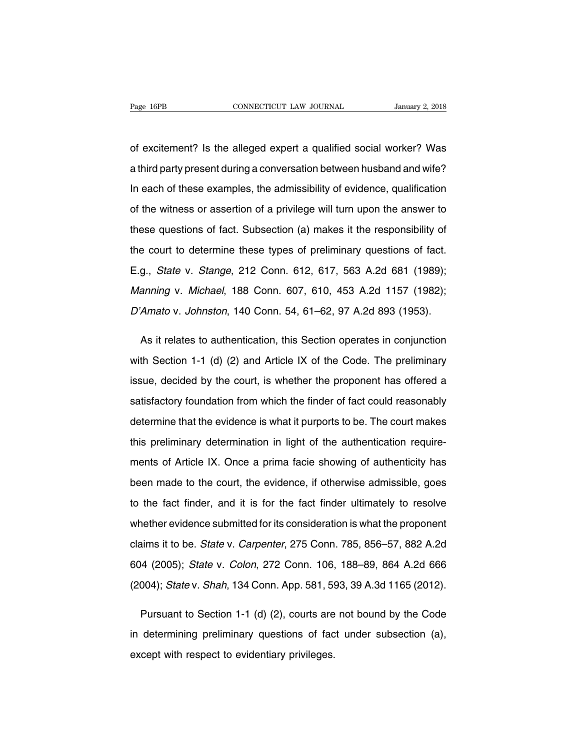of excitement? Is the alleged expert a qualified social worker? Was a third party present during a conversation between husband and wife? In each of these examples, the admissibility of evidence, qualification of the witness or assertion of a privilege will turn upon the answer to these questions of fact. Subsection (a) makes it the responsibility of the court to determine these types of preliminary questions of fact. E.g., *State* v. *Stange*, 212 Conn. 612, 617, 563 A.2d 681 (1989); *Manning* v. *Michael*, 188 Conn. 607, 610, 453 A.2d 1157 (1982); *D'Amato* v. *Johnston*, 140 Conn. 54, 61–62, 97 A.2d 893 (1953).

As it relates to authentication, this Section operates in conjunction with Section 1-1 (d) (2) and Article IX of the Code. The preliminary issue, decided by the court, is whether the proponent has offered a satisfactory foundation from which the finder of fact could reasonably determine that the evidence is what it purports to be. The court makes this preliminary determination in light of the authentication requirements of Article IX. Once a prima facie showing of authenticity has been made to the court, the evidence, if otherwise admissible, goes to the fact finder, and it is for the fact finder ultimately to resolve whether evidence submitted for its consideration is what the proponent claims it to be. *State* v. *Carpenter*, 275 Conn. 785, 856–57, 882 A.2d 604 (2005); *State* v. *Colon*, 272 Conn. 106, 188–89, 864 A.2d 666 (2004); *State* v. *Shah*, 134 Conn. App. 581, 593, 39 A.3d 1165 (2012).

Pursuant to Section 1-1 (d) (2), courts are not bound by the Code in determining preliminary questions of fact under subsection (a), except with respect to evidentiary privileges.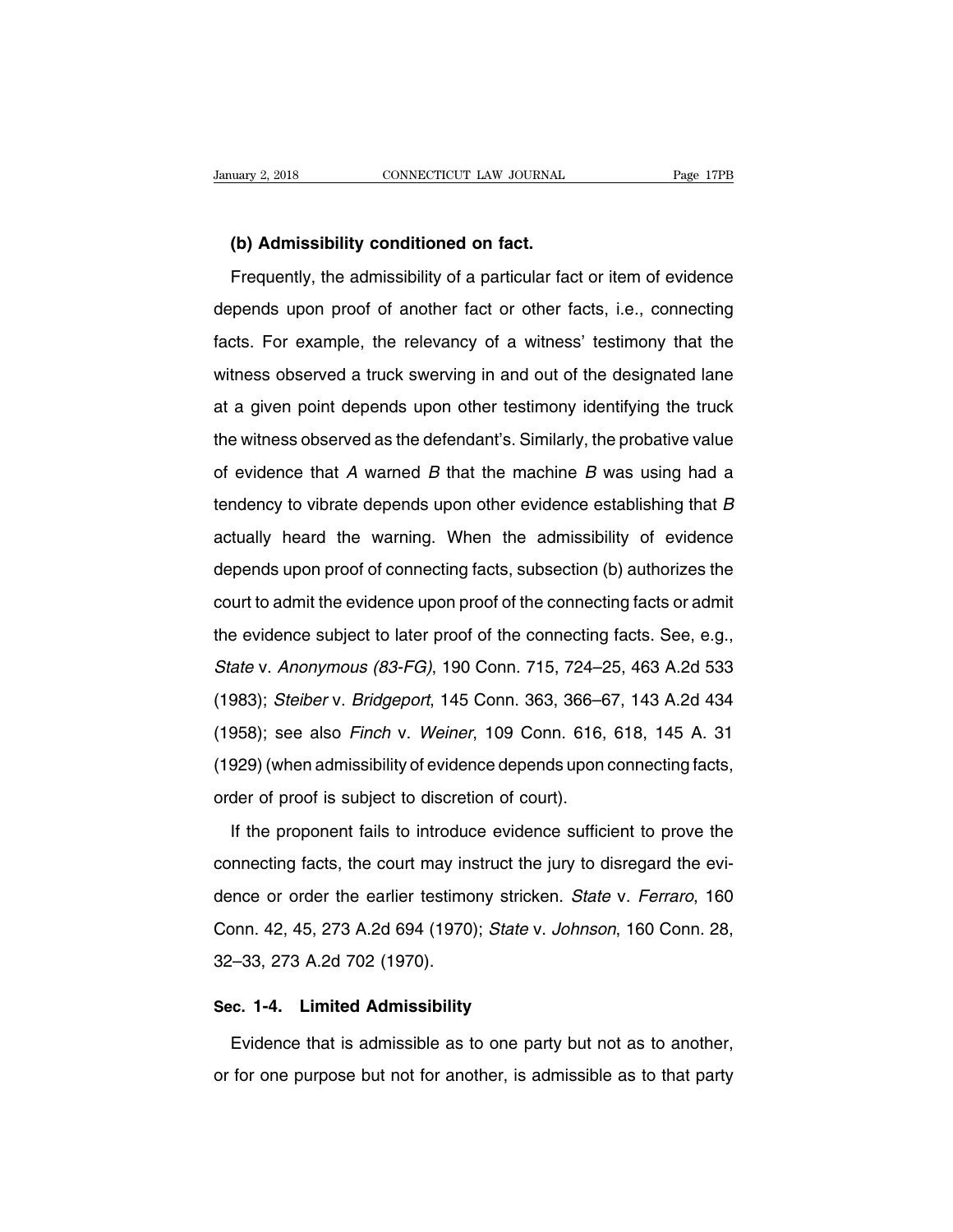**(b) Admissibility conditioned on fact.**

Frequently, the admissibility of a particular fact or item of evidence depends upon proof of another fact or other facts, i.e., connecting facts. For example, the relevancy of a witness' testimony that the witness observed a truck swerving in and out of the designated lane at a given point depends upon other testimony identifying the truck the witness observed as the defendant's. Similarly, the probative value of evidence that *A* warned *B* that the machine *B* was using had a tendency to vibrate depends upon other evidence establishing that *B* actually heard the warning. When the admissibility of evidence depends upon proof of connecting facts, subsection (b) authorizes the court to admit the evidence upon proof of the connecting facts or admit the evidence subject to later proof of the connecting facts. See, e.g., *State* v. *Anonymous (83-FG)*, 190 Conn. 715, 724–25, 463 A.2d 533 (1983); *Steiber* v. *Bridgeport*, 145 Conn. 363, 366–67, 143 A.2d 434 (1958); see also *Finch* v. *Weiner*, 109 Conn. 616, 618, 145 A. 31 (1929) (when admissibility of evidence depends upon connecting facts, order of proof is subject to discretion of court).

If the proponent fails to introduce evidence sufficient to prove the connecting facts, the court may instruct the jury to disregard the evidence or order the earlier testimony stricken. *State* v. *Ferraro*, 160 Conn. 42, 45, 273 A.2d 694 (1970); *State* v. *Johnson*, 160 Conn. 28, 32–33, 273 A.2d 702 (1970).

## Sec. 1-4. Limited Admissibility

Evidence that is admissible as to one party but not as to another, or for one purpose but not for another, is admissible as to that party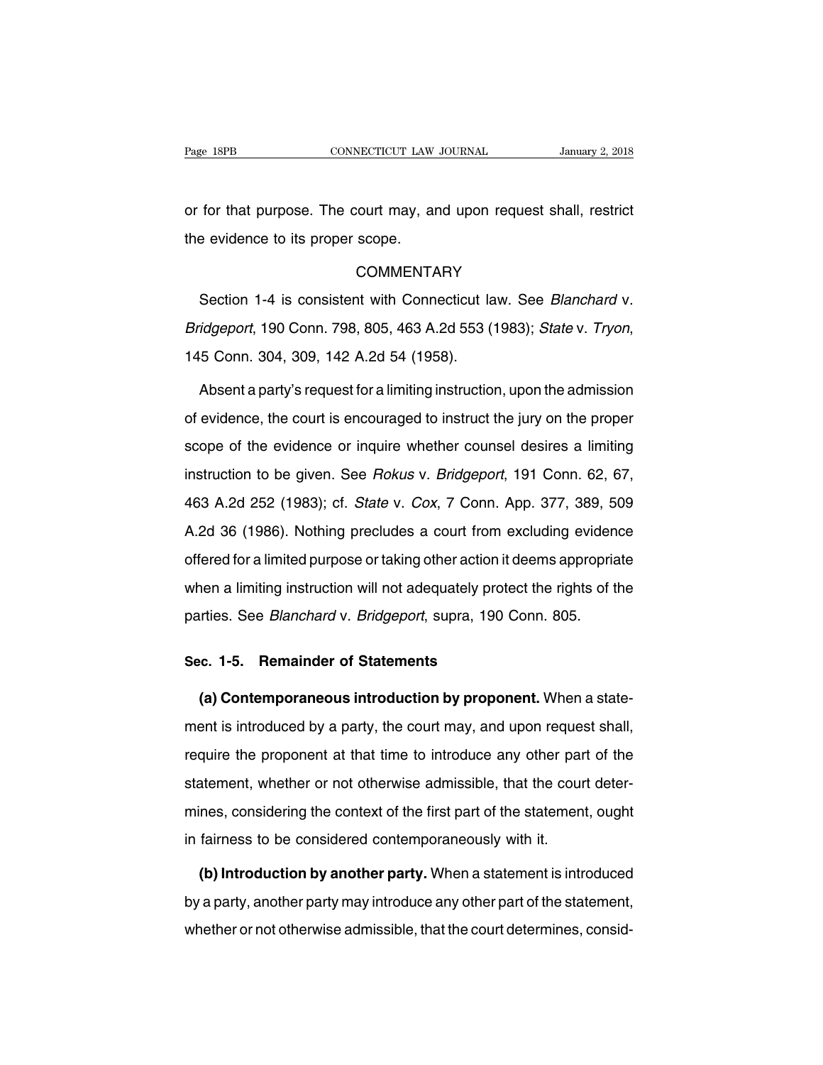or for that purpose. The court may, and upon request shall, restrict the evidence to its proper scope.

COMMENTARY

Section 1-4 is consistent with Connecticut law. See *Blanchard* v. *Bridgeport*, 190 Conn. 798, 805, 463 A.2d 553 (1983); *State* v. *Tryon*, 145 Conn. 304, 309, 142 A.2d 54 (1958).

Absent a party's request for a limiting instruction, upon the admission of evidence, the court is encouraged to instruct the jury on the proper scope of the evidence or inquire whether counsel desires a limiting instruction to be given. See *Rokus* v. *Bridgeport*, 191 Conn. 62, 67, 463 A.2d 252 (1983); cf. *State* v. *Cox*, 7 Conn. App. 377, 389, 509 A.2d 36 (1986). Nothing precludes a court from excluding evidence offered for a limited purpose or taking other action it deems appropriate when a limiting instruction will not adequately protect the rights of the parties. See *Blanchard* v. *Bridgeport*, supra, 190 Conn. 805.

## Sec. 1-5. Remainder of Statements

**(a) Contemporaneous introduction by proponent.** When a statement is introduced by a party, the court may, and upon request shall, require the proponent at that time to introduce any other part of the statement, whether or not otherwise admissible, that the court determines, considering the context of the first part of the statement, ought in fairness to be considered contemporaneously with it.

**(b) Introduction by another party.** When a statement is introduced by a party, another party may introduce any other part of the statement, whether or not otherwise admissible, that the court determines, consid-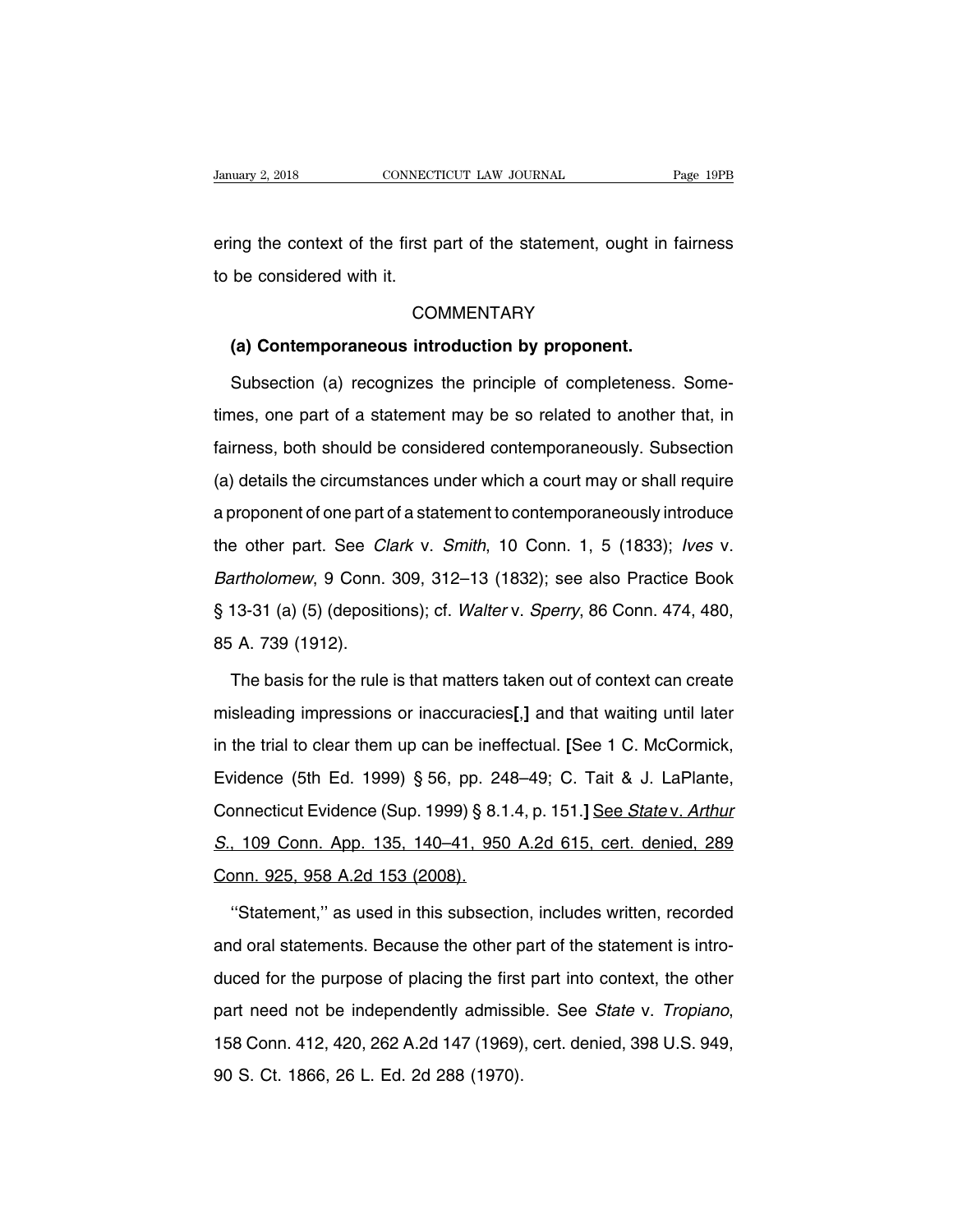ering the context of the first part of the statement, ought in fairness to be considered with it.

COMMENTARY

**(a) Contemporaneous introduction by proponent.**

Subsection (a) recognizes the principle of completeness. Sometimes, one part of a statement may be so related to another that, in fairness, both should be considered contemporaneously. Subsection (a) details the circumstances under which a court may or shall require a proponent of one part of a statement to contemporaneously introduce the other part. See *Clark* v. *Smith*, 10 Conn. 1, 5 (1833); *Ives* v. *Bartholomew*, 9 Conn. 309, 312–13 (1832); see also Practice Book § 13-31 (a) (5) (depositions); cf. *Walter* v. *Sperry*, 86 Conn. 474, 480, 85 A. 739 (1912).

The basis for the rule is that matters taken out of context can create misleading impressions or inaccuracies**[,]** and that waiting until later in the trial to clear them up can be ineffectual. **[**See 1 C. McCormick, Evidence (5th Ed. 1999) § 56, pp. 248–49; C. Tait & J. LaPlante, Connecticut Evidence (Sup. 1999) § 8.1.4, p. 151.**]** <u>See *State* v. *Arthur S.*, 109 Conn. App. 135, 140–41, 950 A.2d 615, cert. denied, 289 Conn. 925, 958 A.2d 153 (2008).</u>

''Statement,'' as used in this subsection, includes written, recorded and oral statements. Because the other part of the statement is introduced for the purpose of placing the first part into context, the other part need not be independently admissible. See *State* v. *Tropiano*, 158 Conn. 412, 420, 262 A.2d 147 (1969), cert. denied, 398 U.S. 949, 90 S. Ct. 1866, 26 L. Ed. 2d 288 (1970).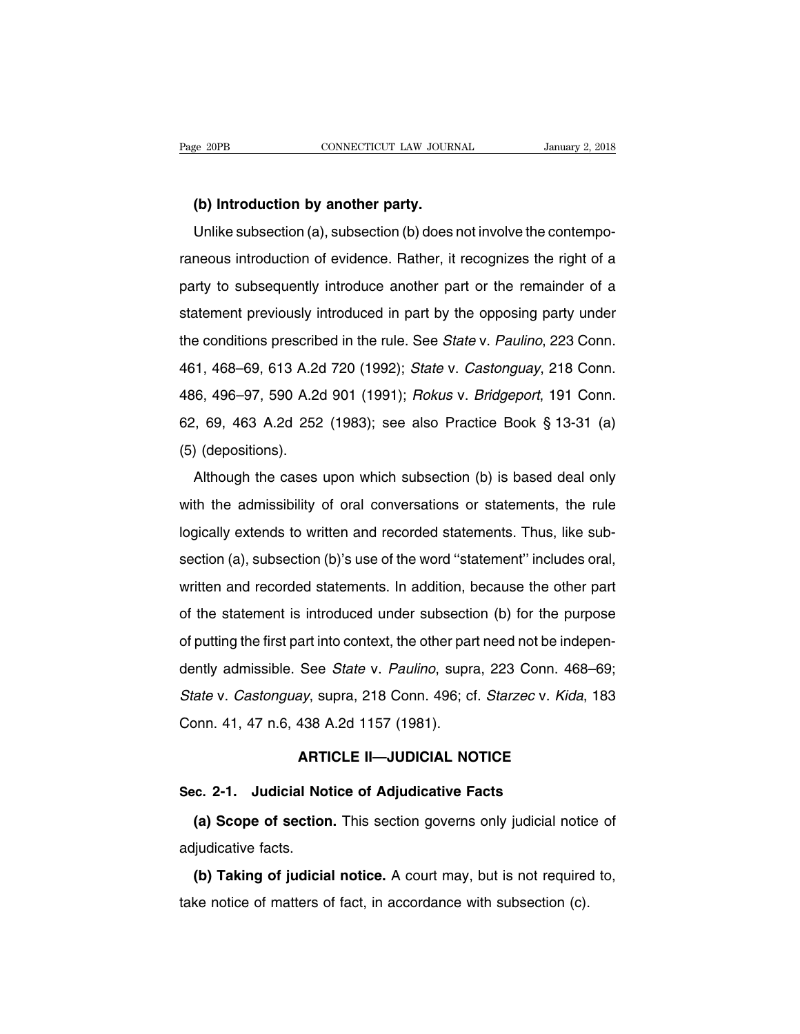**(b) Introduction by another party.**

Unlike subsection (a), subsection (b) does not involve the contemporaneous introduction of evidence. Rather, it recognizes the right of a party to subsequently introduce another part or the remainder of a statement previously introduced in part by the opposing party under the conditions prescribed in the rule. See *State* v. *Paulino*, 223 Conn. 461, 468–69, 613 A.2d 720 (1992); *State* v. *Castonguay*, 218 Conn. 486, 496–97, 590 A.2d 901 (1991); *Rokus* v. *Bridgeport*, 191 Conn. 62, 69, 463 A.2d 252 (1983); see also Practice Book § 13-31 (a) (5) (depositions).

Although the cases upon which subsection (b) is based deal only with the admissibility of oral conversations or statements, the rule logically extends to written and recorded statements. Thus, like subsection (a), subsection (b)'s use of the word ''statement'' includes oral, written and recorded statements. In addition, because the other part of the statement is introduced under subsection (b) for the purpose of putting the first part into context, the other part need not be independently admissible. See *State* v. *Paulino*, supra, 223 Conn. 468–69; *State* v. *Castonguay*, supra, 218 Conn. 496; cf. *Starzec* v. *Kida*, 183 Conn. 41, 47 n.6, 438 A.2d 1157 (1981).

## ARTICLE II—JUDICIAL NOTICE

### Sec. 2-1. Judicial Notice of Adjudicative Facts

**(a) Scope of section.** This section governs only judicial notice of adjudicative facts.

**(b) Taking of judicial notice.** A court may, but is not required to, take notice of matters of fact, in accordance with subsection (c).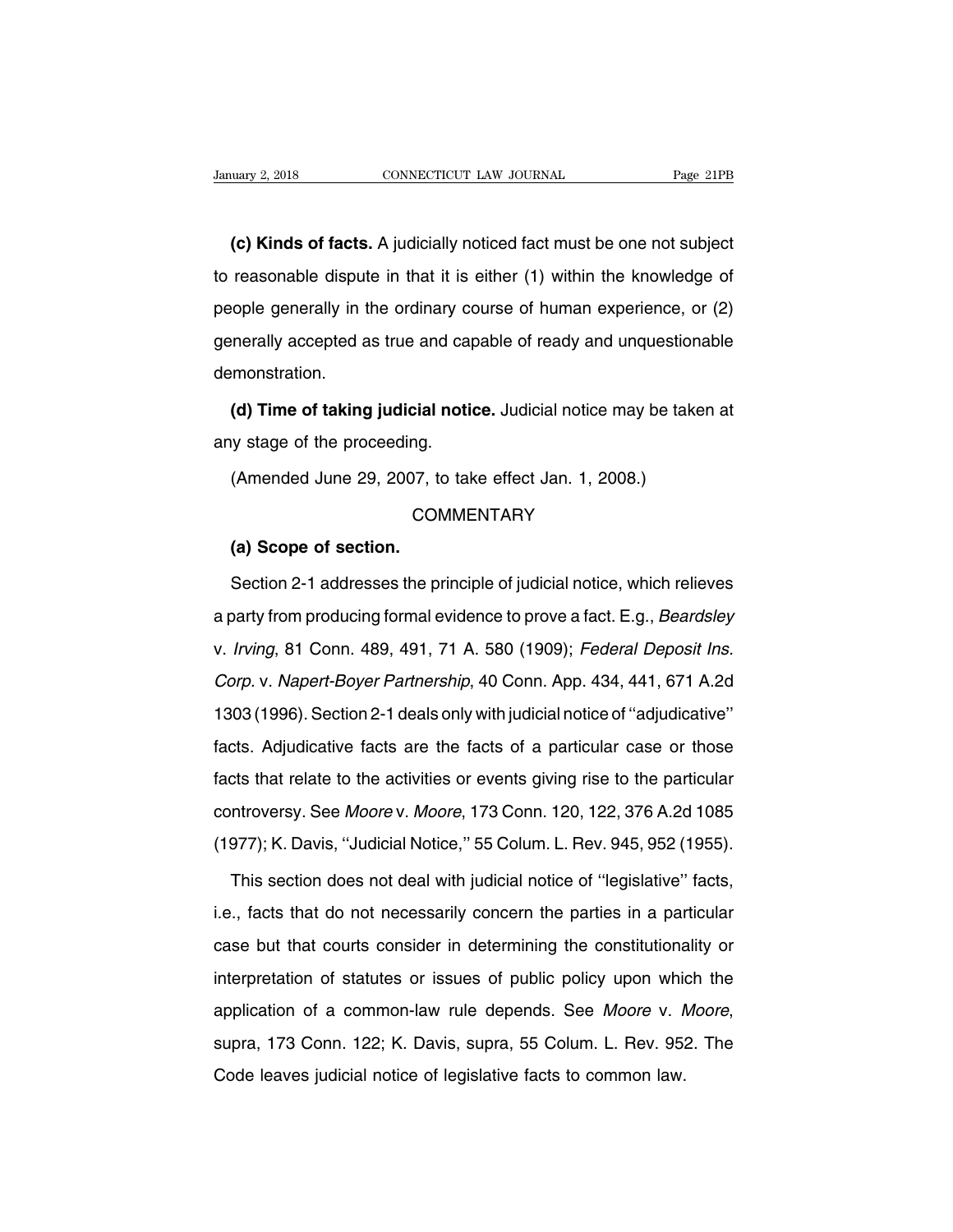**(c) Kinds of facts.** A judicially noticed fact must be one not subject to reasonable dispute in that it is either (1) within the knowledge of people generally in the ordinary course of human experience, or (2) generally accepted as true and capable of ready and unquestionable demonstration.

**(d) Time of taking judicial notice.** Judicial notice may be taken at any stage of the proceeding.

(Amended June 29, 2007, to take effect Jan. 1, 2008.)

COMMENTARY

**(a) Scope of section.**

Section 2-1 addresses the principle of judicial notice, which relieves a party from producing formal evidence to prove a fact. E.g., *Beardsley* v. *Irving*, 81 Conn. 489, 491, 71 A. 580 (1909); *Federal Deposit Ins. Corp.* v. *Napert-Boyer Partnership*, 40 Conn. App. 434, 441, 671 A.2d 1303 (1996). Section 2-1 deals only with judicial notice of ''adjudicative'' facts. Adjudicative facts are the facts of a particular case or those facts that relate to the activities or events giving rise to the particular controversy. See *Moore* v. *Moore*, 173 Conn. 120, 122, 376 A.2d 1085 (1977); K. Davis, ''Judicial Notice,'' 55 Colum. L. Rev. 945, 952 (1955).

This section does not deal with judicial notice of ''legislative'' facts, i.e., facts that do not necessarily concern the parties in a particular case but that courts consider in determining the constitutionality or interpretation of statutes or issues of public policy upon which the application of a common-law rule depends. See *Moore* v. *Moore*, supra, 173 Conn. 122; K. Davis, supra, 55 Colum. L. Rev. 952. The Code leaves judicial notice of legislative facts to common law.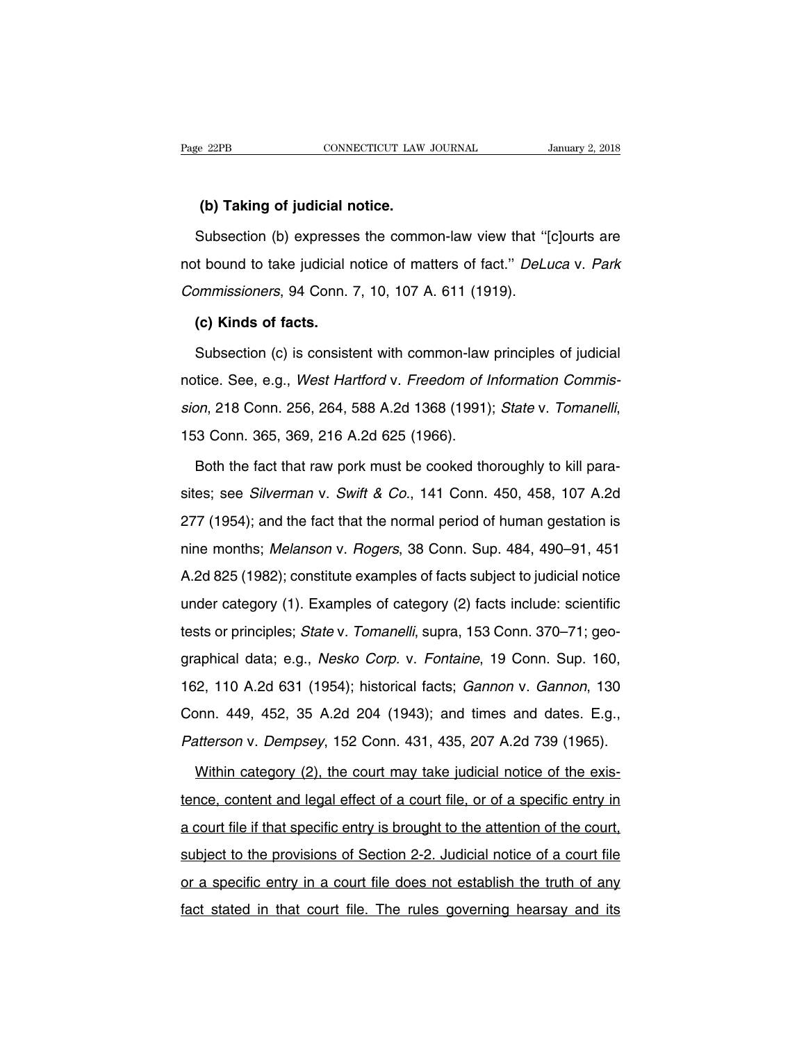**(b) Taking of judicial notice.**

Subsection (b) expresses the common-law view that "[c]ourts are not bound to take judicial notice of matters of fact." *DeLuca* v. *Park Commissioners*, 94 Conn. 7, 10, 107 A. 611 (1919).

**(c) Kinds of facts.**

Subsection (c) is consistent with common-law principles of judicial notice. See, e.g., *West Hartford* v. *Freedom of Information Commission*, 218 Conn. 256, 264, 588 A.2d 1368 (1991); *State* v. *Tomanelli*, 153 Conn. 365, 369, 216 A.2d 625 (1966).

Both the fact that raw pork must be cooked thoroughly to kill parasites; see *Silverman* v. *Swift & Co.*, 141 Conn. 450, 458, 107 A.2d 277 (1954); and the fact that the normal period of human gestation is nine months; *Melanson* v. *Rogers*, 38 Conn. Sup. 484, 490–91, 451 A.2d 825 (1982); constitute examples of facts subject to judicial notice under category (1). Examples of category (2) facts include: scientific tests or principles; *State* v. *Tomanelli*, supra, 153 Conn. 370–71; geographical data; e.g., *Nesko Corp.* v. *Fontaine*, 19 Conn. Sup. 160, 162, 110 A.2d 631 (1954); historical facts; *Gannon* v. *Gannon*, 130 Conn. 449, 452, 35 A.2d 204 (1943); and times and dates. E.g., *Patterson* v. *Dempsey*, 152 Conn. 431, 435, 207 A.2d 739 (1965).

<u>Within category (2), the court may take judicial notice of the existence, content and legal effect of a court file, or of a specific entry in a court file if that specific entry is brought to the attention of the court, subject to the provisions of Section 2-2. Judicial notice of a court file or a specific entry in a court file does not establish the truth of any fact stated in that court file. The rules governing hearsay and its</u>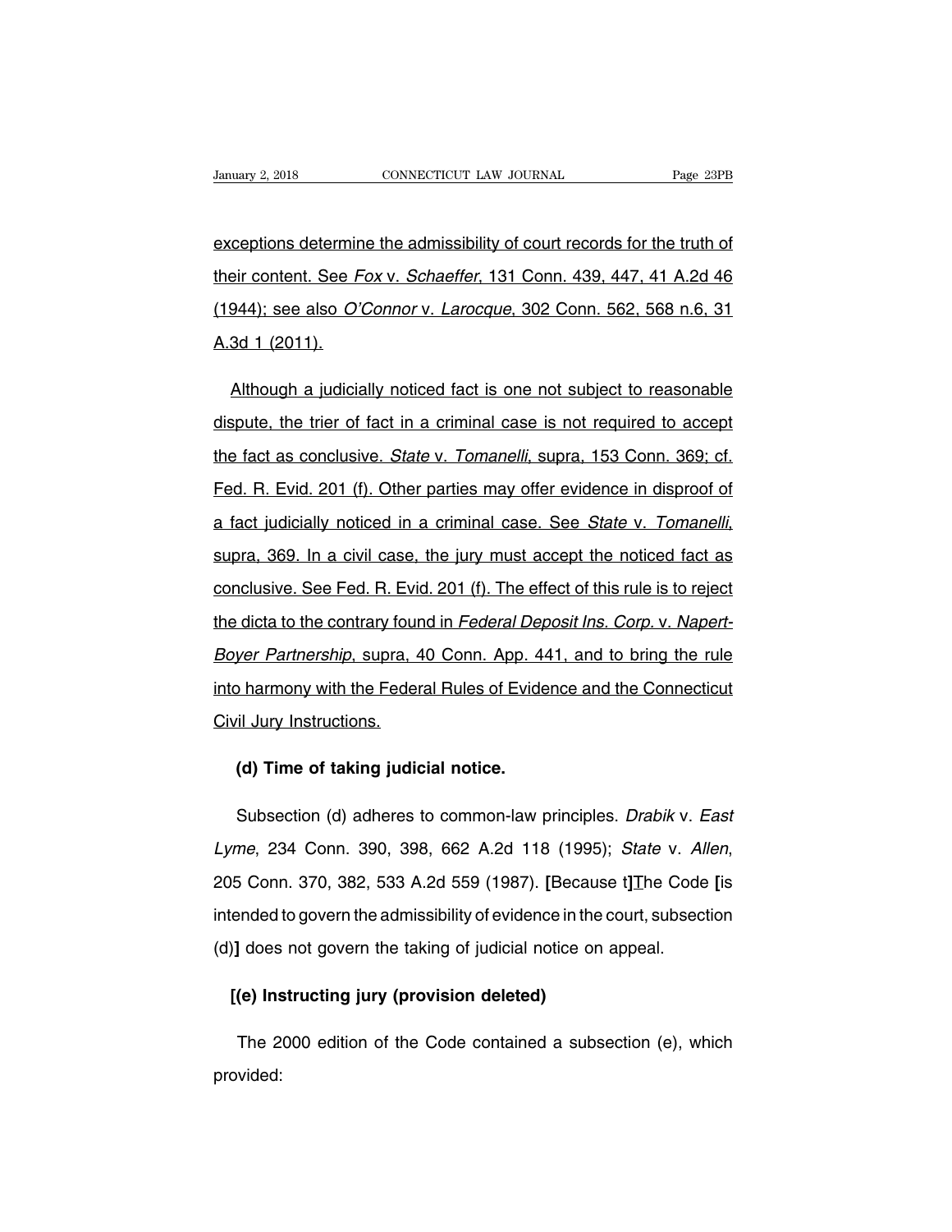exceptions determine the admissibility of court records for the truth of their content. See *Fox* v. *Schaeffer*, 131 Conn. 439, 447, 41 A.2d 46 (1944); see also *O'Connor* v. *Larocque*, 302 Conn. 562, 568 n.6, 31 A.3d 1 (2011).

Although a judicially noticed fact is one not subject to reasonable dispute, the trier of fact in a criminal case is not required to accept the fact as conclusive. *State* v. *Tomanelli*, supra, 153 Conn. 369; cf. Fed. R. Evid. 201 (f). Other parties may offer evidence in disproof of a fact judicially noticed in a criminal case. See *State* v. *Tomanelli*, supra, 369. In a civil case, the jury must accept the noticed fact as conclusive. See Fed. R. Evid. 201 (f). The effect of this rule is to reject the dicta to the contrary found in *Federal Deposit Ins. Corp.* v. *Napert-Boyer Partnership*, supra, 40 Conn. App. 441, and to bring the rule into harmony with the Federal Rules of Evidence and the Connecticut Civil Jury Instructions.

**(d) Time of taking judicial notice.**

Subsection (d) adheres to common-law principles. *Drabik* v. *East Lyme*, 234 Conn. 390, 398, 662 A.2d 118 (1995); *State* v. *Allen*, 205 Conn. 370, 382, 533 A.2d 559 (1987). **[**Because t**]**The Code **[**is intended to govern the admissibility of evidence in the court, subsection (d)**]** does not govern the taking of judicial notice on appeal.

**[(e) Instructing jury (provision deleted)**

The 2000 edition of the Code contained a subsection (e), which provided: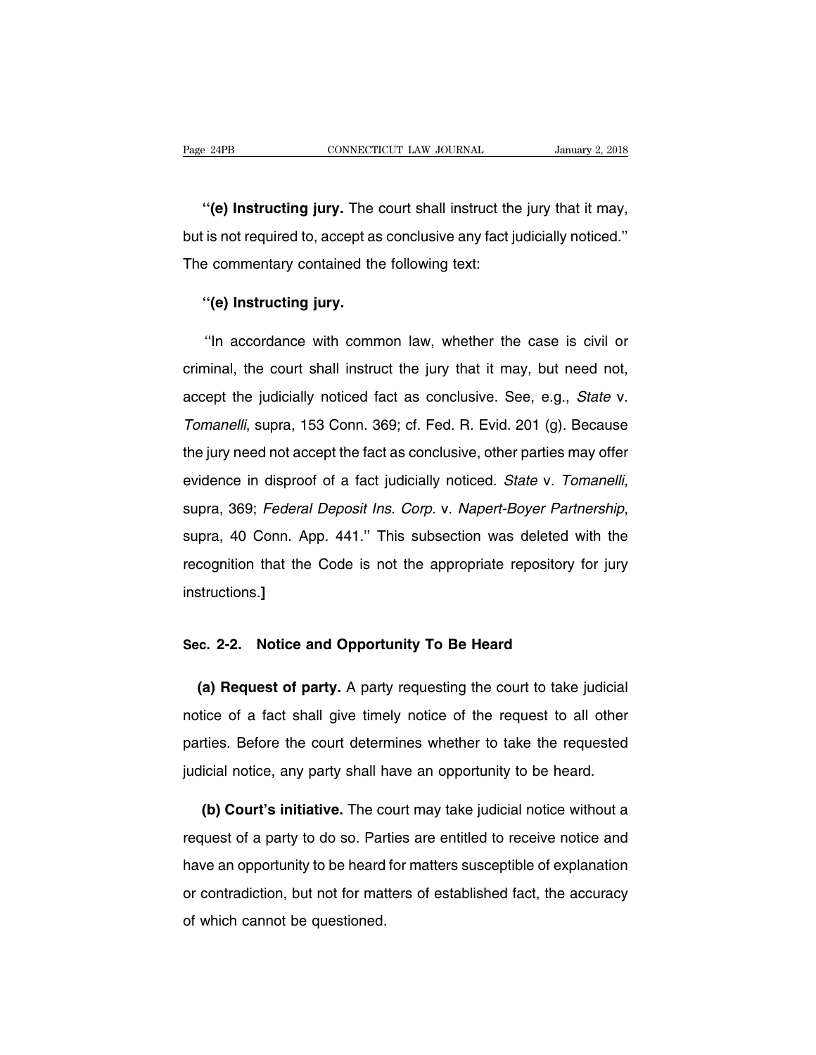''**(e) Instructing jury.** The court shall instruct the jury that it may, but is not required to, accept as conclusive any fact judicially noticed.'' The commentary contained the following text:

''**(e) Instructing jury.**

''In accordance with common law, whether the case is civil or criminal, the court shall instruct the jury that it may, but need not, accept the judicially noticed fact as conclusive. See, e.g., *State* v. *Tomanelli*, supra, 153 Conn. 369; cf. Fed. R. Evid. 201 (g). Because the jury need not accept the fact as conclusive, other parties may offer evidence in disproof of a fact judicially noticed. *State* v. *Tomanelli*, supra, 369; *Federal Deposit Ins. Corp.* v. *Napert-Boyer Partnership*, supra, 40 Conn. App. 441.'' This subsection was deleted with the recognition that the Code is not the appropriate repository for jury instructions.**]**

## Sec. 2-2. Notice and Opportunity To Be Heard

**(a) Request of party.** A party requesting the court to take judicial notice of a fact shall give timely notice of the request to all other parties. Before the court determines whether to take the requested judicial notice, any party shall have an opportunity to be heard.

**(b) Court's initiative.** The court may take judicial notice without a request of a party to do so. Parties are entitled to receive notice and have an opportunity to be heard for matters susceptible of explanation or contradiction, but not for matters of established fact, the accuracy of which cannot be questioned.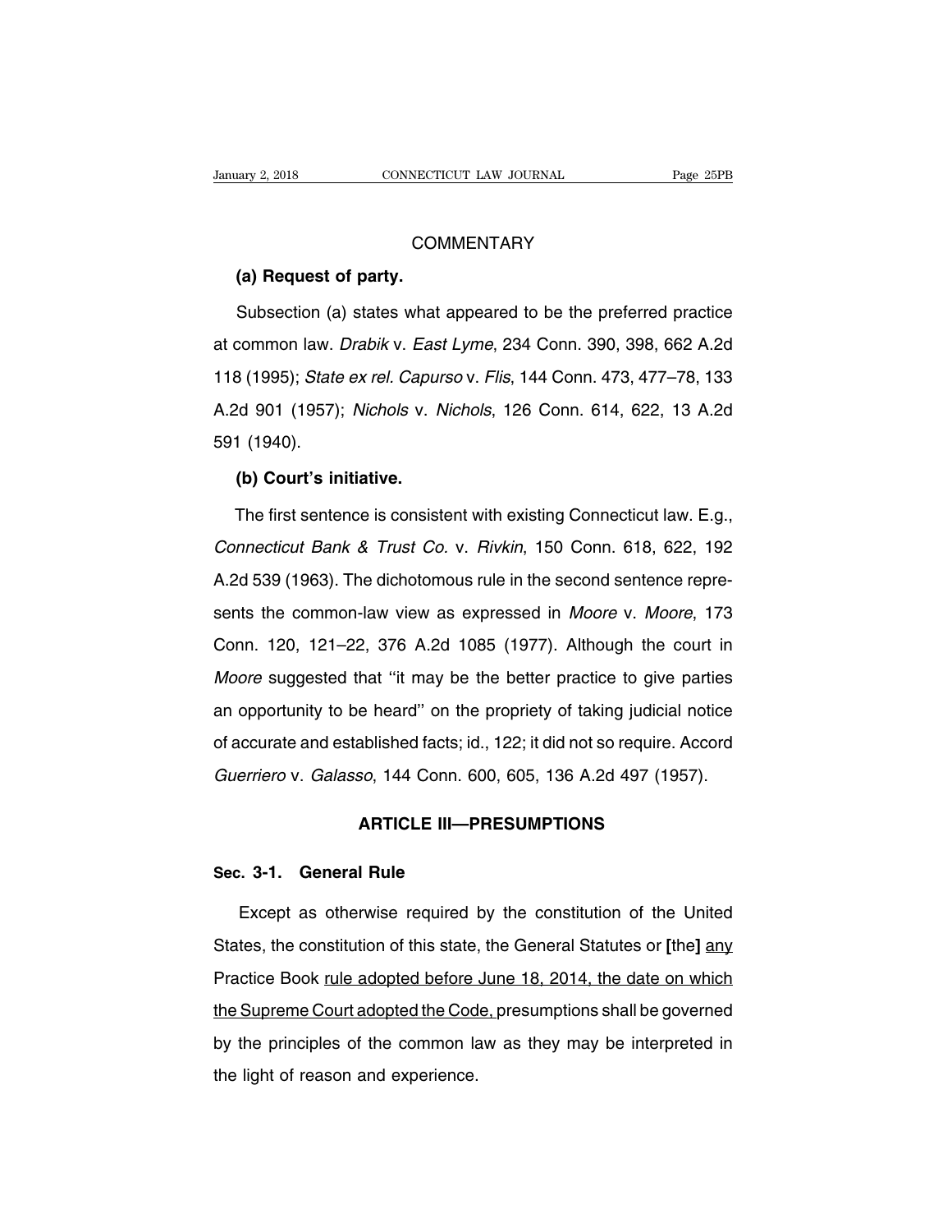## COMMENTARY

**(a) Request of party.**

Subsection (a) states what appeared to be the preferred practice at common law. *Drabik* v. *East Lyme*, 234 Conn. 390, 398, 662 A.2d 118 (1995); *State ex rel. Capurso* v. *Flis*, 144 Conn. 473, 477–78, 133 A.2d 901 (1957); *Nichols* v. *Nichols*, 126 Conn. 614, 622, 13 A.2d 591 (1940).

**(b) Court's initiative.**

The first sentence is consistent with existing Connecticut law. E.g., *Connecticut Bank & Trust Co.* v. *Rivkin*, 150 Conn. 618, 622, 192 A.2d 539 (1963). The dichotomous rule in the second sentence represents the common-law view as expressed in *Moore* v. *Moore*, 173 Conn. 120, 121–22, 376 A.2d 1085 (1977). Although the court in *Moore* suggested that "it may be the better practice to give parties an opportunity to be heard" on the propriety of taking judicial notice of accurate and established facts; id., 122; it did not so require. Accord *Guerriero* v. *Galasso*, 144 Conn. 600, 605, 136 A.2d 497 (1957).

## ARTICLE III—PRESUMPTIONS

### Sec. 3-1. General Rule

Except as otherwise required by the constitution of the United States, the constitution of this state, the General Statutes or **[**the**]** <u>any</u> Practice Book <u>rule adopted before June 18, 2014, the date on which the Supreme Court adopted the Code,</u> presumptions shall be governed by the principles of the common law as they may be interpreted in the light of reason and experience.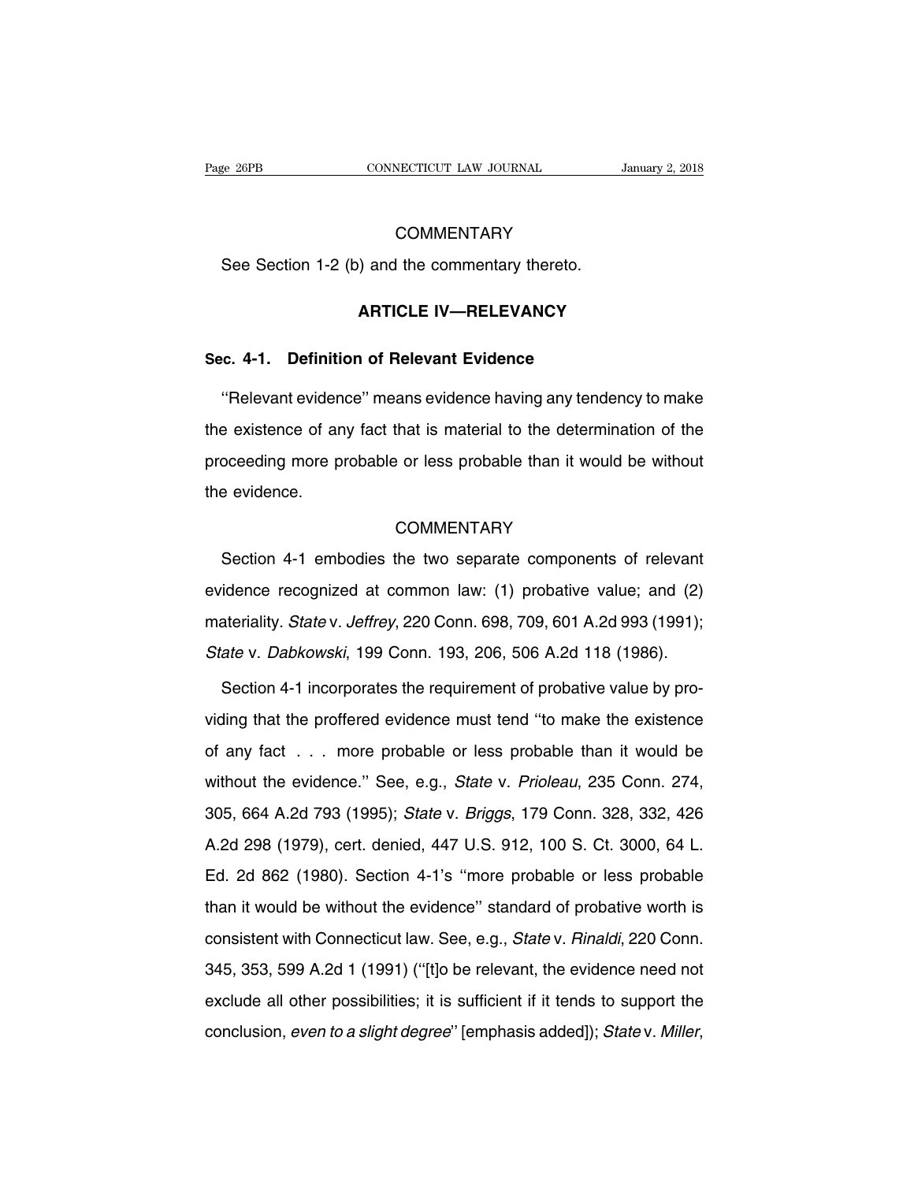COMMENTARY

See Section 1-2 (b) and the commentary thereto.

## ARTICLE IV—RELEVANCY

### Sec. 4-1. Definition of Relevant Evidence

''Relevant evidence'' means evidence having any tendency to make the existence of any fact that is material to the determination of the proceeding more probable or less probable than it would be without the evidence.

COMMENTARY

Section 4-1 embodies the two separate components of relevant evidence recognized at common law: (1) probative value; and (2) materiality. *State* v. *Jeffrey*, 220 Conn. 698, 709, 601 A.2d 993 (1991); *State* v. *Dabkowski*, 199 Conn. 193, 206, 506 A.2d 118 (1986).

Section 4-1 incorporates the requirement of probative value by providing that the proffered evidence must tend ''to make the existence of any fact . . . more probable or less probable than it would be without the evidence.'' See, e.g., *State* v. *Prioleau*, 235 Conn. 274, 305, 664 A.2d 793 (1995); *State* v. *Briggs*, 179 Conn. 328, 332, 426 A.2d 298 (1979), cert. denied, 447 U.S. 912, 100 S. Ct. 3000, 64 L. Ed. 2d 862 (1980). Section 4-1's ''more probable or less probable than it would be without the evidence'' standard of probative worth is consistent with Connecticut law. See, e.g., *State* v. *Rinaldi*, 220 Conn. 345, 353, 599 A.2d 1 (1991) (''[t]o be relevant, the evidence need not exclude all other possibilities; it is sufficient if it tends to support the conclusion, *even to a slight degree*'' [emphasis added]); *State* v. *Miller*,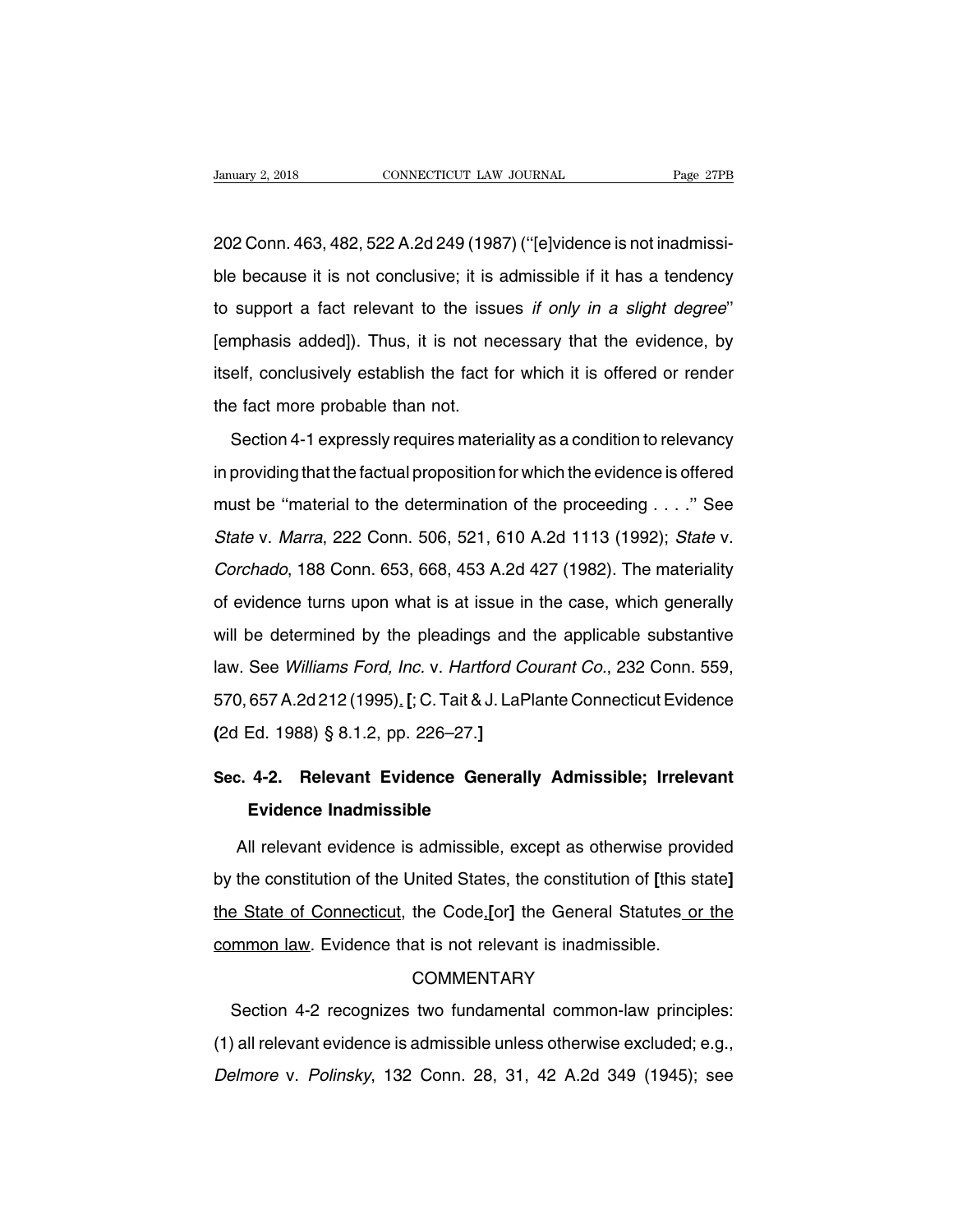202 Conn. 463, 482, 522 A.2d 249 (1987) (''[e]vidence is not inadmissible because it is not conclusive; it is admissible if it has a tendency to support a fact relevant to the issues *if only in a slight degree*'' [emphasis added]). Thus, it is not necessary that the evidence, by itself, conclusively establish the fact for which it is offered or render the fact more probable than not.

Section 4-1 expressly requires materiality as a condition to relevancy in providing that the factual proposition for which the evidence is offered must be ''material to the determination of the proceeding . . . .'' See *State* v. *Marra*, 222 Conn. 506, 521, 610 A.2d 1113 (1992); *State* v. *Corchado*, 188 Conn. 653, 668, 453 A.2d 427 (1982). The materiality of evidence turns upon what is at issue in the case, which generally will be determined by the pleadings and the applicable substantive law. See *Williams Ford, Inc.* v. *Hartford Courant Co.*, 232 Conn. 559, 570, 657 A.2d 212 (1995)<u>.</u> **[**; C. Tait & J. LaPlante Connecticut Evidence **(**2d Ed. 1988) § 8.1.2, pp. 226–27.**]**

## Sec. 4-2. Relevant Evidence Generally Admissible; Irrelevant Evidence Inadmissible

All relevant evidence is admissible, except as otherwise provided by the constitution of the United States, the constitution of **[**this state**]** <u>the State of Connecticut</u>, the Code<u>,</u>**[**or**]** the General Statutes<u> or the common law</u>. Evidence that is not relevant is inadmissible.

COMMENTARY

Section 4-2 recognizes two fundamental common-law principles: (1) all relevant evidence is admissible unless otherwise excluded; e.g., *Delmore* v. *Polinsky*, 132 Conn. 28, 31, 42 A.2d 349 (1945); see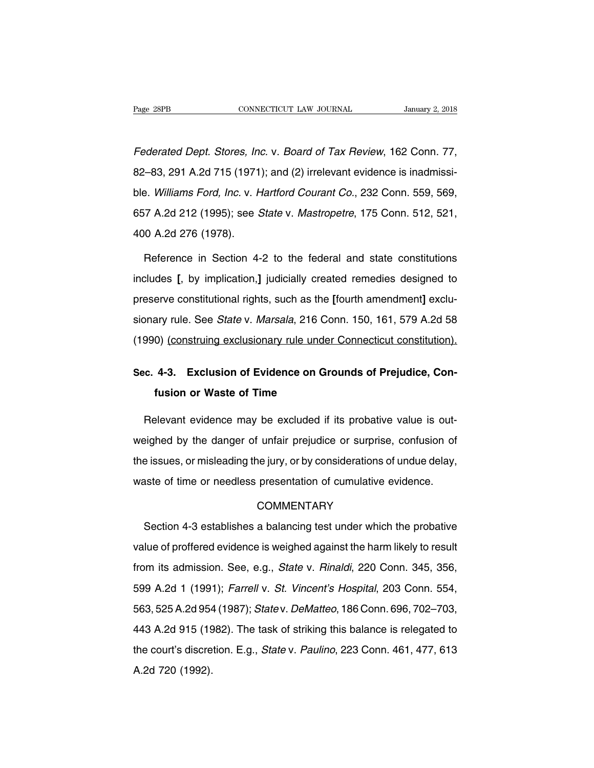*Federated Dept. Stores, Inc.* v. *Board of Tax Review*, 162 Conn. 77, 82–83, 291 A.2d 715 (1971); and (2) irrelevant evidence is inadmissible. *Williams Ford, Inc.* v. *Hartford Courant Co.*, 232 Conn. 559, 569, 657 A.2d 212 (1995); see *State* v. *Mastropetre*, 175 Conn. 512, 521, 400 A.2d 276 (1978).

Reference in Section 4-2 to the federal and state constitutions includes [, by implication,] judicially created remedies designed to preserve constitutional rights, such as the [fourth amendment] exclusionary rule. See *State* v. *Marsala*, 216 Conn. 150, 161, 579 A.2d 58 (1990) <u>(construing exclusionary rule under Connecticut constitution).</u>

## Sec. 4-3. Exclusion of Evidence on Grounds of Prejudice, Confusion or Waste of Time

Relevant evidence may be excluded if its probative value is outweighed by the danger of unfair prejudice or surprise, confusion of the issues, or misleading the jury, or by considerations of undue delay, waste of time or needless presentation of cumulative evidence.

COMMENTARY

Section 4-3 establishes a balancing test under which the probative value of proffered evidence is weighed against the harm likely to result from its admission. See, e.g., *State* v. *Rinaldi*, 220 Conn. 345, 356, 599 A.2d 1 (1991); *Farrell* v. *St. Vincent's Hospital*, 203 Conn. 554, 563, 525 A.2d 954 (1987); *State* v. *DeMatteo*, 186 Conn. 696, 702–703, 443 A.2d 915 (1982). The task of striking this balance is relegated to the court's discretion. E.g., *State* v. *Paulino*, 223 Conn. 461, 477, 613 A.2d 720 (1992).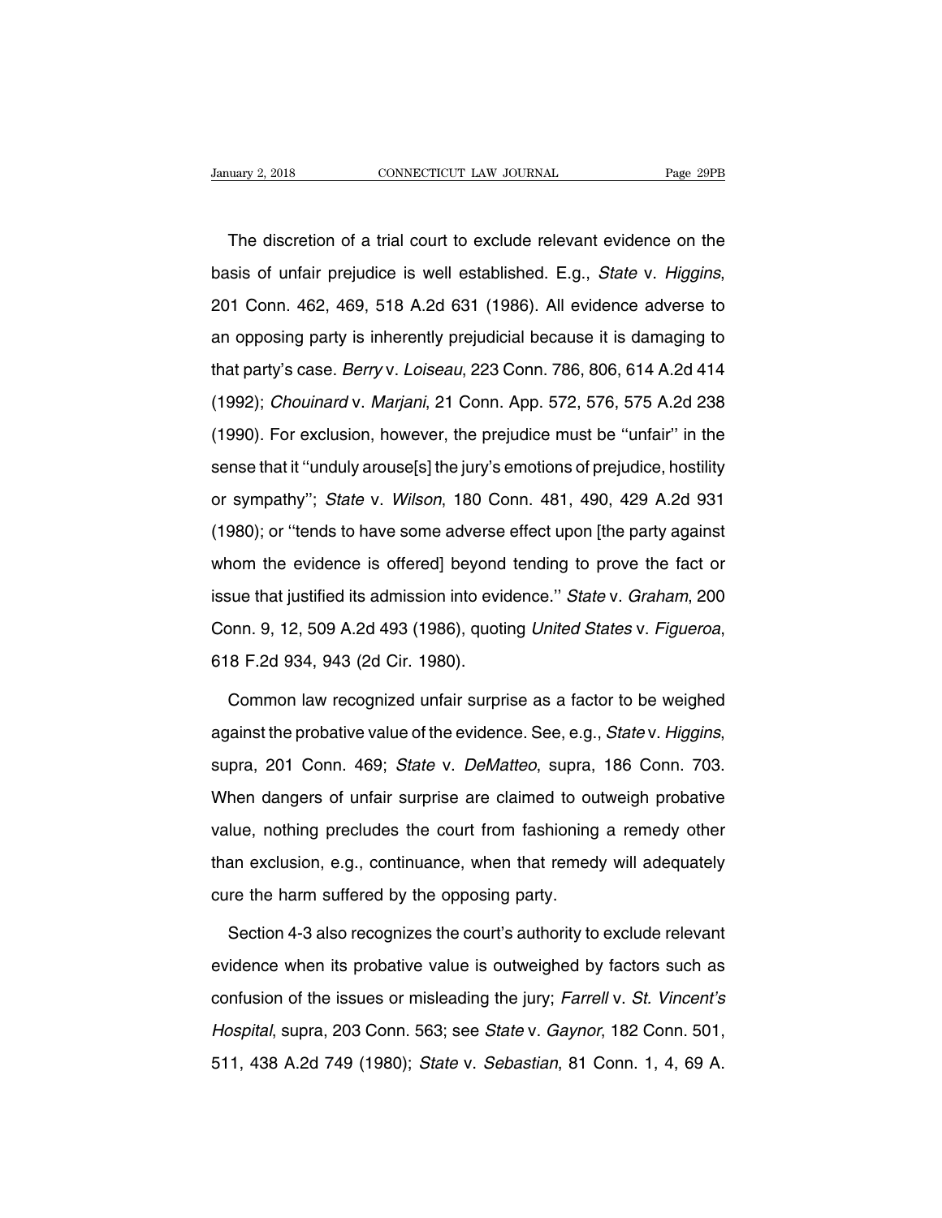The discretion of a trial court to exclude relevant evidence on the basis of unfair prejudice is well established. E.g., *State* v. *Higgins*, 201 Conn. 462, 469, 518 A.2d 631 (1986). All evidence adverse to an opposing party is inherently prejudicial because it is damaging to that party's case. *Berry* v. *Loiseau*, 223 Conn. 786, 806, 614 A.2d 414 (1992); *Chouinard* v. *Marjani*, 21 Conn. App. 572, 576, 575 A.2d 238 (1990). For exclusion, however, the prejudice must be ''unfair'' in the sense that it ''unduly arouse[s] the jury's emotions of prejudice, hostility or sympathy''; *State* v. *Wilson*, 180 Conn. 481, 490, 429 A.2d 931 (1980); or ''tends to have some adverse effect upon [the party against whom the evidence is offered] beyond tending to prove the fact or issue that justified its admission into evidence.'' *State* v. *Graham*, 200 Conn. 9, 12, 509 A.2d 493 (1986), quoting *United States* v. *Figueroa*, 618 F.2d 934, 943 (2d Cir. 1980).

Common law recognized unfair surprise as a factor to be weighed against the probative value of the evidence. See, e.g., *State* v. *Higgins*, supra, 201 Conn. 469; *State* v. *DeMatteo*, supra, 186 Conn. 703. When dangers of unfair surprise are claimed to outweigh probative value, nothing precludes the court from fashioning a remedy other than exclusion, e.g., continuance, when that remedy will adequately cure the harm suffered by the opposing party.

Section 4-3 also recognizes the court's authority to exclude relevant evidence when its probative value is outweighed by factors such as confusion of the issues or misleading the jury; *Farrell* v. *St. Vincent's Hospital*, supra, 203 Conn. 563; see *State* v. *Gaynor*, 182 Conn. 501, 511, 438 A.2d 749 (1980); *State* v. *Sebastian*, 81 Conn. 1, 4, 69 A.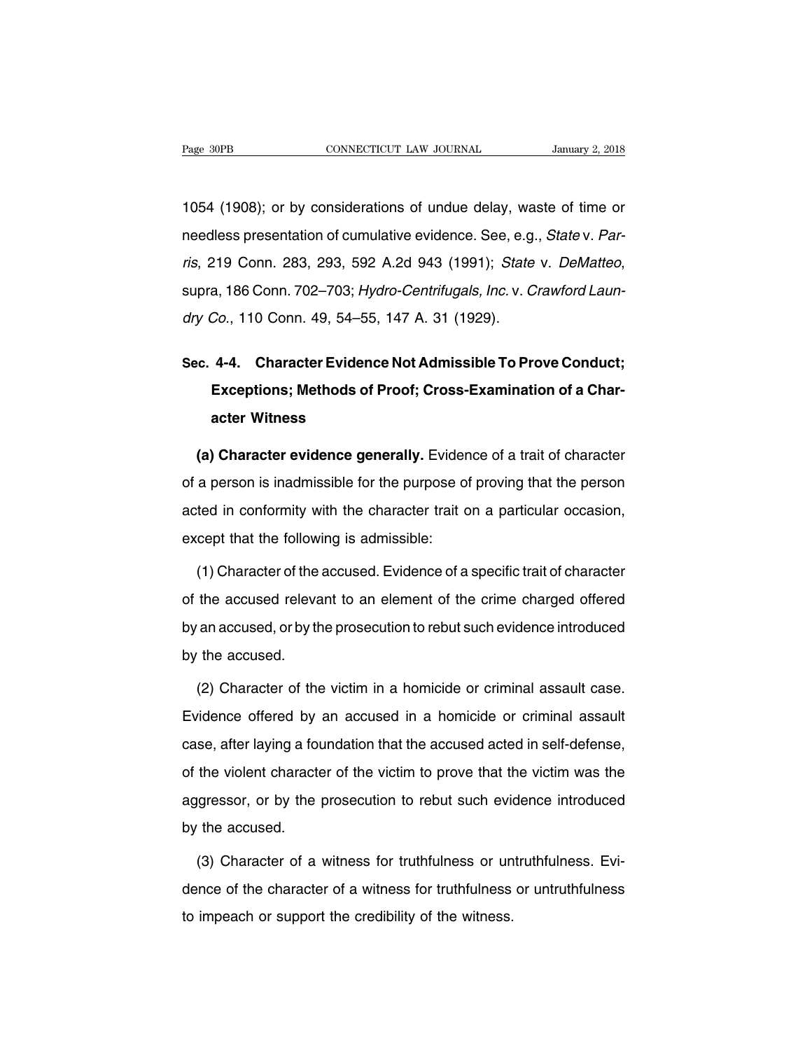1054 (1908); or by considerations of undue delay, waste of time or needless presentation of cumulative evidence. See, e.g., *State* v. *Parris*, 219 Conn. 283, 293, 592 A.2d 943 (1991); *State* v. *DeMatteo*, supra, 186 Conn. 702–703; *Hydro-Centrifugals, Inc.* v. *Crawford Laundry Co.*, 110 Conn. 49, 54–55, 147 A. 31 (1929).

## Sec. 4-4. Character Evidence Not Admissible To Prove Conduct; Exceptions; Methods of Proof; Cross-Examination of a Character Witness

**(a) Character evidence generally.** Evidence of a trait of character of a person is inadmissible for the purpose of proving that the person acted in conformity with the character trait on a particular occasion, except that the following is admissible:

(1) Character of the accused. Evidence of a specific trait of character of the accused relevant to an element of the crime charged offered by an accused, or by the prosecution to rebut such evidence introduced by the accused.

(2) Character of the victim in a homicide or criminal assault case. Evidence offered by an accused in a homicide or criminal assault case, after laying a foundation that the accused acted in self-defense, of the violent character of the victim to prove that the victim was the aggressor, or by the prosecution to rebut such evidence introduced by the accused.

(3) Character of a witness for truthfulness or untruthfulness. Evidence of the character of a witness for truthfulness or untruthfulness to impeach or support the credibility of the witness.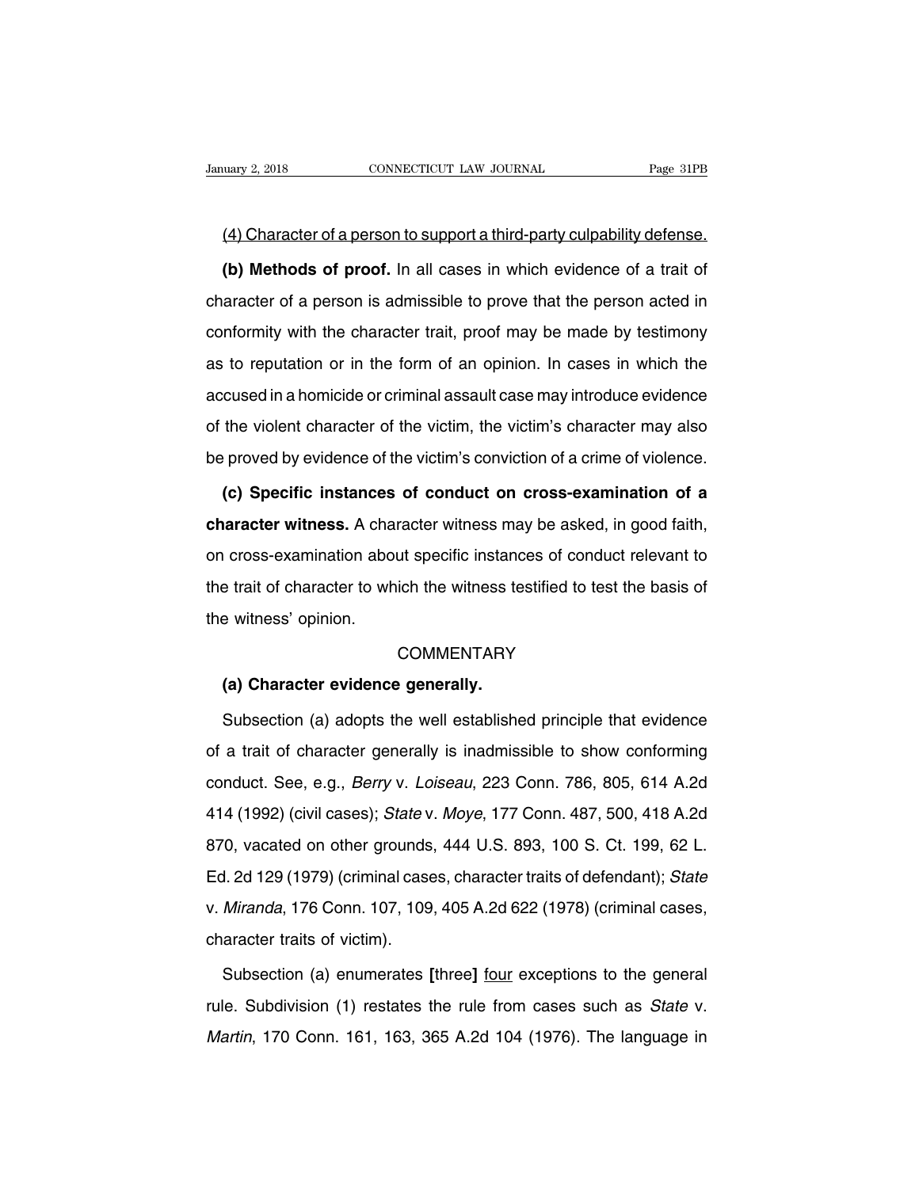<u>(4) Character of a person to support a third-party culpability defense.</u>

**(b) Methods of proof.** In all cases in which evidence of a trait of character of a person is admissible to prove that the person acted in conformity with the character trait, proof may be made by testimony as to reputation or in the form of an opinion. In cases in which the accused in a homicide or criminal assault case may introduce evidence of the violent character of the victim, the victim's character may also be proved by evidence of the victim's conviction of a crime of violence.

**(c) Specific instances of conduct on cross-examination of a character witness.** A character witness may be asked, in good faith, on cross-examination about specific instances of conduct relevant to the trait of character to which the witness testified to test the basis of the witness' opinion.

COMMENTARY

**(a) Character evidence generally.**

Subsection (a) adopts the well established principle that evidence of a trait of character generally is inadmissible to show conforming conduct. See, e.g., *Berry* v. *Loiseau*, 223 Conn. 786, 805, 614 A.2d 414 (1992) (civil cases); *State* v. *Moye*, 177 Conn. 487, 500, 418 A.2d 870, vacated on other grounds, 444 U.S. 893, 100 S. Ct. 199, 62 L. Ed. 2d 129 (1979) (criminal cases, character traits of defendant); *State* v. *Miranda*, 176 Conn. 107, 109, 405 A.2d 622 (1978) (criminal cases, character traits of victim).

Subsection (a) enumerates **[**three**]** <u>four</u> exceptions to the general rule. Subdivision (1) restates the rule from cases such as *State* v. *Martin*, 170 Conn. 161, 163, 365 A.2d 104 (1976). The language in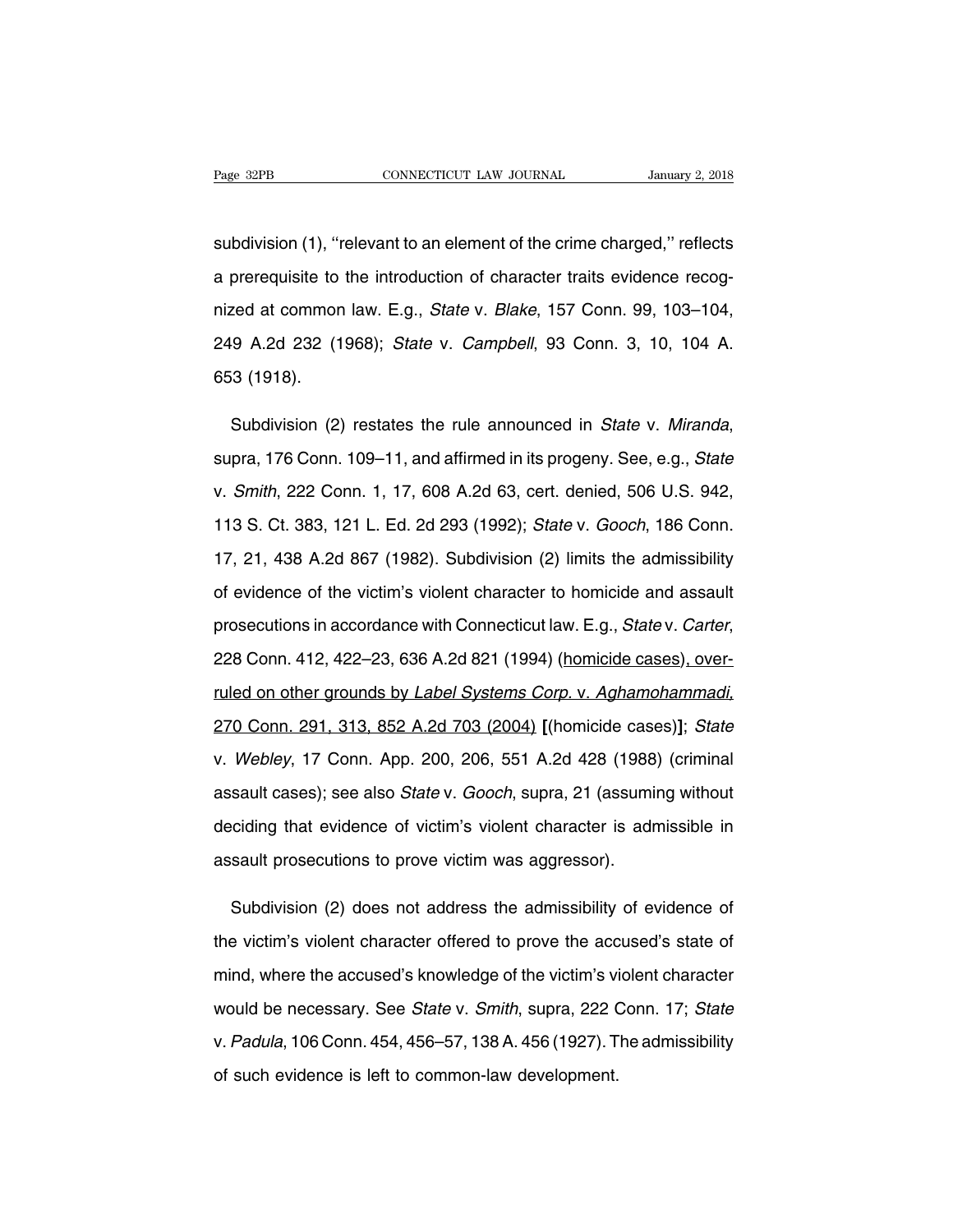subdivision (1), ''relevant to an element of the crime charged,'' reflects a prerequisite to the introduction of character traits evidence recognized at common law. E.g., *State* v. *Blake*, 157 Conn. 99, 103–104, 249 A.2d 232 (1968); *State* v. *Campbell*, 93 Conn. 3, 10, 104 A. 653 (1918).

Subdivision (2) restates the rule announced in *State* v. *Miranda*, supra, 176 Conn. 109–11, and affirmed in its progeny. See, e.g., *State* v. *Smith*, 222 Conn. 1, 17, 608 A.2d 63, cert. denied, 506 U.S. 942, 113 S. Ct. 383, 121 L. Ed. 2d 293 (1992); *State* v. *Gooch*, 186 Conn. 17, 21, 438 A.2d 867 (1982). Subdivision (2) limits the admissibility of evidence of the victim's violent character to homicide and assault prosecutions in accordance with Connecticut law. E.g., *State* v. *Carter*, 228 Conn. 412, 422–23, 636 A.2d 821 (1994) (<u>homicide cases), overruled on other grounds by *Label Systems Corp.* v. *Aghamohammadi*, 270 Conn. 291, 313, 852 A.2d 703 (2004)</u> **[**(homicide cases)**]**; *State* v. *Webley*, 17 Conn. App. 200, 206, 551 A.2d 428 (1988) (criminal assault cases); see also *State* v. *Gooch*, supra, 21 (assuming without deciding that evidence of victim's violent character is admissible in assault prosecutions to prove victim was aggressor).

Subdivision (2) does not address the admissibility of evidence of the victim's violent character offered to prove the accused's state of mind, where the accused's knowledge of the victim's violent character would be necessary. See *State* v. *Smith*, supra, 222 Conn. 17; *State* v. *Padula*, 106 Conn. 454, 456–57, 138 A. 456 (1927). The admissibility of such evidence is left to common-law development.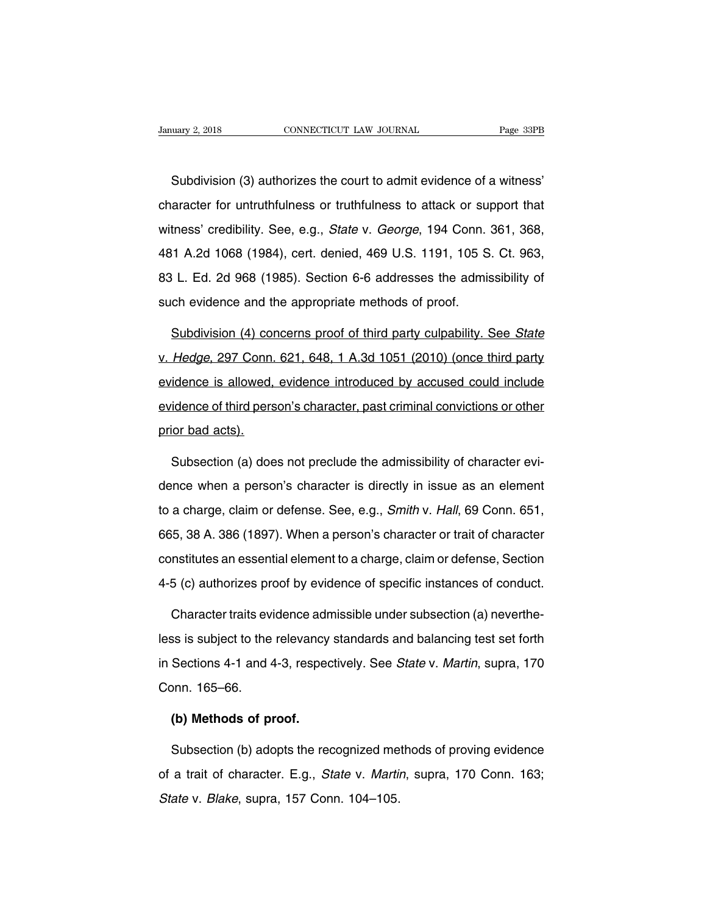Subdivision (3) authorizes the court to admit evidence of a witness' character for untruthfulness or truthfulness to attack or support that witness' credibility. See, e.g., *State* v. *George*, 194 Conn. 361, 368, 481 A.2d 1068 (1984), cert. denied, 469 U.S. 1191, 105 S. Ct. 963, 83 L. Ed. 2d 968 (1985). Section 6-6 addresses the admissibility of such evidence and the appropriate methods of proof.

<u>Subdivision (4) concerns proof of third party culpability. See *State* v. *Hedge*, 297 Conn. 621, 648, 1 A.3d 1051 (2010) (once third party evidence is allowed, evidence introduced by accused could include evidence of third person's character, past criminal convictions or other prior bad acts).</u>

Subsection (a) does not preclude the admissibility of character evidence when a person's character is directly in issue as an element to a charge, claim or defense. See, e.g., *Smith* v. *Hall*, 69 Conn. 651, 665, 38 A. 386 (1897). When a person's character or trait of character constitutes an essential element to a charge, claim or defense, Section 4-5 (c) authorizes proof by evidence of specific instances of conduct.

Character traits evidence admissible under subsection (a) nevertheless is subject to the relevancy standards and balancing test set forth in Sections 4-1 and 4-3, respectively. See *State* v. *Martin*, supra, 170 Conn. 165–66.

**(b) Methods of proof.**

Subsection (b) adopts the recognized methods of proving evidence of a trait of character. E.g., *State* v. *Martin*, supra, 170 Conn. 163; *State* v. *Blake*, supra, 157 Conn. 104–105.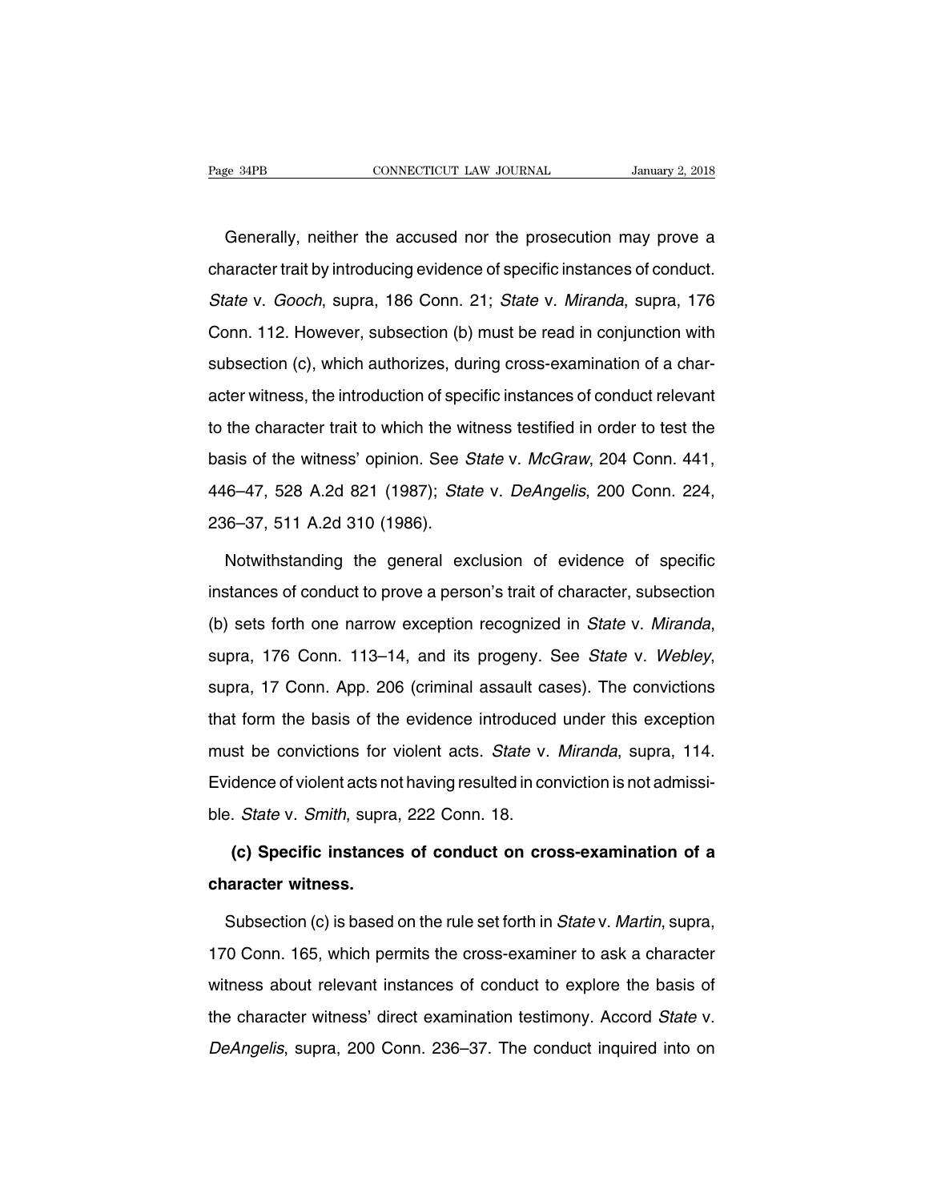Generally, neither the accused nor the prosecution may prove a character trait by introducing evidence of specific instances of conduct. *State* v. *Gooch*, supra, 186 Conn. 21; *State* v. *Miranda*, supra, 176 Conn. 112. However, subsection (b) must be read in conjunction with subsection (c), which authorizes, during cross-examination of a character witness, the introduction of specific instances of conduct relevant to the character trait to which the witness testified in order to test the basis of the witness' opinion. See *State* v. *McGraw*, 204 Conn. 441, 446–47, 528 A.2d 821 (1987); *State* v. *DeAngelis*, 200 Conn. 224, 236–37, 511 A.2d 310 (1986).

Notwithstanding the general exclusion of evidence of specific instances of conduct to prove a person's trait of character, subsection (b) sets forth one narrow exception recognized in *State* v. *Miranda*, supra, 176 Conn. 113–14, and its progeny. See *State* v. *Webley*, supra, 17 Conn. App. 206 (criminal assault cases). The convictions that form the basis of the evidence introduced under this exception must be convictions for violent acts. *State* v. *Miranda*, supra, 114. Evidence of violent acts not having resulted in conviction is not admissible. *State* v. *Smith*, supra, 222 Conn. 18.

**(c) Specific instances of conduct on cross-examination of a character witness.**

Subsection (c) is based on the rule set forth in *State* v. *Martin*, supra, 170 Conn. 165, which permits the cross-examiner to ask a character witness about relevant instances of conduct to explore the basis of the character witness' direct examination testimony. Accord *State* v. *DeAngelis*, supra, 200 Conn. 236–37. The conduct inquired into on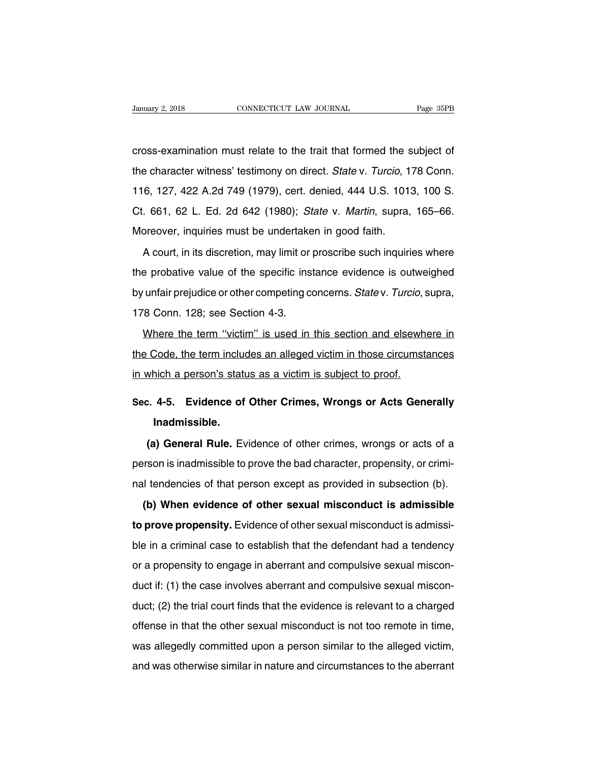cross-examination must relate to the trait that formed the subject of the character witness' testimony on direct. *State* v. *Turcio*, 178 Conn. 116, 127, 422 A.2d 749 (1979), cert. denied, 444 U.S. 1013, 100 S. Ct. 661, 62 L. Ed. 2d 642 (1980); *State* v. *Martin*, supra, 165–66. Moreover, inquiries must be undertaken in good faith.

A court, in its discretion, may limit or proscribe such inquiries where the probative value of the specific instance evidence is outweighed by unfair prejudice or other competing concerns. *State* v. *Turcio*, supra, 178 Conn. 128; see Section 4-3.

<u>Where the term ''victim'' is used in this section and elsewhere in the Code, the term includes an alleged victim in those circumstances in which a person's status as a victim is subject to proof.</u>

## Sec. 4-5. Evidence of Other Crimes, Wrongs or Acts Generally Inadmissible.

**(a) General Rule.** Evidence of other crimes, wrongs or acts of a person is inadmissible to prove the bad character, propensity, or criminal tendencies of that person except as provided in subsection (b).

**(b) When evidence of other sexual misconduct is admissible to prove propensity.** Evidence of other sexual misconduct is admissible in a criminal case to establish that the defendant had a tendency or a propensity to engage in aberrant and compulsive sexual misconduct if: (1) the case involves aberrant and compulsive sexual misconduct; (2) the trial court finds that the evidence is relevant to a charged offense in that the other sexual misconduct is not too remote in time, was allegedly committed upon a person similar to the alleged victim, and was otherwise similar in nature and circumstances to the aberrant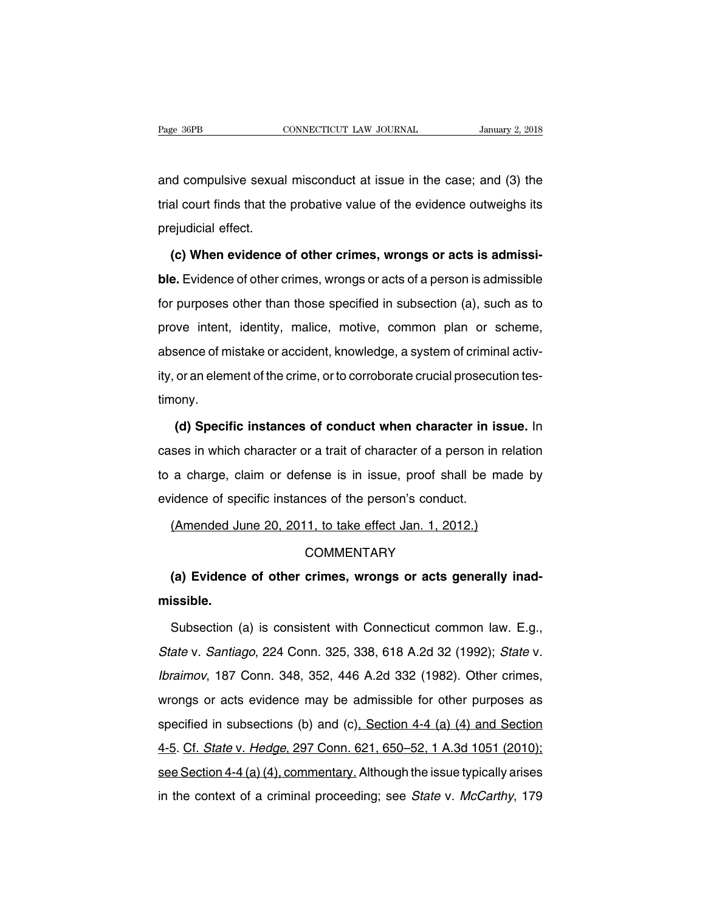and compulsive sexual misconduct at issue in the case; and (3) the trial court finds that the probative value of the evidence outweighs its prejudicial effect.

**(c) When evidence of other crimes, wrongs or acts is admissible.** Evidence of other crimes, wrongs or acts of a person is admissible for purposes other than those specified in subsection (a), such as to prove intent, identity, malice, motive, common plan or scheme, absence of mistake or accident, knowledge, a system of criminal activity, or an element of the crime, or to corroborate crucial prosecution testimony.

**(d) Specific instances of conduct when character in issue.** In cases in which character or a trait of character of a person in relation to a charge, claim or defense is in issue, proof shall be made by evidence of specific instances of the person's conduct.

(Amended June 20, 2011, to take effect Jan. 1, 2012.)

COMMENTARY

**(a) Evidence of other crimes, wrongs or acts generally inadmissible.**

Subsection (a) is consistent with Connecticut common law. E.g., *State* v. *Santiago*, 224 Conn. 325, 338, 618 A.2d 32 (1992); *State* v. *Ibraimov*, 187 Conn. 348, 352, 446 A.2d 332 (1982). Other crimes, wrongs or acts evidence may be admissible for other purposes as specified in subsections (b) and (c), Section 4-4 (a) (4) and Section 4-5. Cf. *State* v. *Hedge*, 297 Conn. 621, 650–52, 1 A.3d 1051 (2010); see Section 4-4 (a) (4), commentary. Although the issue typically arises in the context of a criminal proceeding; see *State* v. *McCarthy*, 179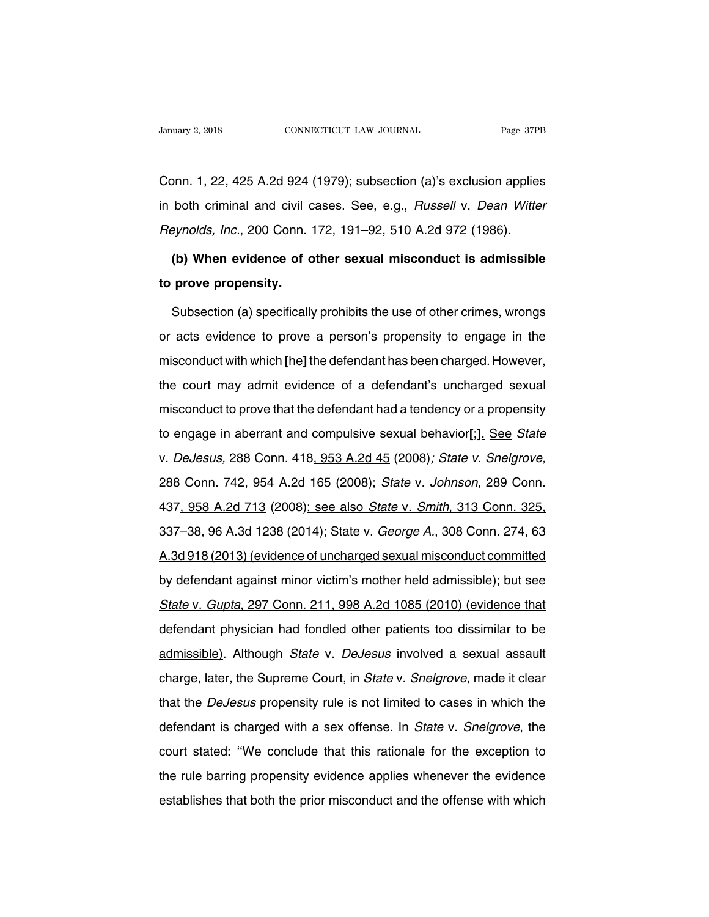Conn. 1, 22, 425 A.2d 924 (1979); subsection (a)'s exclusion applies in both criminal and civil cases. See, e.g., *Russell* v. *Dean Witter Reynolds, Inc.*, 200 Conn. 172, 191–92, 510 A.2d 972 (1986).

**(b) When evidence of other sexual misconduct is admissible to prove propensity.**

Subsection (a) specifically prohibits the use of other crimes, wrongs or acts evidence to prove a person's propensity to engage in the misconduct with which **[**he**]** <u>the defendant</u> has been charged. However, the court may admit evidence of a defendant's uncharged sexual misconduct to prove that the defendant had a tendency or a propensity to engage in aberrant and compulsive sexual behavior**[**;**]**<u>.</u> <u>See</u> *State* v. *DeJesus,* 288 Conn. 418<u>, 953 A.2d 45</u> (2008)*; State v. Snelgrove,* 288 Conn. 742<u>, 954 A.2d 165</u> (2008); *State* v. *Johnson,* 289 Conn. 437<u>, 958 A.2d 713</u> (2008)<u>; see also *State* v. *Smith*, 313 Conn. 325, 337–38, 96 A.3d 1238 (2014); State v. *George A.*, 308 Conn. 274, 63 A.3d 918 (2013) (evidence of uncharged sexual misconduct committed by defendant against minor victim's mother held admissible); but see *State* v. *Gupta*, 297 Conn. 211, 998 A.2d 1085 (2010) (evidence that defendant physician had fondled other patients too dissimilar to be admissible)</u>. Although *State* v. *DeJesus* involved a sexual assault charge, later, the Supreme Court, in *State* v. *Snelgrove*, made it clear that the *DeJesus* propensity rule is not limited to cases in which the defendant is charged with a sex offense. In *State* v. *Snelgrove*, the court stated: "We conclude that this rationale for the exception to the rule barring propensity evidence applies whenever the evidence establishes that both the prior misconduct and the offense with which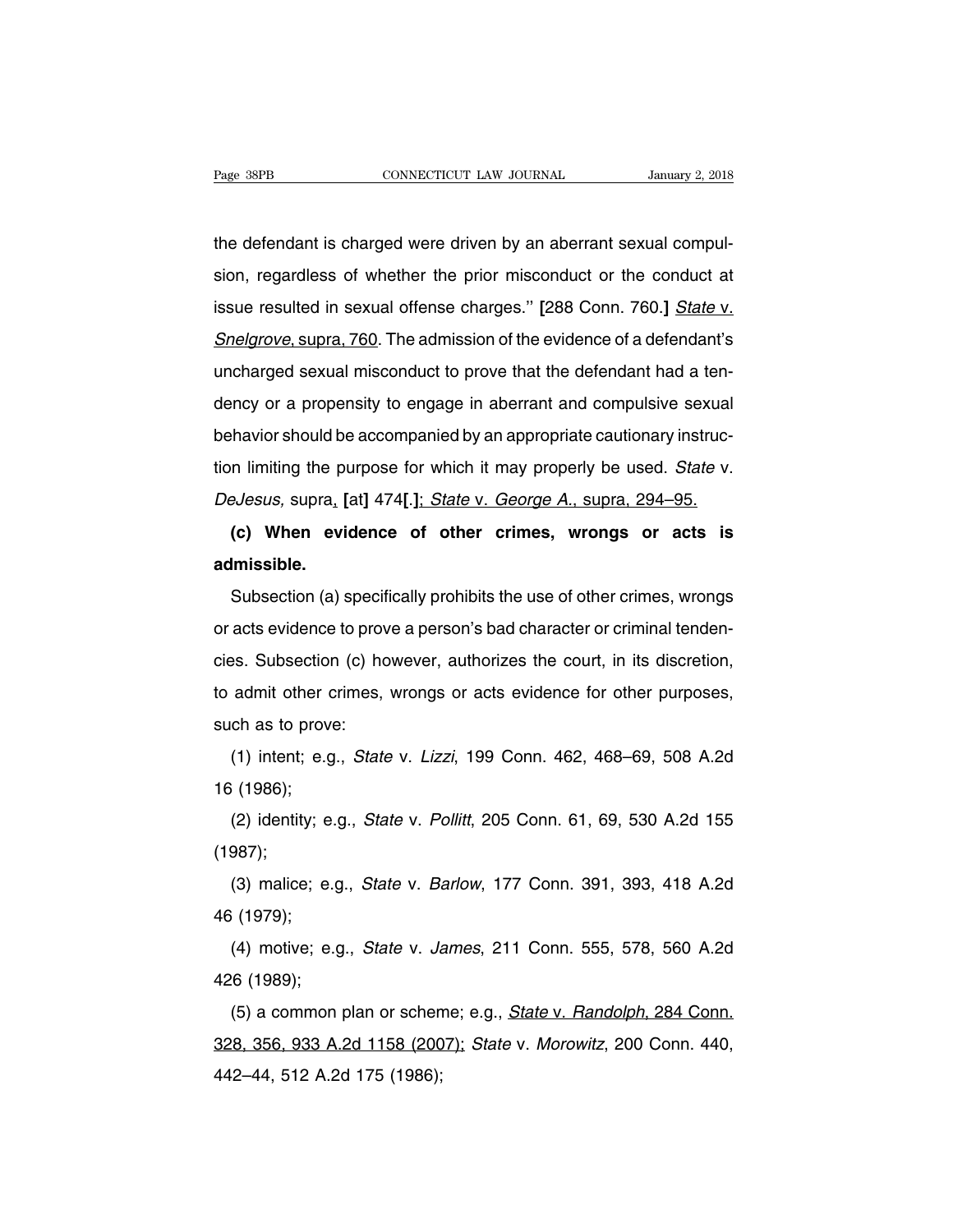the defendant is charged were driven by an aberrant sexual compulsion, regardless of whether the prior misconduct or the conduct at issue resulted in sexual offense charges.'' **[**288 Conn. 760.**]** State v. Snelgrove, supra, 760. The admission of the evidence of a defendant's uncharged sexual misconduct to prove that the defendant had a tendency or a propensity to engage in aberrant and compulsive sexual behavior should be accompanied by an appropriate cautionary instruction limiting the purpose for which it may properly be used. *State* v. *DeJesus,* supra, **[**at**]** 474**[**.**]**; State v. George A., supra, 294–95.

**(c) When evidence of other crimes, wrongs or acts is admissible.**

Subsection (a) specifically prohibits the use of other crimes, wrongs or acts evidence to prove a person's bad character or criminal tendencies. Subsection (c) however, authorizes the court, in its discretion, to admit other crimes, wrongs or acts evidence for other purposes, such as to prove:

(1) intent; e.g., *State* v. *Lizzi*, 199 Conn. 462, 468–69, 508 A.2d 16 (1986);

(2) identity; e.g., *State* v. *Pollitt*, 205 Conn. 61, 69, 530 A.2d 155 (1987);

(3) malice; e.g., *State* v. *Barlow*, 177 Conn. 391, 393, 418 A.2d 46 (1979);

(4) motive; e.g., *State* v. *James*, 211 Conn. 555, 578, 560 A.2d 426 (1989);

(5) a common plan or scheme; e.g., State v. Randolph, 284 Conn. 328, 356, 933 A.2d 1158 (2007); *State* v. *Morowitz*, 200 Conn. 440, 442–44, 512 A.2d 175 (1986);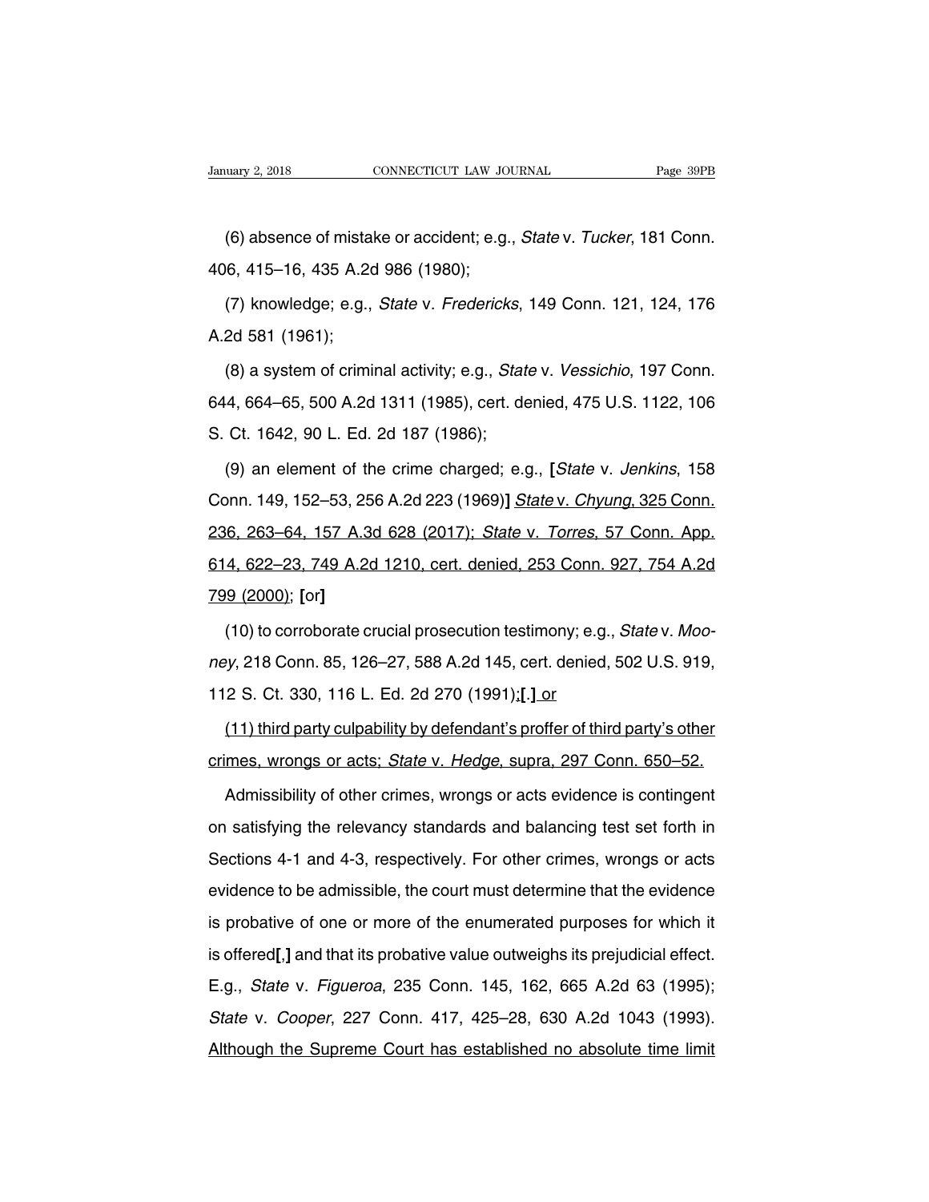(6) absence of mistake or accident; e.g., *State* v. *Tucker*, 181 Conn. 406, 415–16, 435 A.2d 986 (1980);

(7) knowledge; e.g., *State* v. *Fredericks*, 149 Conn. 121, 124, 176 A.2d 581 (1961);

(8) a system of criminal activity; e.g., *State* v. *Vessichio*, 197 Conn. 644, 664–65, 500 A.2d 1311 (1985), cert. denied, 475 U.S. 1122, 106 S. Ct. 1642, 90 L. Ed. 2d 187 (1986);

(9) an element of the crime charged; e.g., **[***State* v. *Jenkins*, 158 Conn. 149, 152–53, 256 A.2d 223 (1969)**]** *State* v. *Chyung*, 325 Conn. 236, 263–64, 157 A.3d 628 (2017); *State* v. *Torres*, 57 Conn. App. 614, 622–23, 749 A.2d 1210, cert. denied, 253 Conn. 927, 754 A.2d 799 (2000); **[**or**]**

(10) to corroborate crucial prosecution testimony; e.g., *State* v. *Mooney*, 218 Conn. 85, 126–27, 588 A.2d 145, cert. denied, 502 U.S. 919, 112 S. Ct. 330, 116 L. Ed. 2d 270 (1991);**[**.**]** or

(11) third party culpability by defendant's proffer of third party's other crimes, wrongs or acts; *State* v. *Hedge*, supra, 297 Conn. 650–52.

Admissibility of other crimes, wrongs or acts evidence is contingent on satisfying the relevancy standards and balancing test set forth in Sections 4-1 and 4-3, respectively. For other crimes, wrongs or acts evidence to be admissible, the court must determine that the evidence is probative of one or more of the enumerated purposes for which it is offered**[**,**]** and that its probative value outweighs its prejudicial effect. E.g., *State* v. *Figueroa*, 235 Conn. 145, 162, 665 A.2d 63 (1995); *State* v. *Cooper*, 227 Conn. 417, 425–28, 630 A.2d 1043 (1993). Although the Supreme Court has established no absolute time limit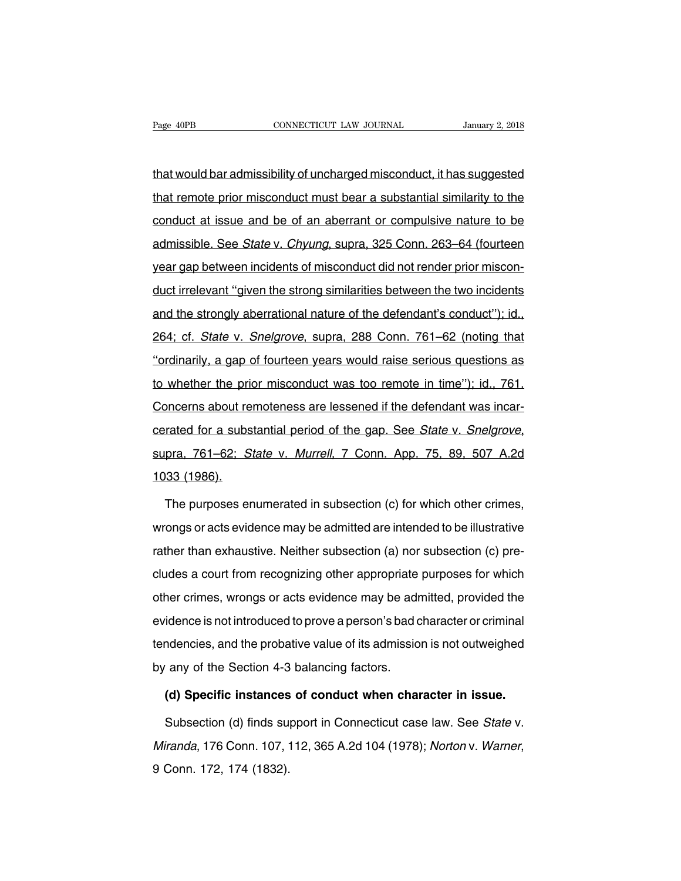that would bar admissibility of uncharged misconduct, it has suggested that remote prior misconduct must bear a substantial similarity to the conduct at issue and be of an aberrant or compulsive nature to be admissible. See *State* v. *Chyung*, supra, 325 Conn. 263–64 (fourteen year gap between incidents of misconduct did not render prior misconduct irrelevant ''given the strong similarities between the two incidents and the strongly aberrational nature of the defendant's conduct''); id., 264; cf. *State* v. *Snelgrove*, supra, 288 Conn. 761–62 (noting that ''ordinarily, a gap of fourteen years would raise serious questions as to whether the prior misconduct was too remote in time''); id., 761. Concerns about remoteness are lessened if the defendant was incarcerated for a substantial period of the gap. See *State* v. *Snelgrove*, supra, 761–62; *State* v. *Murrell*, 7 Conn. App. 75, 89, 507 A.2d 1033 (1986).

The purposes enumerated in subsection (c) for which other crimes, wrongs or acts evidence may be admitted are intended to be illustrative rather than exhaustive. Neither subsection (a) nor subsection (c) precludes a court from recognizing other appropriate purposes for which other crimes, wrongs or acts evidence may be admitted, provided the evidence is not introduced to prove a person's bad character or criminal tendencies, and the probative value of its admission is not outweighed by any of the Section 4-3 balancing factors.

**(d) Specific instances of conduct when character in issue.**

Subsection (d) finds support in Connecticut case law. See *State* v. *Miranda*, 176 Conn. 107, 112, 365 A.2d 104 (1978); *Norton* v. *Warner*, 9 Conn. 172, 174 (1832).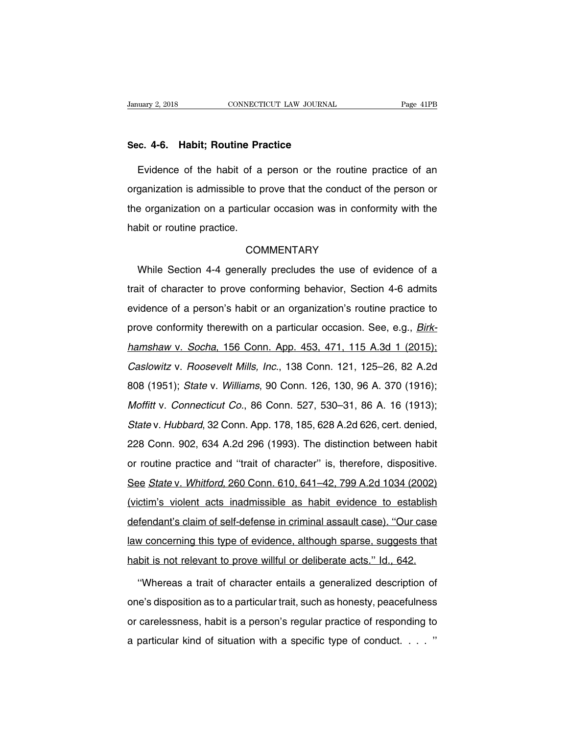### Sec. 4-6. Habit; Routine Practice

Evidence of the habit of a person or the routine practice of an organization is admissible to prove that the conduct of the person or the organization on a particular occasion was in conformity with the habit or routine practice.

COMMENTARY

While Section 4-4 generally precludes the use of evidence of a trait of character to prove conforming behavior, Section 4-6 admits evidence of a person's habit or an organization's routine practice to prove conformity therewith on a particular occasion. See, e.g., <u>*Birkhamshaw* v. *Socha*, 156 Conn. App. 453, 471, 115 A.3d 1 (2015);</u> *Caslowitz* v. *Roosevelt Mills, Inc.*, 138 Conn. 121, 125–26, 82 A.2d 808 (1951); *State* v. *Williams*, 90 Conn. 126, 130, 96 A. 370 (1916); *Moffitt* v. *Connecticut Co.*, 86 Conn. 527, 530–31, 86 A. 16 (1913); *State* v. *Hubbard*, 32 Conn. App. 178, 185, 628 A.2d 626, cert. denied, 228 Conn. 902, 634 A.2d 296 (1993). The distinction between habit or routine practice and ''trait of character'' is, therefore, dispositive. <u>See *State* v. *Whitford*, 260 Conn. 610, 641–42, 799 A.2d 1034 (2002) (victim's violent acts inadmissible as habit evidence to establish defendant's claim of self-defense in criminal assault case). ''Our case law concerning this type of evidence, although sparse, suggests that habit is not relevant to prove willful or deliberate acts.'' Id., 642.</u>

''Whereas a trait of character entails a generalized description of one's disposition as to a particular trait, such as honesty, peacefulness or carelessness, habit is a person's regular practice of responding to a particular kind of situation with a specific type of conduct. . . . ''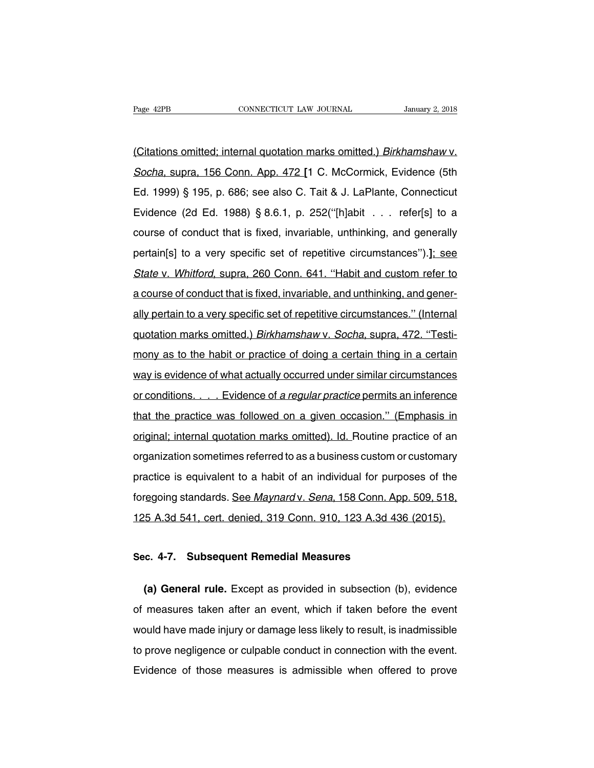(Citations omitted; internal quotation marks omitted.) *Birkhamshaw* v. *Socha*, supra, 156 Conn. App. 472 [1 C. McCormick, Evidence (5th Ed. 1999) § 195, p. 686; see also C. Tait & J. LaPlante, Connecticut Evidence (2d Ed. 1988) § 8.6.1, p. 252(''[h]abit . . . refer[s] to a course of conduct that is fixed, invariable, unthinking, and generally pertain[s] to a very specific set of repetitive circumstances'').]; see *State* v. *Whitford*, supra, 260 Conn. 641. ''Habit and custom refer to a course of conduct that is fixed, invariable, and unthinking, and generally pertain to a very specific set of repetitive circumstances.'' (Internal quotation marks omitted.) *Birkhamshaw* v. *Socha*, supra, 472. ''Testimony as to the habit or practice of doing a certain thing in a certain way is evidence of what actually occurred under similar circumstances or conditions. . . . Evidence of *a regular practice* permits an inference that the practice was followed on a given occasion.'' (Emphasis in original; internal quotation marks omitted). Id. Routine practice of an organization sometimes referred to as a business custom or customary practice is equivalent to a habit of an individual for purposes of the foregoing standards. See *Maynard* v. *Sena*, 158 Conn. App. 509, 518, 125 A.3d 541, cert. denied, 319 Conn. 910, 123 A.3d 436 (2015).

## Sec. 4-7. Subsequent Remedial Measures

**(a) General rule.** Except as provided in subsection (b), evidence of measures taken after an event, which if taken before the event would have made injury or damage less likely to result, is inadmissible to prove negligence or culpable conduct in connection with the event. Evidence of those measures is admissible when offered to prove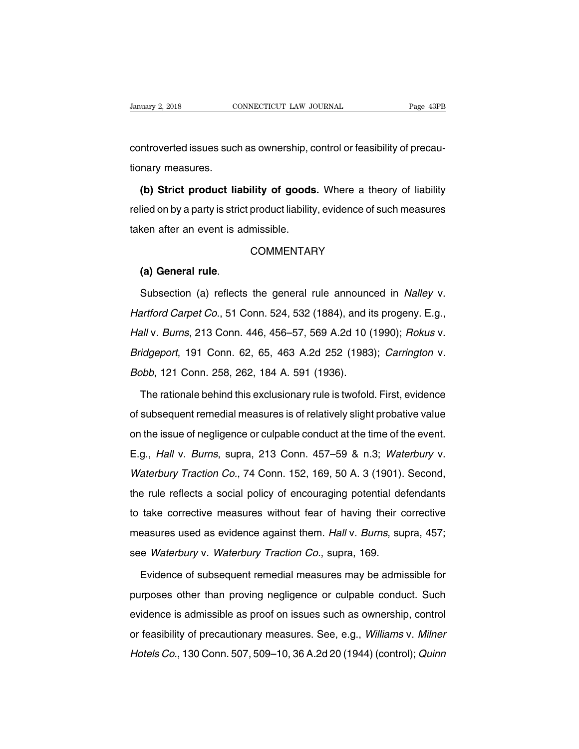controverted issues such as ownership, control or feasibility of precautionary measures.

**(b) Strict product liability of goods.** Where a theory of liability relied on by a party is strict product liability, evidence of such measures taken after an event is admissible.

COMMENTARY

**(a) General rule**.

Subsection (a) reflects the general rule announced in *Nalley* v. *Hartford Carpet Co.*, 51 Conn. 524, 532 (1884), and its progeny. E.g., *Hall* v. *Burns*, 213 Conn. 446, 456–57, 569 A.2d 10 (1990); *Rokus* v. *Bridgeport*, 191 Conn. 62, 65, 463 A.2d 252 (1983); *Carrington* v. *Bobb*, 121 Conn. 258, 262, 184 A. 591 (1936).

The rationale behind this exclusionary rule is twofold. First, evidence of subsequent remedial measures is of relatively slight probative value on the issue of negligence or culpable conduct at the time of the event. E.g., *Hall* v. *Burns*, supra, 213 Conn. 457–59 & n.3; *Waterbury* v. *Waterbury Traction Co.*, 74 Conn. 152, 169, 50 A. 3 (1901). Second, the rule reflects a social policy of encouraging potential defendants to take corrective measures without fear of having their corrective measures used as evidence against them. *Hall* v. *Burns*, supra, 457; see *Waterbury* v. *Waterbury Traction Co.*, supra, 169.

Evidence of subsequent remedial measures may be admissible for purposes other than proving negligence or culpable conduct. Such evidence is admissible as proof on issues such as ownership, control or feasibility of precautionary measures. See, e.g., *Williams* v. *Milner Hotels Co.*, 130 Conn. 507, 509–10, 36 A.2d 20 (1944) (control); *Quinn*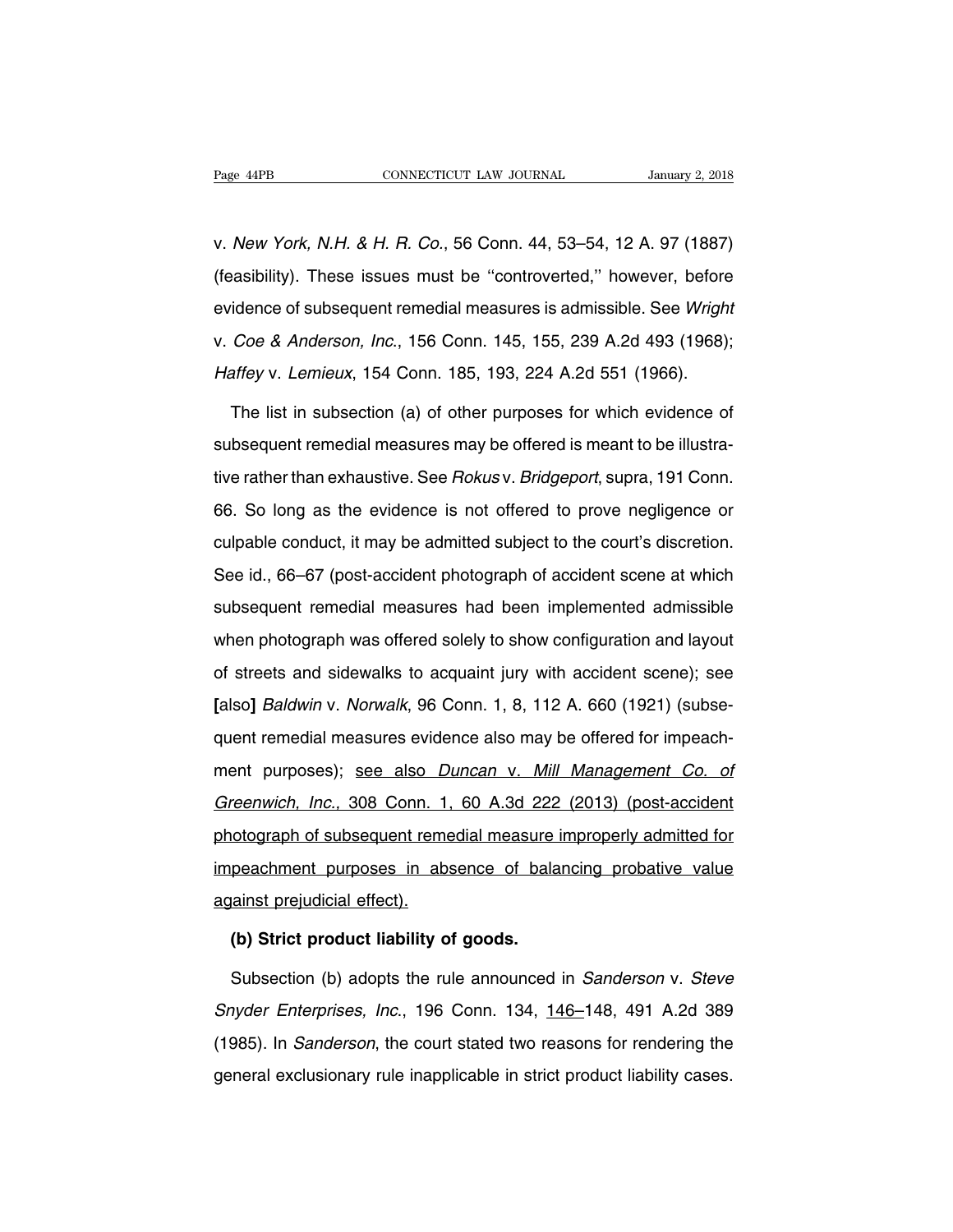v. *New York, N.H. & H. R. Co.*, 56 Conn. 44, 53–54, 12 A. 97 (1887) (feasibility). These issues must be "controverted," however, before evidence of subsequent remedial measures is admissible. See *Wright* v. *Coe & Anderson, Inc.*, 156 Conn. 145, 155, 239 A.2d 493 (1968); *Haffey* v. *Lemieux*, 154 Conn. 185, 193, 224 A.2d 551 (1966).

The list in subsection (a) of other purposes for which evidence of subsequent remedial measures may be offered is meant to be illustrative rather than exhaustive. See *Rokus* v. *Bridgeport*, supra, 191 Conn. 66. So long as the evidence is not offered to prove negligence or culpable conduct, it may be admitted subject to the court's discretion. See id., 66–67 (post-accident photograph of accident scene at which subsequent remedial measures had been implemented admissible when photograph was offered solely to show configuration and layout of streets and sidewalks to acquaint jury with accident scene); see **[**also**]** *Baldwin* v. *Norwalk*, 96 Conn. 1, 8, 112 A. 660 (1921) (subsequent remedial measures evidence also may be offered for impeachment purposes); <u>see also *Duncan* v. *Mill Management Co. of Greenwich, Inc.*, 308 Conn. 1, 60 A.3d 222 (2013) (post-accident photograph of subsequent remedial measure improperly admitted for impeachment purposes in absence of balancing probative value against prejudicial effect).</u>

**(b) Strict product liability of goods.**

Subsection (b) adopts the rule announced in *Sanderson* v. *Steve Snyder Enterprises, Inc.*, 196 Conn. 134, <u>146</u>–148, 491 A.2d 389 (1985). In *Sanderson*, the court stated two reasons for rendering the general exclusionary rule inapplicable in strict product liability cases.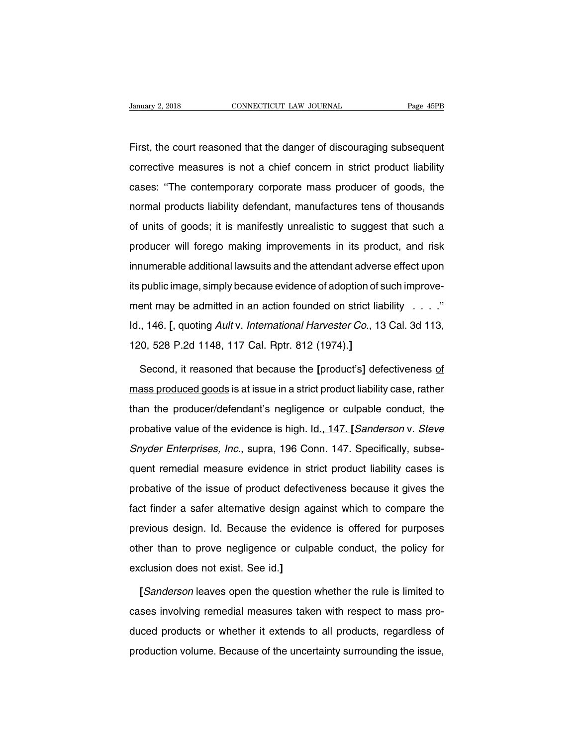First, the court reasoned that the danger of discouraging subsequent corrective measures is not a chief concern in strict product liability cases: ''The contemporary corporate mass producer of goods, the normal products liability defendant, manufactures tens of thousands of units of goods; it is manifestly unrealistic to suggest that such a producer will forego making improvements in its product, and risk innumerable additional lawsuits and the attendant adverse effect upon its public image, simply because evidence of adoption of such improvement may be admitted in an action founded on strict liability . . . .'' Id., 146<u>.</u> **[**, quoting *Ault* v. *International Harvester Co.*, 13 Cal. 3d 113, 120, 528 P.2d 1148, 117 Cal. Rptr. 812 (1974).**]**

Second, it reasoned that because the **[**product's**]** defectiveness <u>of mass produced goods</u> is at issue in a strict product liability case, rather than the producer/defendant's negligence or culpable conduct, the probative value of the evidence is high. <u>Id., 147.</u> **[***Sanderson* v. *Steve Snyder Enterprises, Inc.*, supra, 196 Conn. 147. Specifically, subsequent remedial measure evidence in strict product liability cases is probative of the issue of product defectiveness because it gives the fact finder a safer alternative design against which to compare the previous design. Id. Because the evidence is offered for purposes other than to prove negligence or culpable conduct, the policy for exclusion does not exist. See id.**]**

**[***Sanderson* leaves open the question whether the rule is limited to cases involving remedial measures taken with respect to mass produced products or whether it extends to all products, regardless of production volume. Because of the uncertainty surrounding the issue,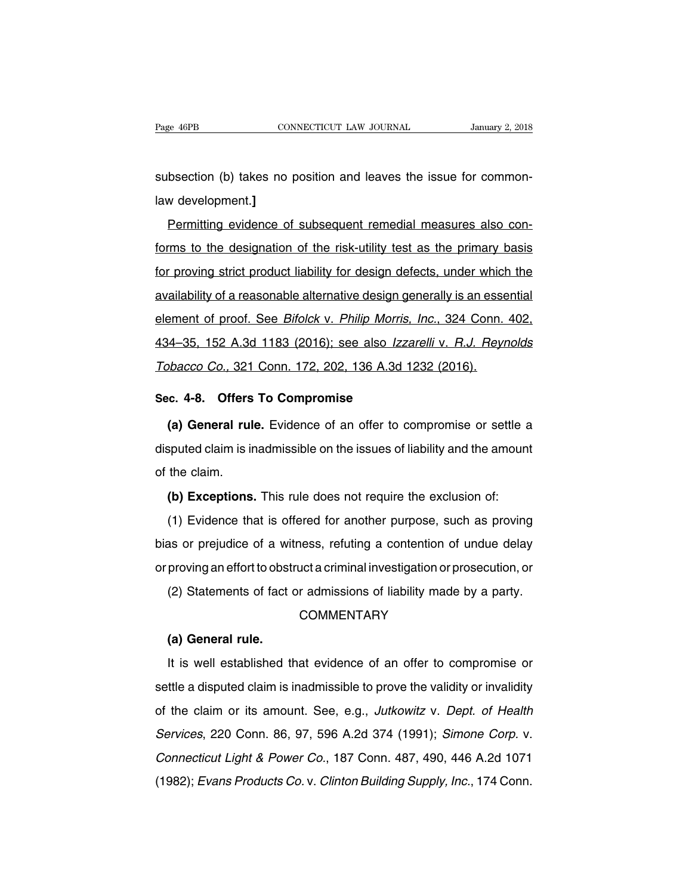subsection (b) takes no position and leaves the issue for common-law development.]

Permitting evidence of subsequent remedial measures also conforms to the designation of the risk-utility test as the primary basis for proving strict product liability for design defects, under which the availability of a reasonable alternative design generally is an essential element of proof. See *Bifolck* v. *Philip Morris, Inc.*, 324 Conn. 402, 434–35, 152 A.3d 1183 (2016); see also *Izzarelli* v. *R.J. Reynolds Tobacco Co.*, 321 Conn. 172, 202, 136 A.3d 1232 (2016).

## Sec. 4-8. Offers To Compromise

**(a) General rule.** Evidence of an offer to compromise or settle a disputed claim is inadmissible on the issues of liability and the amount of the claim.

**(b) Exceptions.** This rule does not require the exclusion of:

(1) Evidence that is offered for another purpose, such as proving bias or prejudice of a witness, refuting a contention of undue delay or proving an effort to obstruct a criminal investigation or prosecution, or

(2) Statements of fact or admissions of liability made by a party.

### COMMENTARY

**(a) General rule.**

It is well established that evidence of an offer to compromise or settle a disputed claim is inadmissible to prove the validity or invalidity of the claim or its amount. See, e.g., *Jutkowitz* v. *Dept. of Health Services*, 220 Conn. 86, 97, 596 A.2d 374 (1991); *Simone Corp.* v. *Connecticut Light & Power Co.*, 187 Conn. 487, 490, 446 A.2d 1071 (1982); *Evans Products Co.* v. *Clinton Building Supply, Inc.*, 174 Conn.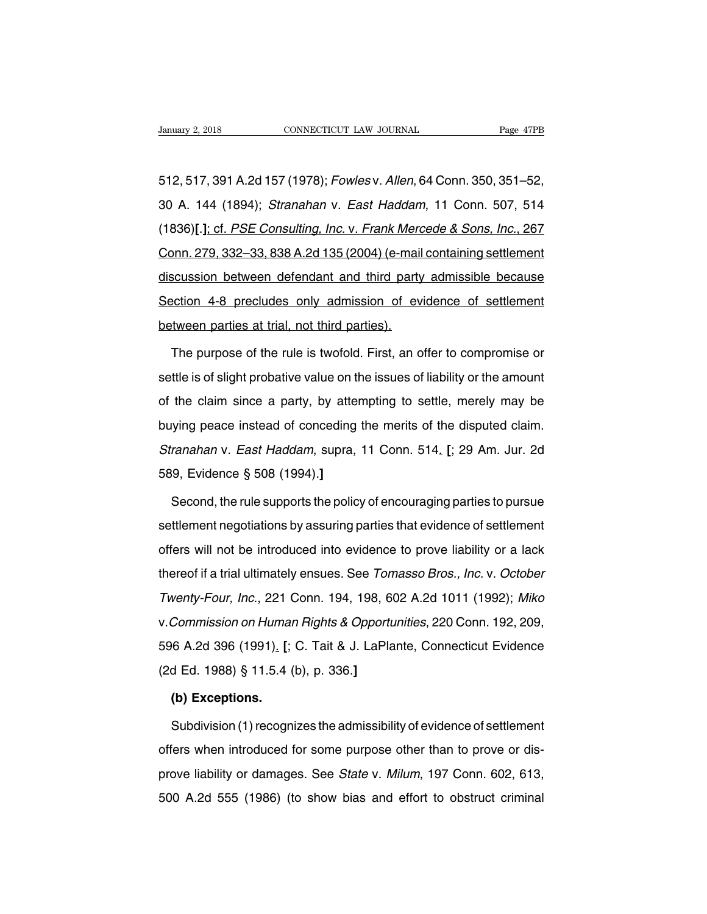512, 517, 391 A.2d 157 (1978); *Fowles* v. *Allen*, 64 Conn. 350, 351–52, 30 A. 144 (1894); *Stranahan* v. *East Haddam*, 11 Conn. 507, 514 (1836)[.]; cf. *PSE Consulting, Inc.* v. *Frank Mercede & Sons, Inc.*, 267 Conn. 279, 332–33, 838 A.2d 135 (2004) (e-mail containing settlement discussion between defendant and third party admissible because Section 4-8 precludes only admission of evidence of settlement between parties at trial, not third parties).

The purpose of the rule is twofold. First, an offer to compromise or settle is of slight probative value on the issues of liability or the amount of the claim since a party, by attempting to settle, merely may be buying peace instead of conceding the merits of the disputed claim. *Stranahan* v. *East Haddam*, supra, 11 Conn. 514. [; 29 Am. Jur. 2d 589, Evidence § 508 (1994).]

Second, the rule supports the policy of encouraging parties to pursue settlement negotiations by assuring parties that evidence of settlement offers will not be introduced into evidence to prove liability or a lack thereof if a trial ultimately ensues. See *Tomasso Bros., Inc.* v. *October Twenty-Four, Inc.*, 221 Conn. 194, 198, 602 A.2d 1011 (1992); *Miko* v. *Commission on Human Rights & Opportunities*, 220 Conn. 192, 209, 596 A.2d 396 (1991). [; C. Tait & J. LaPlante, Connecticut Evidence (2d Ed. 1988) § 11.5.4 (b), p. 336.]

**(b) Exceptions.**

Subdivision (1) recognizes the admissibility of evidence of settlement offers when introduced for some purpose other than to prove or disprove liability or damages. See *State* v. *Milum*, 197 Conn. 602, 613, 500 A.2d 555 (1986) (to show bias and effort to obstruct criminal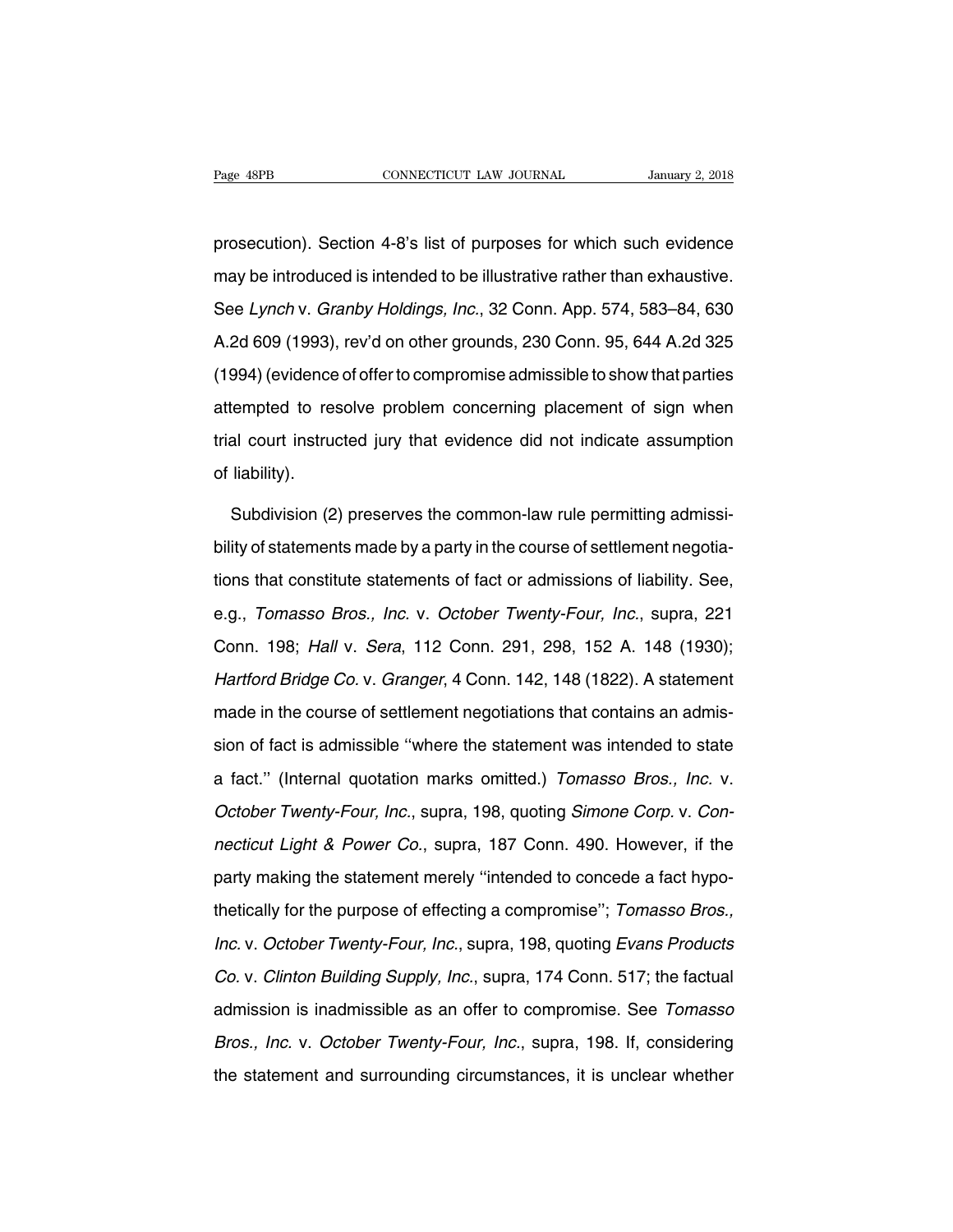prosecution). Section 4-8's list of purposes for which such evidence may be introduced is intended to be illustrative rather than exhaustive. See *Lynch* v. *Granby Holdings, Inc.*, 32 Conn. App. 574, 583–84, 630 A.2d 609 (1993), rev'd on other grounds, 230 Conn. 95, 644 A.2d 325 (1994) (evidence of offer to compromise admissible to show that parties attempted to resolve problem concerning placement of sign when trial court instructed jury that evidence did not indicate assumption of liability).

Subdivision (2) preserves the common-law rule permitting admissibility of statements made by a party in the course of settlement negotiations that constitute statements of fact or admissions of liability. See, e.g., *Tomasso Bros., Inc.* v. *October Twenty-Four, Inc.*, supra, 221 Conn. 198; *Hall* v. *Sera*, 112 Conn. 291, 298, 152 A. 148 (1930); *Hartford Bridge Co.* v. *Granger*, 4 Conn. 142, 148 (1822). A statement made in the course of settlement negotiations that contains an admission of fact is admissible ''where the statement was intended to state a fact.'' (Internal quotation marks omitted.) *Tomasso Bros., Inc.* v. *October Twenty-Four, Inc.*, supra, 198, quoting *Simone Corp.* v. *Connecticut Light & Power Co.*, supra, 187 Conn. 490. However, if the party making the statement merely ''intended to concede a fact hypothetically for the purpose of effecting a compromise''; *Tomasso Bros., Inc.* v. *October Twenty-Four, Inc.*, supra, 198, quoting *Evans Products Co.* v. *Clinton Building Supply, Inc.*, supra, 174 Conn. 517; the factual admission is inadmissible as an offer to compromise. See *Tomasso Bros., Inc.* v. *October Twenty-Four, Inc.*, supra, 198. If, considering the statement and surrounding circumstances, it is unclear whether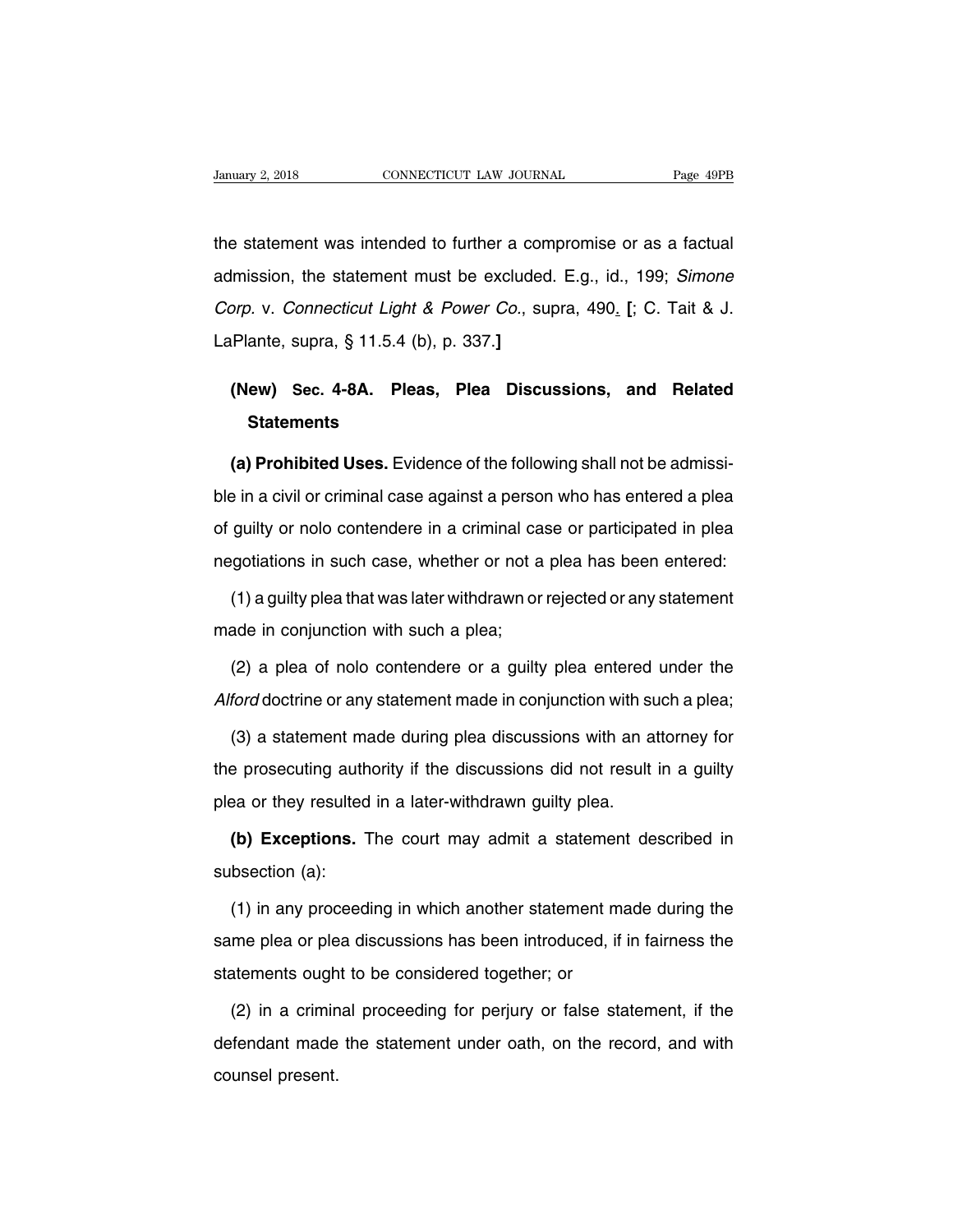the statement was intended to further a compromise or as a factual admission, the statement must be excluded. E.g., id., 199; *Simone Corp.* v. *Connecticut Light & Power Co.*, supra, 490. **[**; C. Tait & J. LaPlante, supra, § 11.5.4 (b), p. 337.**]**

## (New) Sec. 4-8A. Pleas, Plea Discussions, and Related Statements

**(a) Prohibited Uses.** Evidence of the following shall not be admissible in a civil or criminal case against a person who has entered a plea of guilty or nolo contendere in a criminal case or participated in plea negotiations in such case, whether or not a plea has been entered:

(1) a guilty plea that was later withdrawn or rejected or any statement made in conjunction with such a plea;

(2) a plea of nolo contendere or a guilty plea entered under the *Alford* doctrine or any statement made in conjunction with such a plea;

(3) a statement made during plea discussions with an attorney for the prosecuting authority if the discussions did not result in a guilty plea or they resulted in a later-withdrawn guilty plea.

**(b) Exceptions.** The court may admit a statement described in subsection (a):

(1) in any proceeding in which another statement made during the same plea or plea discussions has been introduced, if in fairness the statements ought to be considered together; or

(2) in a criminal proceeding for perjury or false statement, if the defendant made the statement under oath, on the record, and with counsel present.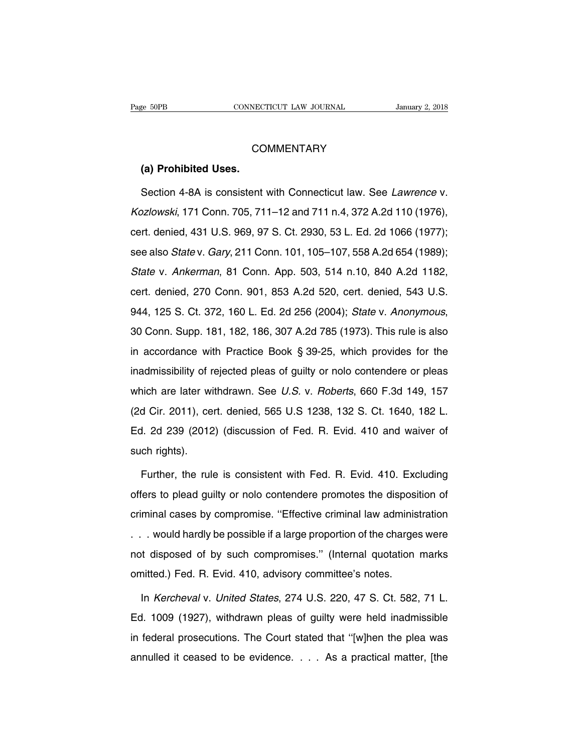## COMMENTARY

### (a) Prohibited Uses.

Section 4-8A is consistent with Connecticut law. See *Lawrence* v. *Kozlowski*, 171 Conn. 705, 711–12 and 711 n.4, 372 A.2d 110 (1976), cert. denied, 431 U.S. 969, 97 S. Ct. 2930, 53 L. Ed. 2d 1066 (1977); see also *State* v. *Gary*, 211 Conn. 101, 105–107, 558 A.2d 654 (1989); *State* v. *Ankerman*, 81 Conn. App. 503, 514 n.10, 840 A.2d 1182, cert. denied, 270 Conn. 901, 853 A.2d 520, cert. denied, 543 U.S. 944, 125 S. Ct. 372, 160 L. Ed. 2d 256 (2004); *State* v. *Anonymous*, 30 Conn. Supp. 181, 182, 186, 307 A.2d 785 (1973). This rule is also in accordance with Practice Book § 39-25, which provides for the inadmissibility of rejected pleas of guilty or nolo contendere or pleas which are later withdrawn. See *U.S.* v. *Roberts*, 660 F.3d 149, 157 (2d Cir. 2011), cert. denied, 565 U.S 1238, 132 S. Ct. 1640, 182 L. Ed. 2d 239 (2012) (discussion of Fed. R. Evid. 410 and waiver of such rights).

Further, the rule is consistent with Fed. R. Evid. 410. Excluding offers to plead guilty or nolo contendere promotes the disposition of criminal cases by compromise. ''Effective criminal law administration . . . would hardly be possible if a large proportion of the charges were not disposed of by such compromises.'' (Internal quotation marks omitted.) Fed. R. Evid. 410, advisory committee's notes.

In *Kercheval* v. *United States*, 274 U.S. 220, 47 S. Ct. 582, 71 L. Ed. 1009 (1927), withdrawn pleas of guilty were held inadmissible in federal prosecutions. The Court stated that ''[w]hen the plea was annulled it ceased to be evidence. . . . As a practical matter, [the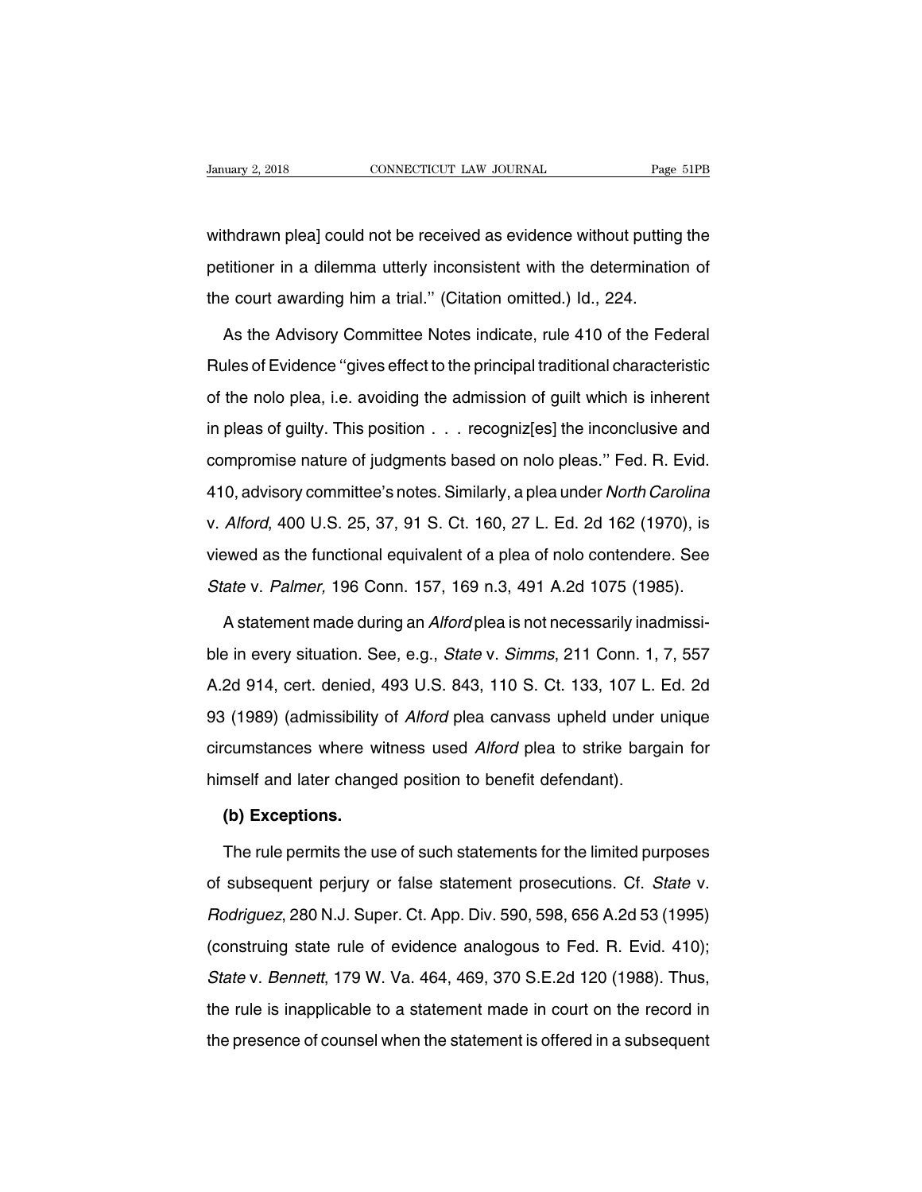withdrawn plea] could not be received as evidence without putting the petitioner in a dilemma utterly inconsistent with the determination of the court awarding him a trial." (Citation omitted.) Id., 224.

As the Advisory Committee Notes indicate, rule 410 of the Federal Rules of Evidence "gives effect to the principal traditional characteristic of the nolo plea, i.e. avoiding the admission of guilt which is inherent in pleas of guilty. This position . . . recogniz[es] the inconclusive and compromise nature of judgments based on nolo pleas." Fed. R. Evid. 410, advisory committee's notes. Similarly, a plea under *North Carolina* v. *Alford*, 400 U.S. 25, 37, 91 S. Ct. 160, 27 L. Ed. 2d 162 (1970), is viewed as the functional equivalent of a plea of nolo contendere. See *State* v. *Palmer,* 196 Conn. 157, 169 n.3, 491 A.2d 1075 (1985).

A statement made during an *Alford* plea is not necessarily inadmissible in every situation. See, e.g., *State* v. *Simms*, 211 Conn. 1, 7, 557 A.2d 914, cert. denied, 493 U.S. 843, 110 S. Ct. 133, 107 L. Ed. 2d 93 (1989) (admissibility of *Alford* plea canvass upheld under unique circumstances where witness used *Alford* plea to strike bargain for himself and later changed position to benefit defendant).

**(b) Exceptions.**

The rule permits the use of such statements for the limited purposes of subsequent perjury or false statement prosecutions. Cf. *State* v. *Rodriguez*, 280 N.J. Super. Ct. App. Div. 590, 598, 656 A.2d 53 (1995) (construing state rule of evidence analogous to Fed. R. Evid. 410); *State* v. *Bennett*, 179 W. Va. 464, 469, 370 S.E.2d 120 (1988). Thus, the rule is inapplicable to a statement made in court on the record in the presence of counsel when the statement is offered in a subsequent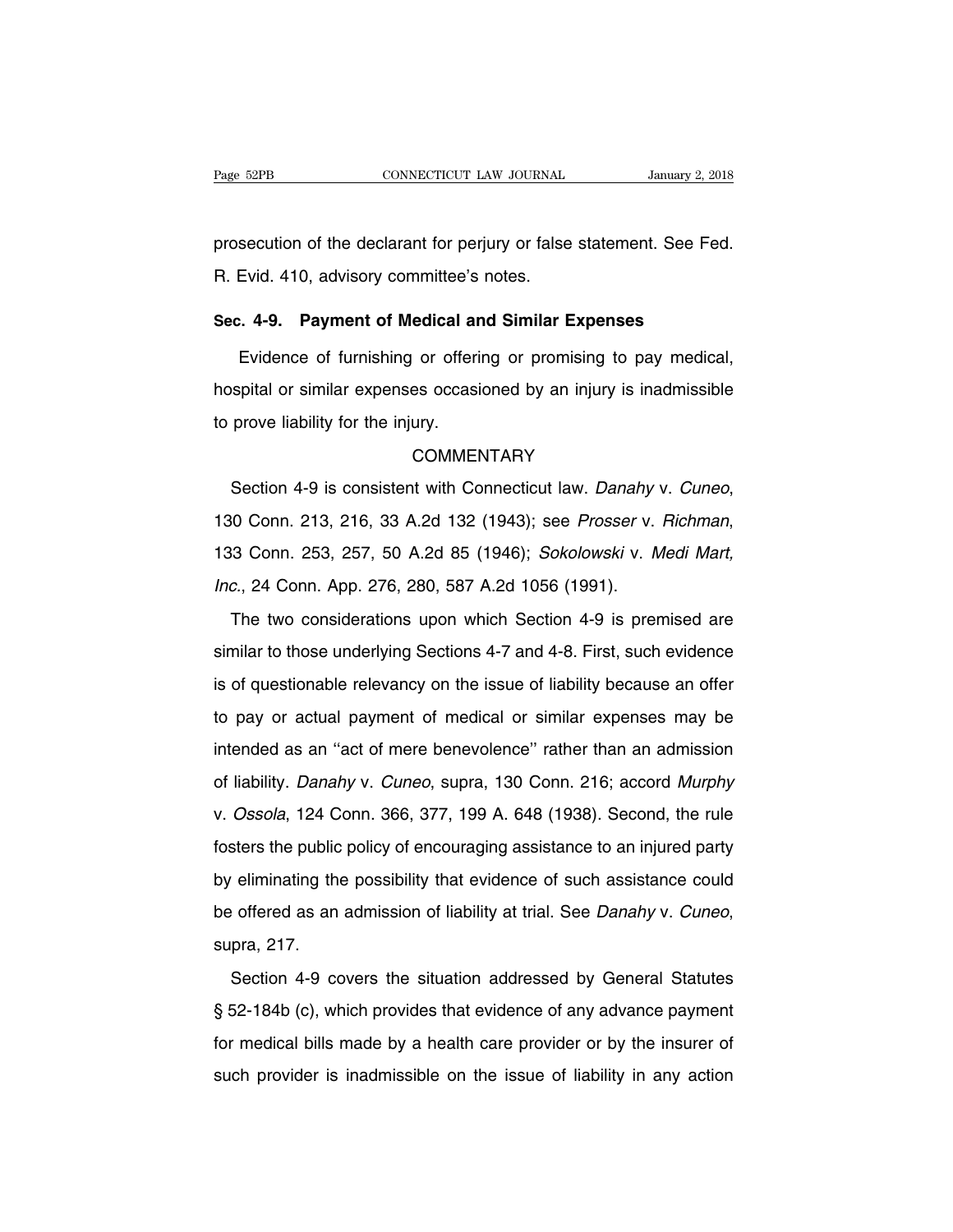prosecution of the declarant for perjury or false statement. See Fed. R. Evid. 410, advisory committee's notes.

### Sec. 4-9. Payment of Medical and Similar Expenses

Evidence of furnishing or offering or promising to pay medical, hospital or similar expenses occasioned by an injury is inadmissible to prove liability for the injury.

COMMENTARY

Section 4-9 is consistent with Connecticut law. *Danahy* v. *Cuneo*, 130 Conn. 213, 216, 33 A.2d 132 (1943); see *Prosser* v. *Richman*, 133 Conn. 253, 257, 50 A.2d 85 (1946); *Sokolowski* v. *Medi Mart, Inc.*, 24 Conn. App. 276, 280, 587 A.2d 1056 (1991).

The two considerations upon which Section 4-9 is premised are similar to those underlying Sections 4-7 and 4-8. First, such evidence is of questionable relevancy on the issue of liability because an offer to pay or actual payment of medical or similar expenses may be intended as an "act of mere benevolence" rather than an admission of liability. *Danahy* v. *Cuneo*, supra, 130 Conn. 216; accord *Murphy* v. *Ossola*, 124 Conn. 366, 377, 199 A. 648 (1938). Second, the rule fosters the public policy of encouraging assistance to an injured party by eliminating the possibility that evidence of such assistance could be offered as an admission of liability at trial. See *Danahy* v. *Cuneo*, supra, 217.

Section 4-9 covers the situation addressed by General Statutes § 52-184b (c), which provides that evidence of any advance payment for medical bills made by a health care provider or by the insurer of such provider is inadmissible on the issue of liability in any action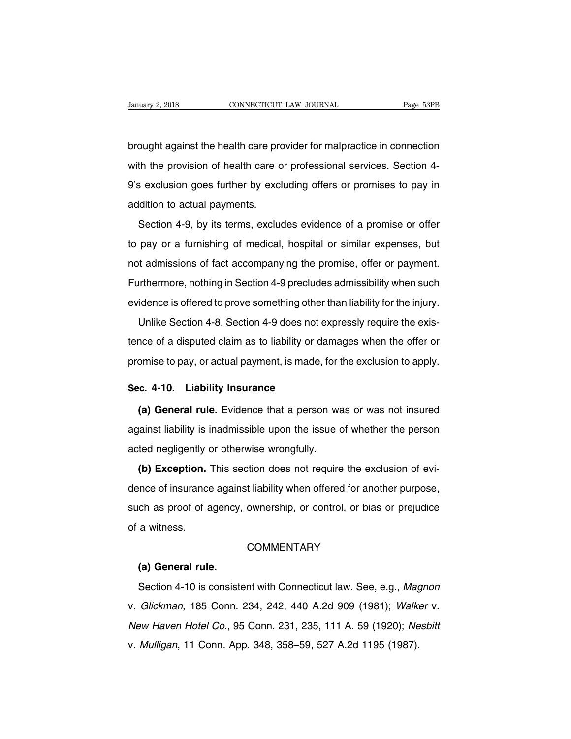brought against the health care provider for malpractice in connection with the provision of health care or professional services. Section 4-9's exclusion goes further by excluding offers or promises to pay in addition to actual payments.

Section 4-9, by its terms, excludes evidence of a promise or offer to pay or a furnishing of medical, hospital or similar expenses, but not admissions of fact accompanying the promise, offer or payment. Furthermore, nothing in Section 4-9 precludes admissibility when such evidence is offered to prove something other than liability for the injury.

Unlike Section 4-8, Section 4-9 does not expressly require the existence of a disputed claim as to liability or damages when the offer or promise to pay, or actual payment, is made, for the exclusion to apply.

## Sec. 4-10. Liability Insurance

**(a) General rule.** Evidence that a person was or was not insured against liability is inadmissible upon the issue of whether the person acted negligently or otherwise wrongfully.

**(b) Exception.** This section does not require the exclusion of evidence of insurance against liability when offered for another purpose, such as proof of agency, ownership, or control, or bias or prejudice of a witness.

### COMMENTARY

**(a) General rule.**

Section 4-10 is consistent with Connecticut law. See, e.g., *Magnon* v. *Glickman*, 185 Conn. 234, 242, 440 A.2d 909 (1981); *Walker* v. *New Haven Hotel Co.*, 95 Conn. 231, 235, 111 A. 59 (1920); *Nesbitt* v. *Mulligan*, 11 Conn. App. 348, 358–59, 527 A.2d 1195 (1987).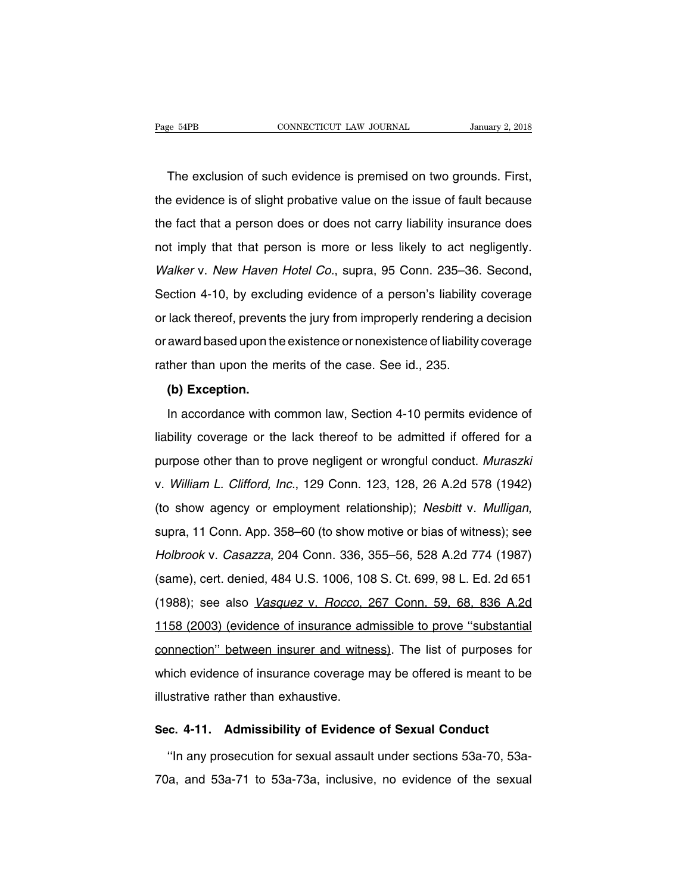The exclusion of such evidence is premised on two grounds. First, the evidence is of slight probative value on the issue of fault because the fact that a person does or does not carry liability insurance does not imply that that person is more or less likely to act negligently. *Walker* v. *New Haven Hotel Co.*, supra, 95 Conn. 235–36. Second, Section 4-10, by excluding evidence of a person's liability coverage or lack thereof, prevents the jury from improperly rendering a decision or award based upon the existence or nonexistence of liability coverage rather than upon the merits of the case. See id., 235.

**(b) Exception.**

In accordance with common law, Section 4-10 permits evidence of liability coverage or the lack thereof to be admitted if offered for a purpose other than to prove negligent or wrongful conduct. *Muraszki* v. *William L. Clifford, Inc.*, 129 Conn. 123, 128, 26 A.2d 578 (1942) (to show agency or employment relationship); *Nesbitt* v. *Mulligan*, supra, 11 Conn. App. 358–60 (to show motive or bias of witness); see *Holbrook* v. *Casazza*, 204 Conn. 336, 355–56, 528 A.2d 774 (1987) (same), cert. denied, 484 U.S. 1006, 108 S. Ct. 699, 98 L. Ed. 2d 651 (1988); see also *Vasquez* v. *Rocco*, 267 Conn. 59, 68, 836 A.2d 1158 (2003) (evidence of insurance admissible to prove ''substantial connection'' between insurer and witness). The list of purposes for which evidence of insurance coverage may be offered is meant to be illustrative rather than exhaustive.

## Sec. 4-11. Admissibility of Evidence of Sexual Conduct

''In any prosecution for sexual assault under sections 53a-70, 53a-70a, and 53a-71 to 53a-73a, inclusive, no evidence of the sexual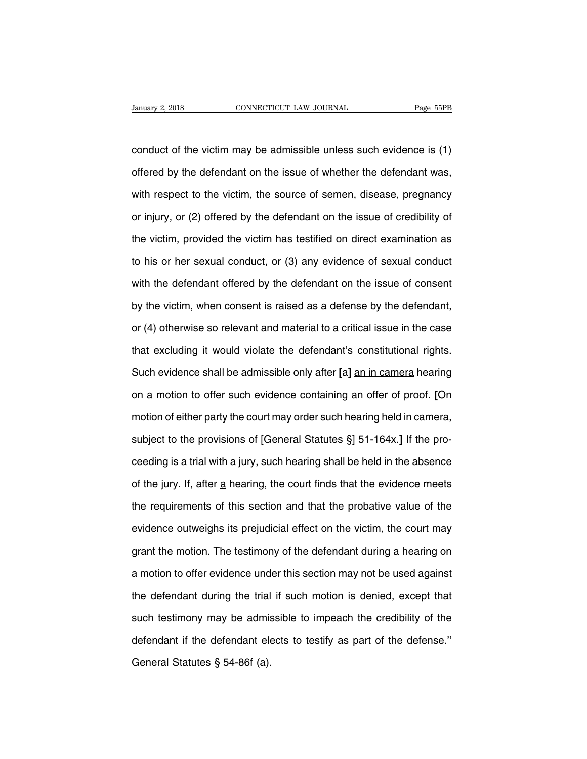conduct of the victim may be admissible unless such evidence is (1) offered by the defendant on the issue of whether the defendant was, with respect to the victim, the source of semen, disease, pregnancy or injury, or (2) offered by the defendant on the issue of credibility of the victim, provided the victim has testified on direct examination as to his or her sexual conduct, or (3) any evidence of sexual conduct with the defendant offered by the defendant on the issue of consent by the victim, when consent is raised as a defense by the defendant, or (4) otherwise so relevant and material to a critical issue in the case that excluding it would violate the defendant's constitutional rights. Such evidence shall be admissible only after **[**a**]** <u>an in camera</u> hearing on a motion to offer such evidence containing an offer of proof. **[**On motion of either party the court may order such hearing held in camera, subject to the provisions of [General Statutes §] 51-164x.**]** If the proceeding is a trial with a jury, such hearing shall be held in the absence of the jury. If, after <u>a</u> hearing, the court finds that the evidence meets the requirements of this section and that the probative value of the evidence outweighs its prejudicial effect on the victim, the court may grant the motion. The testimony of the defendant during a hearing on a motion to offer evidence under this section may not be used against the defendant during the trial if such motion is denied, except that such testimony may be admissible to impeach the credibility of the defendant if the defendant elects to testify as part of the defense.'' General Statutes § 54-86f <u>(a).</u>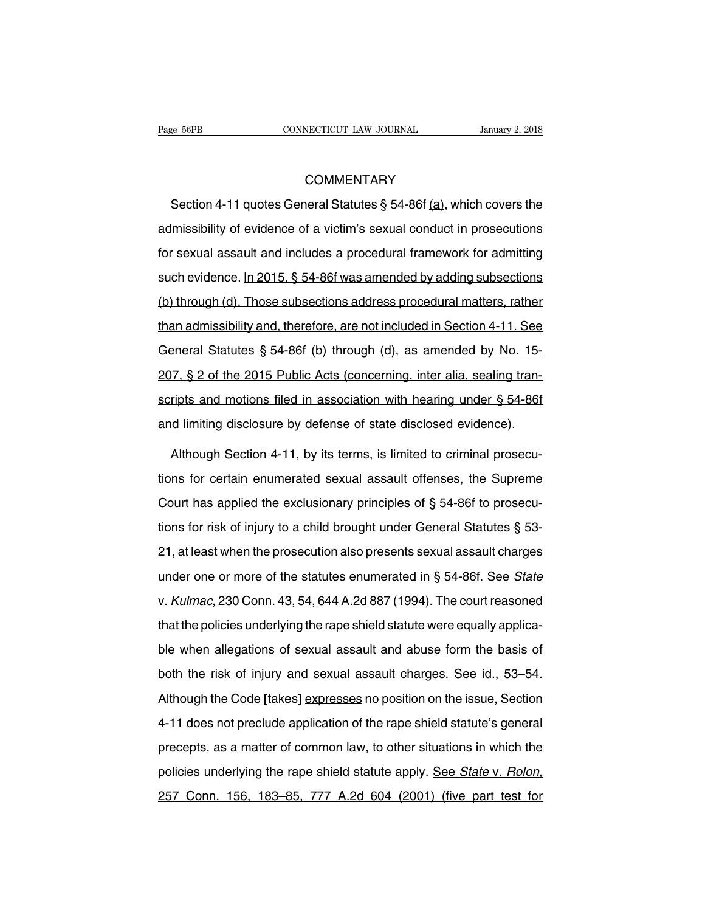COMMENTARY

Section 4-11 quotes General Statutes § 54-86f (a), which covers the admissibility of evidence of a victim's sexual conduct in prosecutions for sexual assault and includes a procedural framework for admitting such evidence. In 2015, § 54-86f was amended by adding subsections (b) through (d). Those subsections address procedural matters, rather than admissibility and, therefore, are not included in Section 4-11. See General Statutes § 54-86f (b) through (d), as amended by No. 15-207, § 2 of the 2015 Public Acts (concerning, inter alia, sealing transcripts and motions filed in association with hearing under § 54-86f and limiting disclosure by defense of state disclosed evidence).

Although Section 4-11, by its terms, is limited to criminal prosecutions for certain enumerated sexual assault offenses, the Supreme Court has applied the exclusionary principles of § 54-86f to prosecutions for risk of injury to a child brought under General Statutes § 53-21, at least when the prosecution also presents sexual assault charges under one or more of the statutes enumerated in § 54-86f. See *State* v. *Kulmac*, 230 Conn. 43, 54, 644 A.2d 887 (1994). The court reasoned that the policies underlying the rape shield statute were equally applicable when allegations of sexual assault and abuse form the basis of both the risk of injury and sexual assault charges. See id., 53–54. Although the Code [takes] expresses no position on the issue, Section 4-11 does not preclude application of the rape shield statute's general precepts, as a matter of common law, to other situations in which the policies underlying the rape shield statute apply. See *State* v. *Rolon*, 257 Conn. 156, 183–85, 777 A.2d 604 (2001) (five part test for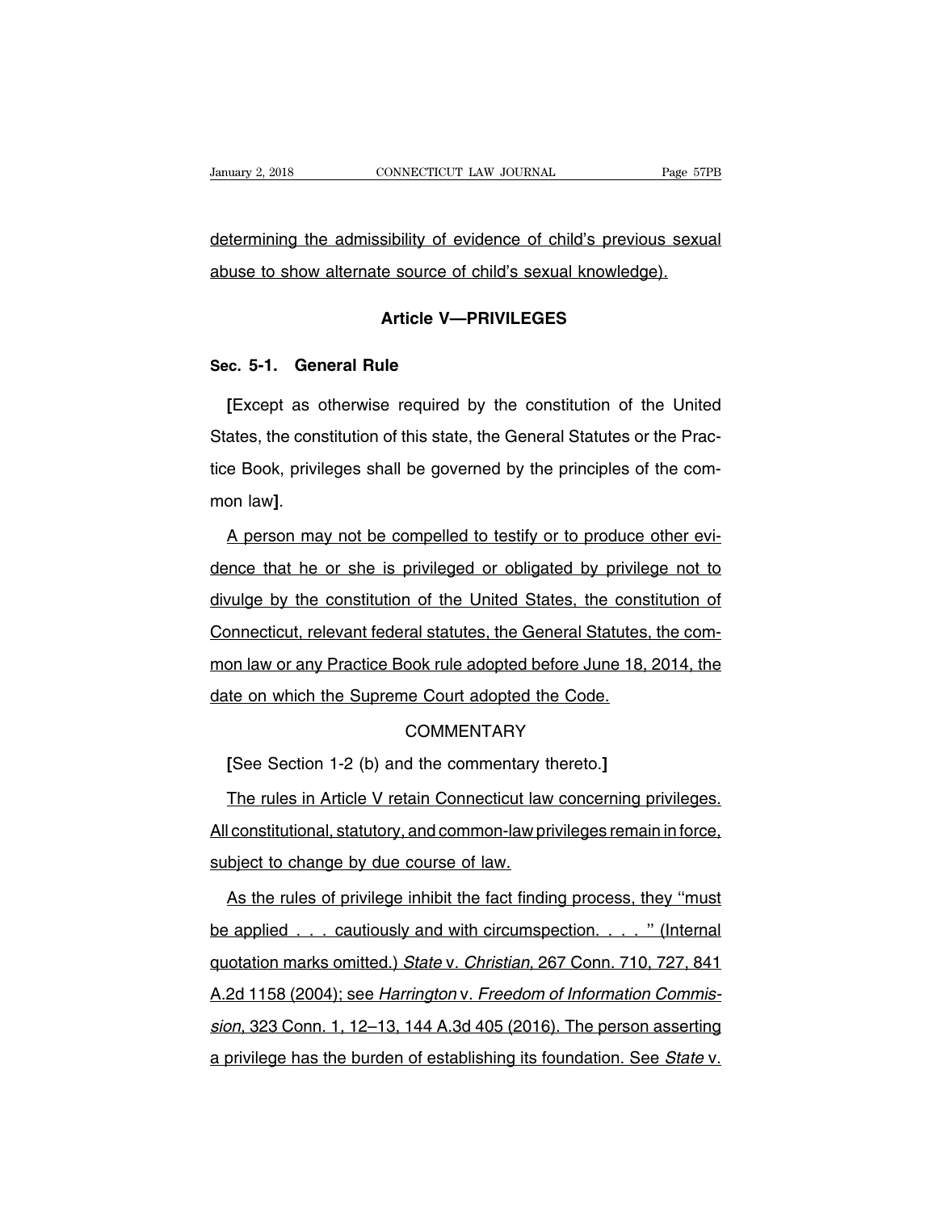determining the admissibility of evidence of child's previous sexual abuse to show alternate source of child's sexual knowledge).

## Article V—PRIVILEGES

### Sec. 5-1. General Rule

[Except as otherwise required by the constitution of the United States, the constitution of this state, the General Statutes or the Practice Book, privileges shall be governed by the principles of the common law].

A person may not be compelled to testify or to produce other evidence that he or she is privileged or obligated by privilege not to divulge by the constitution of the United States, the constitution of Connecticut, relevant federal statutes, the General Statutes, the common law or any Practice Book rule adopted before June 18, 2014, the date on which the Supreme Court adopted the Code.

COMMENTARY

[See Section 1-2 (b) and the commentary thereto.]

The rules in Article V retain Connecticut law concerning privileges. All constitutional, statutory, and common-law privileges remain in force, subject to change by due course of law.

As the rules of privilege inhibit the fact finding process, they "must be applied . . . cautiously and with circumspection. . . . " (Internal quotation marks omitted.) *State* v. *Christian*, 267 Conn. 710, 727, 841 A.2d 1158 (2004); see *Harrington* v. *Freedom of Information Commission*, 323 Conn. 1, 12–13, 144 A.3d 405 (2016). The person asserting a privilege has the burden of establishing its foundation. See *State* v.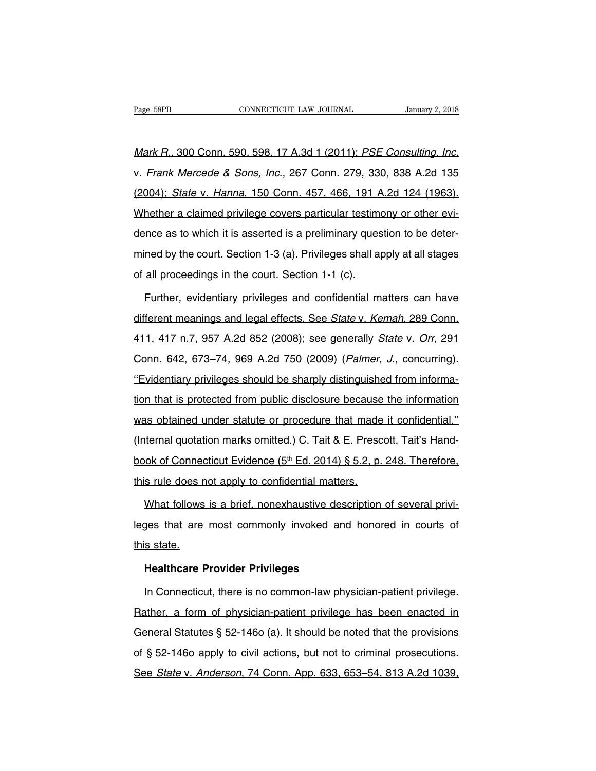*Mark R.*, 300 Conn. 590, 598, 17 A.3d 1 (2011); *PSE Consulting, Inc.* v. *Frank Mercede & Sons, Inc.*, 267 Conn. 279, 330, 838 A.2d 135 (2004); *State* v. *Hanna*, 150 Conn. 457, 466, 191 A.2d 124 (1963). Whether a claimed privilege covers particular testimony or other evidence as to which it is asserted is a preliminary question to be determined by the court. Section 1-3 (a). Privileges shall apply at all stages of all proceedings in the court. Section 1-1 (c).

Further, evidentiary privileges and confidential matters can have different meanings and legal effects. See *State* v. *Kemah*, 289 Conn. 411, 417 n.7, 957 A.2d 852 (2008); see generally *State* v. *Orr*, 291 Conn. 642, 673–74, 969 A.2d 750 (2009) (*Palmer, J.*, concurring). ''Evidentiary privileges should be sharply distinguished from information that is protected from public disclosure because the information was obtained under statute or procedure that made it confidential.'' (Internal quotation marks omitted.) C. Tait & E. Prescott, Tait's Handbook of Connecticut Evidence (5th Ed. 2014) § 5.2, p. 248. Therefore, this rule does not apply to confidential matters.

What follows is a brief, nonexhaustive description of several privileges that are most commonly invoked and honored in courts of this state.

**Healthcare Provider Privileges**

In Connecticut, there is no common-law physician-patient privilege. Rather, a form of physician-patient privilege has been enacted in General Statutes § 52-146o (a). It should be noted that the provisions of § 52-146o apply to civil actions, but not to criminal prosecutions. See *State* v. *Anderson*, 74 Conn. App. 633, 653–54, 813 A.2d 1039,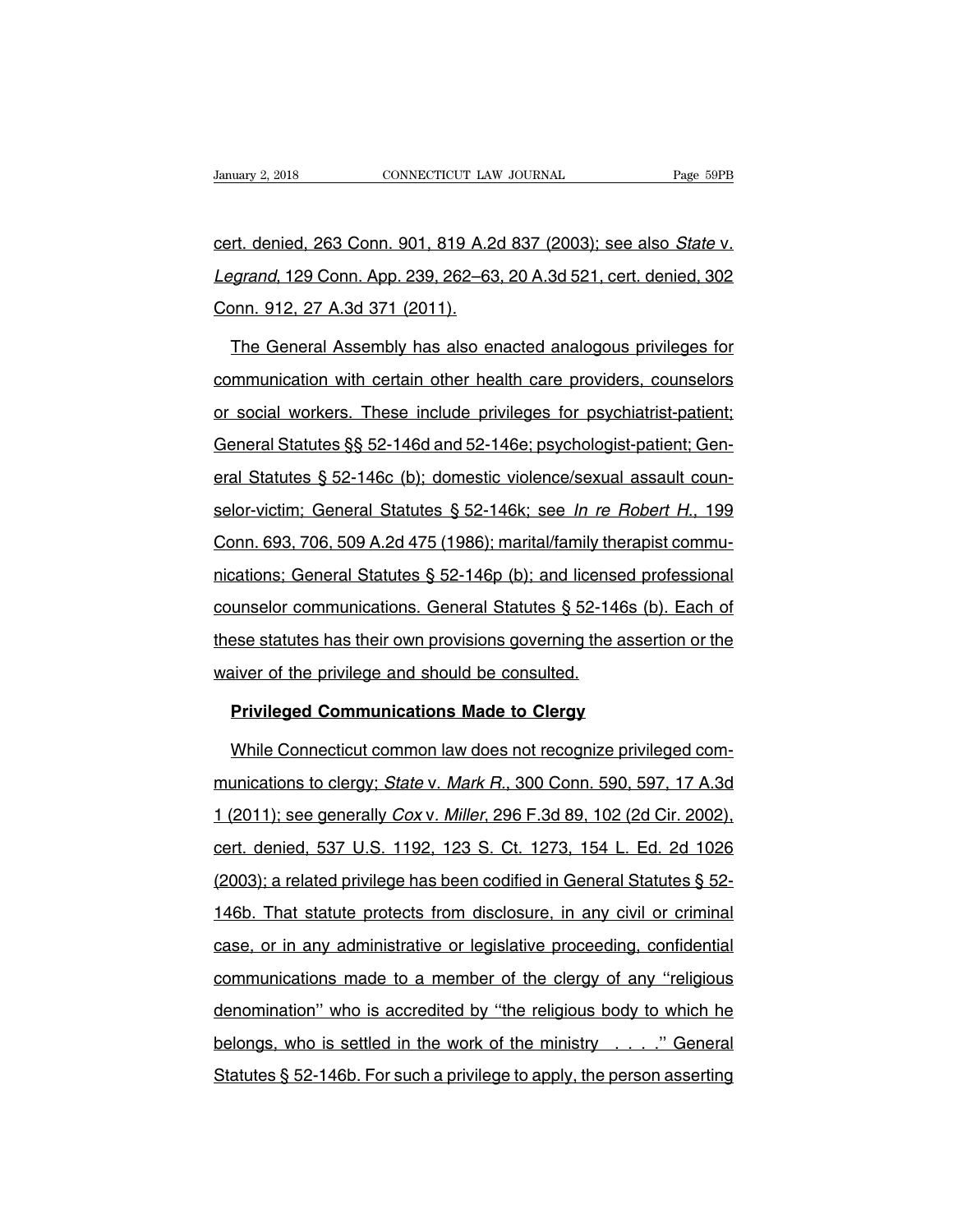cert. denied, 263 Conn. 901, 819 A.2d 837 (2003); see also *State* v. *Legrand*, 129 Conn. App. 239, 262–63, 20 A.3d 521, cert. denied, 302 Conn. 912, 27 A.3d 371 (2011).

The General Assembly has also enacted analogous privileges for communication with certain other health care providers, counselors or social workers. These include privileges for psychiatrist-patient; General Statutes §§ 52-146d and 52-146e; psychologist-patient; General Statutes § 52-146c (b); domestic violence/sexual assault counselor-victim; General Statutes § 52-146k; see *In re Robert H.*, 199 Conn. 693, 706, 509 A.2d 475 (1986); marital/family therapist communications; General Statutes § 52-146p (b); and licensed professional counselor communications. General Statutes § 52-146s (b). Each of these statutes has their own provisions governing the assertion or the waiver of the privilege and should be consulted.

**Privileged Communications Made to Clergy**

While Connecticut common law does not recognize privileged communications to clergy; *State* v. *Mark R.*, 300 Conn. 590, 597, 17 A.3d 1 (2011); see generally *Cox* v. *Miller*, 296 F.3d 89, 102 (2d Cir. 2002), cert. denied, 537 U.S. 1192, 123 S. Ct. 1273, 154 L. Ed. 2d 1026 (2003); a related privilege has been codified in General Statutes § 52-146b. That statute protects from disclosure, in any civil or criminal case, or in any administrative or legislative proceeding, confidential communications made to a member of the clergy of any ''religious denomination'' who is accredited by ''the religious body to which he belongs, who is settled in the work of the ministry . . . .'' General Statutes § 52-146b. For such a privilege to apply, the person asserting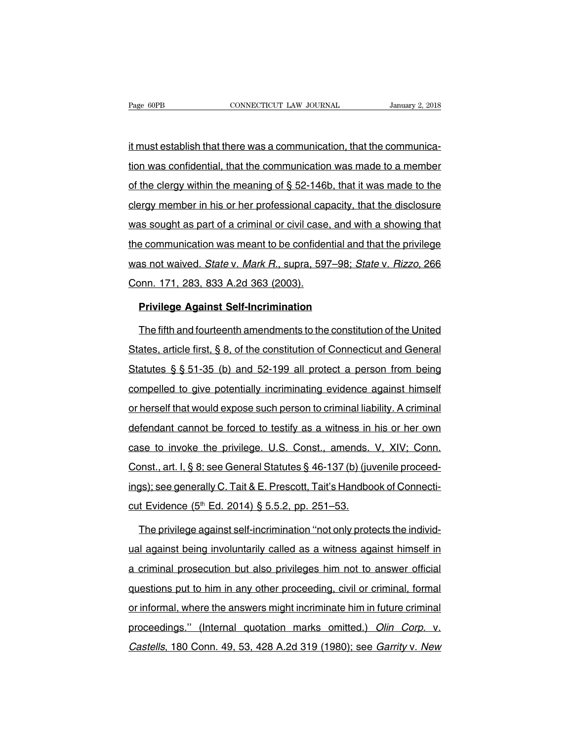it must establish that there was a communication, that the communication was confidential, that the communication was made to a member of the clergy within the meaning of § 52-146b, that it was made to the clergy member in his or her professional capacity, that the disclosure was sought as part of a criminal or civil case, and with a showing that the communication was meant to be confidential and that the privilege was not waived. *State* v. *Mark R.*, supra, 597–98; *State* v. *Rizzo*, 266 Conn. 171, 283, 833 A.2d 363 (2003).

**Privilege Against Self-Incrimination**

The fifth and fourteenth amendments to the constitution of the United States, article first, § 8, of the constitution of Connecticut and General Statutes § § 51-35 (b) and 52-199 all protect a person from being compelled to give potentially incriminating evidence against himself or herself that would expose such person to criminal liability. A criminal defendant cannot be forced to testify as a witness in his or her own case to invoke the privilege. U.S. Const., amends. V, XIV; Conn. Const., art. I, § 8; see General Statutes § 46-137 (b) (juvenile proceedings); see generally C. Tait & E. Prescott, Tait's Handbook of Connecticut Evidence (5th Ed. 2014) § 5.5.2, pp. 251–53.

The privilege against self-incrimination "not only protects the individual against being involuntarily called as a witness against himself in a criminal prosecution but also privileges him not to answer official questions put to him in any other proceeding, civil or criminal, formal or informal, where the answers might incriminate him in future criminal proceedings." (Internal quotation marks omitted.) *Olin Corp.* v. *Castells*, 180 Conn. 49, 53, 428 A.2d 319 (1980); see *Garrity* v. *New*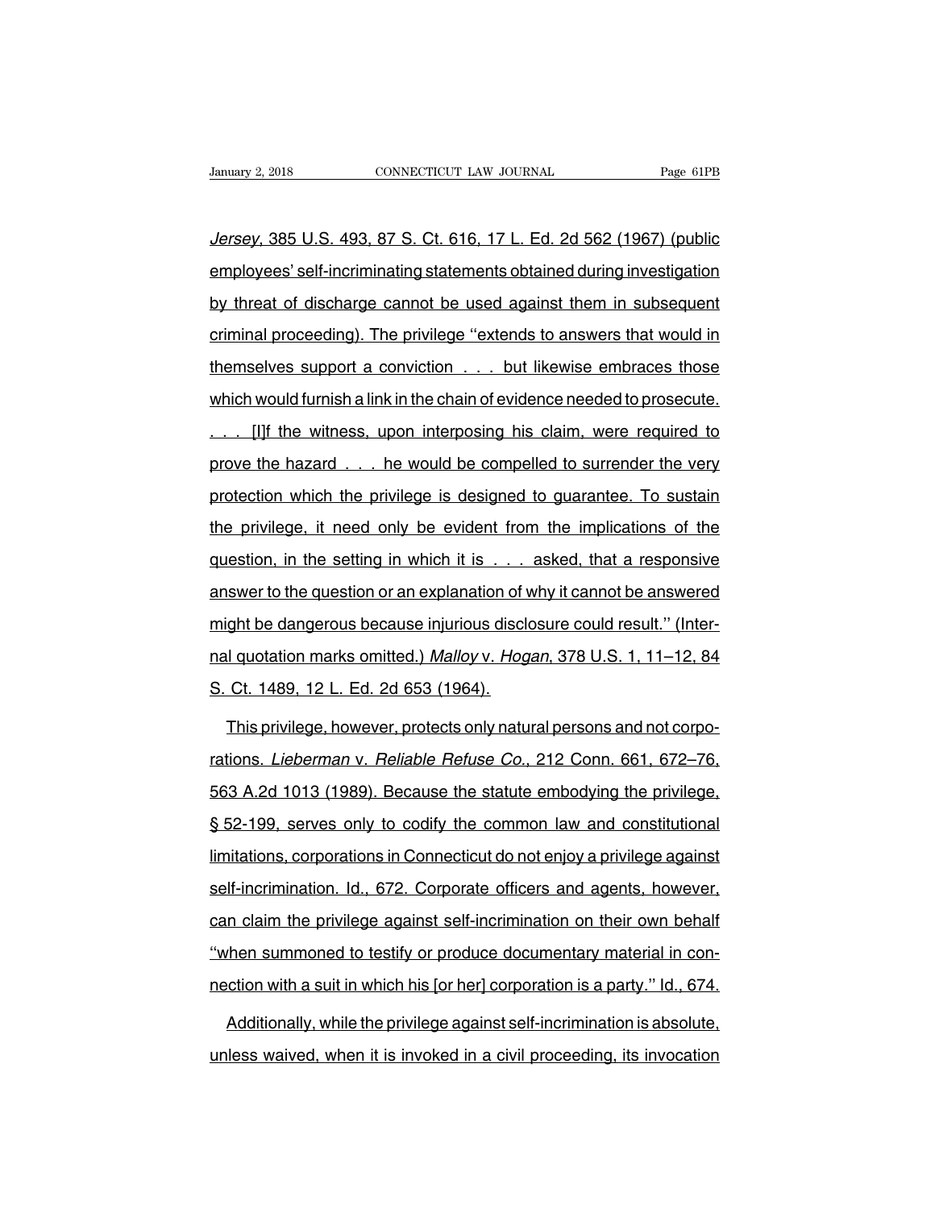*Jersey*, 385 U.S. 493, 87 S. Ct. 616, 17 L. Ed. 2d 562 (1967) (public employees' self-incriminating statements obtained during investigation by threat of discharge cannot be used against them in subsequent criminal proceeding). The privilege ''extends to answers that would in themselves support a conviction . . . but likewise embraces those which would furnish a link in the chain of evidence needed to prosecute. . . . [I]f the witness, upon interposing his claim, were required to prove the hazard . . . he would be compelled to surrender the very protection which the privilege is designed to guarantee. To sustain the privilege, it need only be evident from the implications of the question, in the setting in which it is . . . asked, that a responsive answer to the question or an explanation of why it cannot be answered might be dangerous because injurious disclosure could result.'' (Internal quotation marks omitted.) *Malloy* v. *Hogan*, 378 U.S. 1, 11–12, 84 S. Ct. 1489, 12 L. Ed. 2d 653 (1964).

This privilege, however, protects only natural persons and not corporations. *Lieberman* v. *Reliable Refuse Co.*, 212 Conn. 661, 672–76, 563 A.2d 1013 (1989). Because the statute embodying the privilege, § 52-199, serves only to codify the common law and constitutional limitations, corporations in Connecticut do not enjoy a privilege against self-incrimination. Id., 672. Corporate officers and agents, however, can claim the privilege against self-incrimination on their own behalf ''when summoned to testify or produce documentary material in connection with a suit in which his [or her] corporation is a party.'' Id., 674.

Additionally, while the privilege against self-incrimination is absolute, unless waived, when it is invoked in a civil proceeding, its invocation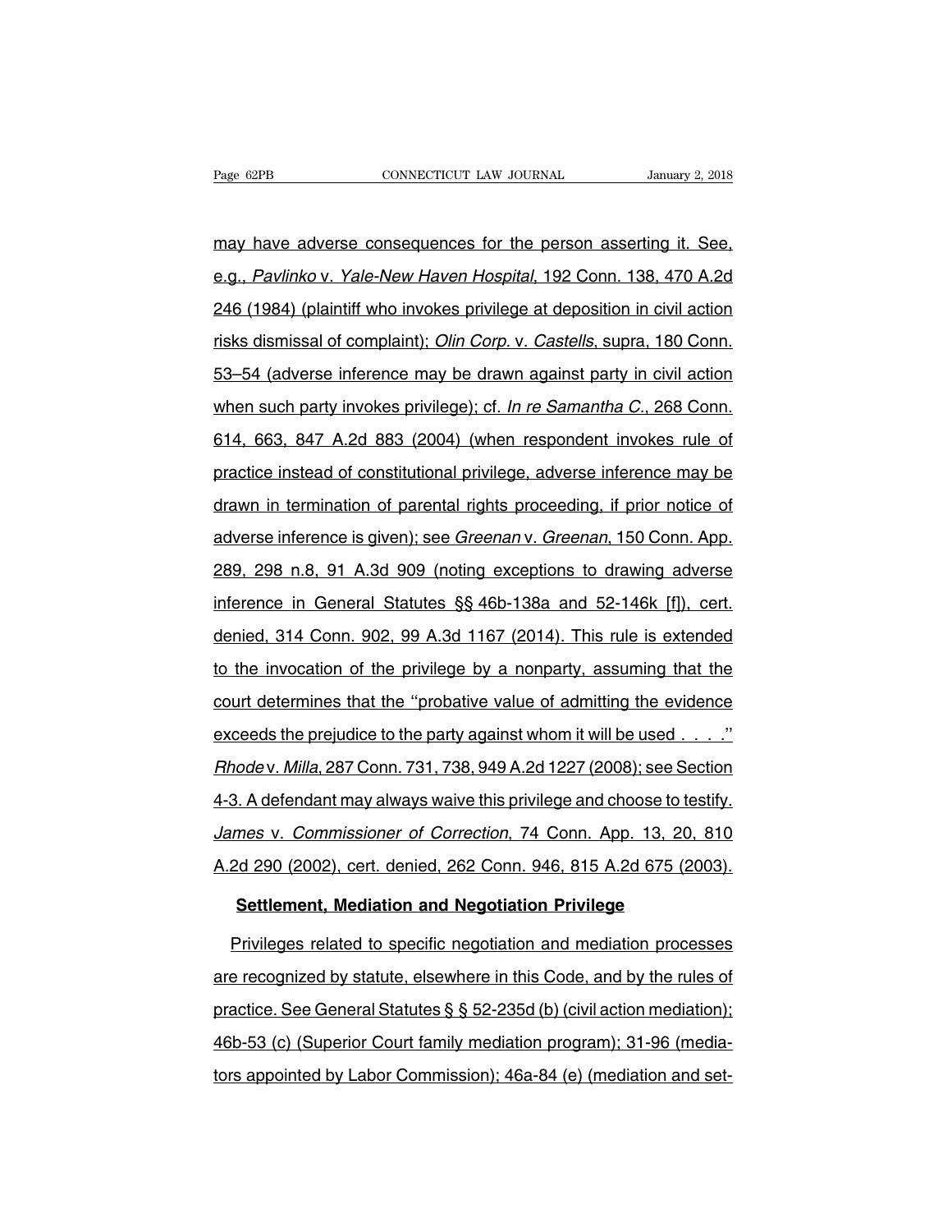may have adverse consequences for the person asserting it. See, e.g., *Pavlinko* v. *Yale-New Haven Hospital*, 192 Conn. 138, 470 A.2d 246 (1984) (plaintiff who invokes privilege at deposition in civil action risks dismissal of complaint); *Olin Corp.* v. *Castells*, supra, 180 Conn. 53–54 (adverse inference may be drawn against party in civil action when such party invokes privilege); cf. *In re Samantha C.*, 268 Conn. 614, 663, 847 A.2d 883 (2004) (when respondent invokes rule of practice instead of constitutional privilege, adverse inference may be drawn in termination of parental rights proceeding, if prior notice of adverse inference is given); see *Greenan* v. *Greenan*, 150 Conn. App. 289, 298 n.8, 91 A.3d 909 (noting exceptions to drawing adverse inference in General Statutes §§ 46b-138a and 52-146k [f]), cert. denied, 314 Conn. 902, 99 A.3d 1167 (2014). This rule is extended to the invocation of the privilege by a nonparty, assuming that the court determines that the ''probative value of admitting the evidence exceeds the prejudice to the party against whom it will be used . . . .'' *Rhode* v. *Milla*, 287 Conn. 731, 738, 949 A.2d 1227 (2008); see Section 4-3. A defendant may always waive this privilege and choose to testify. *James* v. *Commissioner of Correction*, 74 Conn. App. 13, 20, 810 A.2d 290 (2002), cert. denied, 262 Conn. 946, 815 A.2d 675 (2003).

**Settlement, Mediation and Negotiation Privilege**

Privileges related to specific negotiation and mediation processes are recognized by statute, elsewhere in this Code, and by the rules of practice. See General Statutes § § 52-235d (b) (civil action mediation); 46b-53 (c) (Superior Court family mediation program); 31-96 (mediators appointed by Labor Commission); 46a-84 (e) (mediation and set-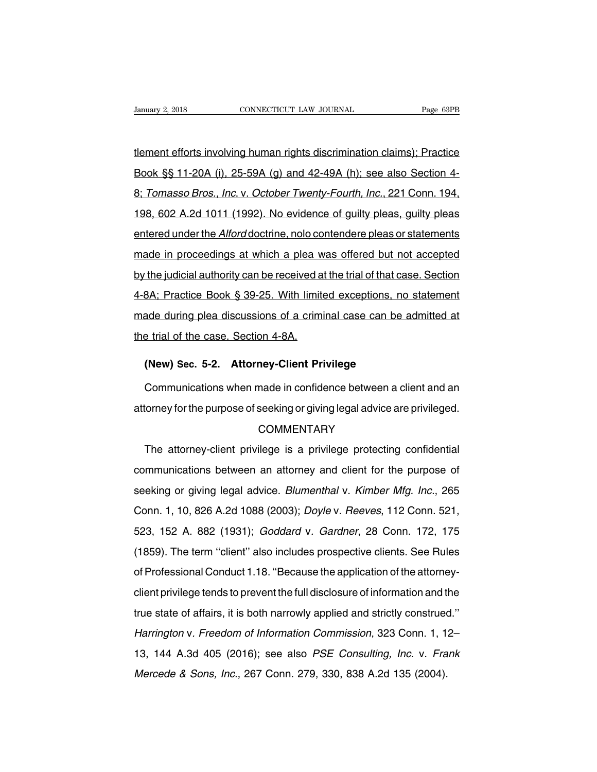tlement efforts involving human rights discrimination claims); Practice Book §§ 11-20A (i), 25-59A (g) and 42-49A (h); see also Section 4-8; *Tomasso Bros., Inc.* v. *October Twenty-Fourth, Inc.*, 221 Conn. 194, 198, 602 A.2d 1011 (1992). No evidence of guilty pleas, guilty pleas entered under the *Alford* doctrine, nolo contendere pleas or statements made in proceedings at which a plea was offered but not accepted by the judicial authority can be received at the trial of that case. Section 4-8A; Practice Book § 39-25. With limited exceptions, no statement made during plea discussions of a criminal case can be admitted at the trial of the case. Section 4-8A.

**(New) Sec. 5-2. Attorney-Client Privilege**

Communications when made in confidence between a client and an attorney for the purpose of seeking or giving legal advice are privileged.

COMMENTARY

The attorney-client privilege is a privilege protecting confidential communications between an attorney and client for the purpose of seeking or giving legal advice. *Blumenthal* v. *Kimber Mfg. Inc.*, 265 Conn. 1, 10, 826 A.2d 1088 (2003); *Doyle* v. *Reeves*, 112 Conn. 521, 523, 152 A. 882 (1931); *Goddard* v. *Gardner*, 28 Conn. 172, 175 (1859). The term ''client'' also includes prospective clients. See Rules of Professional Conduct 1.18. ''Because the application of the attorney-client privilege tends to prevent the full disclosure of information and the true state of affairs, it is both narrowly applied and strictly construed.'' *Harrington* v. *Freedom of Information Commission*, 323 Conn. 1, 12–13, 144 A.3d 405 (2016); see also *PSE Consulting, Inc.* v. *Frank Mercede & Sons, Inc.*, 267 Conn. 279, 330, 838 A.2d 135 (2004).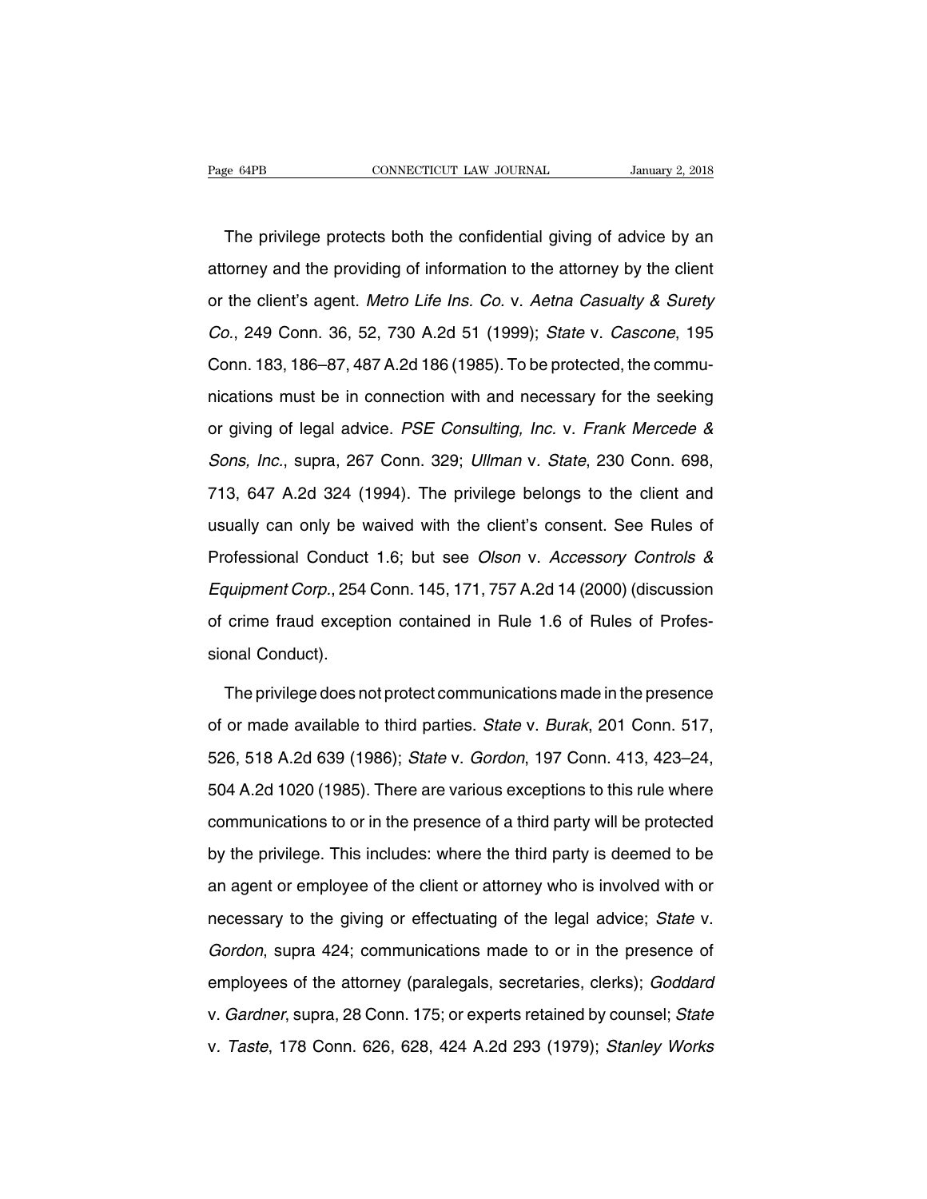The privilege protects both the confidential giving of advice by an attorney and the providing of information to the attorney by the client or the client's agent. *Metro Life Ins. Co.* v. *Aetna Casualty & Surety Co.*, 249 Conn. 36, 52, 730 A.2d 51 (1999); *State* v. *Cascone*, 195 Conn. 183, 186–87, 487 A.2d 186 (1985). To be protected, the communications must be in connection with and necessary for the seeking or giving of legal advice. *PSE Consulting, Inc.* v. *Frank Mercede & Sons, Inc.*, supra, 267 Conn. 329; *Ullman* v. *State*, 230 Conn. 698, 713, 647 A.2d 324 (1994). The privilege belongs to the client and usually can only be waived with the client's consent. See Rules of Professional Conduct 1.6; but see *Olson* v. *Accessory Controls & Equipment Corp.*, 254 Conn. 145, 171, 757 A.2d 14 (2000) (discussion of crime fraud exception contained in Rule 1.6 of Rules of Professional Conduct).

The privilege does not protect communications made in the presence of or made available to third parties. *State* v. *Burak*, 201 Conn. 517, 526, 518 A.2d 639 (1986); *State* v. *Gordon*, 197 Conn. 413, 423–24, 504 A.2d 1020 (1985). There are various exceptions to this rule where communications to or in the presence of a third party will be protected by the privilege. This includes: where the third party is deemed to be an agent or employee of the client or attorney who is involved with or necessary to the giving or effectuating of the legal advice; *State* v. *Gordon*, supra 424; communications made to or in the presence of employees of the attorney (paralegals, secretaries, clerks); *Goddard* v. *Gardner*, supra, 28 Conn. 175; or experts retained by counsel; *State* v. *Taste*, 178 Conn. 626, 628, 424 A.2d 293 (1979); *Stanley Works*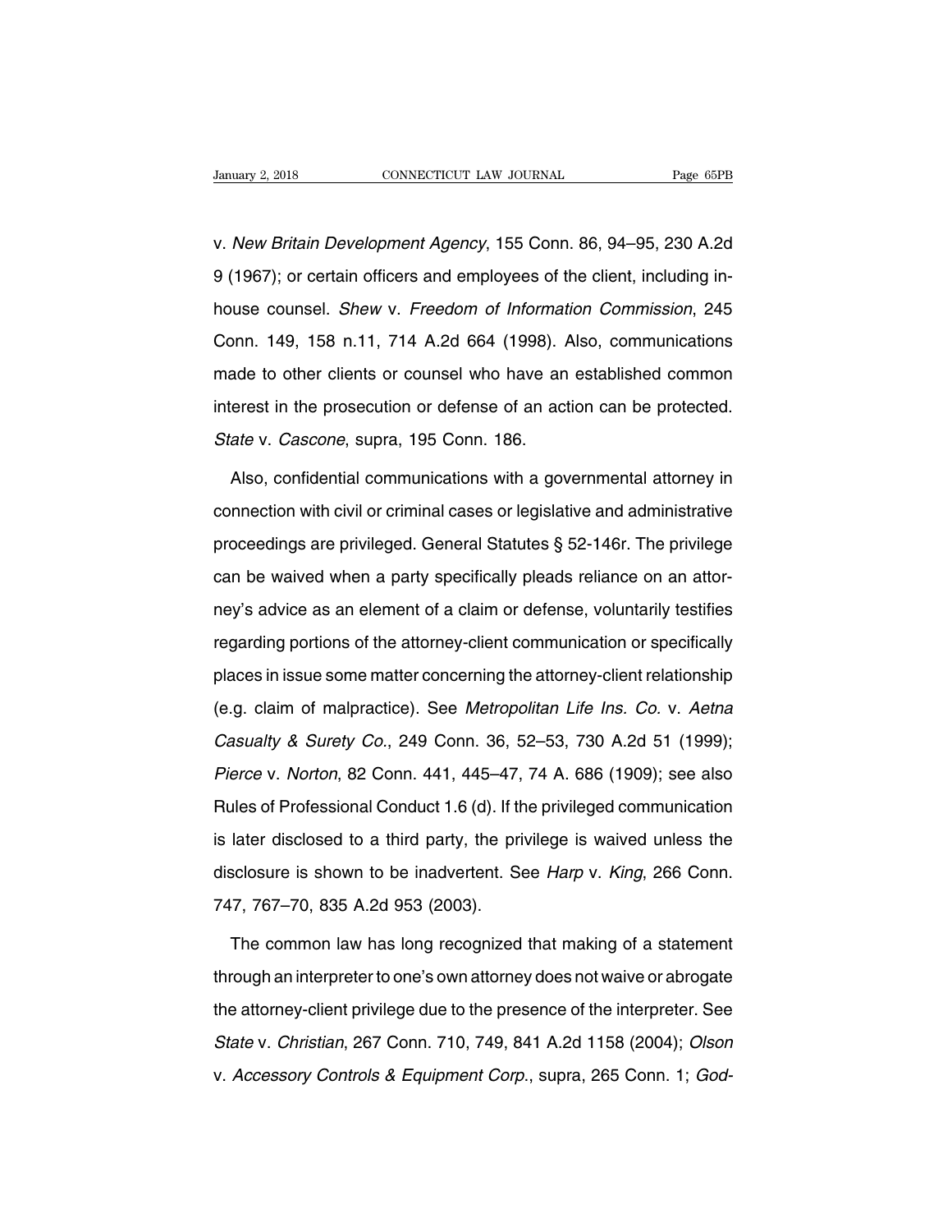v. *New Britain Development Agency*, 155 Conn. 86, 94–95, 230 A.2d 9 (1967); or certain officers and employees of the client, including in-house counsel. *Shew* v. *Freedom of Information Commission*, 245 Conn. 149, 158 n.11, 714 A.2d 664 (1998). Also, communications made to other clients or counsel who have an established common interest in the prosecution or defense of an action can be protected. *State* v. *Cascone*, supra, 195 Conn. 186.

Also, confidential communications with a governmental attorney in connection with civil or criminal cases or legislative and administrative proceedings are privileged. General Statutes § 52-146r. The privilege can be waived when a party specifically pleads reliance on an attorney's advice as an element of a claim or defense, voluntarily testifies regarding portions of the attorney-client communication or specifically places in issue some matter concerning the attorney-client relationship (e.g. claim of malpractice). See *Metropolitan Life Ins. Co.* v. *Aetna Casualty & Surety Co.*, 249 Conn. 36, 52–53, 730 A.2d 51 (1999); *Pierce* v. *Norton*, 82 Conn. 441, 445–47, 74 A. 686 (1909); see also Rules of Professional Conduct 1.6 (d). If the privileged communication is later disclosed to a third party, the privilege is waived unless the disclosure is shown to be inadvertent. See *Harp* v. *King*, 266 Conn. 747, 767–70, 835 A.2d 953 (2003).

The common law has long recognized that making of a statement through an interpreter to one's own attorney does not waive or abrogate the attorney-client privilege due to the presence of the interpreter. See *State* v. *Christian*, 267 Conn. 710, 749, 841 A.2d 1158 (2004); *Olson* v. *Accessory Controls & Equipment Corp.*, supra, 265 Conn. 1; *God-*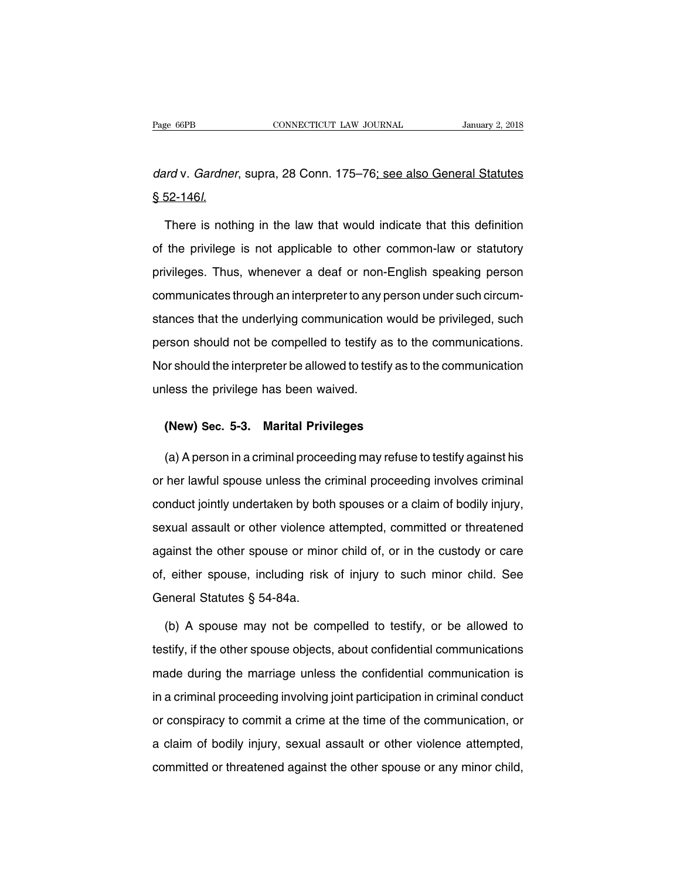*dard* v. *Gardner*, supra, 28 Conn. 175–76; see also General Statutes § 52-146*l*.

There is nothing in the law that would indicate that this definition of the privilege is not applicable to other common-law or statutory privileges. Thus, whenever a deaf or non-English speaking person communicates through an interpreter to any person under such circumstances that the underlying communication would be privileged, such person should not be compelled to testify as to the communications. Nor should the interpreter be allowed to testify as to the communication unless the privilege has been waived.

**(New) Sec. 5-3. Marital Privileges**

(a) A person in a criminal proceeding may refuse to testify against his or her lawful spouse unless the criminal proceeding involves criminal conduct jointly undertaken by both spouses or a claim of bodily injury, sexual assault or other violence attempted, committed or threatened against the other spouse or minor child of, or in the custody or care of, either spouse, including risk of injury to such minor child. See General Statutes § 54-84a.

(b) A spouse may not be compelled to testify, or be allowed to testify, if the other spouse objects, about confidential communications made during the marriage unless the confidential communication is in a criminal proceeding involving joint participation in criminal conduct or conspiracy to commit a crime at the time of the communication, or a claim of bodily injury, sexual assault or other violence attempted, committed or threatened against the other spouse or any minor child,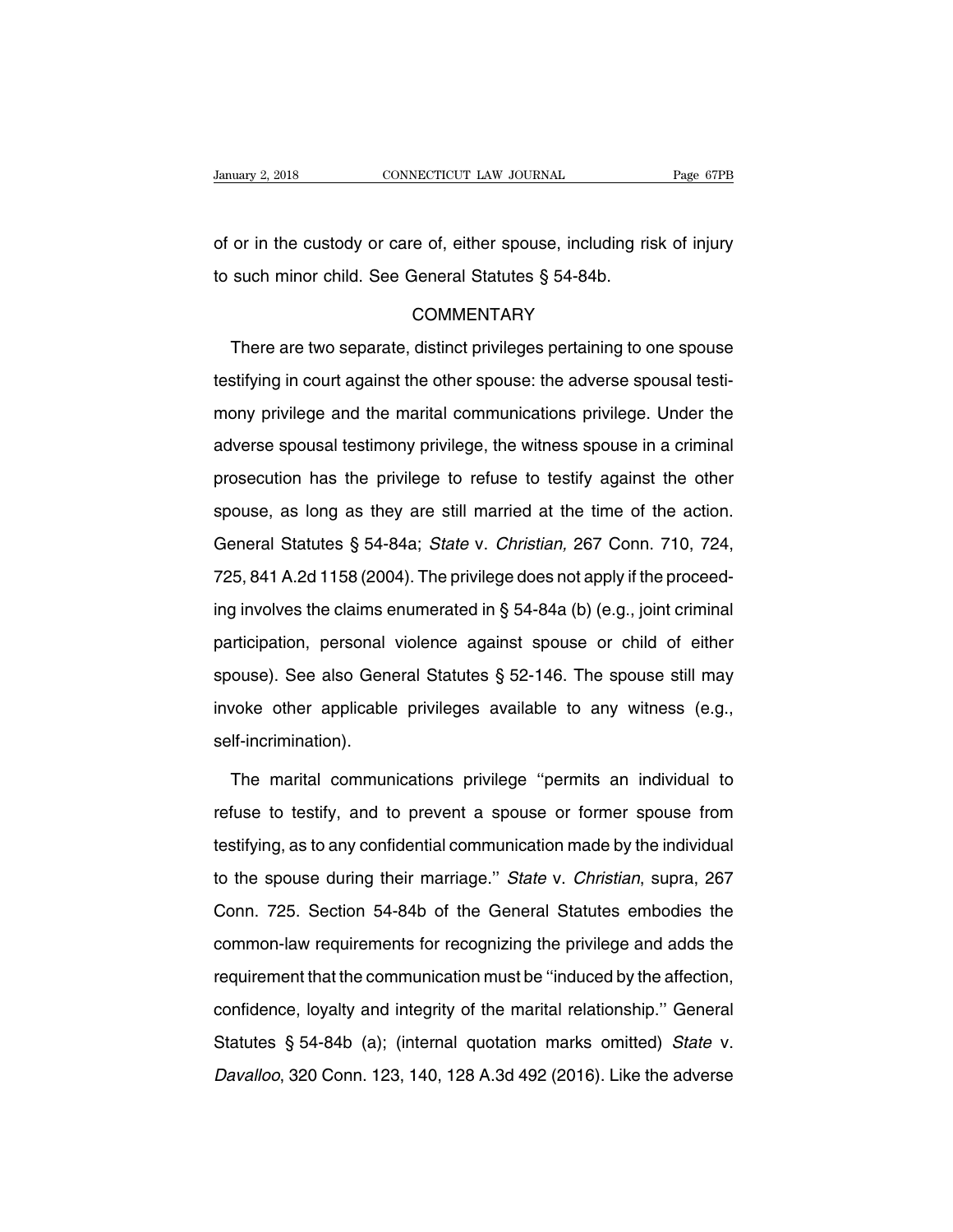of or in the custody or care of, either spouse, including risk of injury to such minor child. See General Statutes § 54-84b.

COMMENTARY

There are two separate, distinct privileges pertaining to one spouse testifying in court against the other spouse: the adverse spousal testimony privilege and the marital communications privilege. Under the adverse spousal testimony privilege, the witness spouse in a criminal prosecution has the privilege to refuse to testify against the other spouse, as long as they are still married at the time of the action. General Statutes § 54-84a; *State* v. *Christian,* 267 Conn. 710, 724, 725, 841 A.2d 1158 (2004). The privilege does not apply if the proceeding involves the claims enumerated in § 54-84a (b) (e.g., joint criminal participation, personal violence against spouse or child of either spouse). See also General Statutes § 52-146. The spouse still may invoke other applicable privileges available to any witness (e.g., self-incrimination).

The marital communications privilege ''permits an individual to refuse to testify, and to prevent a spouse or former spouse from testifying, as to any confidential communication made by the individual to the spouse during their marriage.'' *State* v. *Christian*, supra, 267 Conn. 725. Section 54-84b of the General Statutes embodies the common-law requirements for recognizing the privilege and adds the requirement that the communication must be ''induced by the affection, confidence, loyalty and integrity of the marital relationship.'' General Statutes § 54-84b (a); (internal quotation marks omitted) *State* v. *Davalloo*, 320 Conn. 123, 140, 128 A.3d 492 (2016). Like the adverse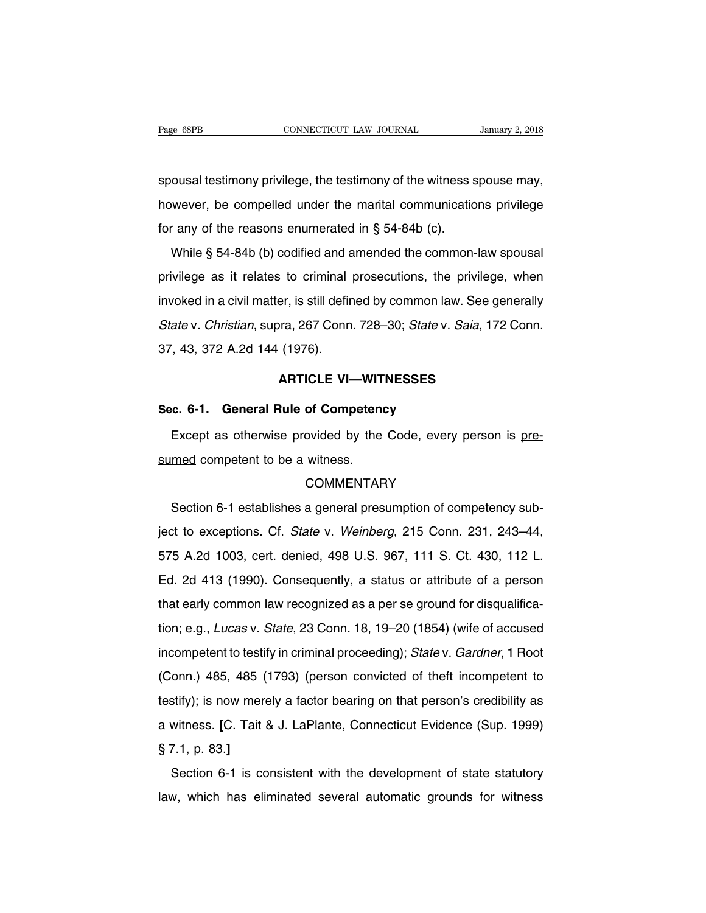spousal testimony privilege, the testimony of the witness spouse may, however, be compelled under the marital communications privilege for any of the reasons enumerated in § 54-84b (c).

While § 54-84b (b) codified and amended the common-law spousal privilege as it relates to criminal prosecutions, the privilege, when invoked in a civil matter, is still defined by common law. See generally *State* v. *Christian*, supra, 267 Conn. 728–30; *State* v. *Saia*, 172 Conn. 37, 43, 372 A.2d 144 (1976).

## ARTICLE VI—WITNESSES

### Sec. 6-1. General Rule of Competency

Except as otherwise provided by the Code, every person is <u>presumed</u> competent to be a witness.

COMMENTARY

Section 6-1 establishes a general presumption of competency subject to exceptions. Cf. *State* v. *Weinberg*, 215 Conn. 231, 243–44, 575 A.2d 1003, cert. denied, 498 U.S. 967, 111 S. Ct. 430, 112 L. Ed. 2d 413 (1990). Consequently, a status or attribute of a person that early common law recognized as a per se ground for disqualification; e.g., *Lucas* v. *State*, 23 Conn. 18, 19–20 (1854) (wife of accused incompetent to testify in criminal proceeding); *State* v. *Gardner*, 1 Root (Conn.) 485, 485 (1793) (person convicted of theft incompetent to testify); is now merely a factor bearing on that person's credibility as a witness. **[**C. Tait & J. LaPlante, Connecticut Evidence (Sup. 1999) § 7.1, p. 83.**]**

Section 6-1 is consistent with the development of state statutory law, which has eliminated several automatic grounds for witness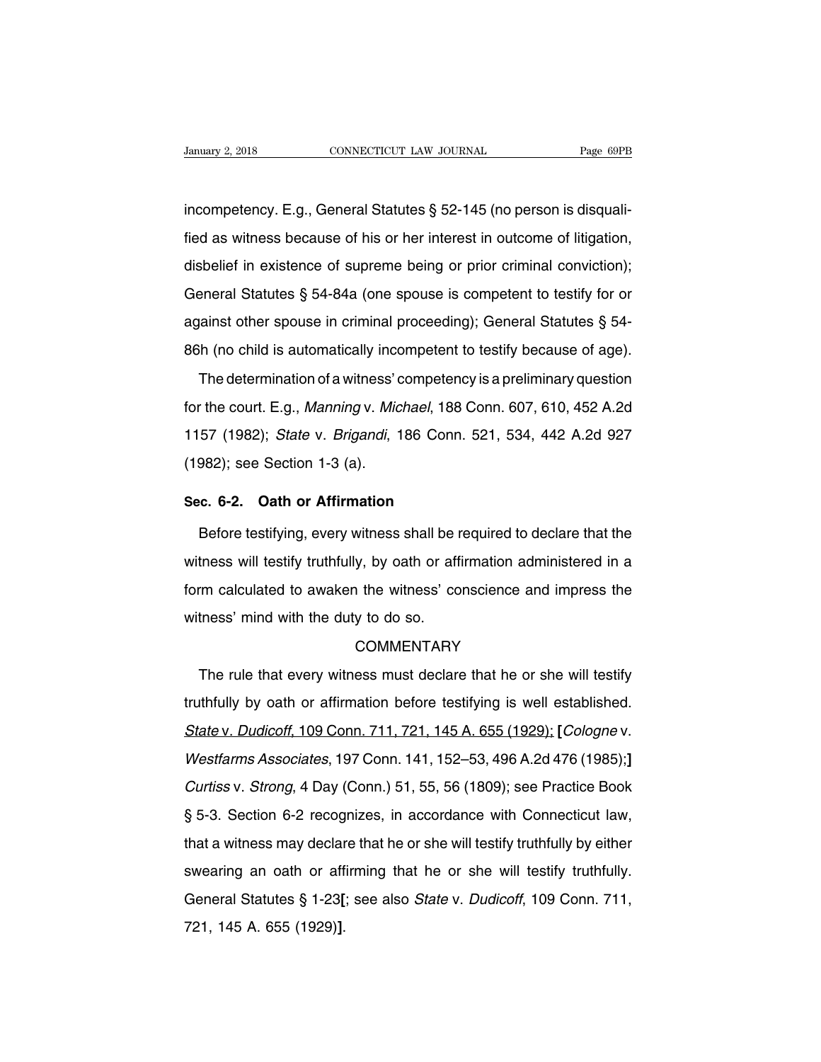incompetency. E.g., General Statutes § 52-145 (no person is disqualified as witness because of his or her interest in outcome of litigation, disbelief in existence of supreme being or prior criminal conviction); General Statutes § 54-84a (one spouse is competent to testify for or against other spouse in criminal proceeding); General Statutes § 54-86h (no child is automatically incompetent to testify because of age).

The determination of a witness' competency is a preliminary question for the court. E.g., *Manning* v. *Michael*, 188 Conn. 607, 610, 452 A.2d 1157 (1982); *State* v. *Brigandi*, 186 Conn. 521, 534, 442 A.2d 927 (1982); see Section 1-3 (a).

**Sec. 6-2. Oath or Affirmation**

Before testifying, every witness shall be required to declare that the witness will testify truthfully, by oath or affirmation administered in a form calculated to awaken the witness' conscience and impress the witness' mind with the duty to do so.

COMMENTARY

The rule that every witness must declare that he or she will testify truthfully by oath or affirmation before testifying is well established. <u>*State* v. *Dudicoff*, 109 Conn. 711, 721, 145 A. 655 (1929);</u> **[***Cologne* v. *Westfarms Associates*, 197 Conn. 141, 152–53, 496 A.2d 476 (1985);**]** *Curtiss* v. *Strong*, 4 Day (Conn.) 51, 55, 56 (1809); see Practice Book § 5-3. Section 6-2 recognizes, in accordance with Connecticut law, that a witness may declare that he or she will testify truthfully by either swearing an oath or affirming that he or she will testify truthfully. General Statutes § 1-23**[**; see also *State* v. *Dudicoff*, 109 Conn. 711, 721, 145 A. 655 (1929)**]**.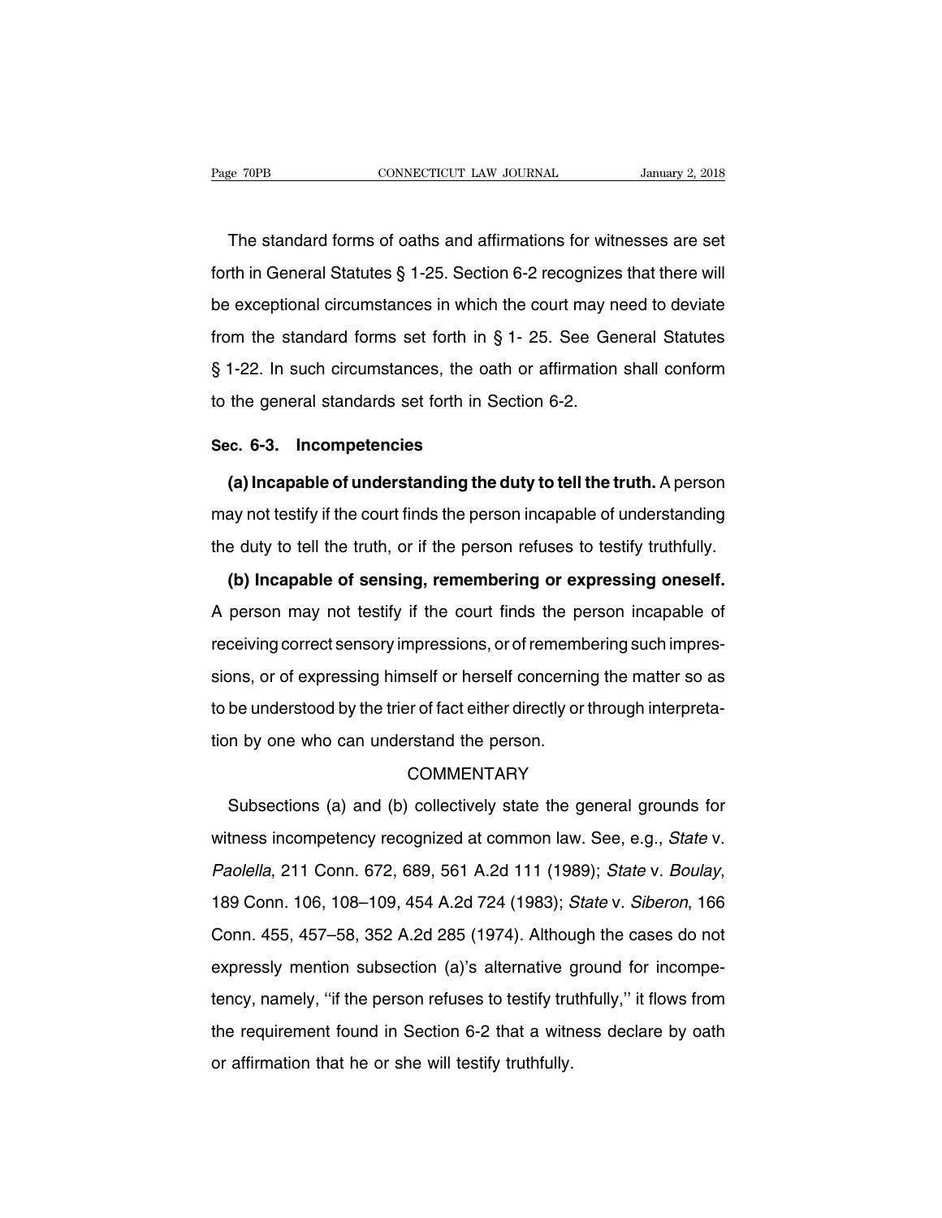The standard forms of oaths and affirmations for witnesses are set forth in General Statutes § 1-25. Section 6-2 recognizes that there will be exceptional circumstances in which the court may need to deviate from the standard forms set forth in § 1- 25. See General Statutes § 1-22. In such circumstances, the oath or affirmation shall conform to the general standards set forth in Section 6-2.

## Sec. 6-3. Incompetencies

**(a) Incapable of understanding the duty to tell the truth.** A person may not testify if the court finds the person incapable of understanding the duty to tell the truth, or if the person refuses to testify truthfully.

**(b) Incapable of sensing, remembering or expressing oneself.** A person may not testify if the court finds the person incapable of receiving correct sensory impressions, or of remembering such impressions, or of expressing himself or herself concerning the matter so as to be understood by the trier of fact either directly or through interpretation by one who can understand the person.

COMMENTARY

Subsections (a) and (b) collectively state the general grounds for witness incompetency recognized at common law. See, e.g., *State* v. *Paolella*, 211 Conn. 672, 689, 561 A.2d 111 (1989); *State* v. *Boulay*, 189 Conn. 106, 108–109, 454 A.2d 724 (1983); *State* v. *Siberon*, 166 Conn. 455, 457–58, 352 A.2d 285 (1974). Although the cases do not expressly mention subsection (a)'s alternative ground for incompetency, namely, ''if the person refuses to testify truthfully,'' it flows from the requirement found in Section 6-2 that a witness declare by oath or affirmation that he or she will testify truthfully.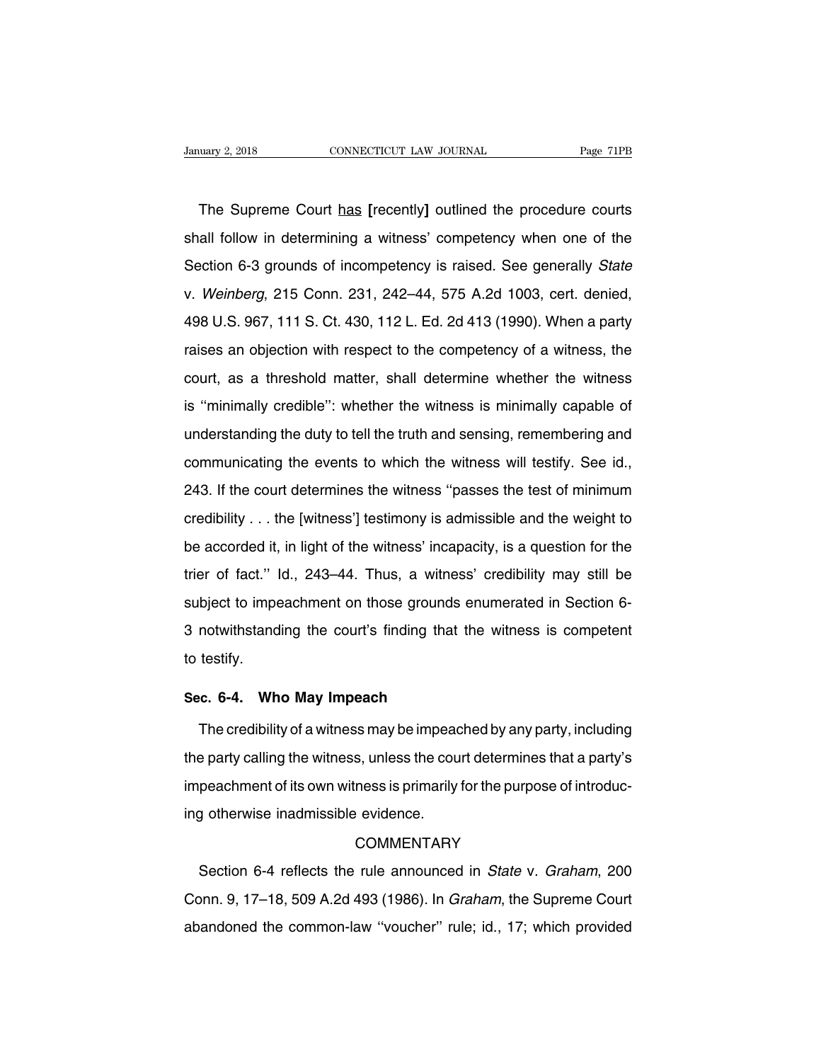The Supreme Court <u>has</u> **[**recently**]** outlined the procedure courts shall follow in determining a witness' competency when one of the Section 6-3 grounds of incompetency is raised. See generally *State* v. *Weinberg*, 215 Conn. 231, 242–44, 575 A.2d 1003, cert. denied, 498 U.S. 967, 111 S. Ct. 430, 112 L. Ed. 2d 413 (1990). When a party raises an objection with respect to the competency of a witness, the court, as a threshold matter, shall determine whether the witness is ''minimally credible'': whether the witness is minimally capable of understanding the duty to tell the truth and sensing, remembering and communicating the events to which the witness will testify. See id., 243. If the court determines the witness ''passes the test of minimum credibility . . . the [witness'] testimony is admissible and the weight to be accorded it, in light of the witness' incapacity, is a question for the trier of fact.'' Id., 243–44. Thus, a witness' credibility may still be subject to impeachment on those grounds enumerated in Section 6-3 notwithstanding the court's finding that the witness is competent to testify.

## Sec. 6-4. Who May Impeach

The credibility of a witness may be impeached by any party, including the party calling the witness, unless the court determines that a party's impeachment of its own witness is primarily for the purpose of introducing otherwise inadmissible evidence.

COMMENTARY

Section 6-4 reflects the rule announced in *State* v. *Graham*, 200 Conn. 9, 17–18, 509 A.2d 493 (1986). In *Graham*, the Supreme Court abandoned the common-law ''voucher'' rule; id., 17; which provided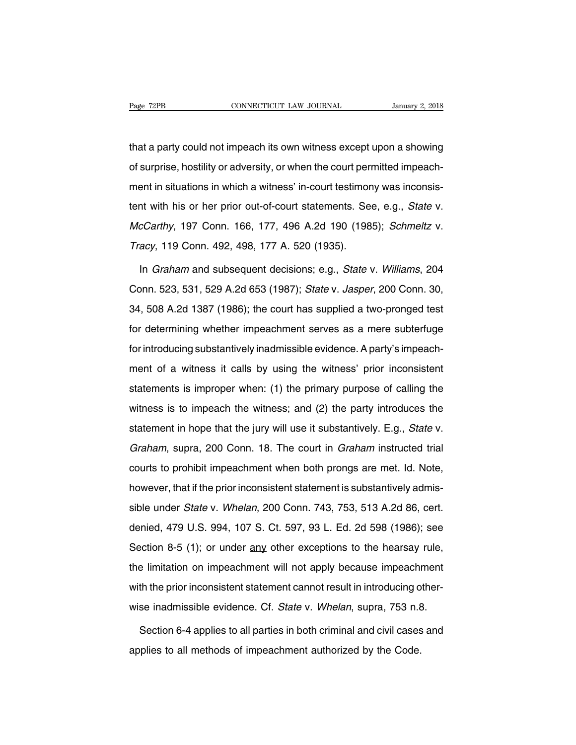that a party could not impeach its own witness except upon a showing of surprise, hostility or adversity, or when the court permitted impeachment in situations in which a witness' in-court testimony was inconsistent with his or her prior out-of-court statements. See, e.g., *State* v. *McCarthy*, 197 Conn. 166, 177, 496 A.2d 190 (1985); *Schmeltz* v. *Tracy*, 119 Conn. 492, 498, 177 A. 520 (1935).

In *Graham* and subsequent decisions; e.g., *State* v. *Williams*, 204 Conn. 523, 531, 529 A.2d 653 (1987); *State* v. *Jasper*, 200 Conn. 30, 34, 508 A.2d 1387 (1986); the court has supplied a two-pronged test for determining whether impeachment serves as a mere subterfuge for introducing substantively inadmissible evidence. A party's impeachment of a witness it calls by using the witness' prior inconsistent statements is improper when: (1) the primary purpose of calling the witness is to impeach the witness; and (2) the party introduces the statement in hope that the jury will use it substantively. E.g., *State* v. *Graham*, supra, 200 Conn. 18. The court in *Graham* instructed trial courts to prohibit impeachment when both prongs are met. Id. Note, however, that if the prior inconsistent statement is substantively admissible under *State* v. *Whelan*, 200 Conn. 743, 753, 513 A.2d 86, cert. denied, 479 U.S. 994, 107 S. Ct. 597, 93 L. Ed. 2d 598 (1986); see Section 8-5 (1); or under <u>any</u> other exceptions to the hearsay rule, the limitation on impeachment will not apply because impeachment with the prior inconsistent statement cannot result in introducing otherwise inadmissible evidence. Cf. *State* v. *Whelan*, supra, 753 n.8.

Section 6-4 applies to all parties in both criminal and civil cases and applies to all methods of impeachment authorized by the Code.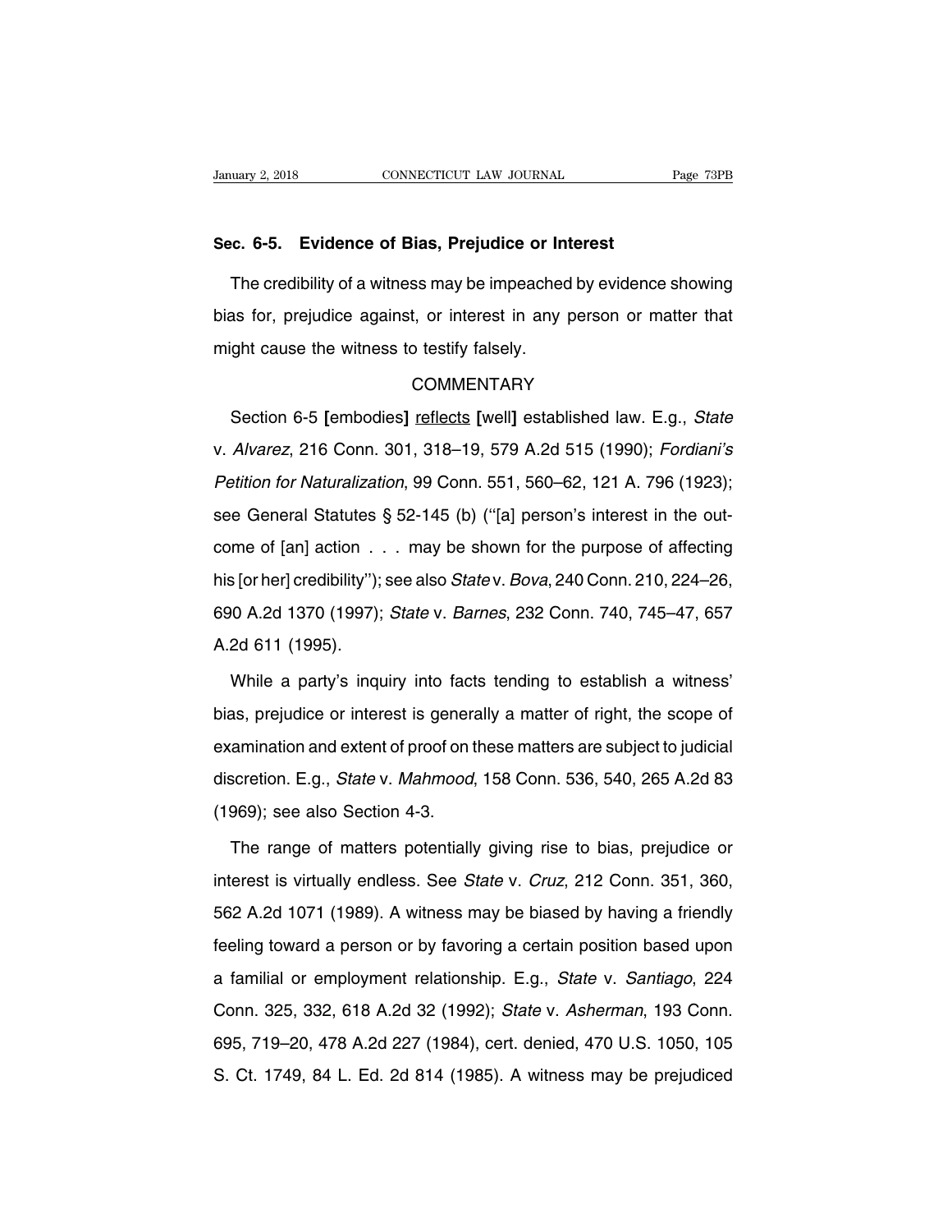## Sec. 6-5. Evidence of Bias, Prejudice or Interest

The credibility of a witness may be impeached by evidence showing bias for, prejudice against, or interest in any person or matter that might cause the witness to testify falsely.

### COMMENTARY

Section 6-5 **[**embodies**]** reflects **[**well**]** established law. E.g., *State* v. *Alvarez*, 216 Conn. 301, 318–19, 579 A.2d 515 (1990); *Fordiani's Petition for Naturalization*, 99 Conn. 551, 560–62, 121 A. 796 (1923); see General Statutes § 52-145 (b) (''[a] person's interest in the outcome of [an] action . . . may be shown for the purpose of affecting his [or her] credibility''); see also *State* v. *Bova*, 240 Conn. 210, 224–26, 690 A.2d 1370 (1997); *State* v. *Barnes*, 232 Conn. 740, 745–47, 657 A.2d 611 (1995).

While a party's inquiry into facts tending to establish a witness' bias, prejudice or interest is generally a matter of right, the scope of examination and extent of proof on these matters are subject to judicial discretion. E.g., *State* v. *Mahmood*, 158 Conn. 536, 540, 265 A.2d 83 (1969); see also Section 4-3.

The range of matters potentially giving rise to bias, prejudice or interest is virtually endless. See *State* v. *Cruz*, 212 Conn. 351, 360, 562 A.2d 1071 (1989). A witness may be biased by having a friendly feeling toward a person or by favoring a certain position based upon a familial or employment relationship. E.g., *State* v. *Santiago*, 224 Conn. 325, 332, 618 A.2d 32 (1992); *State* v. *Asherman*, 193 Conn. 695, 719–20, 478 A.2d 227 (1984), cert. denied, 470 U.S. 1050, 105 S. Ct. 1749, 84 L. Ed. 2d 814 (1985). A witness may be prejudiced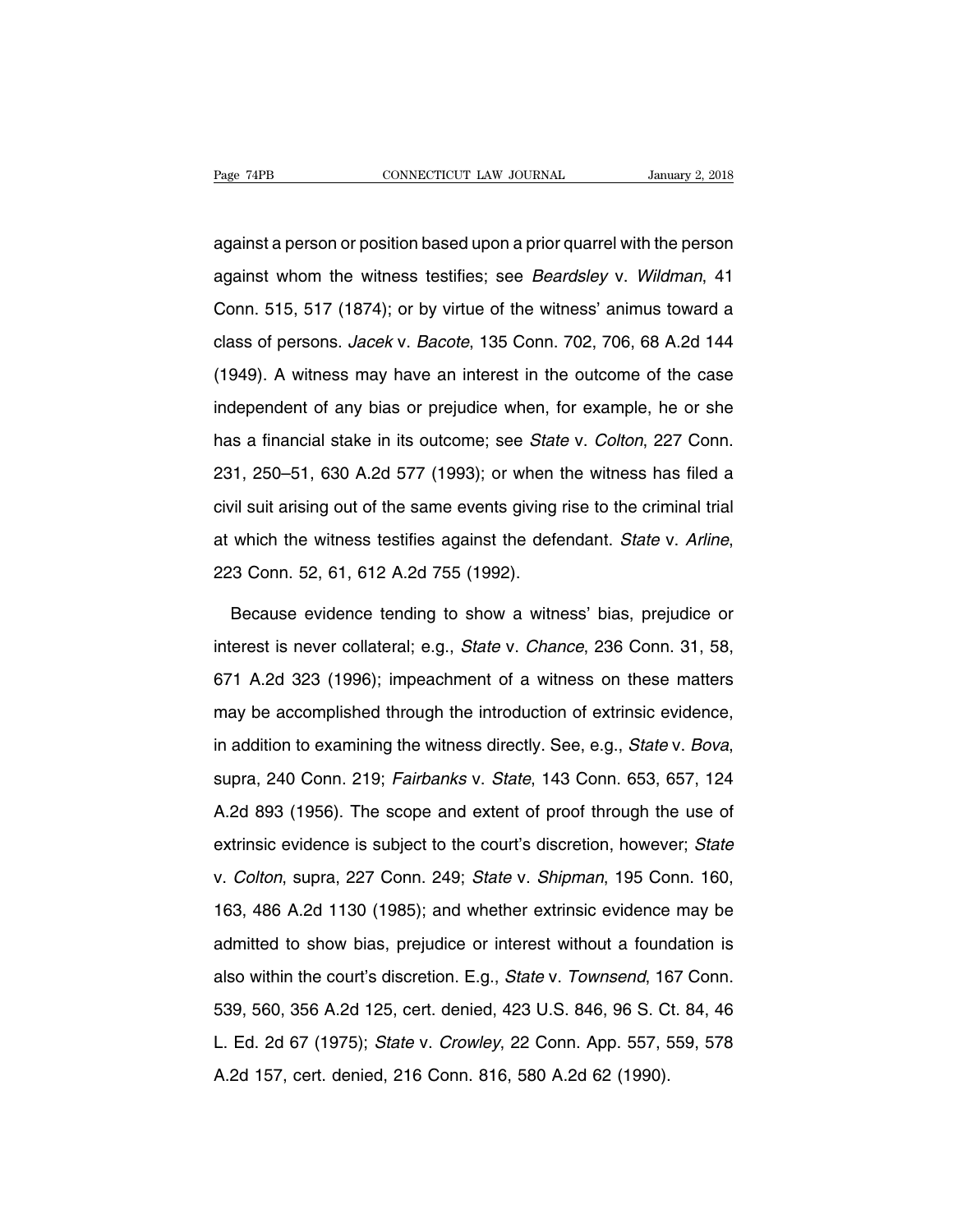against a person or position based upon a prior quarrel with the person against whom the witness testifies; see *Beardsley* v. *Wildman*, 41 Conn. 515, 517 (1874); or by virtue of the witness' animus toward a class of persons. *Jacek* v. *Bacote*, 135 Conn. 702, 706, 68 A.2d 144 (1949). A witness may have an interest in the outcome of the case independent of any bias or prejudice when, for example, he or she has a financial stake in its outcome; see *State* v. *Colton*, 227 Conn. 231, 250–51, 630 A.2d 577 (1993); or when the witness has filed a civil suit arising out of the same events giving rise to the criminal trial at which the witness testifies against the defendant. *State* v. *Arline*, 223 Conn. 52, 61, 612 A.2d 755 (1992).

Because evidence tending to show a witness' bias, prejudice or interest is never collateral; e.g., *State* v. *Chance*, 236 Conn. 31, 58, 671 A.2d 323 (1996); impeachment of a witness on these matters may be accomplished through the introduction of extrinsic evidence, in addition to examining the witness directly. See, e.g., *State* v. *Bova*, supra, 240 Conn. 219; *Fairbanks* v. *State*, 143 Conn. 653, 657, 124 A.2d 893 (1956). The scope and extent of proof through the use of extrinsic evidence is subject to the court's discretion, however; *State* v. *Colton*, supra, 227 Conn. 249; *State* v. *Shipman*, 195 Conn. 160, 163, 486 A.2d 1130 (1985); and whether extrinsic evidence may be admitted to show bias, prejudice or interest without a foundation is also within the court's discretion. E.g., *State* v. *Townsend*, 167 Conn. 539, 560, 356 A.2d 125, cert. denied, 423 U.S. 846, 96 S. Ct. 84, 46 L. Ed. 2d 67 (1975); *State* v. *Crowley*, 22 Conn. App. 557, 559, 578 A.2d 157, cert. denied, 216 Conn. 816, 580 A.2d 62 (1990).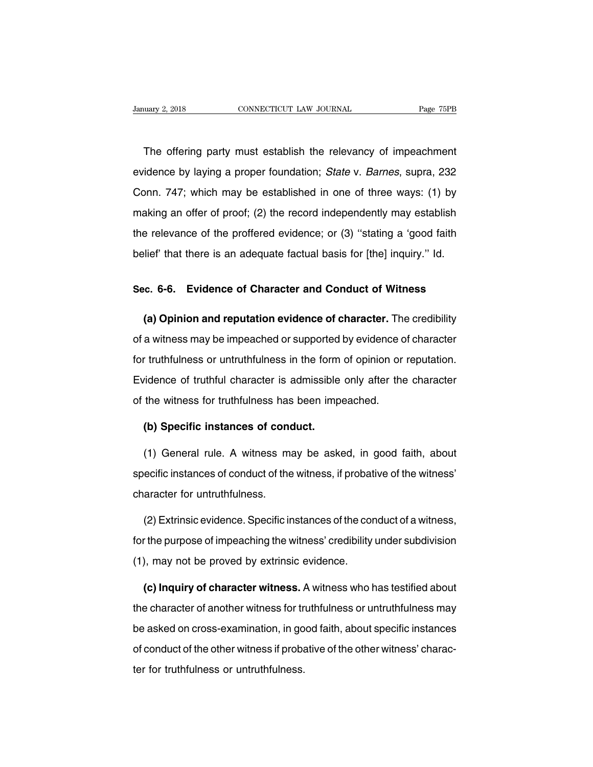The offering party must establish the relevancy of impeachment evidence by laying a proper foundation; *State* v. *Barnes*, supra, 232 Conn. 747; which may be established in one of three ways: (1) by making an offer of proof; (2) the record independently may establish the relevance of the proffered evidence; or (3) ''stating a 'good faith belief' that there is an adequate factual basis for [the] inquiry.'' Id.

## Sec. 6-6. Evidence of Character and Conduct of Witness

**(a) Opinion and reputation evidence of character.** The credibility of a witness may be impeached or supported by evidence of character for truthfulness or untruthfulness in the form of opinion or reputation. Evidence of truthful character is admissible only after the character of the witness for truthfulness has been impeached.

**(b) Specific instances of conduct.**

(1) General rule. A witness may be asked, in good faith, about specific instances of conduct of the witness, if probative of the witness' character for untruthfulness.

(2) Extrinsic evidence. Specific instances of the conduct of a witness, for the purpose of impeaching the witness' credibility under subdivision (1), may not be proved by extrinsic evidence.

**(c) Inquiry of character witness.** A witness who has testified about the character of another witness for truthfulness or untruthfulness may be asked on cross-examination, in good faith, about specific instances of conduct of the other witness if probative of the other witness' character for truthfulness or untruthfulness.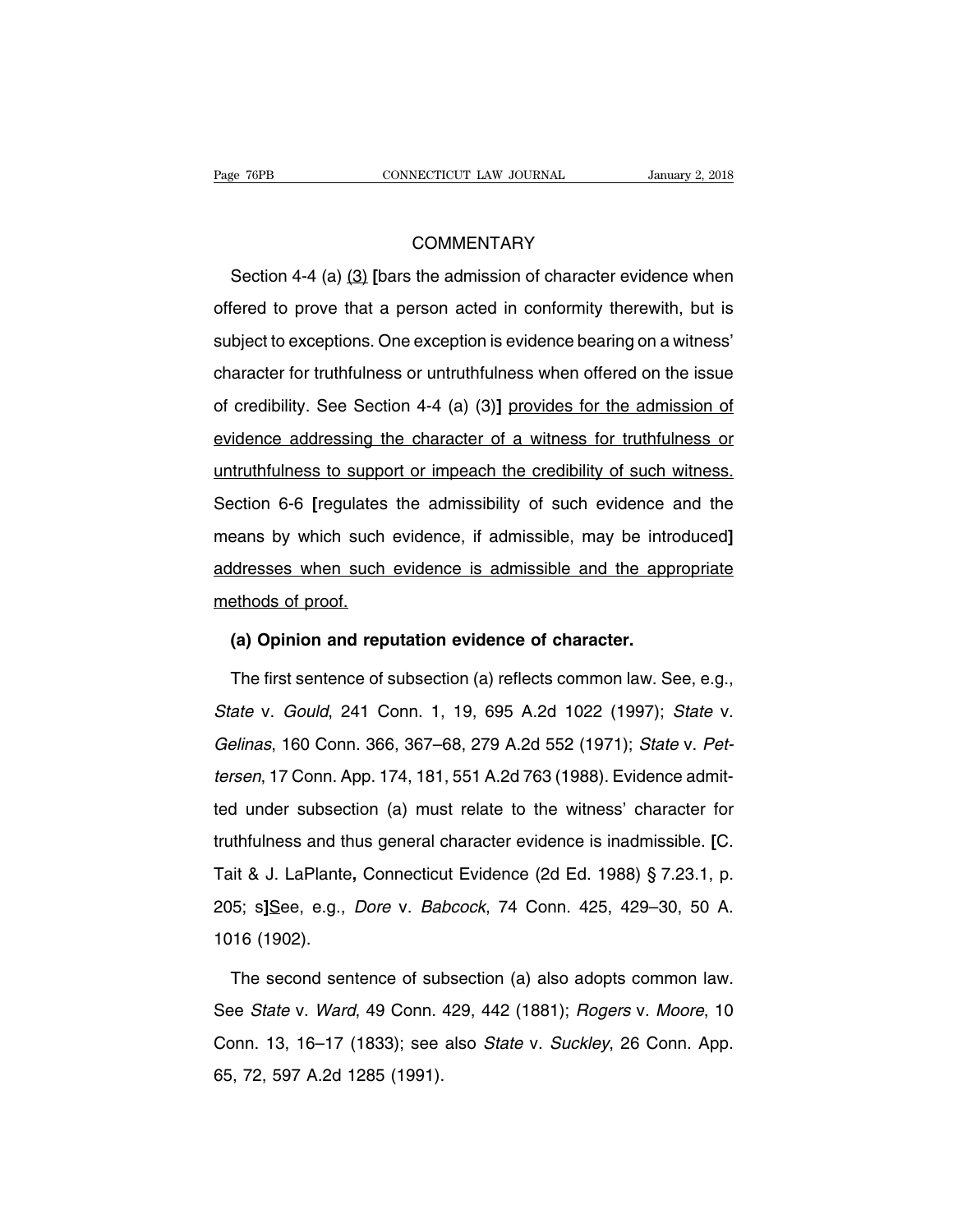COMMENTARY

Section 4-4 (a) <u>(3)</u> [bars the admission of character evidence when offered to prove that a person acted in conformity therewith, but is subject to exceptions. One exception is evidence bearing on a witness' character for truthfulness or untruthfulness when offered on the issue of credibility. See Section 4-4 (a) (3)] <u>provides for the admission of evidence addressing the character of a witness for truthfulness or untruthfulness to support or impeach the credibility of such witness.</u> Section 6-6 [regulates the admissibility of such evidence and the means by which such evidence, if admissible, may be introduced] <u>addresses when such evidence is admissible and the appropriate methods of proof.</u>

**(a) Opinion and reputation evidence of character.**

The first sentence of subsection (a) reflects common law. See, e.g., *State* v. *Gould*, 241 Conn. 1, 19, 695 A.2d 1022 (1997); *State* v. *Gelinas*, 160 Conn. 366, 367–68, 279 A.2d 552 (1971); *State* v. *Pettersen*, 17 Conn. App. 174, 181, 551 A.2d 763 (1988). Evidence admitted under subsection (a) must relate to the witness' character for truthfulness and thus general character evidence is inadmissible. [C. Tait & J. LaPlante, Connecticut Evidence (2d Ed. 1988) § 7.23.1, p. 205; s]<u>S</u>ee, e.g., *Dore* v. *Babcock*, 74 Conn. 425, 429–30, 50 A. 1016 (1902).

The second sentence of subsection (a) also adopts common law. See *State* v. *Ward*, 49 Conn. 429, 442 (1881); *Rogers* v. *Moore*, 10 Conn. 13, 16–17 (1833); see also *State* v. *Suckley*, 26 Conn. App. 65, 72, 597 A.2d 1285 (1991).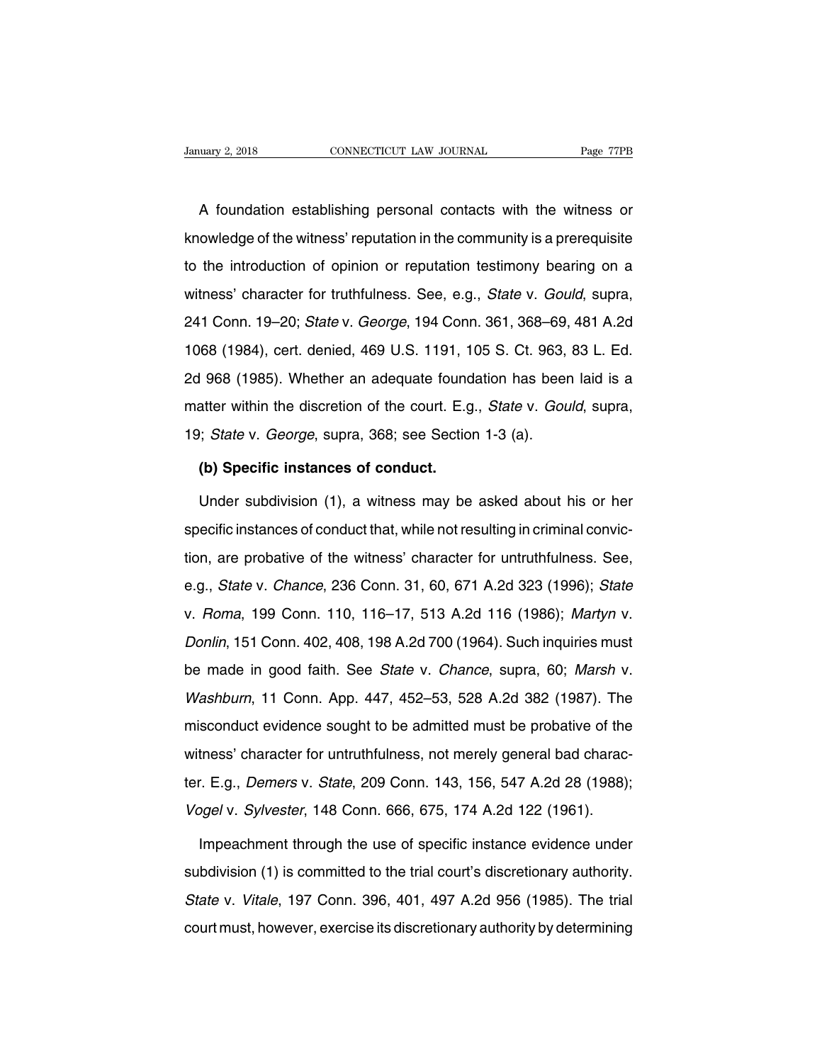A foundation establishing personal contacts with the witness or knowledge of the witness' reputation in the community is a prerequisite to the introduction of opinion or reputation testimony bearing on a witness' character for truthfulness. See, e.g., *State* v. *Gould*, supra, 241 Conn. 19–20; *State* v. *George*, 194 Conn. 361, 368–69, 481 A.2d 1068 (1984), cert. denied, 469 U.S. 1191, 105 S. Ct. 963, 83 L. Ed. 2d 968 (1985). Whether an adequate foundation has been laid is a matter within the discretion of the court. E.g., *State* v. *Gould*, supra, 19; *State* v. *George*, supra, 368; see Section 1-3 (a).

**(b) Specific instances of conduct.**

Under subdivision (1), a witness may be asked about his or her specific instances of conduct that, while not resulting in criminal conviction, are probative of the witness' character for untruthfulness. See, e.g., *State* v. *Chance*, 236 Conn. 31, 60, 671 A.2d 323 (1996); *State* v. *Roma*, 199 Conn. 110, 116–17, 513 A.2d 116 (1986); *Martyn* v. *Donlin*, 151 Conn. 402, 408, 198 A.2d 700 (1964). Such inquiries must be made in good faith. See *State* v. *Chance*, supra, 60; *Marsh* v. *Washburn*, 11 Conn. App. 447, 452–53, 528 A.2d 382 (1987). The misconduct evidence sought to be admitted must be probative of the witness' character for untruthfulness, not merely general bad character. E.g., *Demers* v. *State*, 209 Conn. 143, 156, 547 A.2d 28 (1988); *Vogel* v. *Sylvester*, 148 Conn. 666, 675, 174 A.2d 122 (1961).

Impeachment through the use of specific instance evidence under subdivision (1) is committed to the trial court's discretionary authority. *State* v. *Vitale*, 197 Conn. 396, 401, 497 A.2d 956 (1985). The trial court must, however, exercise its discretionary authority by determining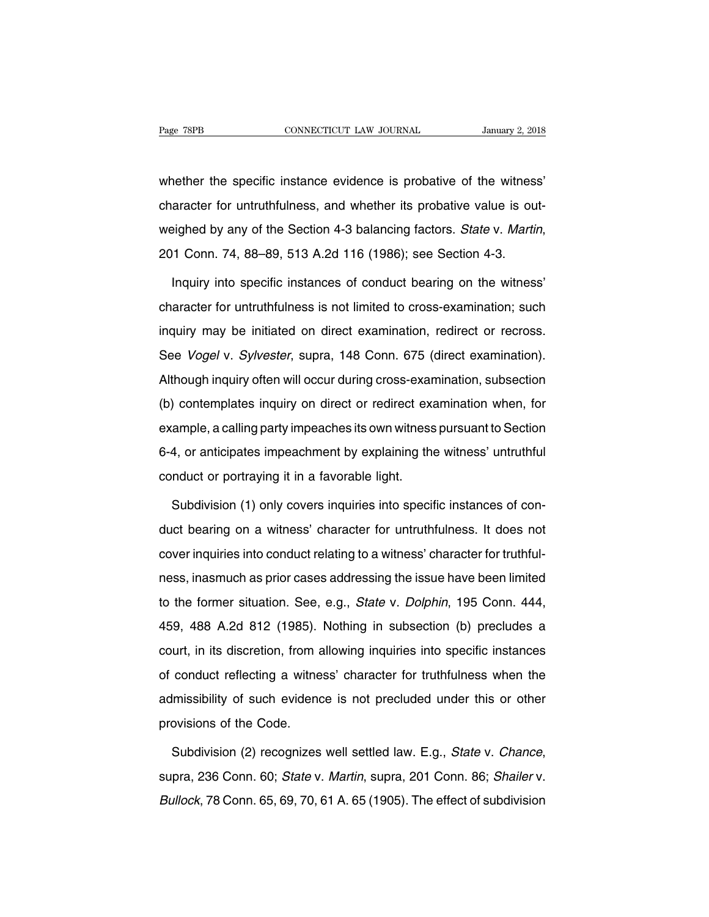whether the specific instance evidence is probative of the witness' character for untruthfulness, and whether its probative value is outweighed by any of the Section 4-3 balancing factors. *State* v. *Martin*, 201 Conn. 74, 88–89, 513 A.2d 116 (1986); see Section 4-3.

Inquiry into specific instances of conduct bearing on the witness' character for untruthfulness is not limited to cross-examination; such inquiry may be initiated on direct examination, redirect or recross. See *Vogel* v. *Sylvester*, supra, 148 Conn. 675 (direct examination). Although inquiry often will occur during cross-examination, subsection (b) contemplates inquiry on direct or redirect examination when, for example, a calling party impeaches its own witness pursuant to Section 6-4, or anticipates impeachment by explaining the witness' untruthful conduct or portraying it in a favorable light.

Subdivision (1) only covers inquiries into specific instances of conduct bearing on a witness' character for untruthfulness. It does not cover inquiries into conduct relating to a witness' character for truthfulness, inasmuch as prior cases addressing the issue have been limited to the former situation. See, e.g., *State* v. *Dolphin*, 195 Conn. 444, 459, 488 A.2d 812 (1985). Nothing in subsection (b) precludes a court, in its discretion, from allowing inquiries into specific instances of conduct reflecting a witness' character for truthfulness when the admissibility of such evidence is not precluded under this or other provisions of the Code.

Subdivision (2) recognizes well settled law. E.g., *State* v. *Chance*, supra, 236 Conn. 60; *State* v. *Martin*, supra, 201 Conn. 86; *Shailer* v. *Bullock*, 78 Conn. 65, 69, 70, 61 A. 65 (1905). The effect of subdivision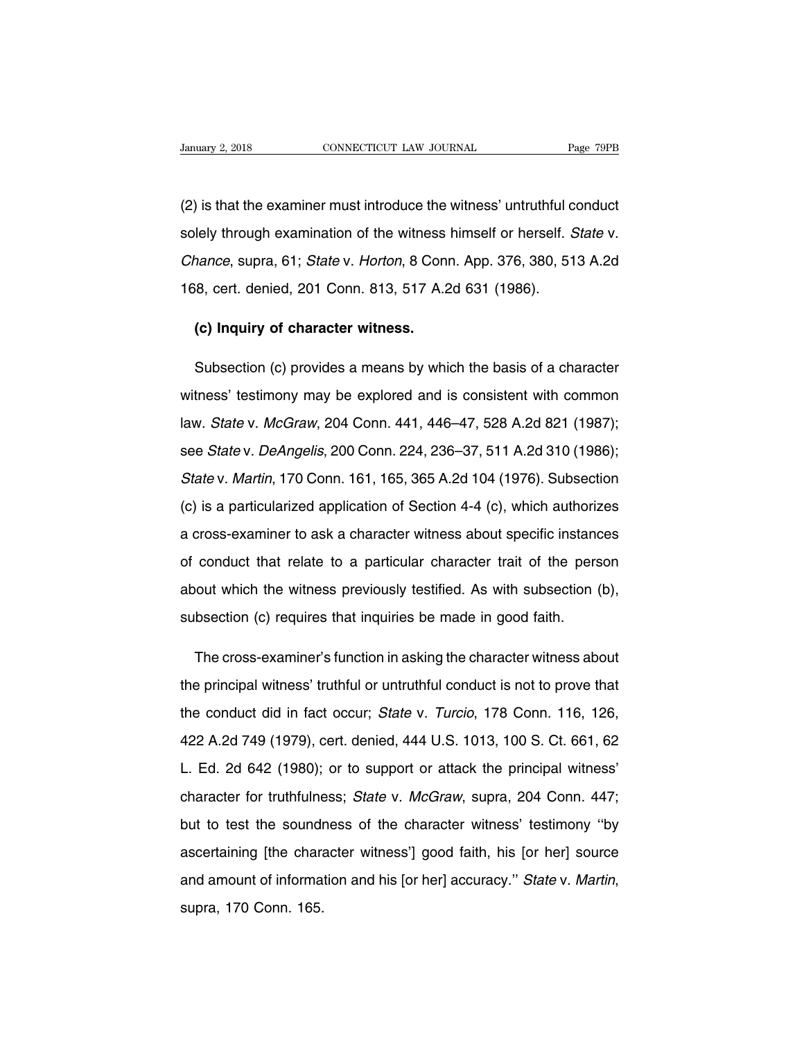(2) is that the examiner must introduce the witness' untruthful conduct solely through examination of the witness himself or herself. *State* v. *Chance*, supra, 61; *State* v. *Horton*, 8 Conn. App. 376, 380, 513 A.2d 168, cert. denied, 201 Conn. 813, 517 A.2d 631 (1986).

**(c) Inquiry of character witness.**

Subsection (c) provides a means by which the basis of a character witness' testimony may be explored and is consistent with common law. *State* v. *McGraw*, 204 Conn. 441, 446–47, 528 A.2d 821 (1987); see *State* v. *DeAngelis*, 200 Conn. 224, 236–37, 511 A.2d 310 (1986); *State* v. *Martin*, 170 Conn. 161, 165, 365 A.2d 104 (1976). Subsection (c) is a particularized application of Section 4-4 (c), which authorizes a cross-examiner to ask a character witness about specific instances of conduct that relate to a particular character trait of the person about which the witness previously testified. As with subsection (b), subsection (c) requires that inquiries be made in good faith.

The cross-examiner's function in asking the character witness about the principal witness' truthful or untruthful conduct is not to prove that the conduct did in fact occur; *State* v. *Turcio*, 178 Conn. 116, 126, 422 A.2d 749 (1979), cert. denied, 444 U.S. 1013, 100 S. Ct. 661, 62 L. Ed. 2d 642 (1980); or to support or attack the principal witness' character for truthfulness; *State* v. *McGraw*, supra, 204 Conn. 447; but to test the soundness of the character witness' testimony ''by ascertaining [the character witness'] good faith, his [or her] source and amount of information and his [or her] accuracy.'' *State* v. *Martin*, supra, 170 Conn. 165.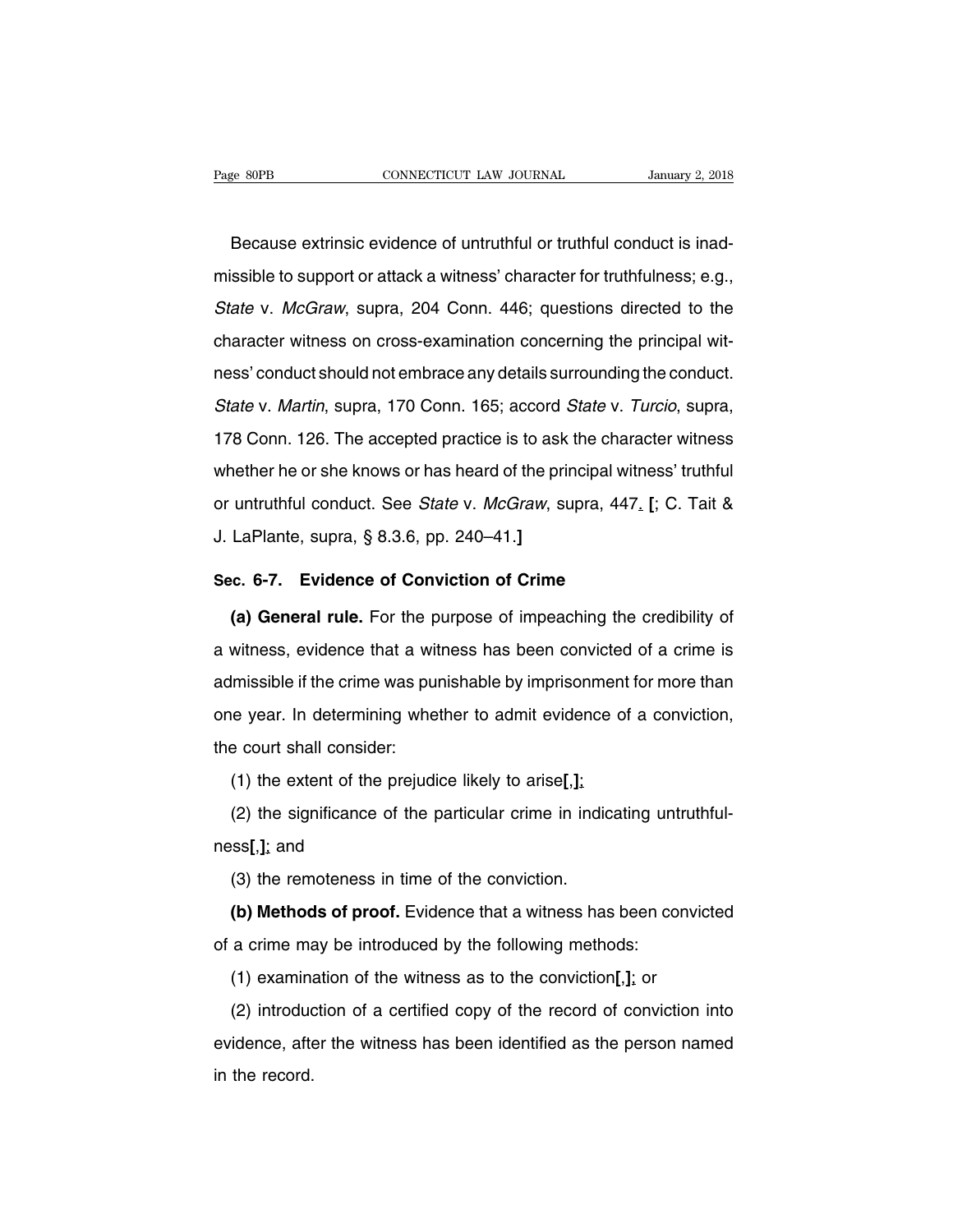Because extrinsic evidence of untruthful or truthful conduct is inadmissible to support or attack a witness' character for truthfulness; e.g., *State* v. *McGraw*, supra, 204 Conn. 446; questions directed to the character witness on cross-examination concerning the principal witness' conduct should not embrace any details surrounding the conduct. *State* v. *Martin*, supra, 170 Conn. 165; accord *State* v. *Turcio*, supra, 178 Conn. 126. The accepted practice is to ask the character witness whether he or she knows or has heard of the principal witness' truthful or untruthful conduct. See *State* v. *McGraw*, supra, 447. **[**; C. Tait & J. LaPlante, supra, § 8.3.6, pp. 240–41.**]**

### Sec. 6-7. Evidence of Conviction of Crime

**(a) General rule.** For the purpose of impeaching the credibility of a witness, evidence that a witness has been convicted of a crime is admissible if the crime was punishable by imprisonment for more than one year. In determining whether to admit evidence of a conviction, the court shall consider:

(1) the extent of the prejudice likely to arise**[**,**]**;

(2) the significance of the particular crime in indicating untruthfulness**[**,**]**; and

(3) the remoteness in time of the conviction.

**(b) Methods of proof.** Evidence that a witness has been convicted of a crime may be introduced by the following methods:

(1) examination of the witness as to the conviction**[**,**]**; or

(2) introduction of a certified copy of the record of conviction into evidence, after the witness has been identified as the person named in the record.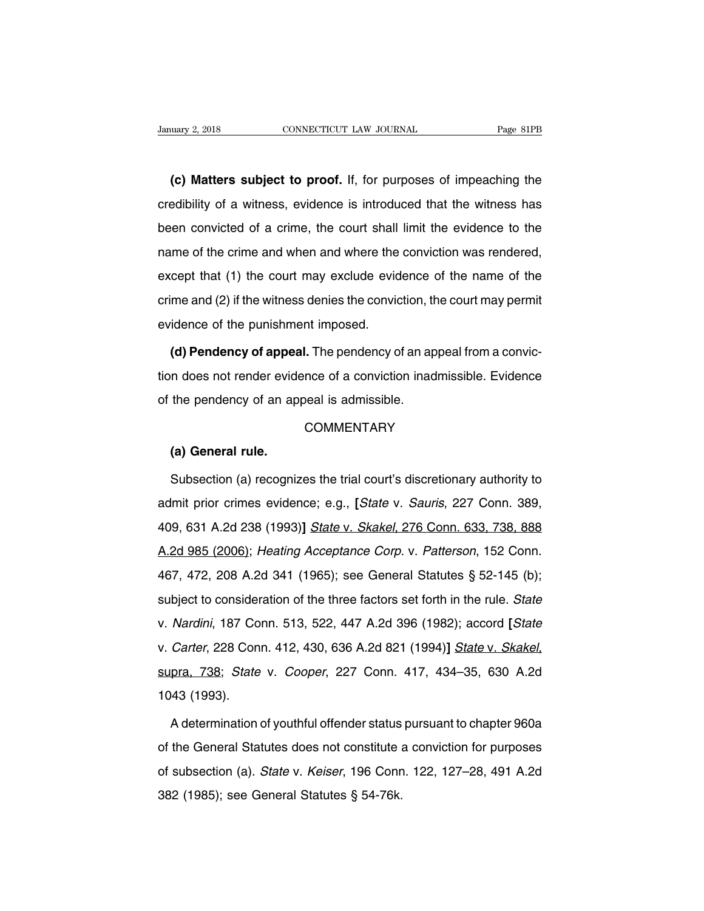**(c) Matters subject to proof.** If, for purposes of impeaching the credibility of a witness, evidence is introduced that the witness has been convicted of a crime, the court shall limit the evidence to the name of the crime and when and where the conviction was rendered, except that (1) the court may exclude evidence of the name of the crime and (2) if the witness denies the conviction, the court may permit evidence of the punishment imposed.

**(d) Pendency of appeal.** The pendency of an appeal from a conviction does not render evidence of a conviction inadmissible. Evidence of the pendency of an appeal is admissible.

COMMENTARY

**(a) General rule.**

Subsection (a) recognizes the trial court's discretionary authority to admit prior crimes evidence; e.g., **[***State* v. *Sauris*, 227 Conn. 389, 409, 631 A.2d 238 (1993)**]** <u>*State* v. *Skakel*, 276 Conn. 633, 738, 888 A.2d 985 (2006)</u>; *Heating Acceptance Corp.* v. *Patterson*, 152 Conn. 467, 472, 208 A.2d 341 (1965); see General Statutes § 52-145 (b); subject to consideration of the three factors set forth in the rule. *State* v. *Nardini*, 187 Conn. 513, 522, 447 A.2d 396 (1982); accord **[***State* v. *Carter*, 228 Conn. 412, 430, 636 A.2d 821 (1994)**]** <u>*State* v. *Skakel*, supra, 738</u>; *State* v. *Cooper*, 227 Conn. 417, 434–35, 630 A.2d 1043 (1993).

A determination of youthful offender status pursuant to chapter 960a of the General Statutes does not constitute a conviction for purposes of subsection (a). *State* v. *Keiser*, 196 Conn. 122, 127–28, 491 A.2d 382 (1985); see General Statutes § 54-76k.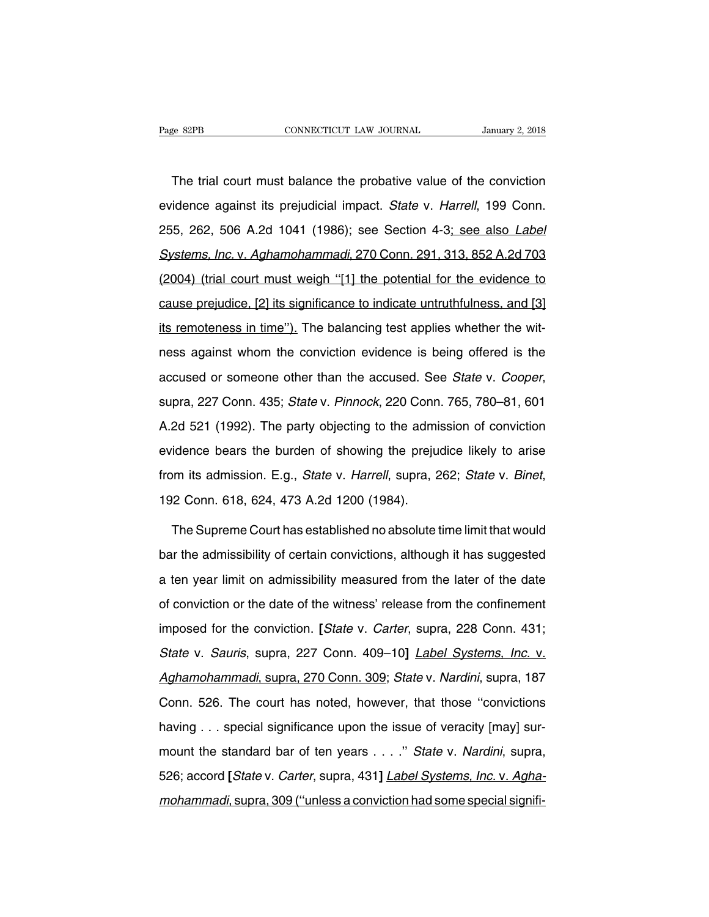The trial court must balance the probative value of the conviction evidence against its prejudicial impact. *State* v. *Harrell*, 199 Conn. 255, 262, 506 A.2d 1041 (1986); see Section 4-3; see also *Label Systems, Inc.* v. *Aghamohammadi*, 270 Conn. 291, 313, 852 A.2d 703 (2004) (trial court must weigh ''[1] the potential for the evidence to cause prejudice, [2] its significance to indicate untruthfulness, and [3] its remoteness in time''). The balancing test applies whether the witness against whom the conviction evidence is being offered is the accused or someone other than the accused. See *State* v. *Cooper*, supra, 227 Conn. 435; *State* v. *Pinnock*, 220 Conn. 765, 780–81, 601 A.2d 521 (1992). The party objecting to the admission of conviction evidence bears the burden of showing the prejudice likely to arise from its admission. E.g., *State* v. *Harrell*, supra, 262; *State* v. *Binet*, 192 Conn. 618, 624, 473 A.2d 1200 (1984).

The Supreme Court has established no absolute time limit that would bar the admissibility of certain convictions, although it has suggested a ten year limit on admissibility measured from the later of the date of conviction or the date of the witness' release from the confinement imposed for the conviction. [*State* v. *Carter*, supra, 228 Conn. 431; *State* v. *Sauris*, supra, 227 Conn. 409–10] *Label Systems, Inc.* v. *Aghamohammadi*, supra, 270 Conn. 309; *State* v. *Nardini*, supra, 187 Conn. 526. The court has noted, however, that those ''convictions having . . . special significance upon the issue of veracity [may] surmount the standard bar of ten years . . . .'' *State* v. *Nardini*, supra, 526; accord [*State* v. *Carter*, supra, 431] *Label Systems, Inc.* v. *Aghamohammadi*, supra, 309 (''unless a conviction had some special signifi-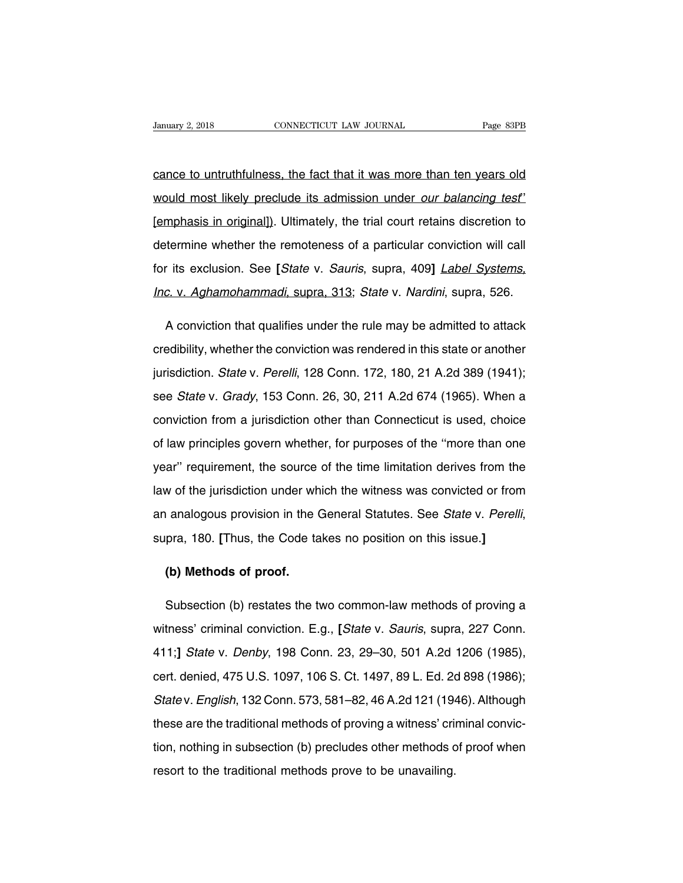cance to untruthfulness, the fact that it was more than ten years old would most likely preclude its admission under *our balancing test*'' [emphasis in original]). Ultimately, the trial court retains discretion to determine whether the remoteness of a particular conviction will call for its exclusion. See **[***State* v. *Sauris*, supra, 409**]** *Label Systems, Inc.* v. *Aghamohammadi*, supra, 313; *State* v. *Nardini*, supra, 526.

A conviction that qualifies under the rule may be admitted to attack credibility, whether the conviction was rendered in this state or another jurisdiction. *State* v. *Perelli*, 128 Conn. 172, 180, 21 A.2d 389 (1941); see *State* v. *Grady*, 153 Conn. 26, 30, 211 A.2d 674 (1965). When a conviction from a jurisdiction other than Connecticut is used, choice of law principles govern whether, for purposes of the ''more than one year'' requirement, the source of the time limitation derives from the law of the jurisdiction under which the witness was convicted or from an analogous provision in the General Statutes. See *State* v. *Perelli*, supra, 180. **[**Thus, the Code takes no position on this issue.**]**

**(b) Methods of proof.**

Subsection (b) restates the two common-law methods of proving a witness' criminal conviction. E.g., **[***State* v. *Sauris*, supra, 227 Conn. 411;**]** *State* v. *Denby*, 198 Conn. 23, 29–30, 501 A.2d 1206 (1985), cert. denied, 475 U.S. 1097, 106 S. Ct. 1497, 89 L. Ed. 2d 898 (1986); *State* v. *English*, 132 Conn. 573, 581–82, 46 A.2d 121 (1946). Although these are the traditional methods of proving a witness' criminal conviction, nothing in subsection (b) precludes other methods of proof when resort to the traditional methods prove to be unavailing.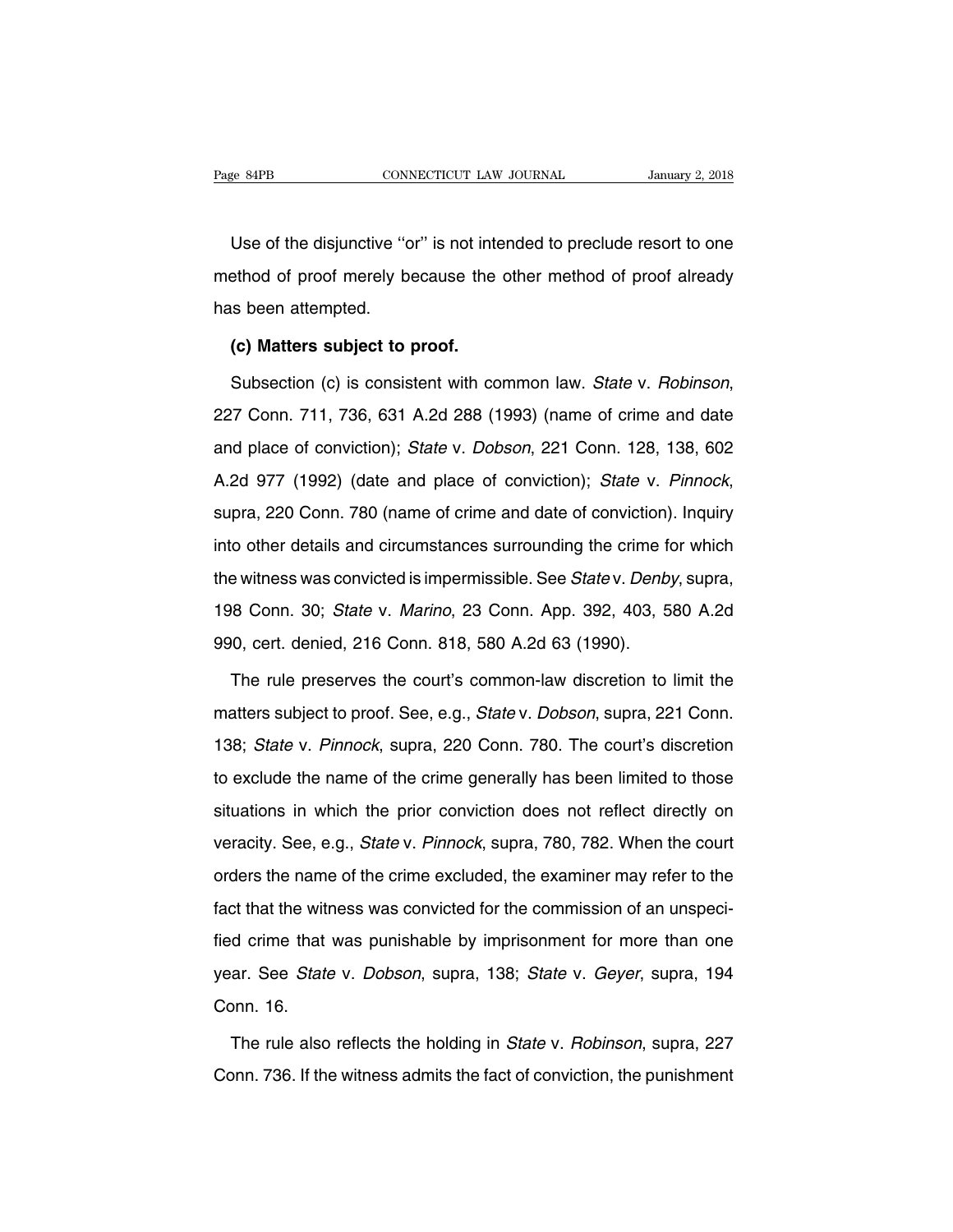Use of the disjunctive ''or'' is not intended to preclude resort to one method of proof merely because the other method of proof already has been attempted.

**(c) Matters subject to proof.**

Subsection (c) is consistent with common law. *State* v. *Robinson*, 227 Conn. 711, 736, 631 A.2d 288 (1993) (name of crime and date and place of conviction); *State* v. *Dobson*, 221 Conn. 128, 138, 602 A.2d 977 (1992) (date and place of conviction); *State* v. *Pinnock*, supra, 220 Conn. 780 (name of crime and date of conviction). Inquiry into other details and circumstances surrounding the crime for which the witness was convicted is impermissible. See *State* v. *Denby*, supra, 198 Conn. 30; *State* v. *Marino*, 23 Conn. App. 392, 403, 580 A.2d 990, cert. denied, 216 Conn. 818, 580 A.2d 63 (1990).

The rule preserves the court's common-law discretion to limit the matters subject to proof. See, e.g., *State* v. *Dobson*, supra, 221 Conn. 138; *State* v. *Pinnock*, supra, 220 Conn. 780. The court's discretion to exclude the name of the crime generally has been limited to those situations in which the prior conviction does not reflect directly on veracity. See, e.g., *State* v. *Pinnock*, supra, 780, 782. When the court orders the name of the crime excluded, the examiner may refer to the fact that the witness was convicted for the commission of an unspecified crime that was punishable by imprisonment for more than one year. See *State* v. *Dobson*, supra, 138; *State* v. *Geyer*, supra, 194 Conn. 16.

The rule also reflects the holding in *State* v. *Robinson*, supra, 227 Conn. 736. If the witness admits the fact of conviction, the punishment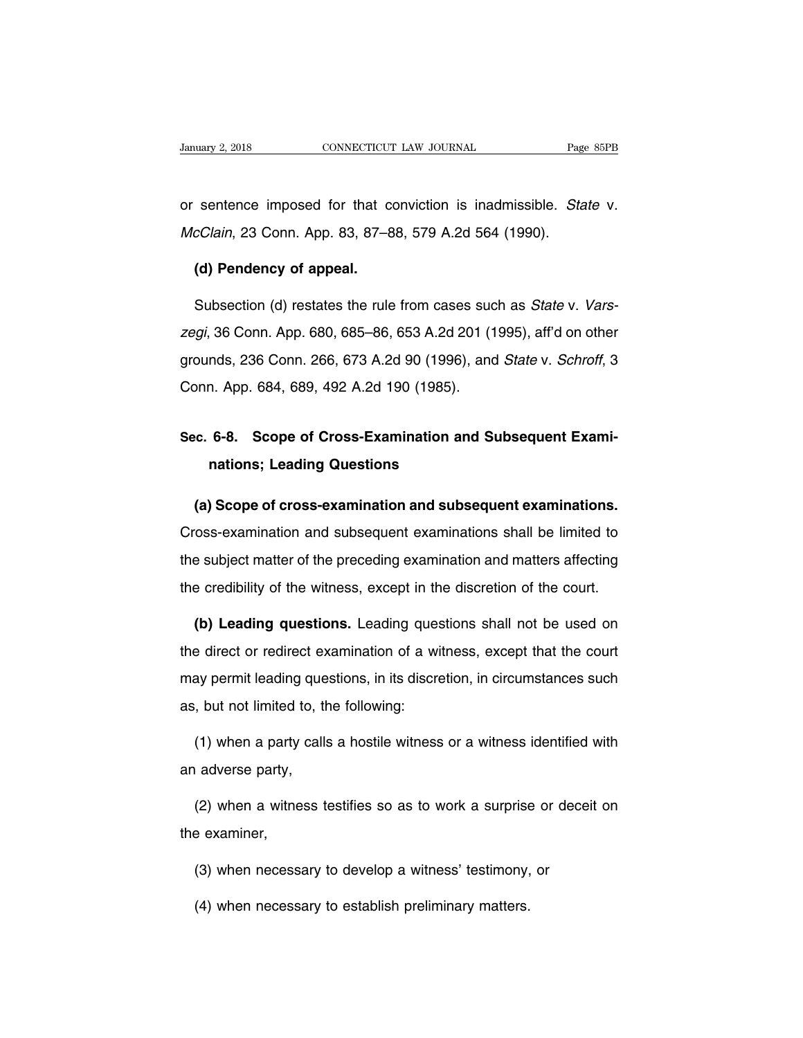or sentence imposed for that conviction is inadmissible. *State* v. *McClain*, 23 Conn. App. 83, 87–88, 579 A.2d 564 (1990).

**(d) Pendency of appeal.**

Subsection (d) restates the rule from cases such as *State* v. *Varszegi*, 36 Conn. App. 680, 685–86, 653 A.2d 201 (1995), aff'd on other grounds, 236 Conn. 266, 673 A.2d 90 (1996), and *State* v. *Schroff*, 3 Conn. App. 684, 689, 492 A.2d 190 (1985).

## Sec. 6-8. Scope of Cross-Examination and Subsequent Examinations; Leading Questions

**(a) Scope of cross-examination and subsequent examinations.** Cross-examination and subsequent examinations shall be limited to the subject matter of the preceding examination and matters affecting the credibility of the witness, except in the discretion of the court.

**(b) Leading questions.** Leading questions shall not be used on the direct or redirect examination of a witness, except that the court may permit leading questions, in its discretion, in circumstances such as, but not limited to, the following:

(1) when a party calls a hostile witness or a witness identified with an adverse party,

(2) when a witness testifies so as to work a surprise or deceit on the examiner,

(3) when necessary to develop a witness' testimony, or

(4) when necessary to establish preliminary matters.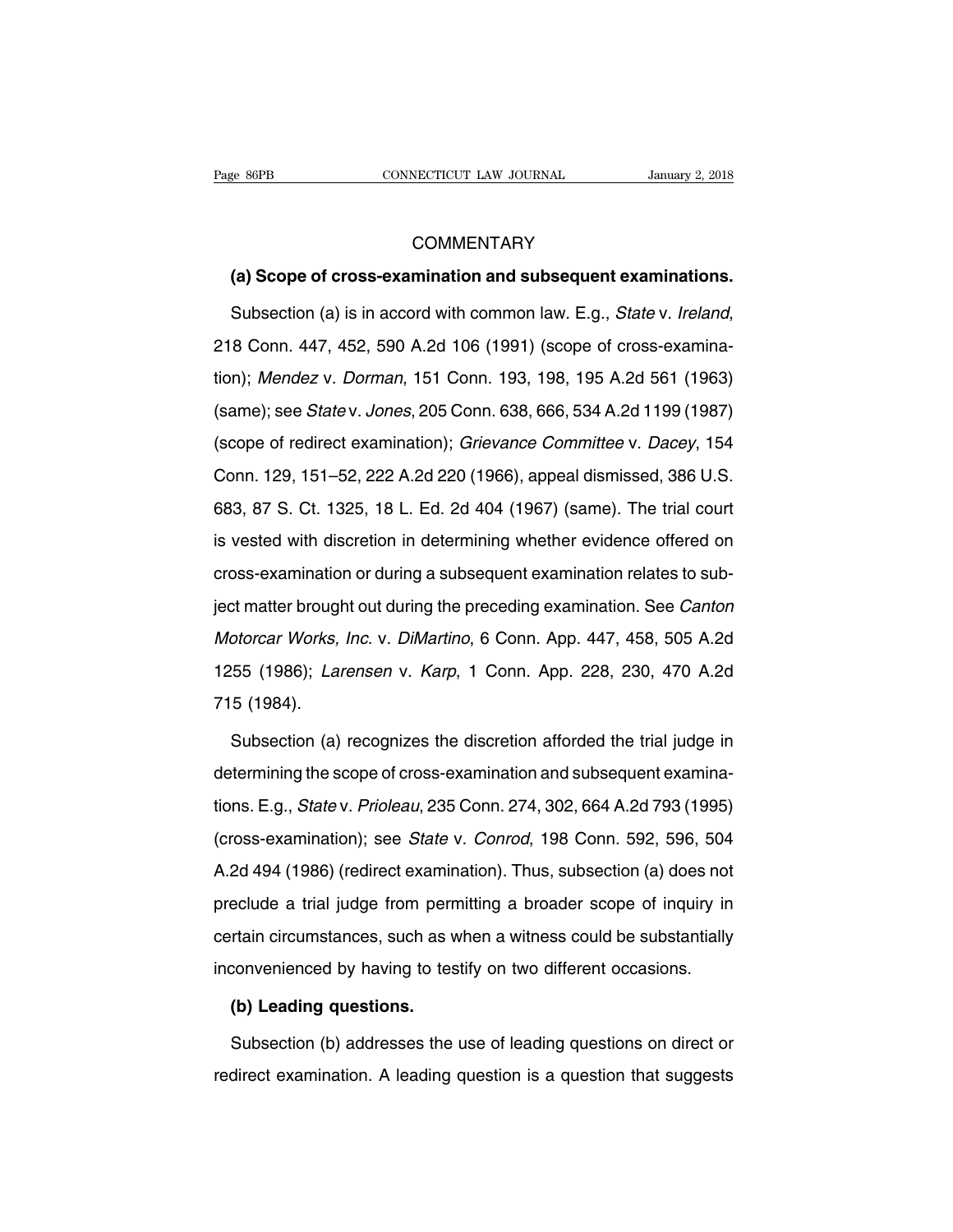## COMMENTARY

**(a) Scope of cross-examination and subsequent examinations.**

Subsection (a) is in accord with common law. E.g., *State* v. *Ireland*, 218 Conn. 447, 452, 590 A.2d 106 (1991) (scope of cross-examination); *Mendez* v. *Dorman*, 151 Conn. 193, 198, 195 A.2d 561 (1963) (same); see *State* v. *Jones*, 205 Conn. 638, 666, 534 A.2d 1199 (1987) (scope of redirect examination); *Grievance Committee* v. *Dacey*, 154 Conn. 129, 151–52, 222 A.2d 220 (1966), appeal dismissed, 386 U.S. 683, 87 S. Ct. 1325, 18 L. Ed. 2d 404 (1967) (same). The trial court is vested with discretion in determining whether evidence offered on cross-examination or during a subsequent examination relates to subject matter brought out during the preceding examination. See *Canton Motorcar Works, Inc.* v. *DiMartino*, 6 Conn. App. 447, 458, 505 A.2d 1255 (1986); *Larensen* v. *Karp*, 1 Conn. App. 228, 230, 470 A.2d 715 (1984).

Subsection (a) recognizes the discretion afforded the trial judge in determining the scope of cross-examination and subsequent examinations. E.g., *State* v. *Prioleau*, 235 Conn. 274, 302, 664 A.2d 793 (1995) (cross-examination); see *State* v. *Conrod*, 198 Conn. 592, 596, 504 A.2d 494 (1986) (redirect examination). Thus, subsection (a) does not preclude a trial judge from permitting a broader scope of inquiry in certain circumstances, such as when a witness could be substantially inconvenienced by having to testify on two different occasions.

**(b) Leading questions.**

Subsection (b) addresses the use of leading questions on direct or redirect examination. A leading question is a question that suggests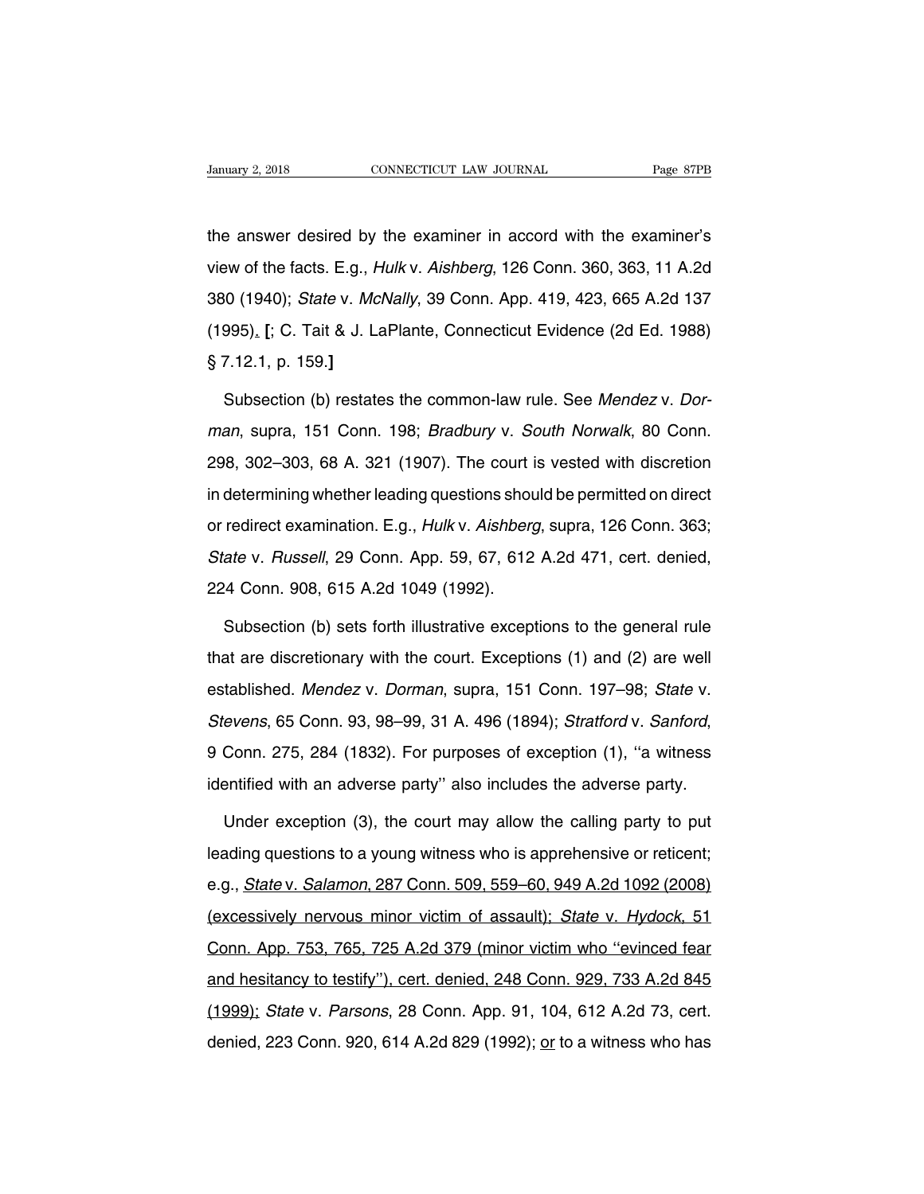the answer desired by the examiner in accord with the examiner's view of the facts. E.g., *Hulk* v. *Aishberg*, 126 Conn. 360, 363, 11 A.2d 380 (1940); *State* v. *McNally*, 39 Conn. App. 419, 423, 665 A.2d 137 (1995)<u>.</u> **[**; C. Tait & J. LaPlante, Connecticut Evidence (2d Ed. 1988) § 7.12.1, p. 159.**]**

Subsection (b) restates the common-law rule. See *Mendez* v. *Dorman*, supra, 151 Conn. 198; *Bradbury* v. *South Norwalk*, 80 Conn. 298, 302–303, 68 A. 321 (1907). The court is vested with discretion in determining whether leading questions should be permitted on direct or redirect examination. E.g., *Hulk* v. *Aishberg*, supra, 126 Conn. 363; *State* v. *Russell*, 29 Conn. App. 59, 67, 612 A.2d 471, cert. denied, 224 Conn. 908, 615 A.2d 1049 (1992).

Subsection (b) sets forth illustrative exceptions to the general rule that are discretionary with the court. Exceptions (1) and (2) are well established. *Mendez* v. *Dorman*, supra, 151 Conn. 197–98; *State* v. *Stevens*, 65 Conn. 93, 98–99, 31 A. 496 (1894); *Stratford* v. *Sanford*, 9 Conn. 275, 284 (1832). For purposes of exception (1), ''a witness identified with an adverse party'' also includes the adverse party.

Under exception (3), the court may allow the calling party to put leading questions to a young witness who is apprehensive or reticent; e.g., <u>*State* v. *Salamon*, 287 Conn. 509, 559–60, 949 A.2d 1092 (2008) (excessively nervous minor victim of assault); *State* v. *Hydock*, 51 Conn. App. 753, 765, 725 A.2d 379 (minor victim who ''evinced fear and hesitancy to testify''), cert. denied, 248 Conn. 929, 733 A.2d 845 (1999);</u> *State* v. *Parsons*, 28 Conn. App. 91, 104, 612 A.2d 73, cert. denied, 223 Conn. 920, 614 A.2d 829 (1992); <u>or</u> to a witness who has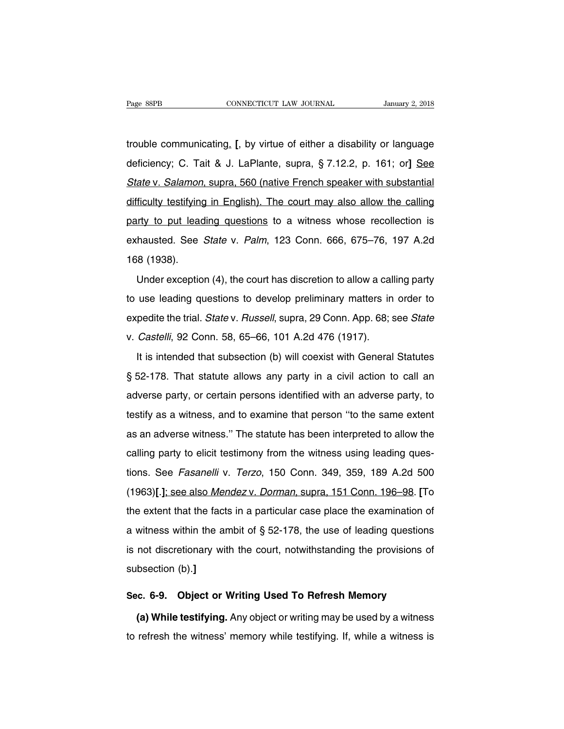trouble communicating. [, by virtue of either a disability or language deficiency; C. Tait & J. LaPlante, supra, § 7.12.2, p. 161; or] See *State* v. *Salamon*, supra, 560 (native French speaker with substantial difficulty testifying in English). The court may also allow the calling party to put leading questions to a witness whose recollection is exhausted. See *State* v. *Palm*, 123 Conn. 666, 675–76, 197 A.2d 168 (1938).

Under exception (4), the court has discretion to allow a calling party to use leading questions to develop preliminary matters in order to expedite the trial. *State* v. *Russell*, supra, 29 Conn. App. 68; see *State* v. *Castelli*, 92 Conn. 58, 65–66, 101 A.2d 476 (1917).

It is intended that subsection (b) will coexist with General Statutes § 52-178. That statute allows any party in a civil action to call an adverse party, or certain persons identified with an adverse party, to testify as a witness, and to examine that person ''to the same extent as an adverse witness.'' The statute has been interpreted to allow the calling party to elicit testimony from the witness using leading questions. See *Fasanelli* v. *Terzo*, 150 Conn. 349, 359, 189 A.2d 500 (1963)[.]; see also *Mendez* v. *Dorman*, supra, 151 Conn. 196–98. [To the extent that the facts in a particular case place the examination of a witness within the ambit of § 52-178, the use of leading questions is not discretionary with the court, notwithstanding the provisions of subsection (b).]

### Sec. 6-9. Object or Writing Used To Refresh Memory

**(a) While testifying.** Any object or writing may be used by a witness to refresh the witness' memory while testifying. If, while a witness is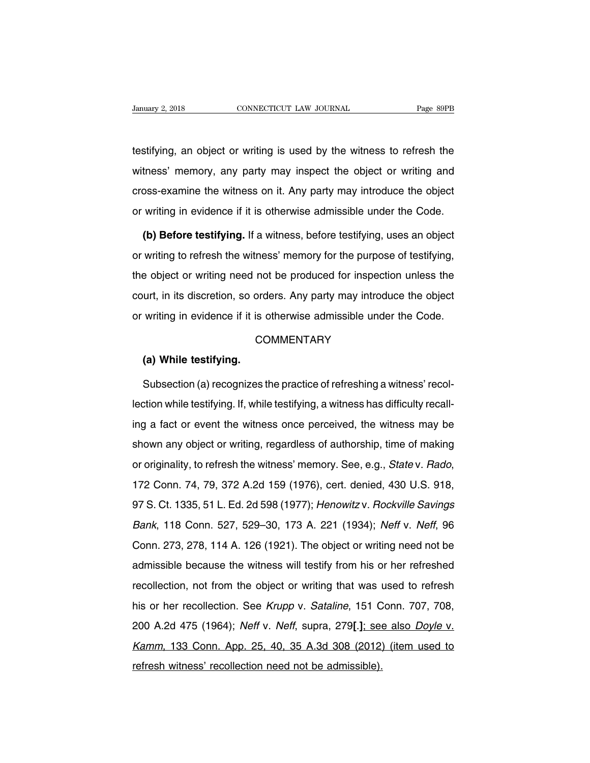testifying, an object or writing is used by the witness to refresh the witness' memory, any party may inspect the object or writing and cross-examine the witness on it. Any party may introduce the object or writing in evidence if it is otherwise admissible under the Code.

**(b) Before testifying.** If a witness, before testifying, uses an object or writing to refresh the witness' memory for the purpose of testifying, the object or writing need not be produced for inspection unless the court, in its discretion, so orders. Any party may introduce the object or writing in evidence if it is otherwise admissible under the Code.

COMMENTARY

**(a) While testifying.**

Subsection (a) recognizes the practice of refreshing a witness' recollection while testifying. If, while testifying, a witness has difficulty recalling a fact or event the witness once perceived, the witness may be shown any object or writing, regardless of authorship, time of making or originality, to refresh the witness' memory. See, e.g., *State* v. *Rado*, 172 Conn. 74, 79, 372 A.2d 159 (1976), cert. denied, 430 U.S. 918, 97 S. Ct. 1335, 51 L. Ed. 2d 598 (1977); *Henowitz* v. *Rockville Savings Bank*, 118 Conn. 527, 529–30, 173 A. 221 (1934); *Neff* v. *Neff*, 96 Conn. 273, 278, 114 A. 126 (1921). The object or writing need not be admissible because the witness will testify from his or her refreshed recollection, not from the object or writing that was used to refresh his or her recollection. See *Krupp* v. *Sataline*, 151 Conn. 707, 708, 200 A.2d 475 (1964); *Neff* v. *Neff*, supra, 279**[.]**; see also *Doyle* v. *Kamm*, 133 Conn. App. 25, 40, 35 A.3d 308 (2012) (item used to refresh witness' recollection need not be admissible).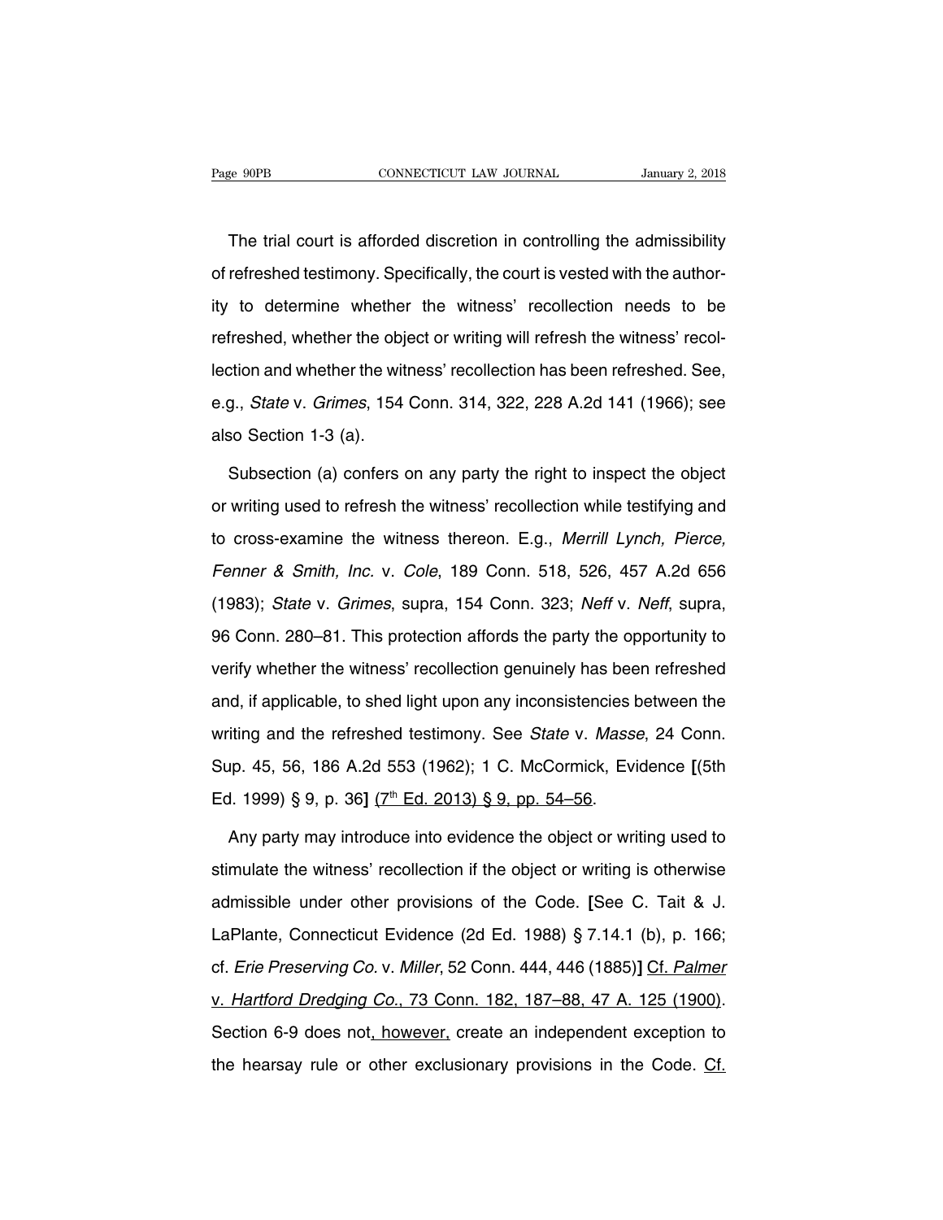The trial court is afforded discretion in controlling the admissibility of refreshed testimony. Specifically, the court is vested with the authority to determine whether the witness' recollection needs to be refreshed, whether the object or writing will refresh the witness' recollection and whether the witness' recollection has been refreshed. See, e.g., *State* v. *Grimes*, 154 Conn. 314, 322, 228 A.2d 141 (1966); see also Section 1-3 (a).

Subsection (a) confers on any party the right to inspect the object or writing used to refresh the witness' recollection while testifying and to cross-examine the witness thereon. E.g., *Merrill Lynch, Pierce, Fenner & Smith, Inc.* v. *Cole*, 189 Conn. 518, 526, 457 A.2d 656 (1983); *State* v. *Grimes*, supra, 154 Conn. 323; *Neff* v. *Neff*, supra, 96 Conn. 280–81. This protection affords the party the opportunity to verify whether the witness' recollection genuinely has been refreshed and, if applicable, to shed light upon any inconsistencies between the writing and the refreshed testimony. See *State* v. *Masse*, 24 Conn. Sup. 45, 56, 186 A.2d 553 (1962); 1 C. McCormick, Evidence [(5th Ed. 1999) § 9, p. 36] <u>(7th Ed. 2013) § 9, pp. 54–56</u>.

Any party may introduce into evidence the object or writing used to stimulate the witness' recollection if the object or writing is otherwise admissible under other provisions of the Code. [See C. Tait & J. LaPlante, Connecticut Evidence (2d Ed. 1988) § 7.14.1 (b), p. 166; cf. *Erie Preserving Co.* v. *Miller*, 52 Conn. 444, 446 (1885)] <u>Cf. *Palmer* v. *Hartford Dredging Co.*, 73 Conn. 182, 187–88, 47 A. 125 (1900)</u>. Section 6-9 does not<u>, however,</u> create an independent exception to the hearsay rule or other exclusionary provisions in the Code. <u>Cf.</u>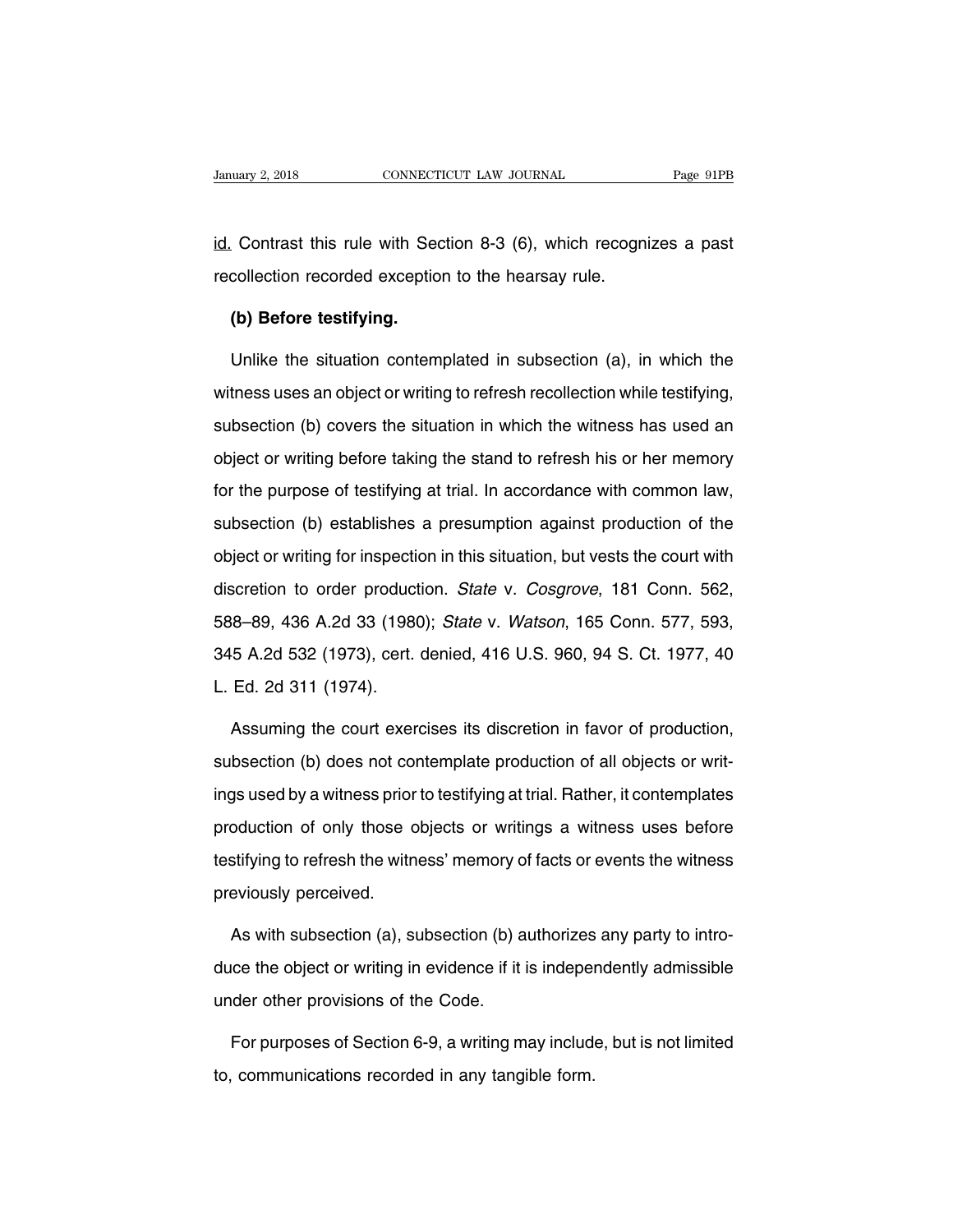id. Contrast this rule with Section 8-3 (6), which recognizes a past recollection recorded exception to the hearsay rule.

**(b) Before testifying.**

Unlike the situation contemplated in subsection (a), in which the witness uses an object or writing to refresh recollection while testifying, subsection (b) covers the situation in which the witness has used an object or writing before taking the stand to refresh his or her memory for the purpose of testifying at trial. In accordance with common law, subsection (b) establishes a presumption against production of the object or writing for inspection in this situation, but vests the court with discretion to order production. *State* v. *Cosgrove*, 181 Conn. 562, 588–89, 436 A.2d 33 (1980); *State* v. *Watson*, 165 Conn. 577, 593, 345 A.2d 532 (1973), cert. denied, 416 U.S. 960, 94 S. Ct. 1977, 40 L. Ed. 2d 311 (1974).

Assuming the court exercises its discretion in favor of production, subsection (b) does not contemplate production of all objects or writings used by a witness prior to testifying at trial. Rather, it contemplates production of only those objects or writings a witness uses before testifying to refresh the witness' memory of facts or events the witness previously perceived.

As with subsection (a), subsection (b) authorizes any party to introduce the object or writing in evidence if it is independently admissible under other provisions of the Code.

For purposes of Section 6-9, a writing may include, but is not limited to, communications recorded in any tangible form.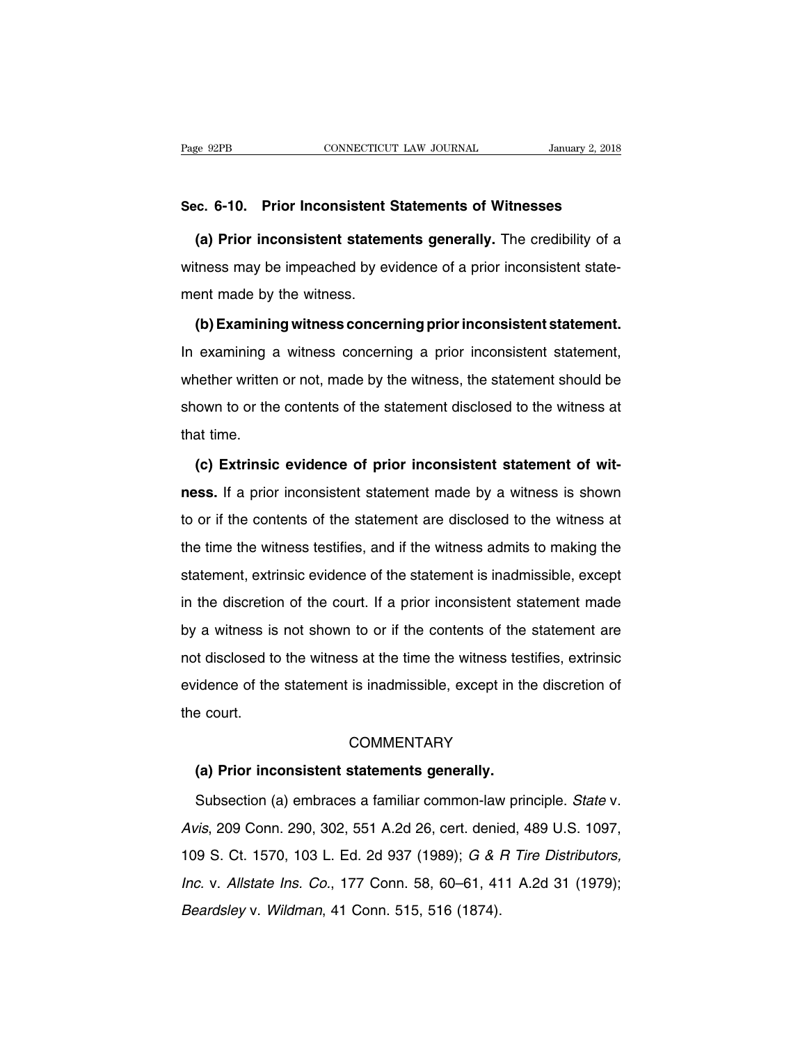**Sec. 6-10. Prior Inconsistent Statements of Witnesses**

**(a) Prior inconsistent statements generally.** The credibility of a witness may be impeached by evidence of a prior inconsistent statement made by the witness.

**(b) Examining witness concerning prior inconsistent statement.** In examining a witness concerning a prior inconsistent statement, whether written or not, made by the witness, the statement should be shown to or the contents of the statement disclosed to the witness at that time.

**(c) Extrinsic evidence of prior inconsistent statement of witness.** If a prior inconsistent statement made by a witness is shown to or if the contents of the statement are disclosed to the witness at the time the witness testifies, and if the witness admits to making the statement, extrinsic evidence of the statement is inadmissible, except in the discretion of the court. If a prior inconsistent statement made by a witness is not shown to or if the contents of the statement are not disclosed to the witness at the time the witness testifies, extrinsic evidence of the statement is inadmissible, except in the discretion of the court.

COMMENTARY

**(a) Prior inconsistent statements generally.**

Subsection (a) embraces a familiar common-law principle. *State* v. *Avis*, 209 Conn. 290, 302, 551 A.2d 26, cert. denied, 489 U.S. 1097, 109 S. Ct. 1570, 103 L. Ed. 2d 937 (1989); *G & R Tire Distributors, Inc.* v. *Allstate Ins. Co.*, 177 Conn. 58, 60–61, 411 A.2d 31 (1979); *Beardsley* v. *Wildman*, 41 Conn. 515, 516 (1874).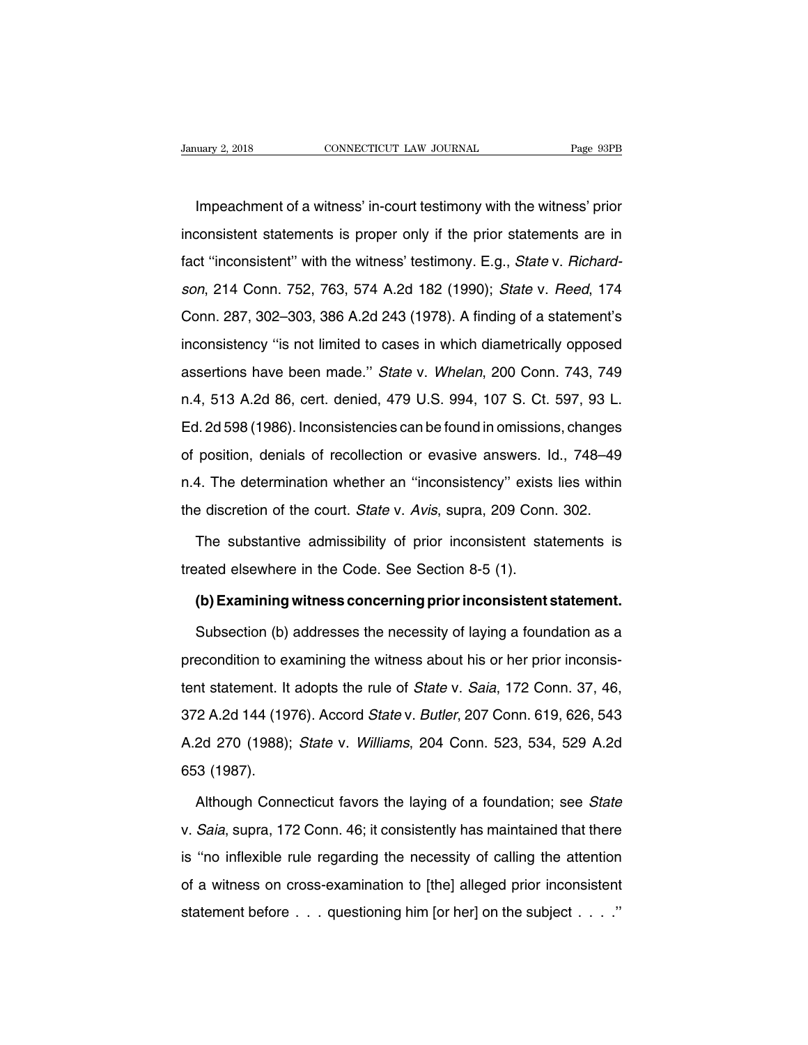Impeachment of a witness' in-court testimony with the witness' prior inconsistent statements is proper only if the prior statements are in fact ''inconsistent'' with the witness' testimony. E.g., *State* v. *Richardson*, 214 Conn. 752, 763, 574 A.2d 182 (1990); *State* v. *Reed*, 174 Conn. 287, 302–303, 386 A.2d 243 (1978). A finding of a statement's inconsistency ''is not limited to cases in which diametrically opposed assertions have been made.'' *State* v. *Whelan*, 200 Conn. 743, 749 n.4, 513 A.2d 86, cert. denied, 479 U.S. 994, 107 S. Ct. 597, 93 L. Ed. 2d 598 (1986). Inconsistencies can be found in omissions, changes of position, denials of recollection or evasive answers. Id., 748–49 n.4. The determination whether an ''inconsistency'' exists lies within the discretion of the court. *State* v. *Avis*, supra, 209 Conn. 302.

The substantive admissibility of prior inconsistent statements is treated elsewhere in the Code. See Section 8-5 (1).

**(b) Examining witness concerning prior inconsistent statement.**

Subsection (b) addresses the necessity of laying a foundation as a precondition to examining the witness about his or her prior inconsistent statement. It adopts the rule of *State* v. *Saia*, 172 Conn. 37, 46, 372 A.2d 144 (1976). Accord *State* v. *Butler*, 207 Conn. 619, 626, 543 A.2d 270 (1988); *State* v. *Williams*, 204 Conn. 523, 534, 529 A.2d 653 (1987).

Although Connecticut favors the laying of a foundation; see *State* v. *Saia*, supra, 172 Conn. 46; it consistently has maintained that there is ''no inflexible rule regarding the necessity of calling the attention of a witness on cross-examination to [the] alleged prior inconsistent statement before . . . questioning him [or her] on the subject . . . .''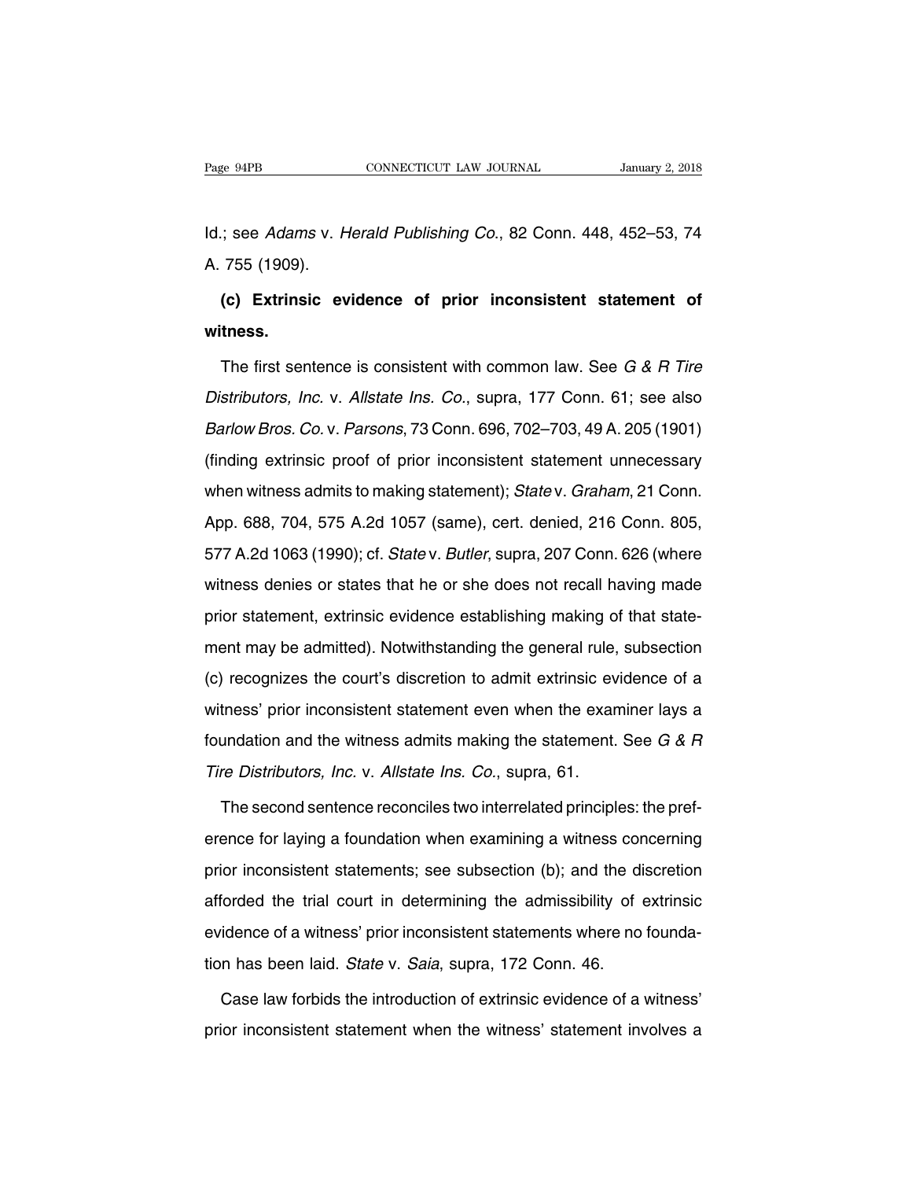Id.; see *Adams* v. *Herald Publishing Co.*, 82 Conn. 448, 452–53, 74 A. 755 (1909).

**(c) Extrinsic evidence of prior inconsistent statement of witness.**

The first sentence is consistent with common law. See *G & R Tire Distributors, Inc.* v. *Allstate Ins. Co.*, supra, 177 Conn. 61; see also *Barlow Bros. Co.* v. *Parsons*, 73 Conn. 696, 702–703, 49 A. 205 (1901) (finding extrinsic proof of prior inconsistent statement unnecessary when witness admits to making statement); *State* v. *Graham*, 21 Conn. App. 688, 704, 575 A.2d 1057 (same), cert. denied, 216 Conn. 805, 577 A.2d 1063 (1990); cf. *State* v. *Butler*, supra, 207 Conn. 626 (where witness denies or states that he or she does not recall having made prior statement, extrinsic evidence establishing making of that statement may be admitted). Notwithstanding the general rule, subsection (c) recognizes the court's discretion to admit extrinsic evidence of a witness' prior inconsistent statement even when the examiner lays a foundation and the witness admits making the statement. See *G & R Tire Distributors, Inc.* v. *Allstate Ins. Co.*, supra, 61.

The second sentence reconciles two interrelated principles: the preference for laying a foundation when examining a witness concerning prior inconsistent statements; see subsection (b); and the discretion afforded the trial court in determining the admissibility of extrinsic evidence of a witness' prior inconsistent statements where no foundation has been laid. *State* v. *Saia*, supra, 172 Conn. 46.

Case law forbids the introduction of extrinsic evidence of a witness' prior inconsistent statement when the witness' statement involves a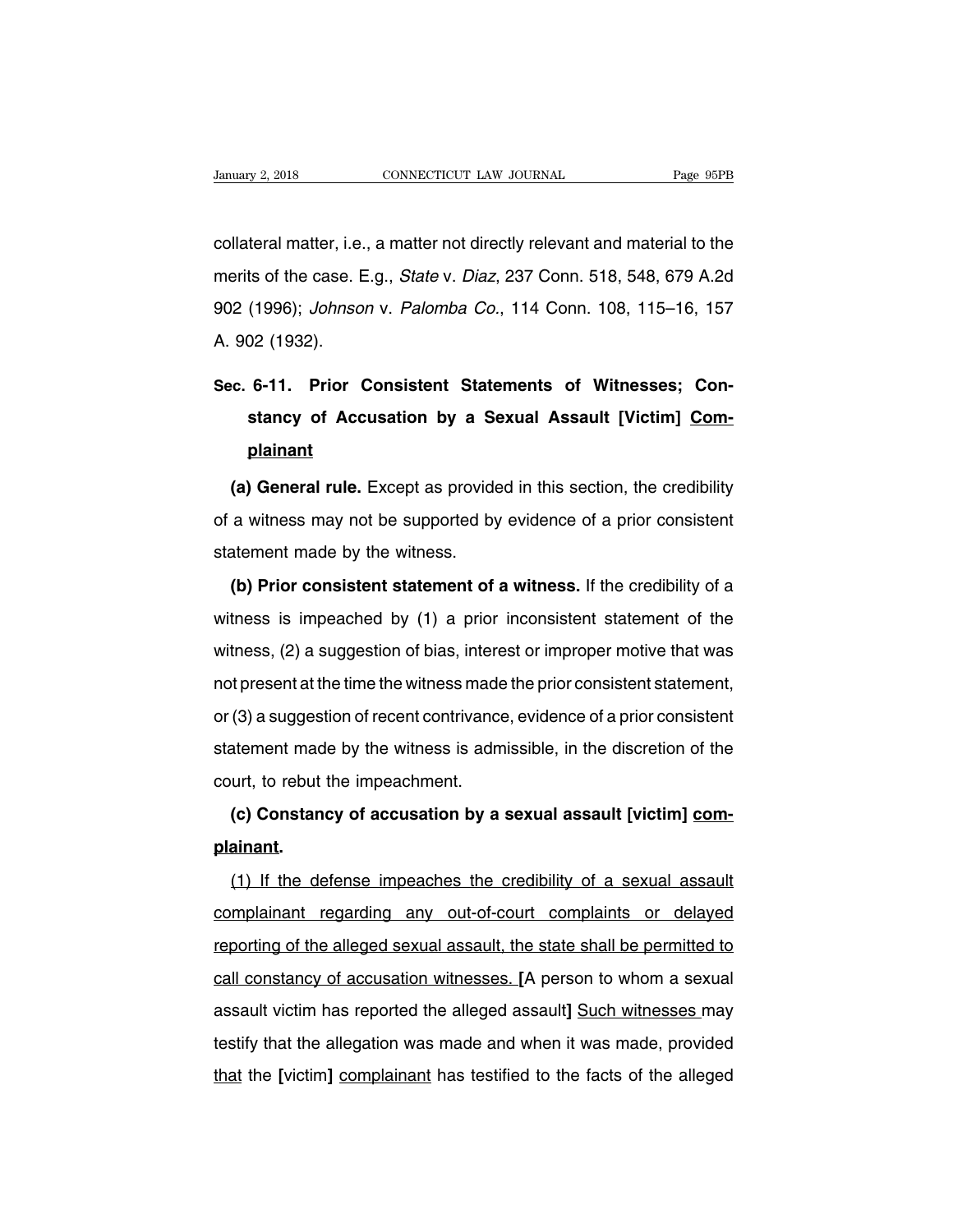collateral matter, i.e., a matter not directly relevant and material to the merits of the case. E.g., *State* v. *Diaz*, 237 Conn. 518, 548, 679 A.2d 902 (1996); *Johnson* v. *Palomba Co.*, 114 Conn. 108, 115–16, 157 A. 902 (1932).

**Sec. 6-11. Prior Consistent Statements of Witnesses; Constancy of Accusation by a Sexual Assault [Victim] Complainant**

**(a) General rule.** Except as provided in this section, the credibility of a witness may not be supported by evidence of a prior consistent statement made by the witness.

**(b) Prior consistent statement of a witness.** If the credibility of a witness is impeached by (1) a prior inconsistent statement of the witness, (2) a suggestion of bias, interest or improper motive that was not present at the time the witness made the prior consistent statement, or (3) a suggestion of recent contrivance, evidence of a prior consistent statement made by the witness is admissible, in the discretion of the court, to rebut the impeachment.

**(c) Constancy of accusation by a sexual assault [victim] complainant.**

(1) If the defense impeaches the credibility of a sexual assault complainant regarding any out-of-court complaints or delayed reporting of the alleged sexual assault, the state shall be permitted to call constancy of accusation witnesses. [A person to whom a sexual assault victim has reported the alleged assault] Such witnesses may testify that the allegation was made and when it was made, provided that the [victim] complainant has testified to the facts of the alleged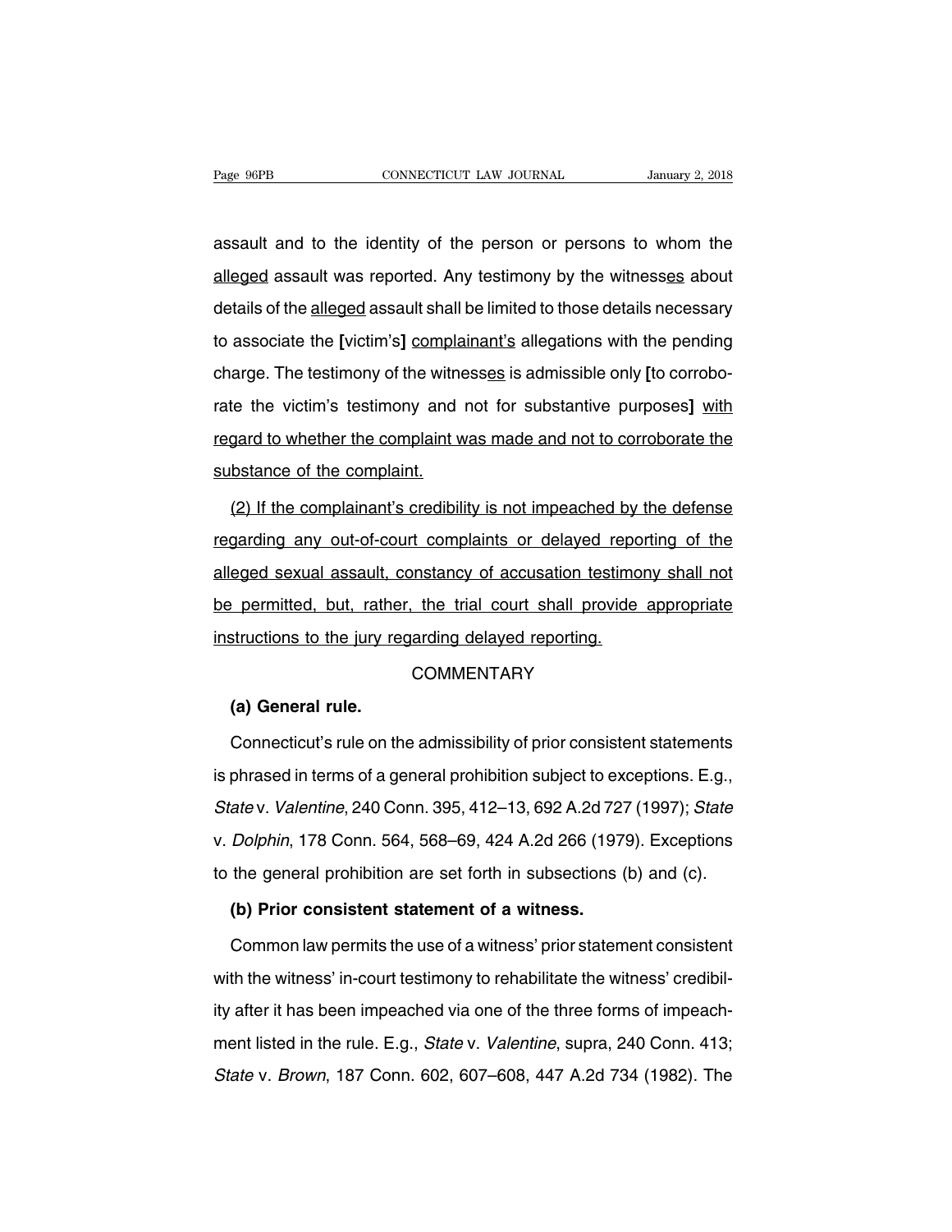assault and to the identity of the person or persons to whom the <u>alleged</u> assault was reported. Any testimony by the witness<u>es</u> about details of the <u>alleged</u> assault shall be limited to those details necessary to associate the **[**victim's**]** <u>complainant's</u> allegations with the pending charge. The testimony of the witness<u>es</u> is admissible only **[**to corroborate the victim's testimony and not for substantive purposes**]** <u>with regard to whether the complaint was made and not to corroborate the substance of the complaint.</u>

<u>(2) If the complainant's credibility is not impeached by the defense regarding any out-of-court complaints or delayed reporting of the alleged sexual assault, constancy of accusation testimony shall not be permitted, but, rather, the trial court shall provide appropriate instructions to the jury regarding delayed reporting.</u>

COMMENTARY

**(a) General rule.**

Connecticut's rule on the admissibility of prior consistent statements is phrased in terms of a general prohibition subject to exceptions. E.g., *State* v. *Valentine*, 240 Conn. 395, 412–13, 692 A.2d 727 (1997); *State* v. *Dolphin*, 178 Conn. 564, 568–69, 424 A.2d 266 (1979). Exceptions to the general prohibition are set forth in subsections (b) and (c).

**(b) Prior consistent statement of a witness.**

Common law permits the use of a witness' prior statement consistent with the witness' in-court testimony to rehabilitate the witness' credibility after it has been impeached via one of the three forms of impeachment listed in the rule. E.g., *State* v. *Valentine*, supra, 240 Conn. 413; *State* v. *Brown*, 187 Conn. 602, 607–608, 447 A.2d 734 (1982). The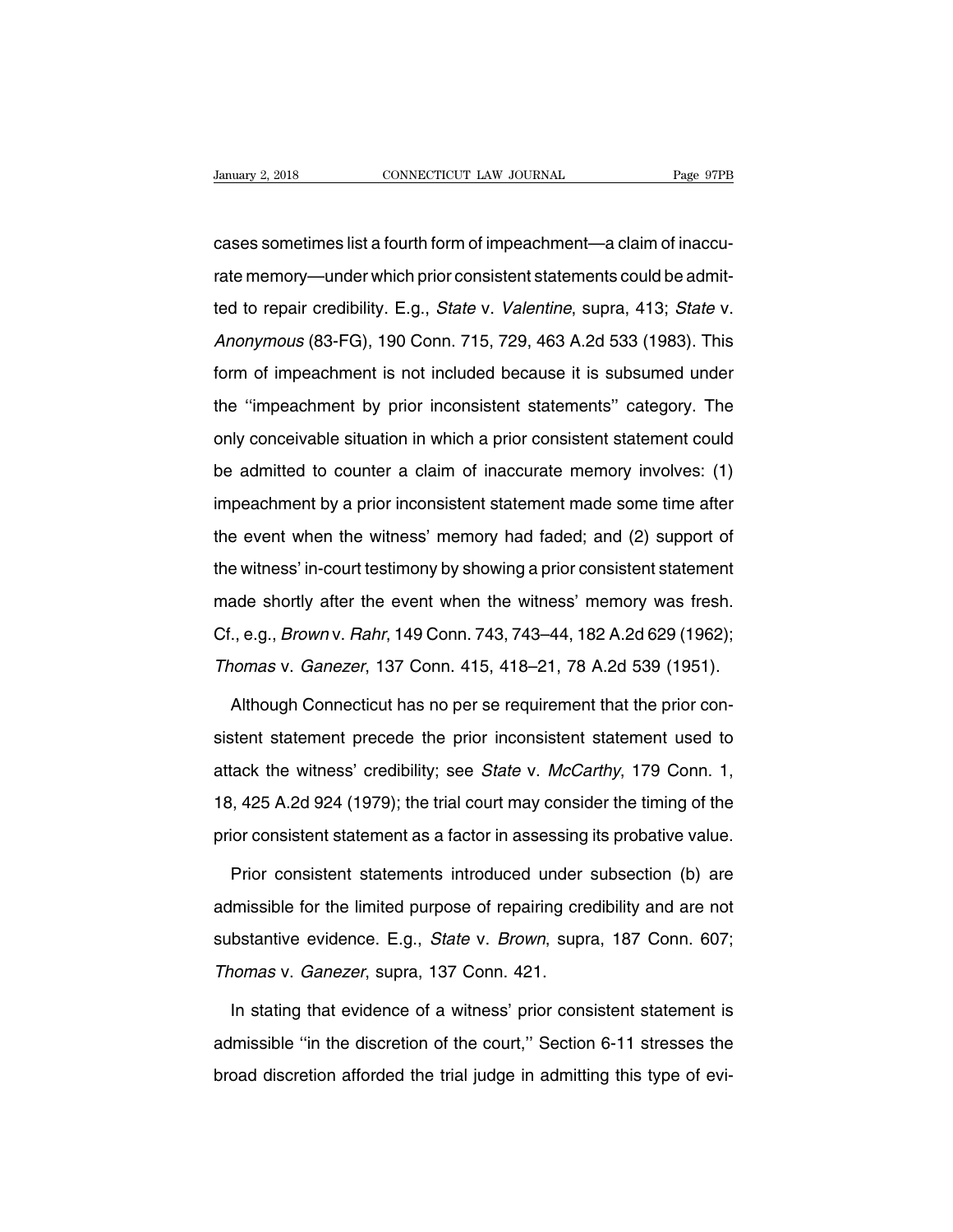cases sometimes list a fourth form of impeachment—a claim of inaccurate memory—under which prior consistent statements could be admitted to repair credibility. E.g., *State* v. *Valentine*, supra, 413; *State* v. *Anonymous* (83-FG), 190 Conn. 715, 729, 463 A.2d 533 (1983). This form of impeachment is not included because it is subsumed under the ''impeachment by prior inconsistent statements'' category. The only conceivable situation in which a prior consistent statement could be admitted to counter a claim of inaccurate memory involves: (1) impeachment by a prior inconsistent statement made some time after the event when the witness' memory had faded; and (2) support of the witness' in-court testimony by showing a prior consistent statement made shortly after the event when the witness' memory was fresh. Cf., e.g., *Brown* v. *Rahr*, 149 Conn. 743, 743–44, 182 A.2d 629 (1962); *Thomas* v. *Ganezer*, 137 Conn. 415, 418–21, 78 A.2d 539 (1951).

Although Connecticut has no per se requirement that the prior consistent statement precede the prior inconsistent statement used to attack the witness' credibility; see *State* v. *McCarthy*, 179 Conn. 1, 18, 425 A.2d 924 (1979); the trial court may consider the timing of the prior consistent statement as a factor in assessing its probative value.

Prior consistent statements introduced under subsection (b) are admissible for the limited purpose of repairing credibility and are not substantive evidence. E.g., *State* v. *Brown*, supra, 187 Conn. 607; *Thomas* v. *Ganezer*, supra, 137 Conn. 421.

In stating that evidence of a witness' prior consistent statement is admissible ''in the discretion of the court,'' Section 6-11 stresses the broad discretion afforded the trial judge in admitting this type of evi-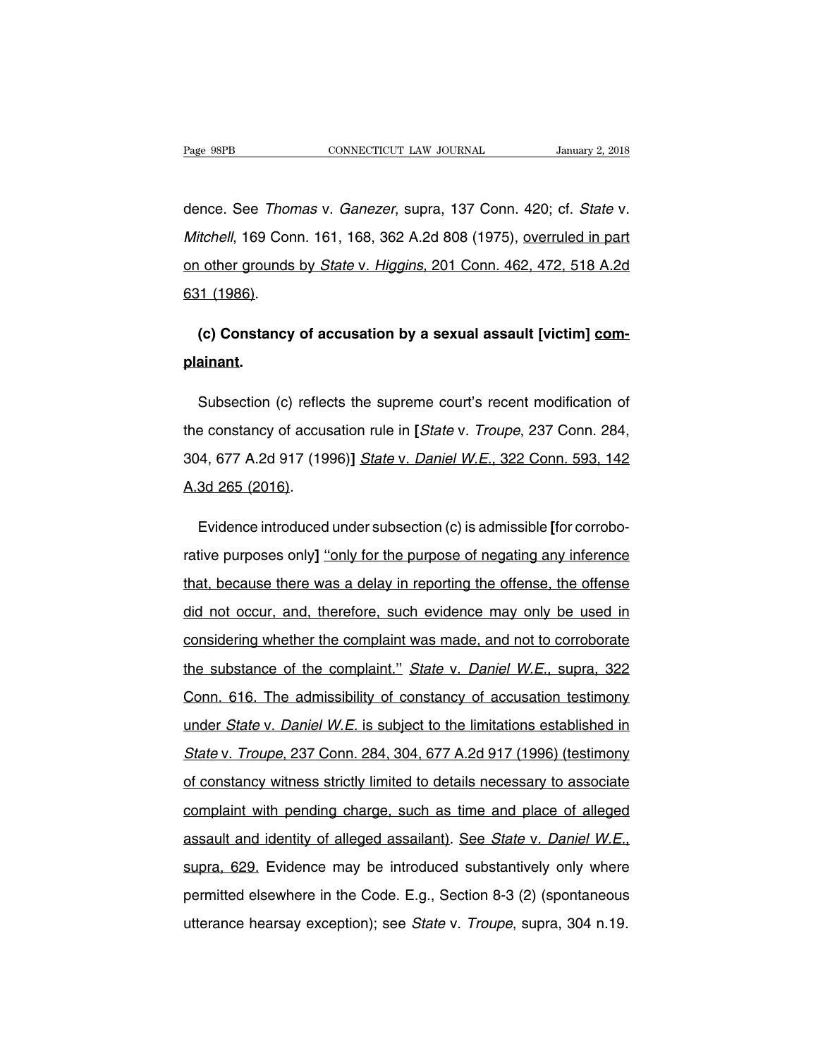dence. See *Thomas* v. *Ganezer*, supra, 137 Conn. 420; cf. *State* v. *Mitchell*, 169 Conn. 161, 168, 362 A.2d 808 (1975), overruled in part on other grounds by *State* v. *Higgins*, 201 Conn. 462, 472, 518 A.2d 631 (1986).

**(c) Constancy of accusation by a sexual assault [victim] complainant.**

Subsection (c) reflects the supreme court's recent modification of the constancy of accusation rule in [*State* v. *Troupe*, 237 Conn. 284, 304, 677 A.2d 917 (1996)] *State* v. *Daniel W.E.*, 322 Conn. 593, 142 A.3d 265 (2016).

Evidence introduced under subsection (c) is admissible [for corroborative purposes only] "only for the purpose of negating any inference that, because there was a delay in reporting the offense, the offense did not occur, and, therefore, such evidence may only be used in considering whether the complaint was made, and not to corroborate the substance of the complaint." *State* v. *Daniel W.E.*, supra, 322 Conn. 616. The admissibility of constancy of accusation testimony under *State* v. *Daniel W.E.* is subject to the limitations established in *State* v. *Troupe*, 237 Conn. 284, 304, 677 A.2d 917 (1996) (testimony of constancy witness strictly limited to details necessary to associate complaint with pending charge, such as time and place of alleged assault and identity of alleged assailant). See *State* v. *Daniel W.E.*, supra, 629. Evidence may be introduced substantively only where permitted elsewhere in the Code. E.g., Section 8-3 (2) (spontaneous utterance hearsay exception); see *State* v. *Troupe*, supra, 304 n.19.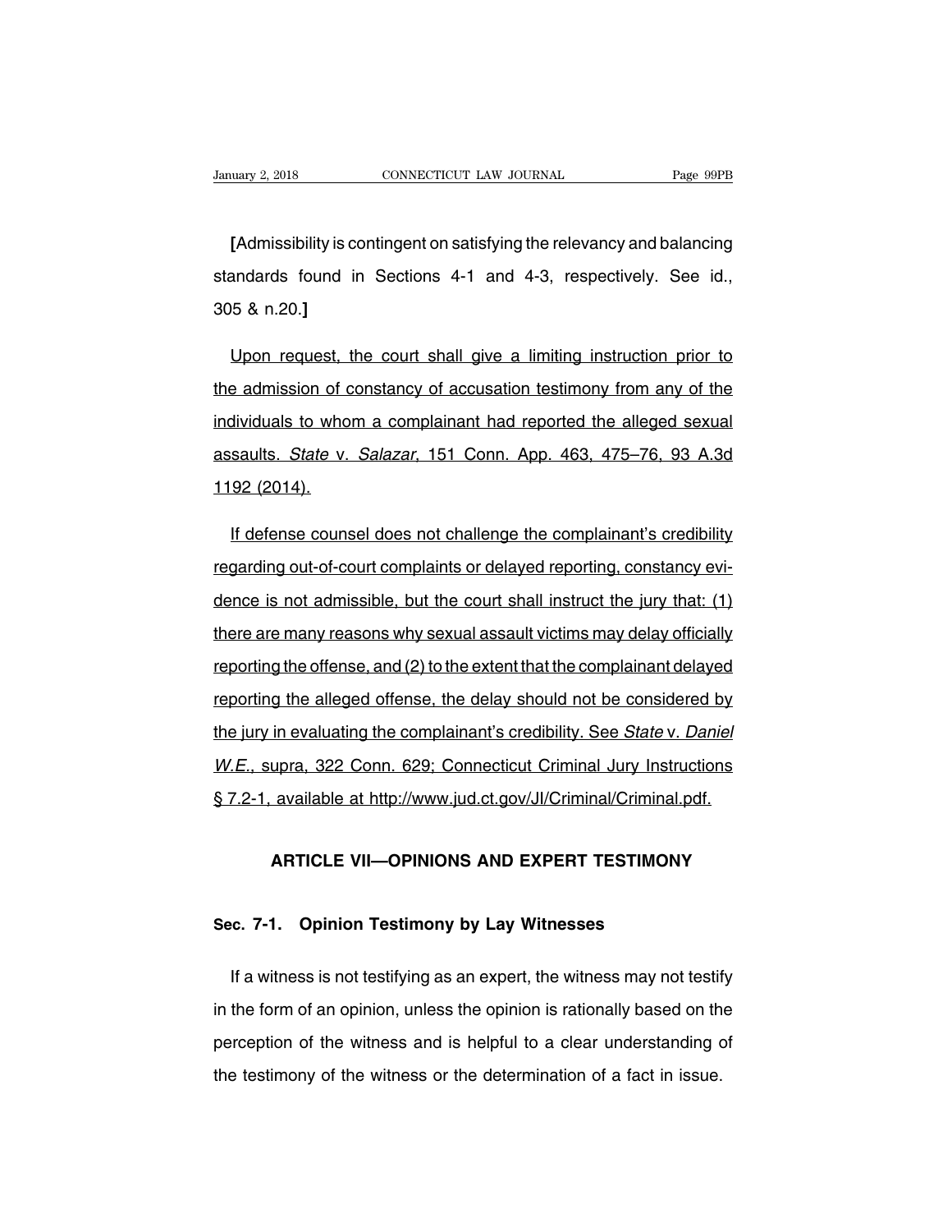[Admissibility is contingent on satisfying the relevancy and balancing standards found in Sections 4-1 and 4-3, respectively. See id., 305 & n.20.]

Upon request, the court shall give a limiting instruction prior to the admission of constancy of accusation testimony from any of the individuals to whom a complainant had reported the alleged sexual assaults. *State* v. *Salazar*, 151 Conn. App. 463, 475–76, 93 A.3d 1192 (2014).

If defense counsel does not challenge the complainant's credibility regarding out-of-court complaints or delayed reporting, constancy evidence is not admissible, but the court shall instruct the jury that: (1) there are many reasons why sexual assault victims may delay officially reporting the offense, and (2) to the extent that the complainant delayed reporting the alleged offense, the delay should not be considered by the jury in evaluating the complainant's credibility. See *State* v. *Daniel W.E.*, supra, 322 Conn. 629; Connecticut Criminal Jury Instructions § 7.2-1, available at http://www.jud.ct.gov/JI/Criminal/Criminal.pdf.

## ARTICLE VII—OPINIONS AND EXPERT TESTIMONY

### Sec. 7-1. Opinion Testimony by Lay Witnesses

If a witness is not testifying as an expert, the witness may not testify in the form of an opinion, unless the opinion is rationally based on the perception of the witness and is helpful to a clear understanding of the testimony of the witness or the determination of a fact in issue.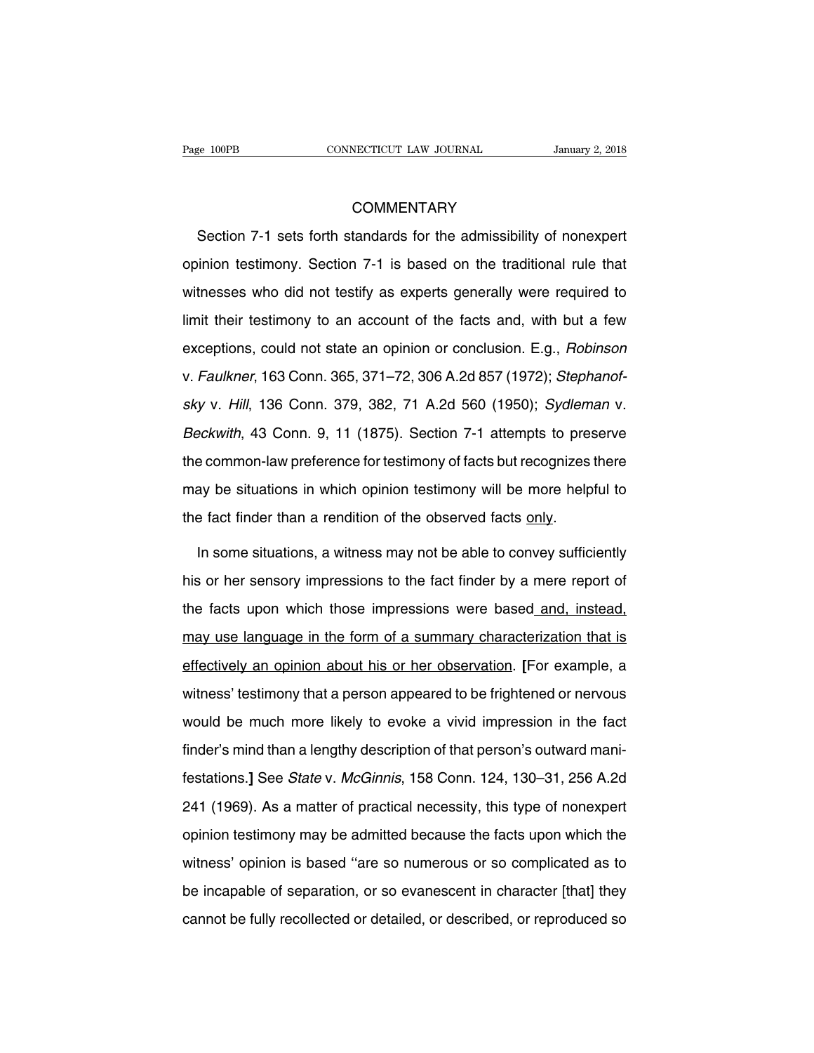## COMMENTARY

Section 7-1 sets forth standards for the admissibility of nonexpert opinion testimony. Section 7-1 is based on the traditional rule that witnesses who did not testify as experts generally were required to limit their testimony to an account of the facts and, with but a few exceptions, could not state an opinion or conclusion. E.g., *Robinson* v. *Faulkner*, 163 Conn. 365, 371–72, 306 A.2d 857 (1972); *Stephanofsky* v. *Hill*, 136 Conn. 379, 382, 71 A.2d 560 (1950); *Sydleman* v. *Beckwith*, 43 Conn. 9, 11 (1875). Section 7-1 attempts to preserve the common-law preference for testimony of facts but recognizes there may be situations in which opinion testimony will be more helpful to the fact finder than a rendition of the observed facts <u>only</u>.

In some situations, a witness may not be able to convey sufficiently his or her sensory impressions to the fact finder by a mere report of the facts upon which those impressions were based<u> and, instead, may use language in the form of a summary characterization that is effectively an opinion about his or her observation</u>. **[**For example, a witness' testimony that a person appeared to be frightened or nervous would be much more likely to evoke a vivid impression in the fact finder's mind than a lengthy description of that person's outward manifestations.**]** See *State* v. *McGinnis*, 158 Conn. 124, 130–31, 256 A.2d 241 (1969). As a matter of practical necessity, this type of nonexpert opinion testimony may be admitted because the facts upon which the witness' opinion is based ''are so numerous or so complicated as to be incapable of separation, or so evanescent in character [that] they cannot be fully recollected or detailed, or described, or reproduced so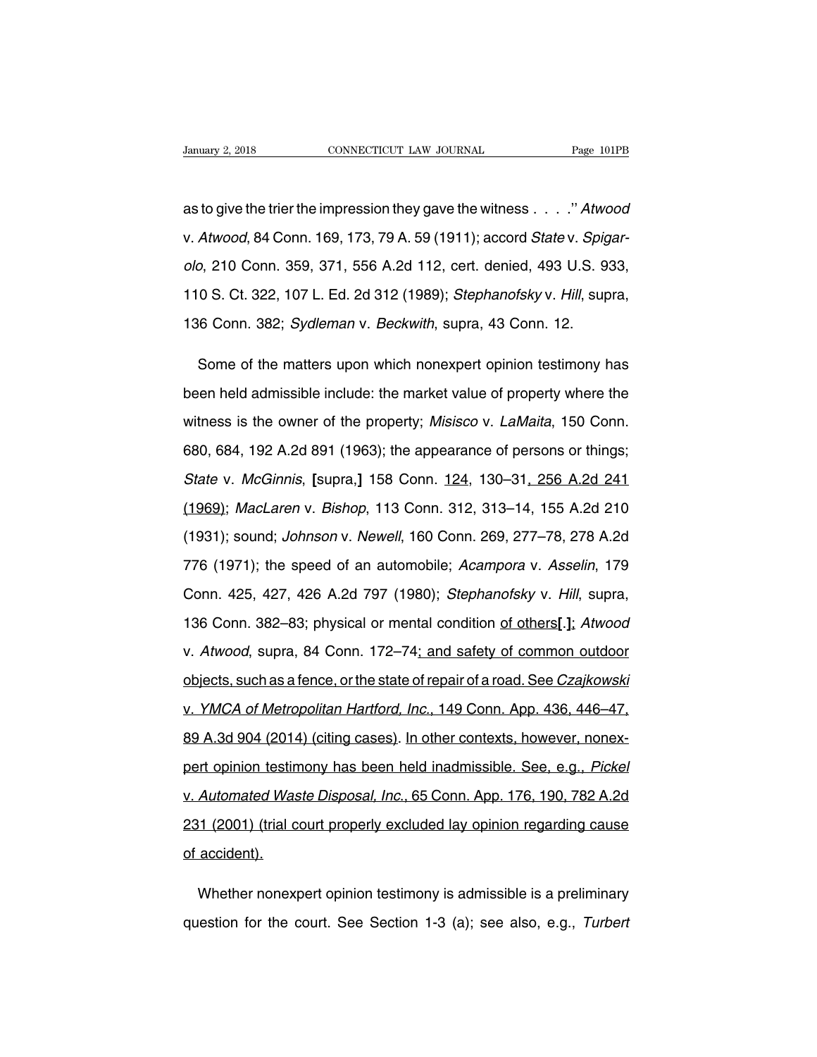as to give the trier the impression they gave the witness . . . .'' *Atwood* v. *Atwood*, 84 Conn. 169, 173, 79 A. 59 (1911); accord *State* v. *Spigarolo*, 210 Conn. 359, 371, 556 A.2d 112, cert. denied, 493 U.S. 933, 110 S. Ct. 322, 107 L. Ed. 2d 312 (1989); *Stephanofsky* v. *Hill*, supra, 136 Conn. 382; *Sydleman* v. *Beckwith*, supra, 43 Conn. 12.

Some of the matters upon which nonexpert opinion testimony has been held admissible include: the market value of property where the witness is the owner of the property; *Misisco* v. *LaMaita*, 150 Conn. 680, 684, 192 A.2d 891 (1963); the appearance of persons or things; *State* v. *McGinnis*, **[**supra,**]** 158 Conn. <u>124</u>, 130–31<u>, 256 A.2d 241 (1969)</u>; *MacLaren* v. *Bishop*, 113 Conn. 312, 313–14, 155 A.2d 210 (1931); sound; *Johnson* v. *Newell*, 160 Conn. 269, 277–78, 278 A.2d 776 (1971); the speed of an automobile; *Acampora* v. *Asselin*, 179 Conn. 425, 427, 426 A.2d 797 (1980); *Stephanofsky* v. *Hill*, supra, 136 Conn. 382–83; physical or mental condition <u>of others</u>**[**.**]**<u>;</u> *Atwood* v. *Atwood*, supra, 84 Conn. 172–74<u>; and safety of common outdoor objects, such as a fence, or the state of repair of a road. See *Czajkowski* v. *YMCA of Metropolitan Hartford, Inc.*, 149 Conn. App. 436, 446–47, 89 A.3d 904 (2014) (citing cases)</u>. <u>In other contexts, however, nonexpert opinion testimony has been held inadmissible. See, e.g., *Pickel* v. *Automated Waste Disposal, Inc.*, 65 Conn. App. 176, 190, 782 A.2d 231 (2001) (trial court properly excluded lay opinion regarding cause of accident).</u>

Whether nonexpert opinion testimony is admissible is a preliminary question for the court. See Section 1-3 (a); see also, e.g., *Turbert*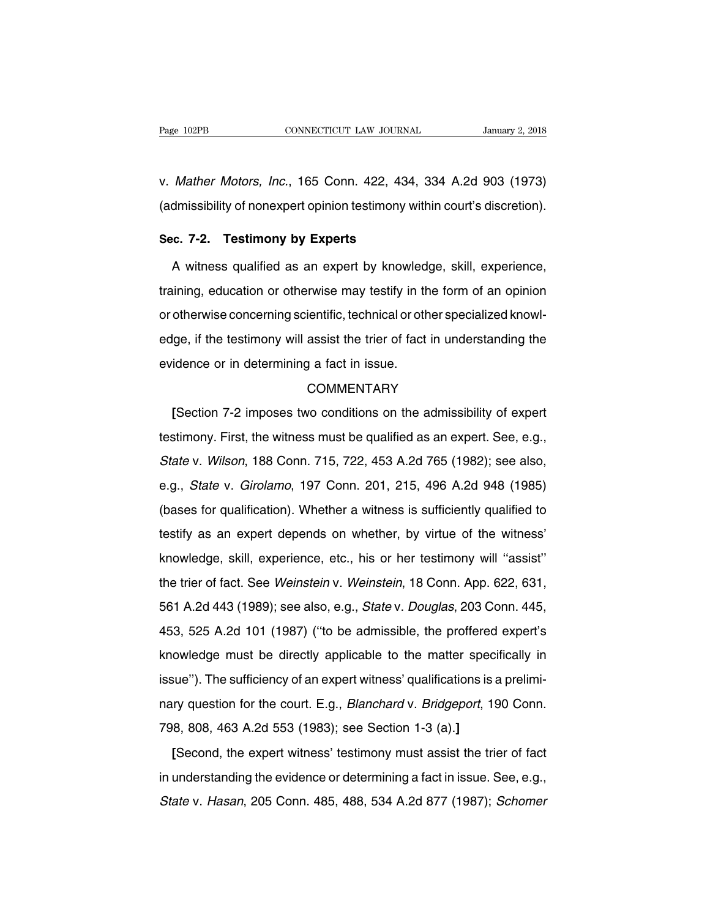v. *Mather Motors, Inc.*, 165 Conn. 422, 434, 334 A.2d 903 (1973) (admissibility of nonexpert opinion testimony within court's discretion).

## Sec. 7-2. Testimony by Experts

A witness qualified as an expert by knowledge, skill, experience, training, education or otherwise may testify in the form of an opinion or otherwise concerning scientific, technical or other specialized knowledge, if the testimony will assist the trier of fact in understanding the evidence or in determining a fact in issue.

COMMENTARY

**[**Section 7-2 imposes two conditions on the admissibility of expert testimony. First, the witness must be qualified as an expert. See, e.g., *State* v. *Wilson*, 188 Conn. 715, 722, 453 A.2d 765 (1982); see also, e.g., *State* v. *Girolamo*, 197 Conn. 201, 215, 496 A.2d 948 (1985) (bases for qualification). Whether a witness is sufficiently qualified to testify as an expert depends on whether, by virtue of the witness' knowledge, skill, experience, etc., his or her testimony will ''assist'' the trier of fact. See *Weinstein* v. *Weinstein*, 18 Conn. App. 622, 631, 561 A.2d 443 (1989); see also, e.g., *State* v. *Douglas*, 203 Conn. 445, 453, 525 A.2d 101 (1987) (''to be admissible, the proffered expert's knowledge must be directly applicable to the matter specifically in issue''). The sufficiency of an expert witness' qualifications is a preliminary question for the court. E.g., *Blanchard* v. *Bridgeport*, 190 Conn. 798, 808, 463 A.2d 553 (1983); see Section 1-3 (a).**]**

**[**Second, the expert witness' testimony must assist the trier of fact in understanding the evidence or determining a fact in issue. See, e.g., *State* v. *Hasan*, 205 Conn. 485, 488, 534 A.2d 877 (1987); *Schomer*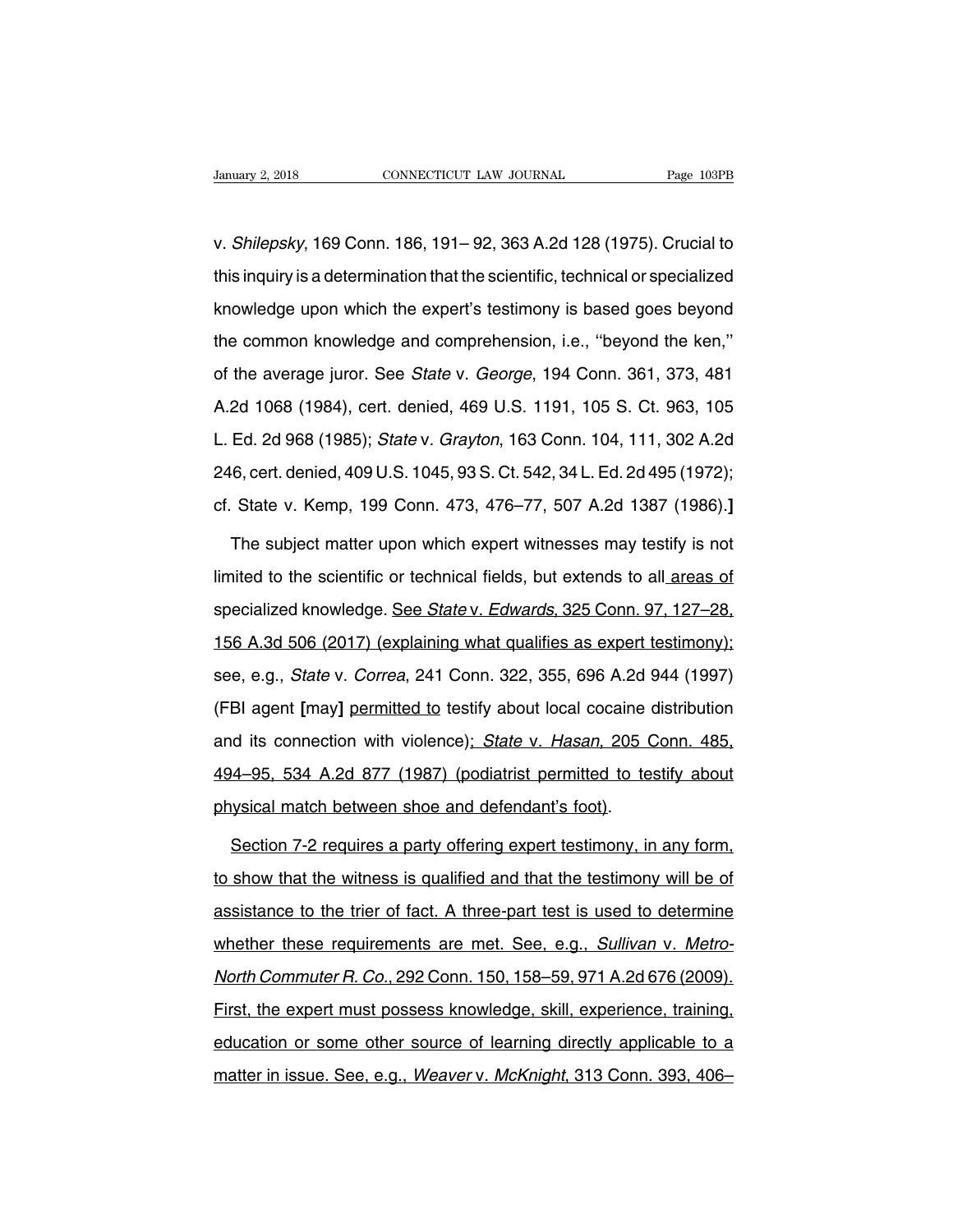v. *Shilepsky*, 169 Conn. 186, 191– 92, 363 A.2d 128 (1975). Crucial to this inquiry is a determination that the scientific, technical or specialized knowledge upon which the expert's testimony is based goes beyond the common knowledge and comprehension, i.e., ''beyond the ken,'' of the average juror. See *State* v. *George*, 194 Conn. 361, 373, 481 A.2d 1068 (1984), cert. denied, 469 U.S. 1191, 105 S. Ct. 963, 105 L. Ed. 2d 968 (1985); *State* v. *Grayton*, 163 Conn. 104, 111, 302 A.2d 246, cert. denied, 409 U.S. 1045, 93 S. Ct. 542, 34 L. Ed. 2d 495 (1972); cf. State v. Kemp, 199 Conn. 473, 476–77, 507 A.2d 1387 (1986).**]**

The subject matter upon which expert witnesses may testify is not limited to the scientific or technical fields, but extends to all <u>areas of specialized knowledge. See *State* v. *Edwards*, 325 Conn. 97, 127–28, 156 A.3d 506 (2017) (explaining what qualifies as expert testimony);</u> see, e.g., *State* v. *Correa*, 241 Conn. 322, 355, 696 A.2d 944 (1997) (FBI agent **[**may**]** <u>permitted to</u> testify about local cocaine distribution and its connection with violence)<u>; *State* v. *Hasan*, 205 Conn. 485, 494–95, 534 A.2d 877 (1987) (podiatrist permitted to testify about physical match between shoe and defendant's foot)</u>.

<u>Section 7-2 requires a party offering expert testimony, in any form, to show that the witness is qualified and that the testimony will be of assistance to the trier of fact. A three-part test is used to determine whether these requirements are met. See, e.g., *Sullivan* v. *Metro-North Commuter R. Co.*, 292 Conn. 150, 158–59, 971 A.2d 676 (2009). First, the expert must possess knowledge, skill, experience, training, education or some other source of learning directly applicable to a matter in issue. See, e.g., *Weaver* v. *McKnight*, 313 Conn. 393, 406–</u>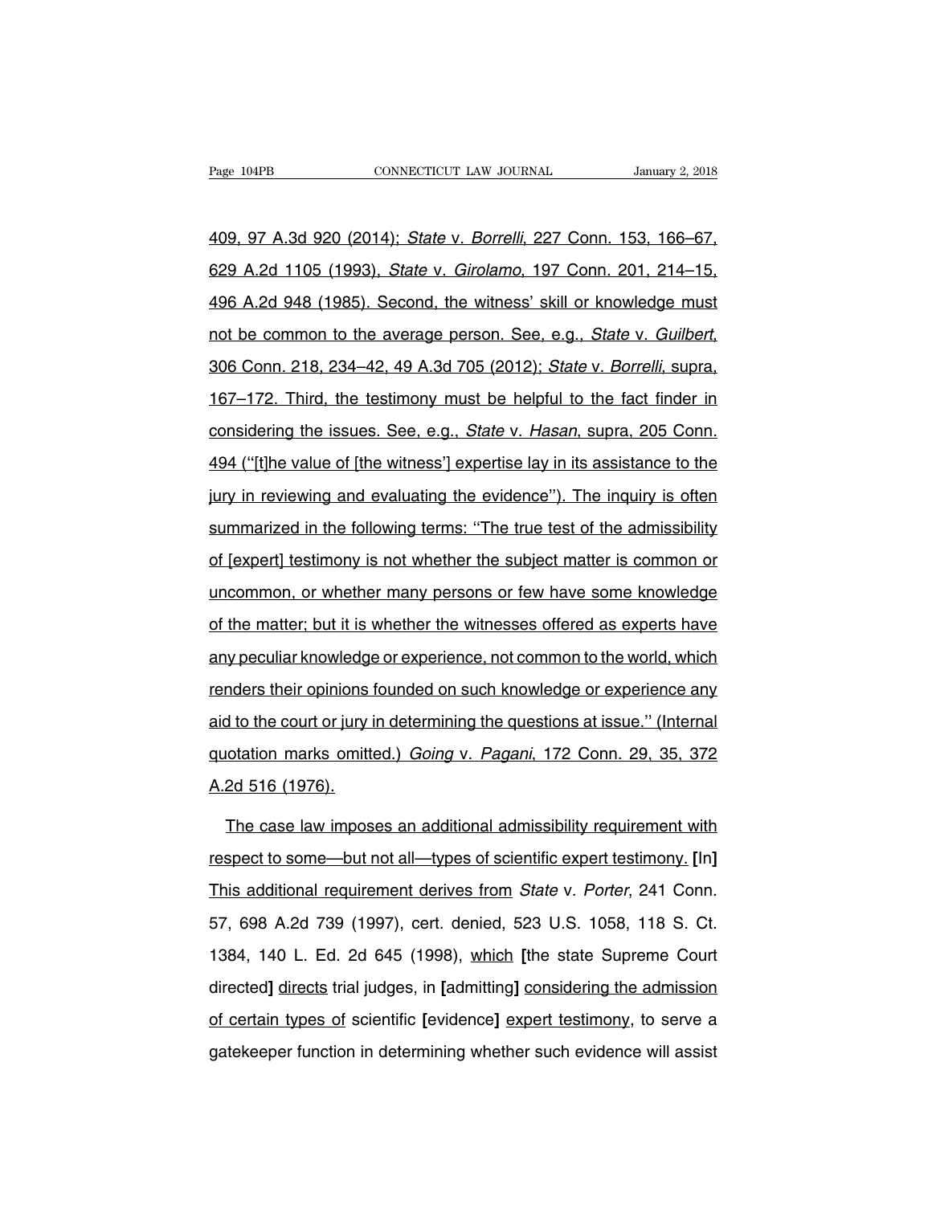409, 97 A.3d 920 (2014); *State* v. *Borrelli*, 227 Conn. 153, 166–67, 629 A.2d 1105 (1993), *State* v. *Girolamo*, 197 Conn. 201, 214–15, 496 A.2d 948 (1985). Second, the witness' skill or knowledge must not be common to the average person. See, e.g., *State* v. *Guilbert*, 306 Conn. 218, 234–42, 49 A.3d 705 (2012); *State* v. *Borrelli*, supra, 167–172. Third, the testimony must be helpful to the fact finder in considering the issues. See, e.g., *State* v. *Hasan*, supra, 205 Conn. 494 (''[t]he value of [the witness'] expertise lay in its assistance to the jury in reviewing and evaluating the evidence''). The inquiry is often summarized in the following terms: ''The true test of the admissibility of [expert] testimony is not whether the subject matter is common or uncommon, or whether many persons or few have some knowledge of the matter; but it is whether the witnesses offered as experts have any peculiar knowledge or experience, not common to the world, which renders their opinions founded on such knowledge or experience any aid to the court or jury in determining the questions at issue.'' (Internal quotation marks omitted.) *Going* v. *Pagani*, 172 Conn. 29, 35, 372 A.2d 516 (1976).

The case law imposes an additional admissibility requirement with respect to some—but not all—types of scientific expert testimony. **[**In**]** This additional requirement derives from *State* v. *Porter*, 241 Conn. 57, 698 A.2d 739 (1997), cert. denied, 523 U.S. 1058, 118 S. Ct. 1384, 140 L. Ed. 2d 645 (1998), which **[**the state Supreme Court directed**]** directs trial judges, in **[**admitting**]** considering the admission of certain types of scientific **[**evidence**]** expert testimony, to serve a gatekeeper function in determining whether such evidence will assist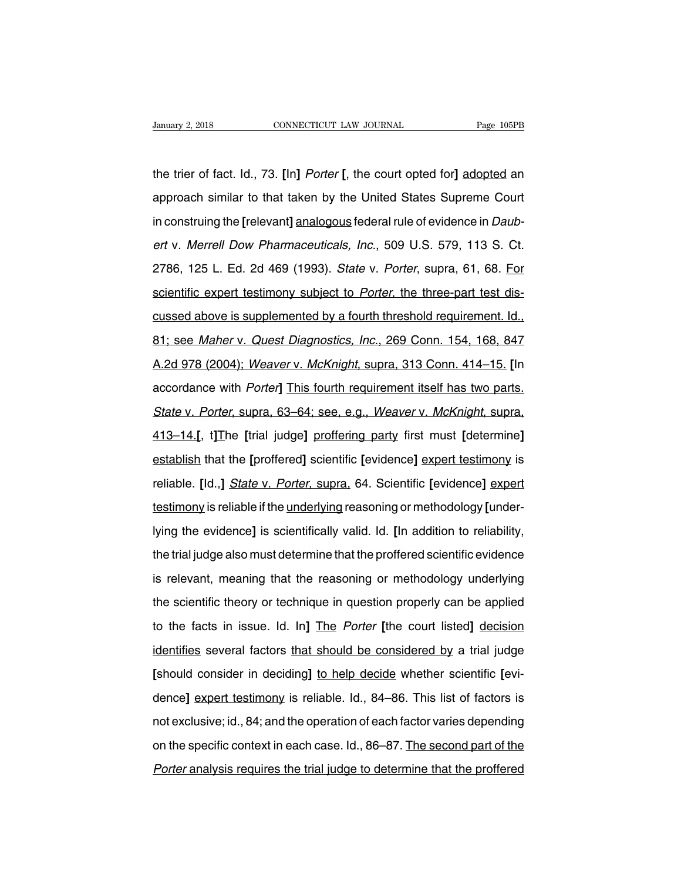the trier of fact. Id., 73. [In] *Porter* [, the court opted for] adopted an approach similar to that taken by the United States Supreme Court in construing the [relevant] analogous federal rule of evidence in *Daubert* v. *Merrell Dow Pharmaceuticals, Inc.*, 509 U.S. 579, 113 S. Ct. 2786, 125 L. Ed. 2d 469 (1993). *State* v. *Porter*, supra, 61, 68. For scientific expert testimony subject to *Porter*, the three-part test discussed above is supplemented by a fourth threshold requirement. Id., 81; see *Maher* v. *Quest Diagnostics, Inc.*, 269 Conn. 154, 168, 847 A.2d 978 (2004); *Weaver* v. *McKnight*, supra, 313 Conn. 414–15. [In accordance with *Porter*] This fourth requirement itself has two parts. *State* v. *Porter*, supra, 63–64; see, e.g., *Weaver* v. *McKnight*, supra, 413–14.[, t]The [trial judge] proffering party first must [determine] establish that the [proffered] scientific [evidence] expert testimony is reliable. [Id.,] *State* v. *Porter*, supra, 64. Scientific [evidence] expert testimony is reliable if the underlying reasoning or methodology [underlying the evidence] is scientifically valid. Id. [In addition to reliability, the trial judge also must determine that the proffered scientific evidence is relevant, meaning that the reasoning or methodology underlying the scientific theory or technique in question properly can be applied to the facts in issue. Id. In] The *Porter* [the court listed] decision identifies several factors that should be considered by a trial judge [should consider in deciding] to help decide whether scientific [evidence] expert testimony is reliable. Id., 84–86. This list of factors is not exclusive; id., 84; and the operation of each factor varies depending on the specific context in each case. Id., 86–87. The second part of the *Porter* analysis requires the trial judge to determine that the proffered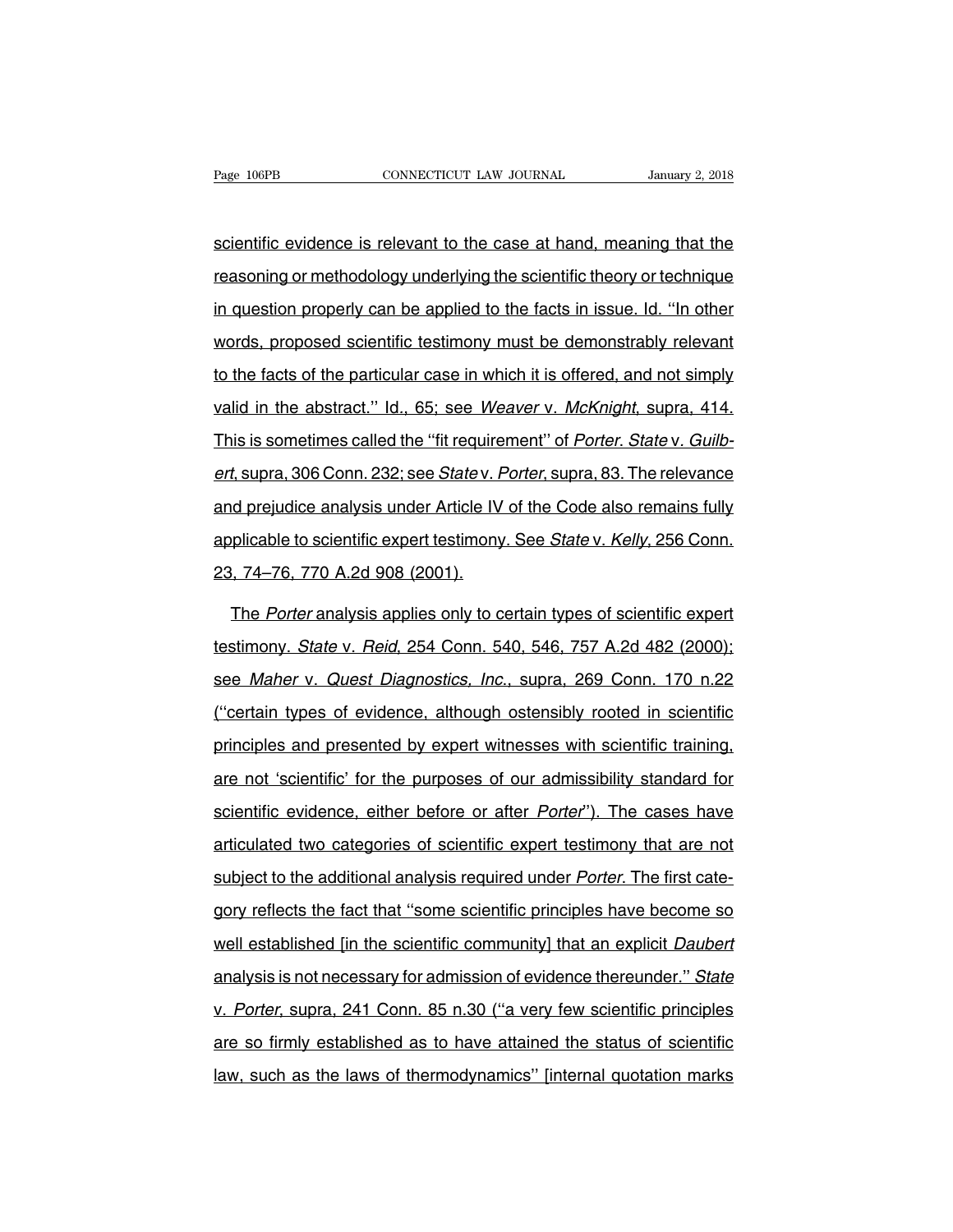scientific evidence is relevant to the case at hand, meaning that the reasoning or methodology underlying the scientific theory or technique in question properly can be applied to the facts in issue. Id. ''In other words, proposed scientific testimony must be demonstrably relevant to the facts of the particular case in which it is offered, and not simply valid in the abstract.'' Id., 65; see *Weaver* v. *McKnight*, supra, 414. This is sometimes called the ''fit requirement'' of *Porter*. *State* v. *Guilbert*, supra, 306 Conn. 232; see *State* v. *Porter*, supra, 83. The relevance and prejudice analysis under Article IV of the Code also remains fully applicable to scientific expert testimony. See *State* v. *Kelly*, 256 Conn. 23, 74–76, 770 A.2d 908 (2001).

The *Porter* analysis applies only to certain types of scientific expert testimony. *State* v. *Reid*, 254 Conn. 540, 546, 757 A.2d 482 (2000); see *Maher* v. *Quest Diagnostics, Inc.*, supra, 269 Conn. 170 n.22 (''certain types of evidence, although ostensibly rooted in scientific principles and presented by expert witnesses with scientific training, are not 'scientific' for the purposes of our admissibility standard for scientific evidence, either before or after *Porter*''). The cases have articulated two categories of scientific expert testimony that are not subject to the additional analysis required under *Porter*. The first category reflects the fact that ''some scientific principles have become so well established [in the scientific community] that an explicit *Daubert* analysis is not necessary for admission of evidence thereunder.'' *State* v. *Porter*, supra, 241 Conn. 85 n.30 (''a very few scientific principles are so firmly established as to have attained the status of scientific law, such as the laws of thermodynamics'' [internal quotation marks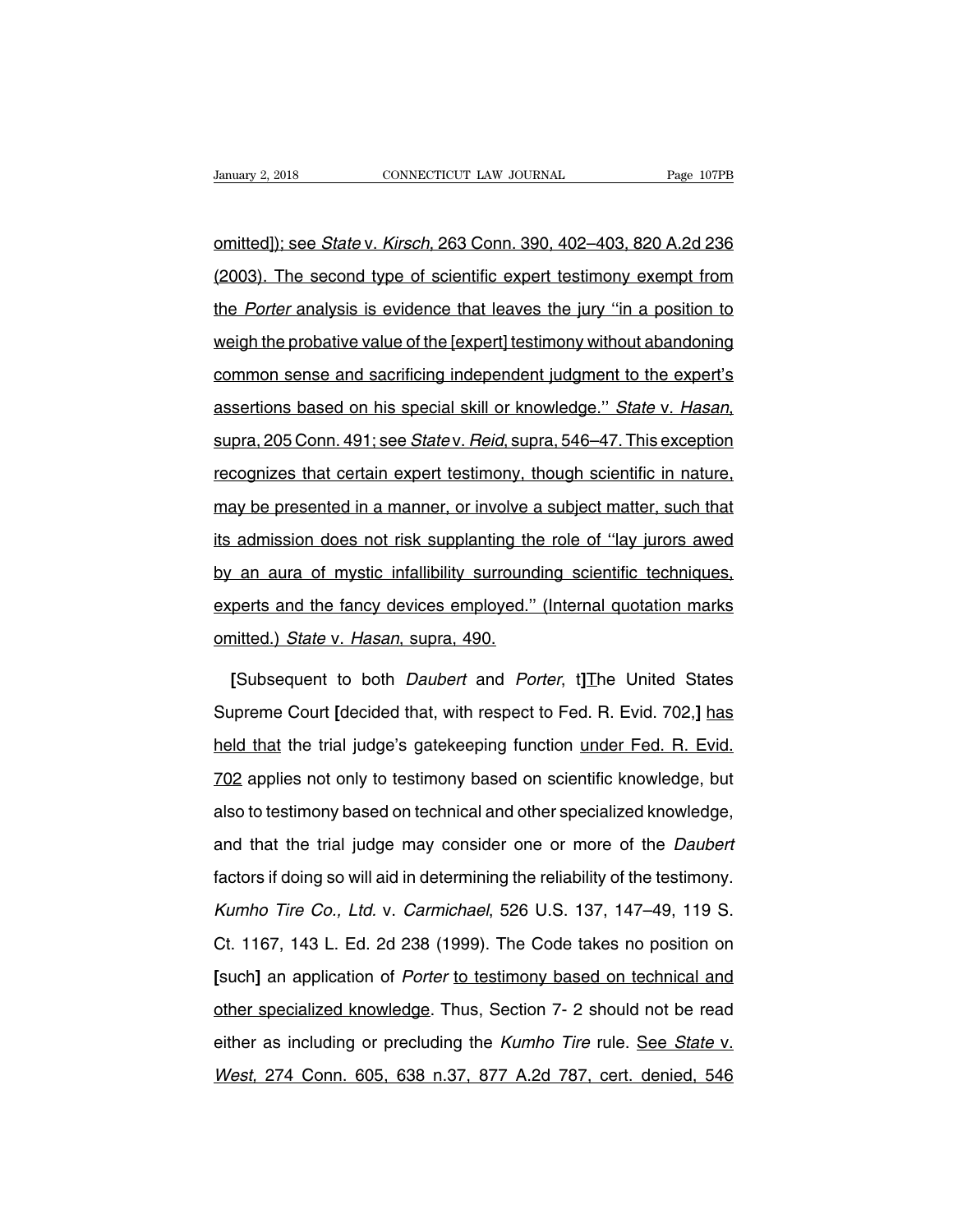omitted]); see *State* v. *Kirsch*, 263 Conn. 390, 402–403, 820 A.2d 236 (2003). The second type of scientific expert testimony exempt from the *Porter* analysis is evidence that leaves the jury ''in a position to weigh the probative value of the [expert] testimony without abandoning common sense and sacrificing independent judgment to the expert's assertions based on his special skill or knowledge.'' *State* v. *Hasan*, supra, 205 Conn. 491; see *State* v. *Reid*, supra, 546–47. This exception recognizes that certain expert testimony, though scientific in nature, may be presented in a manner, or involve a subject matter, such that its admission does not risk supplanting the role of ''lay jurors awed by an aura of mystic infallibility surrounding scientific techniques, experts and the fancy devices employed.'' (Internal quotation marks omitted.) *State* v. *Hasan*, supra, 490.

**[**Subsequent to both *Daubert* and *Porter*, t**]**The United States Supreme Court **[**decided that, with respect to Fed. R. Evid. 702,**]** has held that the trial judge's gatekeeping function under Fed. R. Evid. 702 applies not only to testimony based on scientific knowledge, but also to testimony based on technical and other specialized knowledge, and that the trial judge may consider one or more of the *Daubert* factors if doing so will aid in determining the reliability of the testimony. *Kumho Tire Co., Ltd.* v. *Carmichael*, 526 U.S. 137, 147–49, 119 S. Ct. 1167, 143 L. Ed. 2d 238 (1999). The Code takes no position on **[**such**]** an application of *Porter* to testimony based on technical and other specialized knowledge. Thus, Section 7- 2 should not be read either as including or precluding the *Kumho Tire* rule. See *State* v. *West*, 274 Conn. 605, 638 n.37, 877 A.2d 787, cert. denied, 546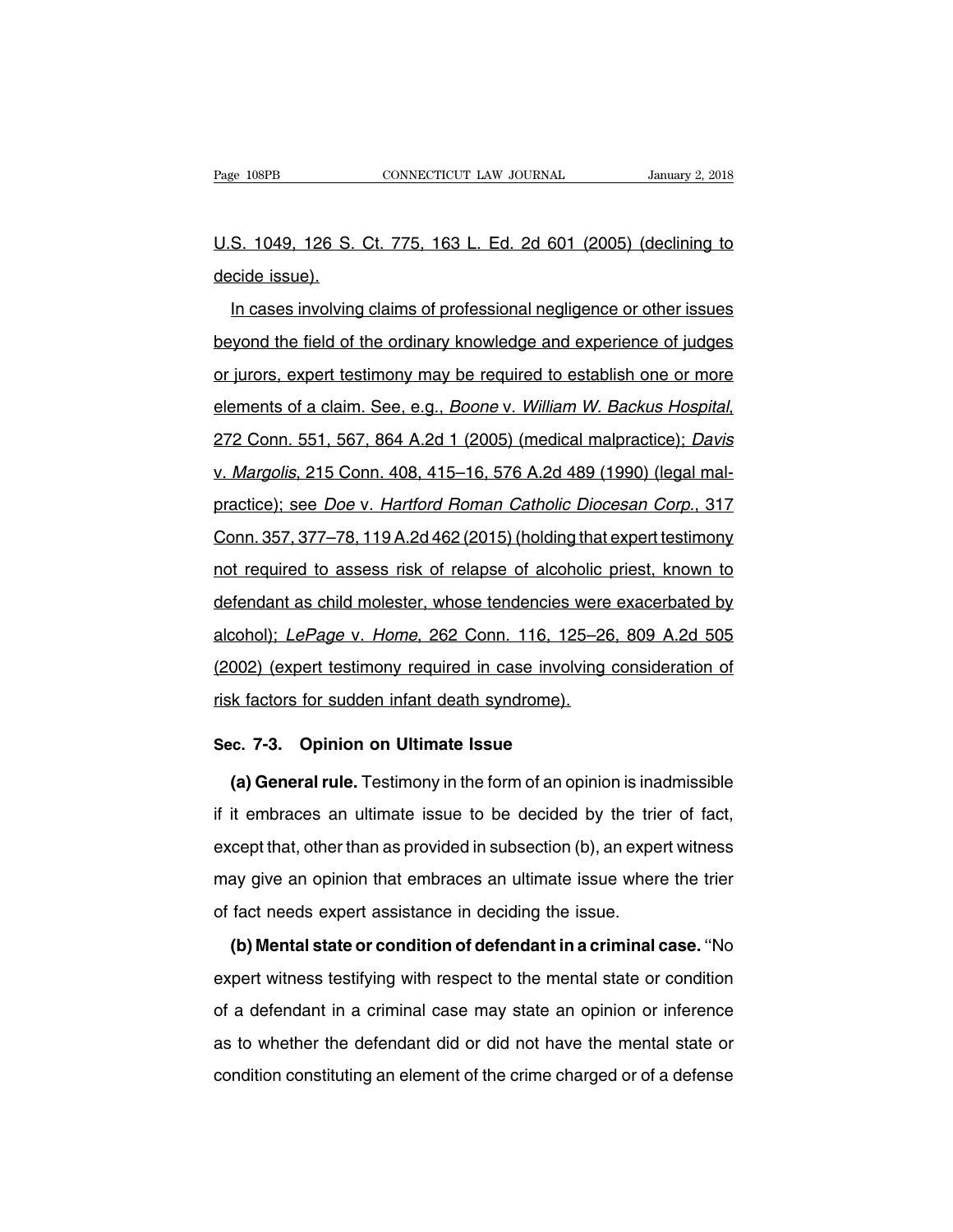U.S. 1049, 126 S. Ct. 775, 163 L. Ed. 2d 601 (2005) (declining to decide issue).

In cases involving claims of professional negligence or other issues beyond the field of the ordinary knowledge and experience of judges or jurors, expert testimony may be required to establish one or more elements of a claim. See, e.g., *Boone* v. *William W. Backus Hospital*, 272 Conn. 551, 567, 864 A.2d 1 (2005) (medical malpractice); *Davis* v. *Margolis*, 215 Conn. 408, 415–16, 576 A.2d 489 (1990) (legal malpractice); see *Doe* v. *Hartford Roman Catholic Diocesan Corp.*, 317 Conn. 357, 377–78, 119 A.2d 462 (2015) (holding that expert testimony not required to assess risk of relapse of alcoholic priest, known to defendant as child molester, whose tendencies were exacerbated by alcohol); *LePage* v. *Home*, 262 Conn. 116, 125–26, 809 A.2d 505 (2002) (expert testimony required in case involving consideration of risk factors for sudden infant death syndrome).

## Sec. 7-3. Opinion on Ultimate Issue

**(a) General rule.** Testimony in the form of an opinion is inadmissible if it embraces an ultimate issue to be decided by the trier of fact, except that, other than as provided in subsection (b), an expert witness may give an opinion that embraces an ultimate issue where the trier of fact needs expert assistance in deciding the issue.

**(b) Mental state or condition of defendant in a criminal case.** ''No expert witness testifying with respect to the mental state or condition of a defendant in a criminal case may state an opinion or inference as to whether the defendant did or did not have the mental state or condition constituting an element of the crime charged or of a defense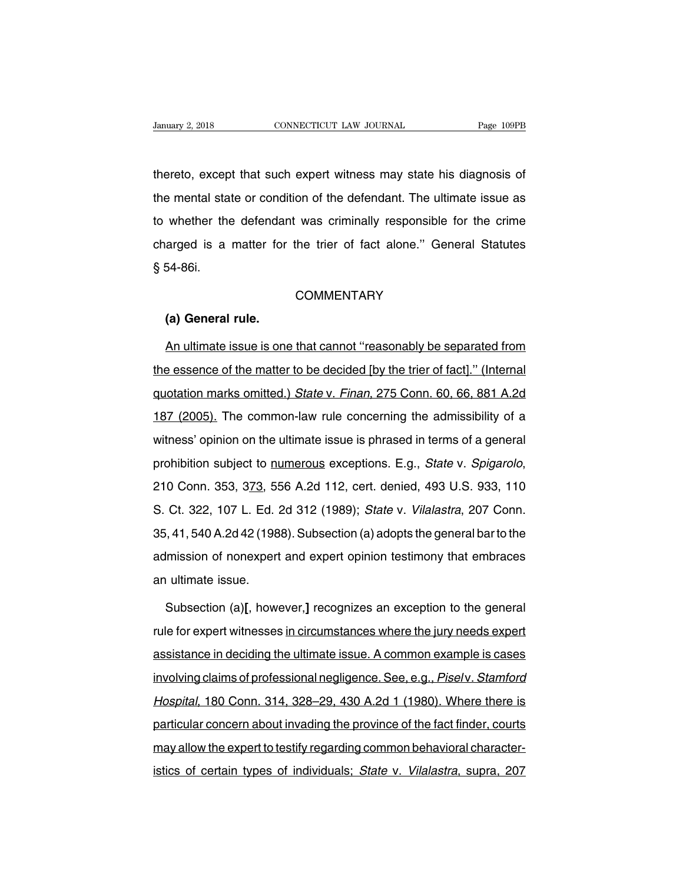thereto, except that such expert witness may state his diagnosis of the mental state or condition of the defendant. The ultimate issue as to whether the defendant was criminally responsible for the crime charged is a matter for the trier of fact alone.'' General Statutes § 54-86i.

COMMENTARY

**(a) General rule.**

An ultimate issue is one that cannot ''reasonably be separated from the essence of the matter to be decided [by the trier of fact].'' (Internal quotation marks omitted.) *State* v. *Finan*, 275 Conn. 60, 66, 881 A.2d 187 (2005). The common-law rule concerning the admissibility of a witness' opinion on the ultimate issue is phrased in terms of a general prohibition subject to numerous exceptions. E.g., *State* v. *Spigarolo*, 210 Conn. 353, 373, 556 A.2d 112, cert. denied, 493 U.S. 933, 110 S. Ct. 322, 107 L. Ed. 2d 312 (1989); *State* v. *Vilalastra*, 207 Conn. 35, 41, 540 A.2d 42 (1988). Subsection (a) adopts the general bar to the admission of nonexpert and expert opinion testimony that embraces an ultimate issue.

Subsection (a)**[**, however,**]** recognizes an exception to the general rule for expert witnesses in circumstances where the jury needs expert assistance in deciding the ultimate issue. A common example is cases involving claims of professional negligence. See, e.g., *Pisel* v. *Stamford Hospital*, 180 Conn. 314, 328–29, 430 A.2d 1 (1980). Where there is particular concern about invading the province of the fact finder, courts may allow the expert to testify regarding common behavioral characteristics of certain types of individuals; *State* v. *Vilalastra*, supra, 207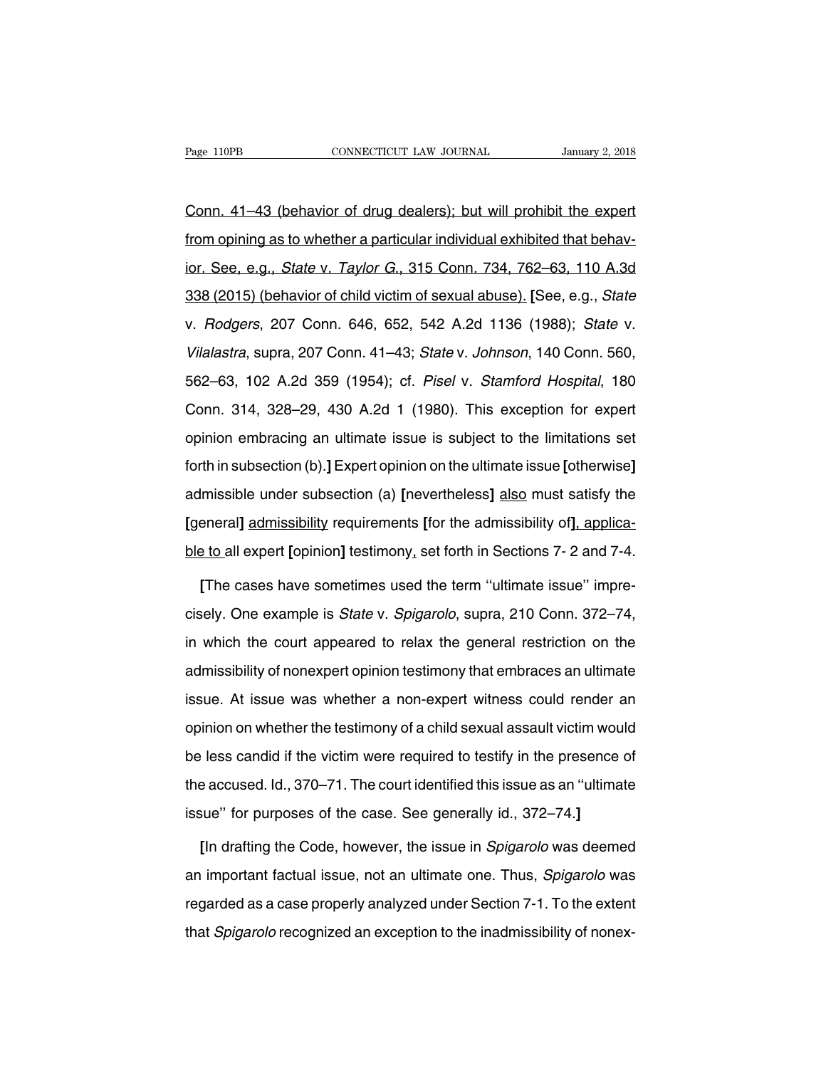Conn. 41–43 (behavior of drug dealers); but will prohibit the expert from opining as to whether a particular individual exhibited that behavior. See, e.g., *State* v. *Taylor G.*, 315 Conn. 734, 762–63, 110 A.3d 338 (2015) (behavior of child victim of sexual abuse). **[**See, e.g., *State* v. *Rodgers*, 207 Conn. 646, 652, 542 A.2d 1136 (1988); *State* v. *Vilalastra*, supra, 207 Conn. 41–43; *State* v. *Johnson*, 140 Conn. 560, 562–63, 102 A.2d 359 (1954); cf. *Pisel* v. *Stamford Hospital*, 180 Conn. 314, 328–29, 430 A.2d 1 (1980). This exception for expert opinion embracing an ultimate issue is subject to the limitations set forth in subsection (b).**]** Expert opinion on the ultimate issue **[**otherwise**]** admissible under subsection (a) **[**nevertheless**]** also must satisfy the **[**general**]** admissibility requirements **[**for the admissibility of**]**, applicable to all expert **[**opinion**]** testimony, set forth in Sections 7- 2 and 7-4.

**[**The cases have sometimes used the term ''ultimate issue'' imprecisely. One example is *State* v. *Spigarolo*, supra, 210 Conn. 372–74, in which the court appeared to relax the general restriction on the admissibility of nonexpert opinion testimony that embraces an ultimate issue. At issue was whether a non-expert witness could render an opinion on whether the testimony of a child sexual assault victim would be less candid if the victim were required to testify in the presence of the accused. Id., 370–71. The court identified this issue as an ''ultimate issue'' for purposes of the case. See generally id., 372–74.**]**

**[**In drafting the Code, however, the issue in *Spigarolo* was deemed an important factual issue, not an ultimate one. Thus, *Spigarolo* was regarded as a case properly analyzed under Section 7-1. To the extent that *Spigarolo* recognized an exception to the inadmissibility of nonex-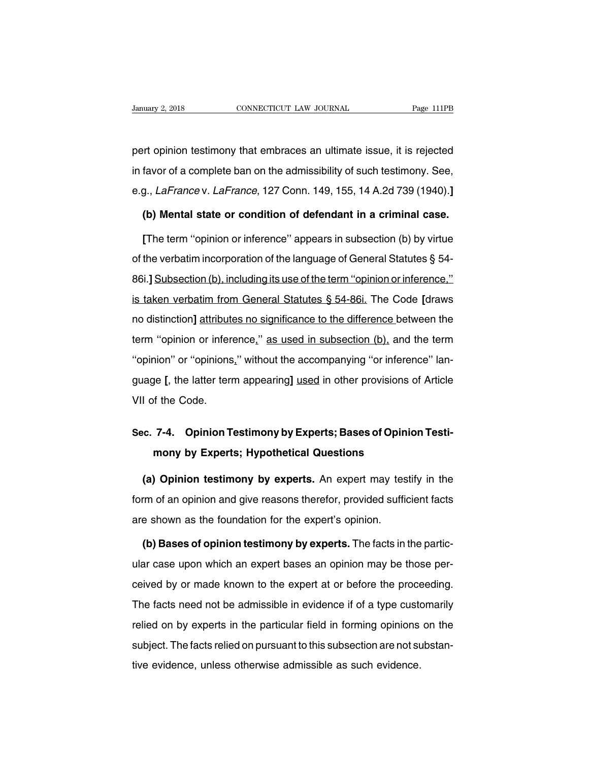pert opinion testimony that embraces an ultimate issue, it is rejected in favor of a complete ban on the admissibility of such testimony. See, e.g., *LaFrance* v. *LaFrance*, 127 Conn. 149, 155, 14 A.2d 739 (1940).**]**

**(b) Mental state or condition of defendant in a criminal case.**

**[**The term ''opinion or inference'' appears in subsection (b) by virtue of the verbatim incorporation of the language of General Statutes § 54-86i.**]** <u>Subsection (b), including its use of the term ''opinion or inference,'' is taken verbatim from General Statutes § 54-86i.</u> The Code **[**draws no distinction**]** <u>attributes no significance to the difference</u> between the term ''opinion or inference<u>,</u>'' <u>as used in subsection (b),</u> and the term ''opinion'' or ''opinions<u>,</u>'' without the accompanying ''or inference'' language **[**, the latter term appearing**]** <u>used</u> in other provisions of Article VII of the Code.

## Sec. 7-4. Opinion Testimony by Experts; Bases of Opinion Testimony by Experts; Hypothetical Questions

**(a) Opinion testimony by experts.** An expert may testify in the form of an opinion and give reasons therefor, provided sufficient facts are shown as the foundation for the expert's opinion.

**(b) Bases of opinion testimony by experts.** The facts in the particular case upon which an expert bases an opinion may be those perceived by or made known to the expert at or before the proceeding. The facts need not be admissible in evidence if of a type customarily relied on by experts in the particular field in forming opinions on the subject. The facts relied on pursuant to this subsection are not substantive evidence, unless otherwise admissible as such evidence.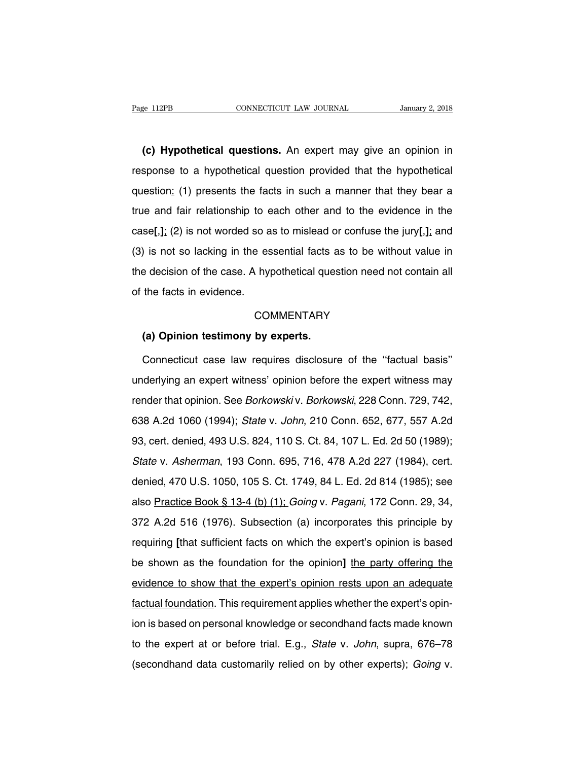**(c) Hypothetical questions.** An expert may give an opinion in response to a hypothetical question provided that the hypothetical question: (1) presents the facts in such a manner that they bear a true and fair relationship to each other and to the evidence in the case**[,]**; (2) is not worded so as to mislead or confuse the jury**[,]**; and (3) is not so lacking in the essential facts as to be without value in the decision of the case. A hypothetical question need not contain all of the facts in evidence.

COMMENTARY

**(a) Opinion testimony by experts.**

Connecticut case law requires disclosure of the ''factual basis'' underlying an expert witness' opinion before the expert witness may render that opinion. See *Borkowski* v. *Borkowski*, 228 Conn. 729, 742, 638 A.2d 1060 (1994); *State* v. *John*, 210 Conn. 652, 677, 557 A.2d 93, cert. denied, 493 U.S. 824, 110 S. Ct. 84, 107 L. Ed. 2d 50 (1989); *State* v. *Asherman*, 193 Conn. 695, 716, 478 A.2d 227 (1984), cert. denied, 470 U.S. 1050, 105 S. Ct. 1749, 84 L. Ed. 2d 814 (1985); see also Practice Book § 13-4 (b) (1); *Going* v. *Pagani*, 172 Conn. 29, 34, 372 A.2d 516 (1976). Subsection (a) incorporates this principle by requiring **[**that sufficient facts on which the expert's opinion is based be shown as the foundation for the opinion**]** the party offering the evidence to show that the expert's opinion rests upon an adequate factual foundation. This requirement applies whether the expert's opinion is based on personal knowledge or secondhand facts made known to the expert at or before trial. E.g., *State* v. *John*, supra, 676–78 (secondhand data customarily relied on by other experts); *Going* v.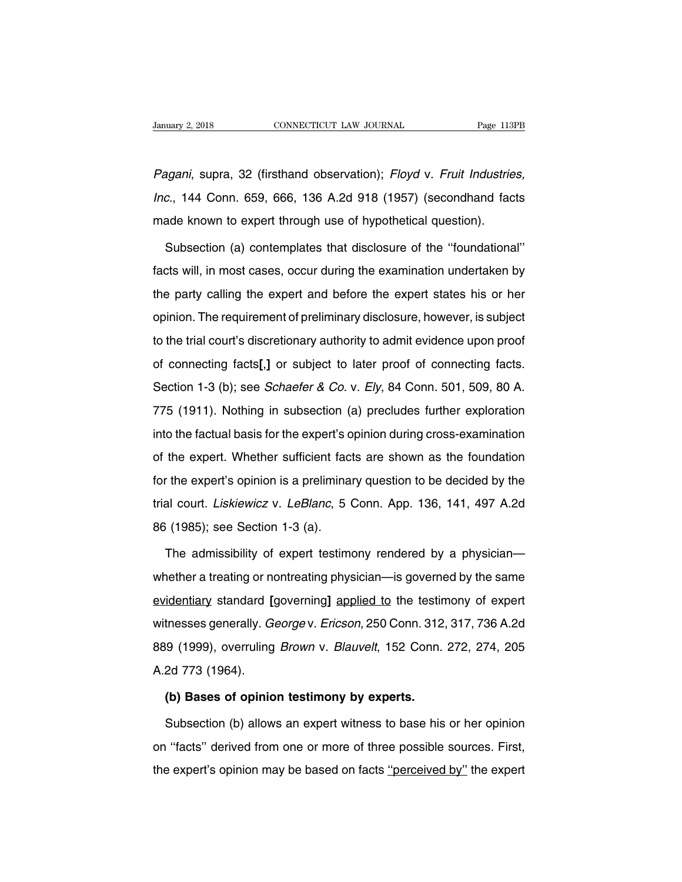*Pagani*, supra, 32 (firsthand observation); *Floyd* v. *Fruit Industries, Inc.*, 144 Conn. 659, 666, 136 A.2d 918 (1957) (secondhand facts made known to expert through use of hypothetical question).

Subsection (a) contemplates that disclosure of the ''foundational'' facts will, in most cases, occur during the examination undertaken by the party calling the expert and before the expert states his or her opinion. The requirement of preliminary disclosure, however, is subject to the trial court's discretionary authority to admit evidence upon proof of connecting facts**[,]** or subject to later proof of connecting facts. Section 1-3 (b); see *Schaefer & Co.* v. *Ely*, 84 Conn. 501, 509, 80 A. 775 (1911). Nothing in subsection (a) precludes further exploration into the factual basis for the expert's opinion during cross-examination of the expert. Whether sufficient facts are shown as the foundation for the expert's opinion is a preliminary question to be decided by the trial court. *Liskiewicz* v. *LeBlanc*, 5 Conn. App. 136, 141, 497 A.2d 86 (1985); see Section 1-3 (a).

The admissibility of expert testimony rendered by a physician—whether a treating or nontreating physician—is governed by the same <u>evidentiary</u> standard **[**governing**]** <u>applied to</u> the testimony of expert witnesses generally. *George* v. *Ericson*, 250 Conn. 312, 317, 736 A.2d 889 (1999), overruling *Brown* v. *Blauvelt*, 152 Conn. 272, 274, 205 A.2d 773 (1964).

**(b) Bases of opinion testimony by experts.**

Subsection (b) allows an expert witness to base his or her opinion on ''facts'' derived from one or more of three possible sources. First, the expert's opinion may be based on facts <u>''perceived by''</u> the expert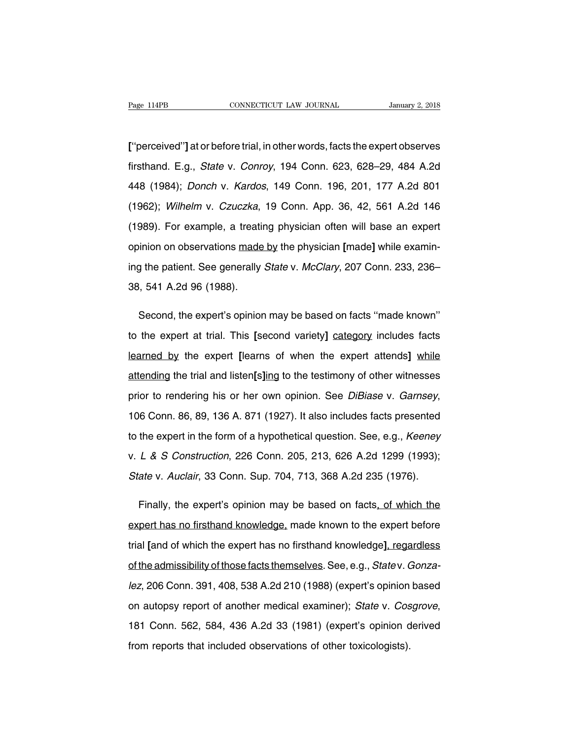[''perceived''] at or before trial, in other words, facts the expert observes firsthand. E.g., *State* v. *Conroy*, 194 Conn. 623, 628–29, 484 A.2d 448 (1984); *Donch* v. *Kardos*, 149 Conn. 196, 201, 177 A.2d 801 (1962); *Wilhelm* v. *Czuczka*, 19 Conn. App. 36, 42, 561 A.2d 146 (1989). For example, a treating physician often will base an expert opinion on observations <u>made by</u> the physician [made] while examining the patient. See generally *State* v. *McClary*, 207 Conn. 233, 236–38, 541 A.2d 96 (1988).

Second, the expert's opinion may be based on facts ''made known'' to the expert at trial. This [second variety] <u>category</u> includes facts <u>learned by</u> the expert [learns of when the expert attends] <u>while attending</u> the trial and listen[s]<u>ing</u> to the testimony of other witnesses prior to rendering his or her own opinion. See *DiBiase* v. *Garnsey*, 106 Conn. 86, 89, 136 A. 871 (1927). It also includes facts presented to the expert in the form of a hypothetical question. See, e.g., *Keeney* v. *L & S Construction*, 226 Conn. 205, 213, 626 A.2d 1299 (1993); *State* v. *Auclair*, 33 Conn. Sup. 704, 713, 368 A.2d 235 (1976).

Finally, the expert's opinion may be based on facts<u>, of which the expert has no firsthand knowledge,</u> made known to the expert before trial [and of which the expert has no firsthand knowledge]<u>, regardless of the admissibility of those facts themselves</u>. See, e.g., *State* v. *Gonzalez*, 206 Conn. 391, 408, 538 A.2d 210 (1988) (expert's opinion based on autopsy report of another medical examiner); *State* v. *Cosgrove*, 181 Conn. 562, 584, 436 A.2d 33 (1981) (expert's opinion derived from reports that included observations of other toxicologists).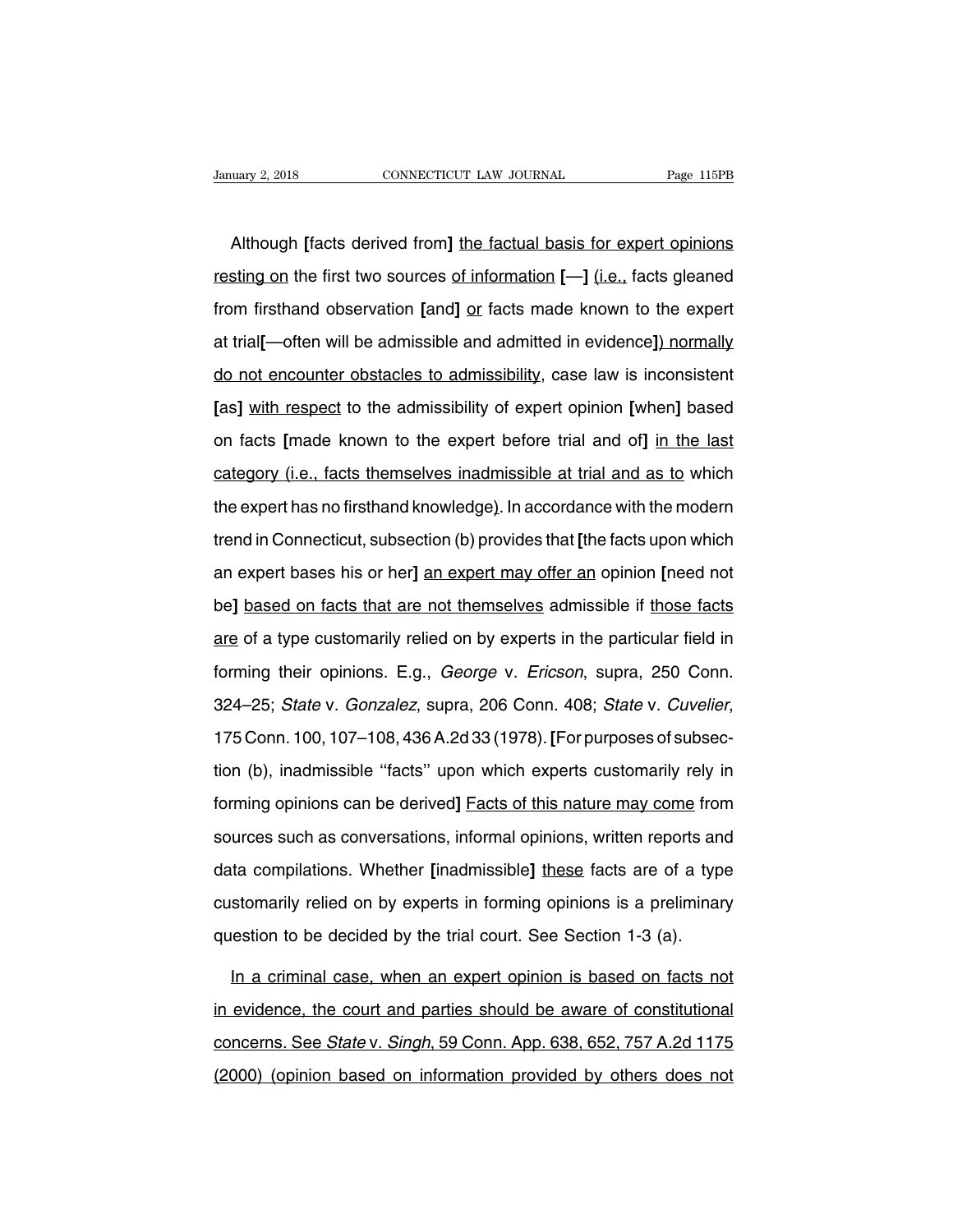Although **[**facts derived from**]** <u>the factual basis for expert opinions resting on</u> the first two sources <u>of information</u> **[**—**]** <u>(i.e.,</u> facts gleaned from firsthand observation **[**and**]** <u>or</u> facts made known to the expert at trial**[**—often will be admissible and admitted in evidence**]**<u>) normally do not encounter obstacles to admissibility</u>, case law is inconsistent **[**as**]** <u>with respect</u> to the admissibility of expert opinion **[**when**]** based on facts **[**made known to the expert before trial and of**]** <u>in the last category (i.e., facts themselves inadmissible at trial and as to</u> which the expert has no firsthand knowledge<u>)</u>. In accordance with the modern trend in Connecticut, subsection (b) provides that **[**the facts upon which an expert bases his or her**]** <u>an expert may offer an</u> opinion **[**need not be**]** <u>based on facts that are not themselves</u> admissible if <u>those facts are</u> of a type customarily relied on by experts in the particular field in forming their opinions. E.g., *George* v. *Ericson*, supra, 250 Conn. 324–25; *State* v. *Gonzalez*, supra, 206 Conn. 408; *State* v. *Cuvelier*, 175 Conn. 100, 107–108, 436 A.2d 33 (1978). **[**For purposes of subsection (b), inadmissible "facts" upon which experts customarily rely in forming opinions can be derived**]** <u>Facts of this nature may come</u> from sources such as conversations, informal opinions, written reports and data compilations. Whether **[**inadmissible**]** <u>these</u> facts are of a type customarily relied on by experts in forming opinions is a preliminary question to be decided by the trial court. See Section 1-3 (a).

<u>In a criminal case, when an expert opinion is based on facts not in evidence, the court and parties should be aware of constitutional concerns. See *State* v. *Singh*, 59 Conn. App. 638, 652, 757 A.2d 1175 (2000) (opinion based on information provided by others does not</u>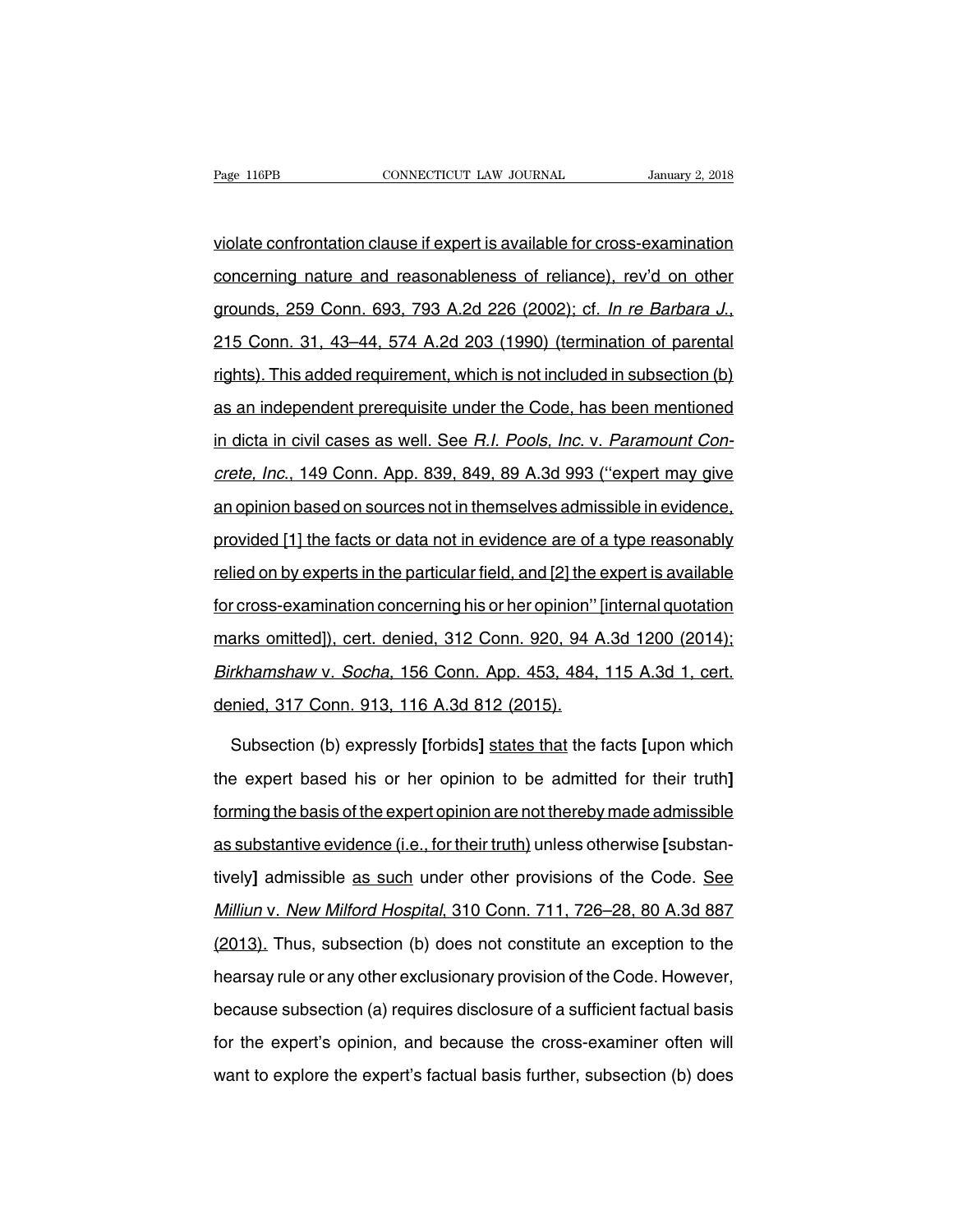<u>violate confrontation clause if expert is available for cross-examination concerning nature and reasonableness of reliance), rev'd on other grounds, 259 Conn. 693, 793 A.2d 226 (2002); cf. *In re Barbara J.*, 215 Conn. 31, 43–44, 574 A.2d 203 (1990) (termination of parental rights). This added requirement, which is not included in subsection (b) as an independent prerequisite under the Code, has been mentioned in dicta in civil cases as well. See *R.I. Pools, Inc.* v. *Paramount Concrete, Inc.*, 149 Conn. App. 839, 849, 89 A.3d 993 (''expert may give an opinion based on sources not in themselves admissible in evidence, provided [1] the facts or data not in evidence are of a type reasonably relied on by experts in the particular field, and [2] the expert is available for cross-examination concerning his or her opinion'' [internal quotation marks omitted]), cert. denied, 312 Conn. 920, 94 A.3d 1200 (2014); *Birkhamshaw* v. *Socha*, 156 Conn. App. 453, 484, 115 A.3d 1, cert. denied, 317 Conn. 913, 116 A.3d 812 (2015).</u>

Subsection (b) expressly [forbids] <u>states that</u> the facts [upon which the expert based his or her opinion to be admitted for their truth] <u>forming the basis of the expert opinion are not thereby made admissible as substantive evidence (i.e., for their truth)</u> unless otherwise [substantively] admissible <u>as such</u> under other provisions of the Code. <u>See *Milliun* v. *New Milford Hospital*, 310 Conn. 711, 726–28, 80 A.3d 887 (2013).</u> Thus, subsection (b) does not constitute an exception to the hearsay rule or any other exclusionary provision of the Code. However, because subsection (a) requires disclosure of a sufficient factual basis for the expert's opinion, and because the cross-examiner often will want to explore the expert's factual basis further, subsection (b) does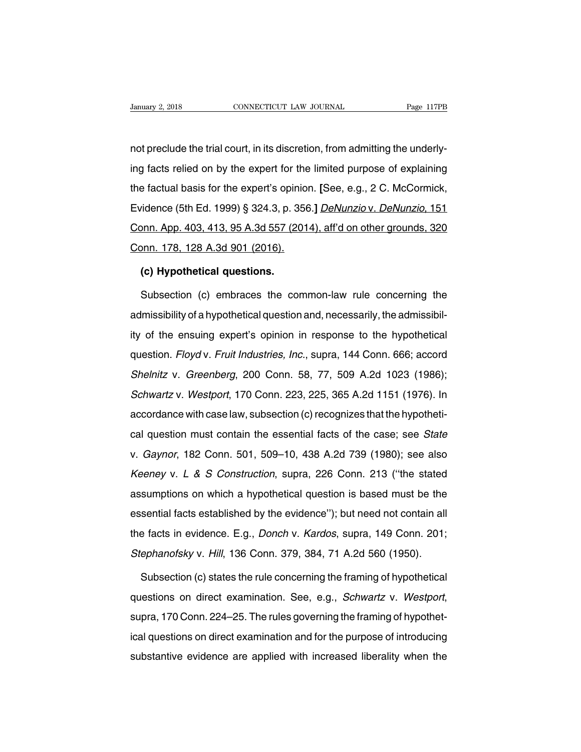not preclude the trial court, in its discretion, from admitting the underlying facts relied on by the expert for the limited purpose of explaining the factual basis for the expert's opinion. **[**See, e.g., 2 C. McCormick, Evidence (5th Ed. 1999) § 324.3, p. 356.**]** *DeNunzio* v. *DeNunzio*, 151 Conn. App. 403, 413, 95 A.3d 557 (2014), aff'd on other grounds, 320 Conn. 178, 128 A.3d 901 (2016).

**(c) Hypothetical questions.**

Subsection (c) embraces the common-law rule concerning the admissibility of a hypothetical question and, necessarily, the admissibility of the ensuing expert's opinion in response to the hypothetical question. *Floyd* v. *Fruit Industries, Inc.*, supra, 144 Conn. 666; accord *Shelnitz* v. *Greenberg*, 200 Conn. 58, 77, 509 A.2d 1023 (1986); *Schwartz* v. *Westport*, 170 Conn. 223, 225, 365 A.2d 1151 (1976). In accordance with case law, subsection (c) recognizes that the hypothetical question must contain the essential facts of the case; see *State* v. *Gaynor*, 182 Conn. 501, 509–10, 438 A.2d 739 (1980); see also *Keeney* v. *L & S Construction*, supra, 226 Conn. 213 ("the stated assumptions on which a hypothetical question is based must be the essential facts established by the evidence"); but need not contain all the facts in evidence. E.g., *Donch* v. *Kardos*, supra, 149 Conn. 201; *Stephanofsky* v. *Hill*, 136 Conn. 379, 384, 71 A.2d 560 (1950).

Subsection (c) states the rule concerning the framing of hypothetical questions on direct examination. See, e.g., *Schwartz* v. *Westport*, supra, 170 Conn. 224–25. The rules governing the framing of hypothetical questions on direct examination and for the purpose of introducing substantive evidence are applied with increased liberality when the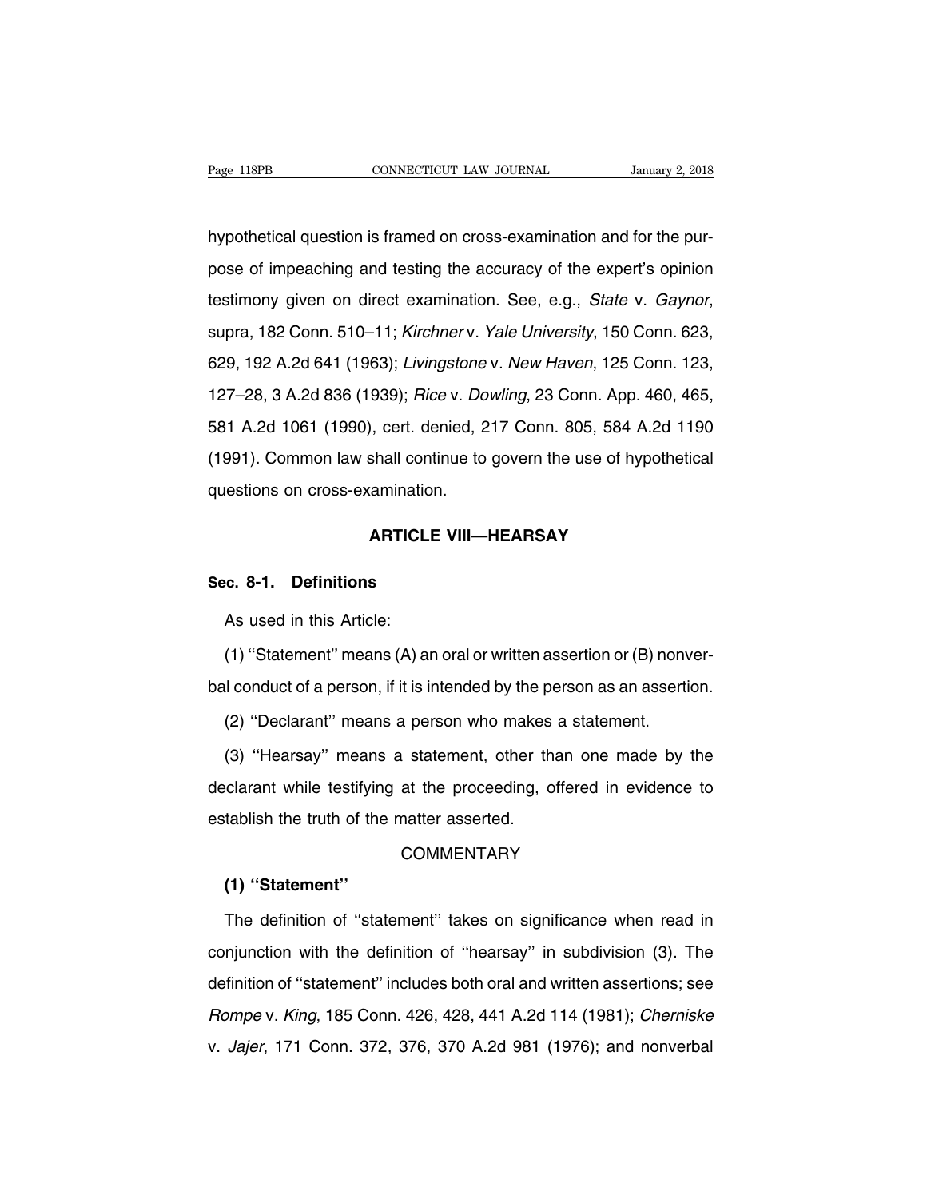hypothetical question is framed on cross-examination and for the purpose of impeaching and testing the accuracy of the expert's opinion testimony given on direct examination. See, e.g., *State* v. *Gaynor*, supra, 182 Conn. 510–11; *Kirchner* v. *Yale University*, 150 Conn. 623, 629, 192 A.2d 641 (1963); *Livingstone* v. *New Haven*, 125 Conn. 123, 127–28, 3 A.2d 836 (1939); *Rice* v. *Dowling*, 23 Conn. App. 460, 465, 581 A.2d 1061 (1990), cert. denied, 217 Conn. 805, 584 A.2d 1190 (1991). Common law shall continue to govern the use of hypothetical questions on cross-examination.

## ARTICLE VIII—HEARSAY

### Sec. 8-1. Definitions

As used in this Article:

(1) ''Statement'' means (A) an oral or written assertion or (B) nonverbal conduct of a person, if it is intended by the person as an assertion.

(2) ''Declarant'' means a person who makes a statement.

(3) ''Hearsay'' means a statement, other than one made by the declarant while testifying at the proceeding, offered in evidence to establish the truth of the matter asserted.

COMMENTARY

**(1) ''Statement''**

The definition of ''statement'' takes on significance when read in conjunction with the definition of ''hearsay'' in subdivision (3). The definition of ''statement'' includes both oral and written assertions; see *Rompe* v. *King*, 185 Conn. 426, 428, 441 A.2d 114 (1981); *Cherniske* v. *Jajer*, 171 Conn. 372, 376, 370 A.2d 981 (1976); and nonverbal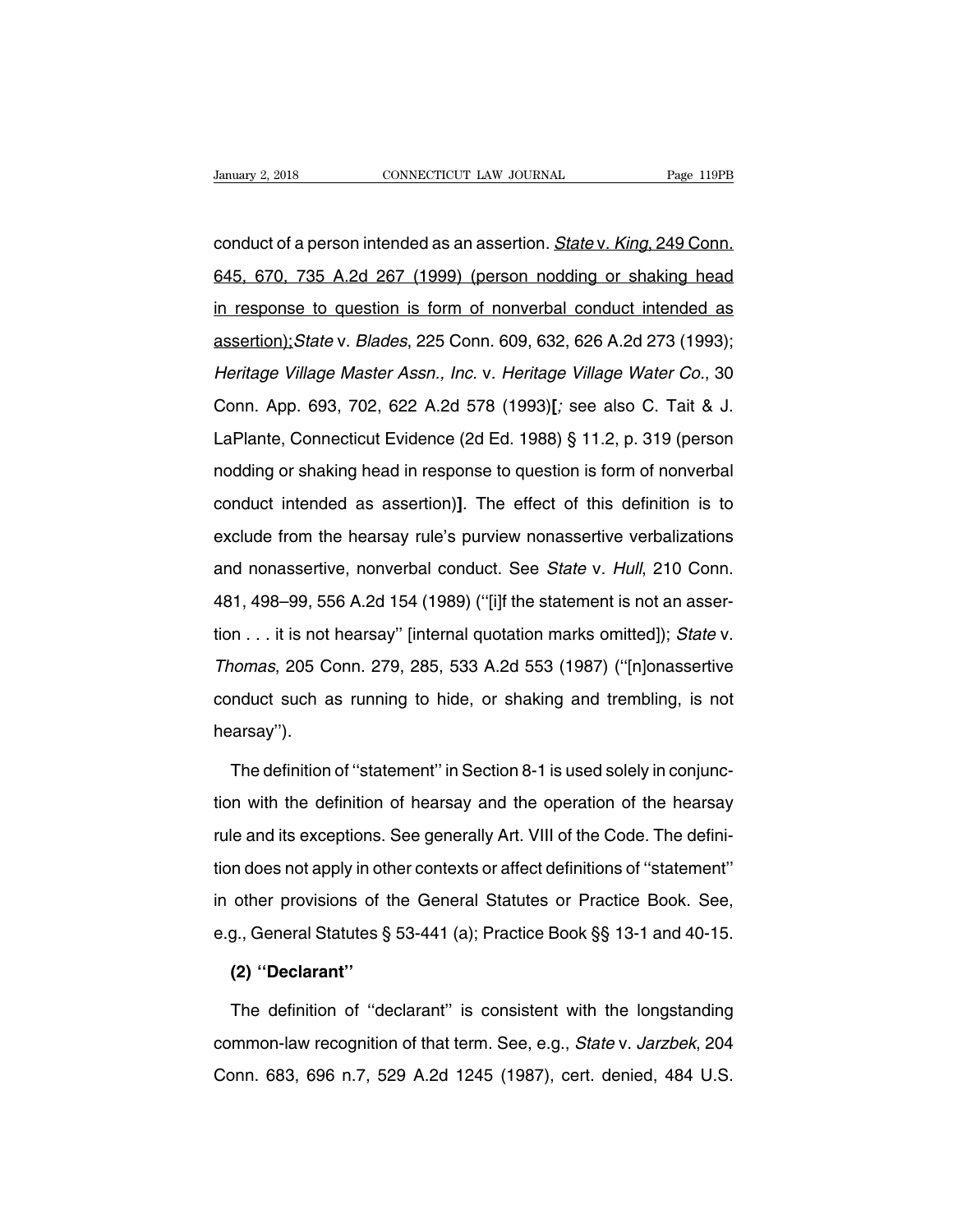conduct of a person intended as an assertion. State v. King, 249 Conn. 645, 670, 735 A.2d 267 (1999) (person nodding or shaking head in response to question is form of nonverbal conduct intended as assertion); *State* v. *Blades*, 225 Conn. 609, 632, 626 A.2d 273 (1993); *Heritage Village Master Assn., Inc.* v. *Heritage Village Water Co.*, 30 Conn. App. 693, 702, 622 A.2d 578 (1993)**[**; see also C. Tait & J. LaPlante, Connecticut Evidence (2d Ed. 1988) § 11.2, p. 319 (person nodding or shaking head in response to question is form of nonverbal conduct intended as assertion)**]**. The effect of this definition is to exclude from the hearsay rule's purview nonassertive verbalizations and nonassertive, nonverbal conduct. See *State* v. *Hull*, 210 Conn. 481, 498–99, 556 A.2d 154 (1989) (''[i]f the statement is not an assertion . . . it is not hearsay'' [internal quotation marks omitted]); *State* v. *Thomas*, 205 Conn. 279, 285, 533 A.2d 553 (1987) (''[n]onassertive conduct such as running to hide, or shaking and trembling, is not hearsay'').

The definition of ''statement'' in Section 8-1 is used solely in conjunction with the definition of hearsay and the operation of the hearsay rule and its exceptions. See generally Art. VIII of the Code. The definition does not apply in other contexts or affect definitions of ''statement'' in other provisions of the General Statutes or Practice Book. See, e.g., General Statutes § 53-441 (a); Practice Book §§ 13-1 and 40-15.

**(2) ''Declarant''**

The definition of ''declarant'' is consistent with the longstanding common-law recognition of that term. See, e.g., *State* v. *Jarzbek*, 204 Conn. 683, 696 n.7, 529 A.2d 1245 (1987), cert. denied, 484 U.S.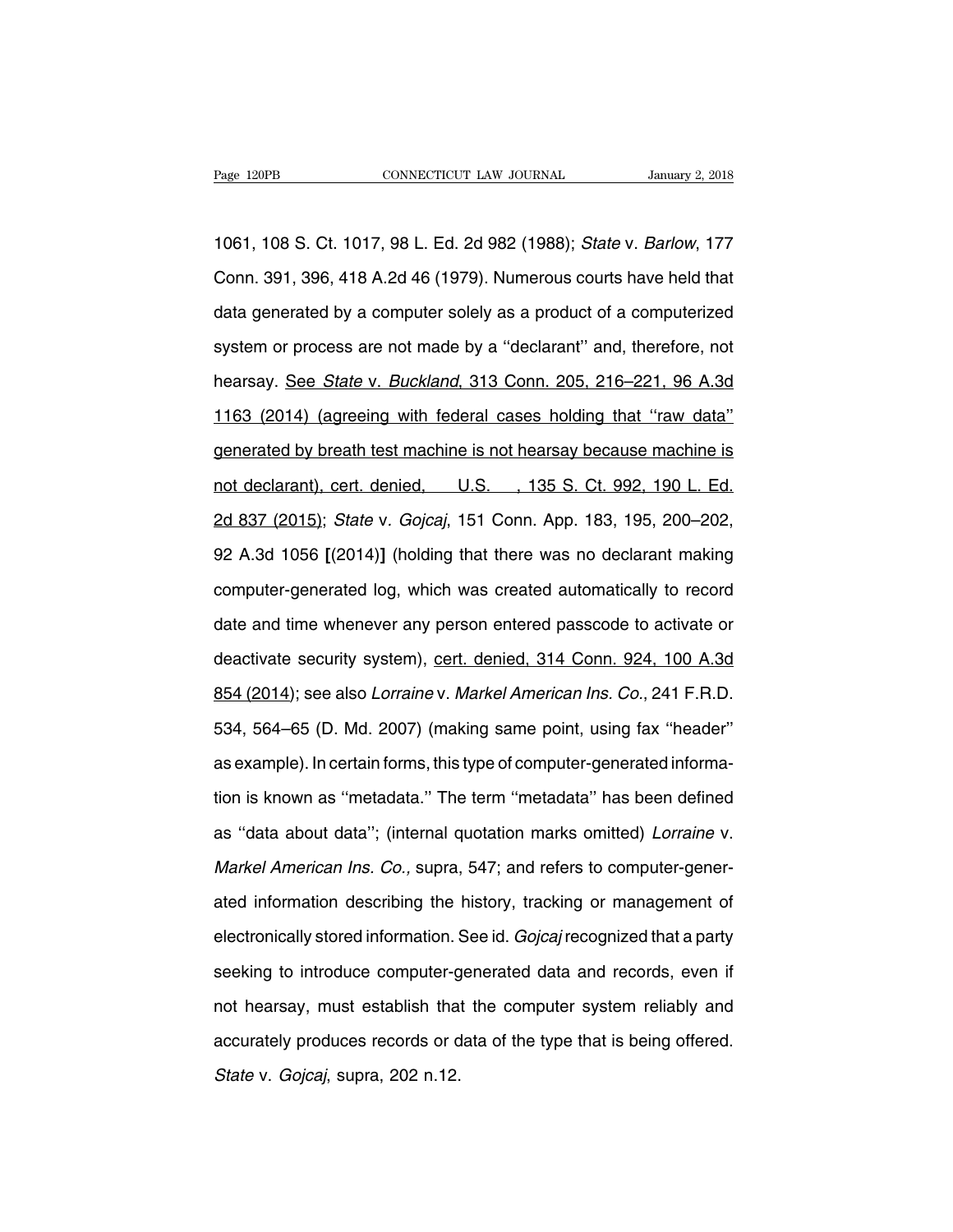1061, 108 S. Ct. 1017, 98 L. Ed. 2d 982 (1988); *State* v. *Barlow*, 177 Conn. 391, 396, 418 A.2d 46 (1979). Numerous courts have held that data generated by a computer solely as a product of a computerized system or process are not made by a ''declarant'' and, therefore, not hearsay. <u>See *State* v. *Buckland*, 313 Conn. 205, 216–221, 96 A.3d 1163 (2014) (agreeing with federal cases holding that ''raw data'' generated by breath test machine is not hearsay because machine is not declarant), cert. denied, U.S. , 135 S. Ct. 992, 190 L. Ed. 2d 837 (2015)</u>; *State* v. *Gojcaj*, 151 Conn. App. 183, 195, 200–202, 92 A.3d 1056 **[**(2014)**]** (holding that there was no declarant making computer-generated log, which was created automatically to record date and time whenever any person entered passcode to activate or deactivate security system), <u>cert. denied, 314 Conn. 924, 100 A.3d 854 (2014)</u>; see also *Lorraine* v. *Markel American Ins. Co.*, 241 F.R.D. 534, 564–65 (D. Md. 2007) (making same point, using fax ''header'' as example). In certain forms, this type of computer-generated information is known as ''metadata.'' The term ''metadata'' has been defined as ''data about data''; (internal quotation marks omitted) *Lorraine* v. *Markel American Ins. Co.,* supra, 547; and refers to computer-generated information describing the history, tracking or management of electronically stored information. See id. *Gojcaj* recognized that a party seeking to introduce computer-generated data and records, even if not hearsay, must establish that the computer system reliably and accurately produces records or data of the type that is being offered. *State* v. *Gojcaj*, supra, 202 n.12.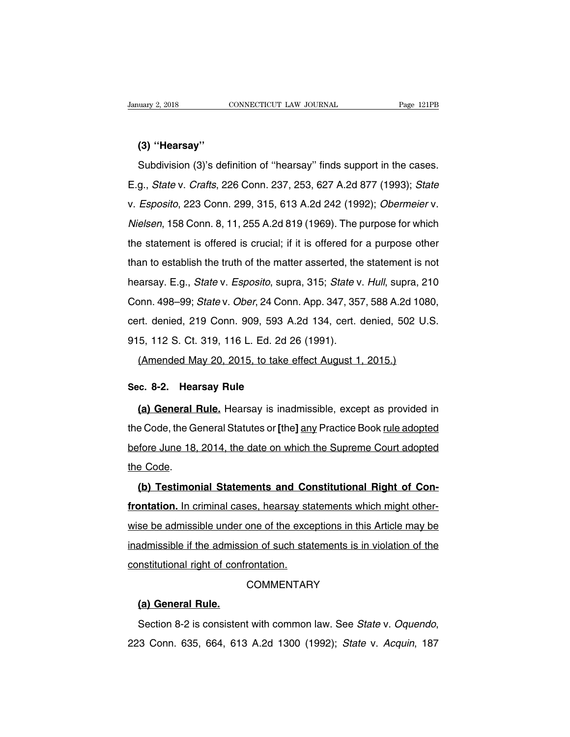**(3) ''Hearsay''**

Subdivision (3)'s definition of ''hearsay'' finds support in the cases. E.g., *State* v. *Crafts*, 226 Conn. 237, 253, 627 A.2d 877 (1993); *State* v. *Esposito*, 223 Conn. 299, 315, 613 A.2d 242 (1992); *Obermeier* v. *Nielsen*, 158 Conn. 8, 11, 255 A.2d 819 (1969). The purpose for which the statement is offered is crucial; if it is offered for a purpose other than to establish the truth of the matter asserted, the statement is not hearsay. E.g., *State* v. *Esposito*, supra, 315; *State* v. *Hull*, supra, 210 Conn. 498–99; *State* v. *Ober*, 24 Conn. App. 347, 357, 588 A.2d 1080, cert. denied, 219 Conn. 909, 593 A.2d 134, cert. denied, 502 U.S. 915, 112 S. Ct. 319, 116 L. Ed. 2d 26 (1991).

<u>(Amended May 20, 2015, to take effect August 1, 2015.)</u>

**Sec. 8-2. Hearsay Rule**

**<u>(a) General Rule.</u>** Hearsay is inadmissible, except as provided in the Code, the General Statutes or **[**the**]** <u>any</u> Practice Book <u>rule adopted before June 18, 2014, the date on which the Supreme Court adopted the Code</u>.

**<u>(b) Testimonial Statements and Constitutional Right of Confrontation.</u>** <u>In criminal cases, hearsay statements which might otherwise be admissible under one of the exceptions in this Article may be inadmissible if the admission of such statements is in violation of the constitutional right of confrontation.</u>

COMMENTARY

**<u>(a) General Rule.</u>**

Section 8-2 is consistent with common law. See *State* v. *Oquendo*, 223 Conn. 635, 664, 613 A.2d 1300 (1992); *State* v. *Acquin*, 187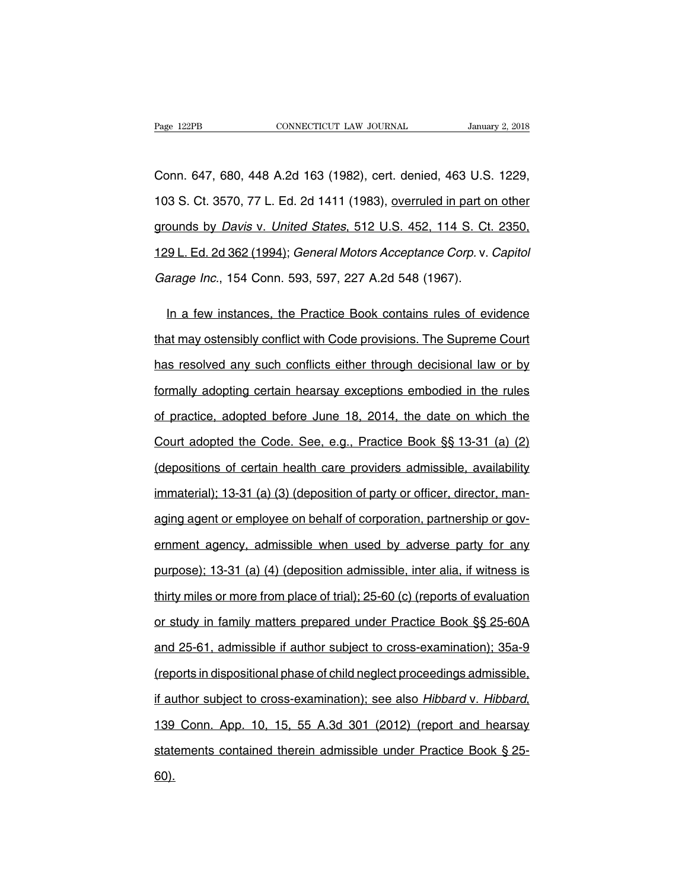Conn. 647, 680, 448 A.2d 163 (1982), cert. denied, 463 U.S. 1229, 103 S. Ct. 3570, 77 L. Ed. 2d 1411 (1983), overruled in part on other grounds by *Davis* v. *United States*, 512 U.S. 452, 114 S. Ct. 2350, 129 L. Ed. 2d 362 (1994); *General Motors Acceptance Corp.* v. *Capitol Garage Inc.*, 154 Conn. 593, 597, 227 A.2d 548 (1967).

In a few instances, the Practice Book contains rules of evidence that may ostensibly conflict with Code provisions. The Supreme Court has resolved any such conflicts either through decisional law or by formally adopting certain hearsay exceptions embodied in the rules of practice, adopted before June 18, 2014, the date on which the Court adopted the Code. See, e.g., Practice Book §§ 13-31 (a) (2) (depositions of certain health care providers admissible, availability immaterial); 13-31 (a) (3) (deposition of party or officer, director, managing agent or employee on behalf of corporation, partnership or government agency, admissible when used by adverse party for any purpose); 13-31 (a) (4) (deposition admissible, inter alia, if witness is thirty miles or more from place of trial); 25-60 (c) (reports of evaluation or study in family matters prepared under Practice Book §§ 25-60A and 25-61, admissible if author subject to cross-examination); 35a-9 (reports in dispositional phase of child neglect proceedings admissible, if author subject to cross-examination); see also *Hibbard* v. *Hibbard*, 139 Conn. App. 10, 15, 55 A.3d 301 (2012) (report and hearsay statements contained therein admissible under Practice Book § 25-60).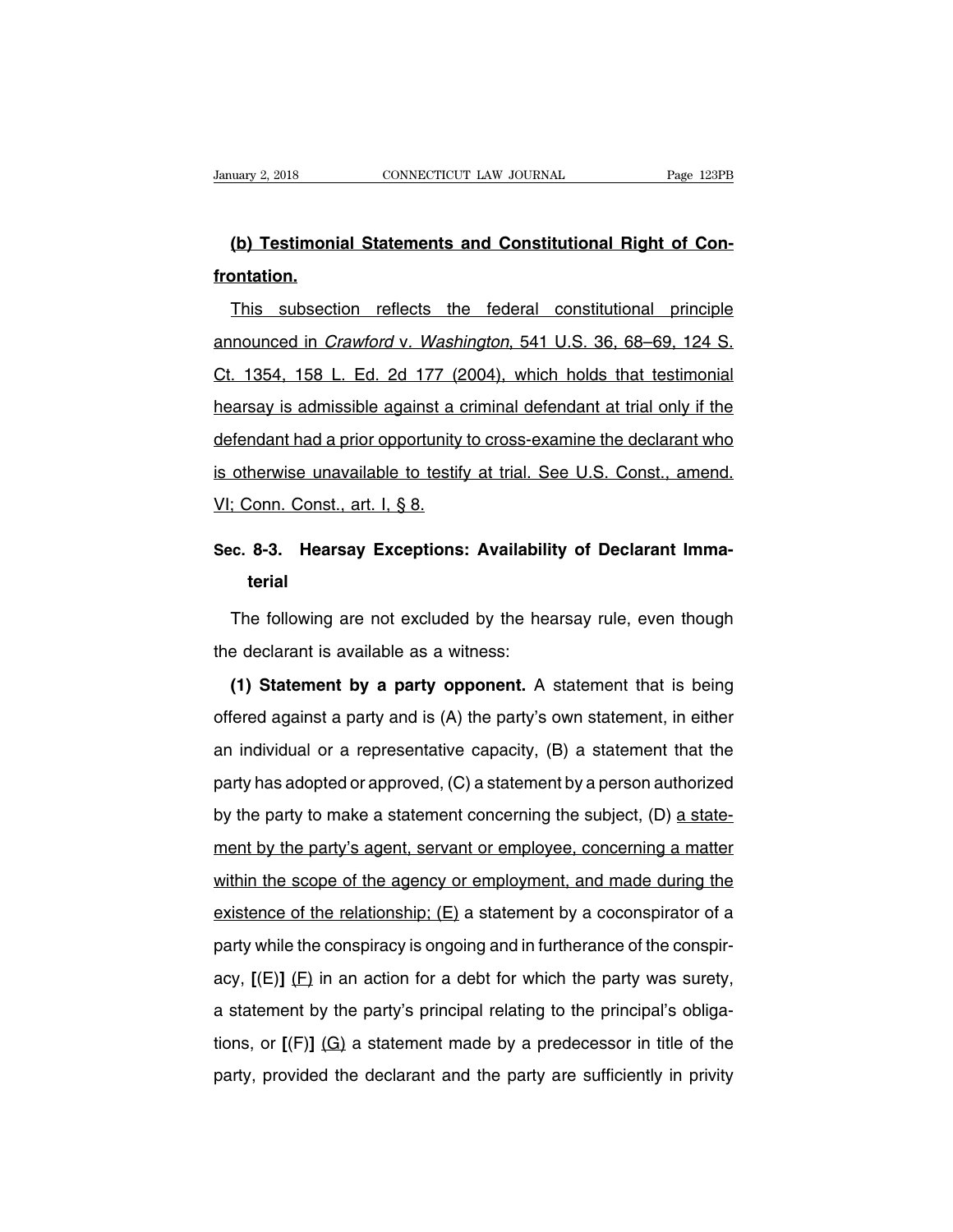**(b) Testimonial Statements and Constitutional Right of Confrontation.**

This subsection reflects the federal constitutional principle announced in *Crawford* v. *Washington*, 541 U.S. 36, 68–69, 124 S. Ct. 1354, 158 L. Ed. 2d 177 (2004), which holds that testimonial hearsay is admissible against a criminal defendant at trial only if the defendant had a prior opportunity to cross-examine the declarant who is otherwise unavailable to testify at trial. See U.S. Const., amend. VI; Conn. Const., art. I, § 8.

## Sec. 8-3. Hearsay Exceptions: Availability of Declarant Immaterial

The following are not excluded by the hearsay rule, even though the declarant is available as a witness:

**(1) Statement by a party opponent.** A statement that is being offered against a party and is (A) the party's own statement, in either an individual or a representative capacity, (B) a statement that the party has adopted or approved, (C) a statement by a person authorized by the party to make a statement concerning the subject, (D) a statement by the party's agent, servant or employee, concerning a matter within the scope of the agency or employment, and made during the existence of the relationship; (E) a statement by a coconspirator of a party while the conspiracy is ongoing and in furtherance of the conspiracy, **[**(E)**]** (F) in an action for a debt for which the party was surety, a statement by the party's principal relating to the principal's obligations, or **[**(F)**]** (G) a statement made by a predecessor in title of the party, provided the declarant and the party are sufficiently in privity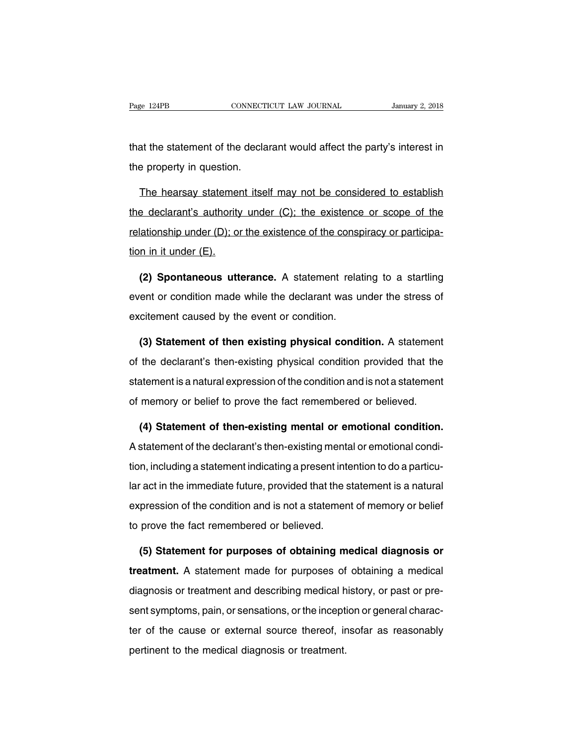that the statement of the declarant would affect the party's interest in the property in question.

<u>The hearsay statement itself may not be considered to establish the declarant's authority under (C); the existence or scope of the relationship under (D); or the existence of the conspiracy or participation in it under (E).</u>

**(2) Spontaneous utterance.** A statement relating to a startling event or condition made while the declarant was under the stress of excitement caused by the event or condition.

**(3) Statement of then existing physical condition.** A statement of the declarant's then-existing physical condition provided that the statement is a natural expression of the condition and is not a statement of memory or belief to prove the fact remembered or believed.

**(4) Statement of then-existing mental or emotional condition.** A statement of the declarant's then-existing mental or emotional condition, including a statement indicating a present intention to do a particular act in the immediate future, provided that the statement is a natural expression of the condition and is not a statement of memory or belief to prove the fact remembered or believed.

**(5) Statement for purposes of obtaining medical diagnosis or treatment.** A statement made for purposes of obtaining a medical diagnosis or treatment and describing medical history, or past or present symptoms, pain, or sensations, or the inception or general character of the cause or external source thereof, insofar as reasonably pertinent to the medical diagnosis or treatment.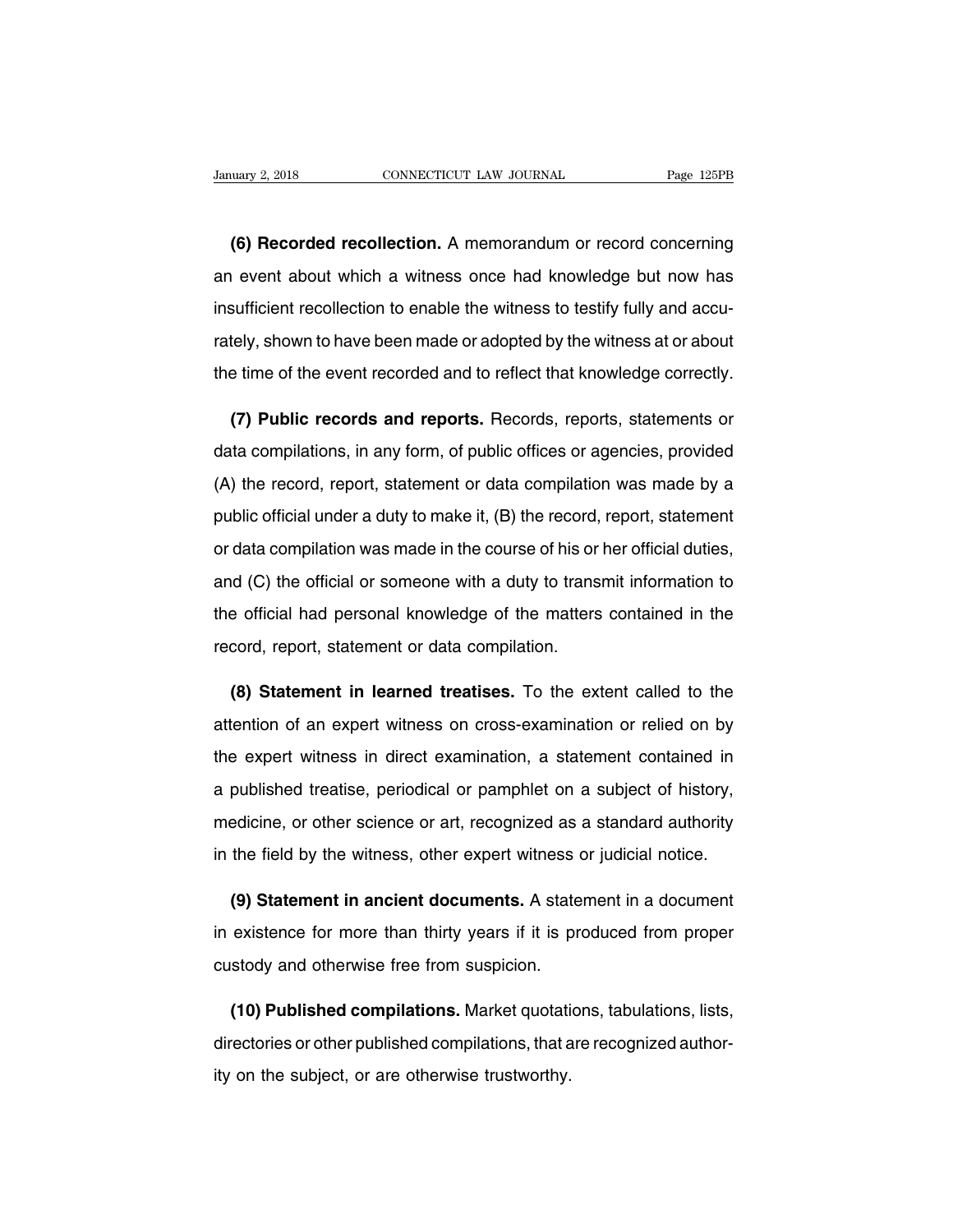**(6) Recorded recollection.** A memorandum or record concerning an event about which a witness once had knowledge but now has insufficient recollection to enable the witness to testify fully and accurately, shown to have been made or adopted by the witness at or about the time of the event recorded and to reflect that knowledge correctly.

**(7) Public records and reports.** Records, reports, statements or data compilations, in any form, of public offices or agencies, provided (A) the record, report, statement or data compilation was made by a public official under a duty to make it, (B) the record, report, statement or data compilation was made in the course of his or her official duties, and (C) the official or someone with a duty to transmit information to the official had personal knowledge of the matters contained in the record, report, statement or data compilation.

**(8) Statement in learned treatises.** To the extent called to the attention of an expert witness on cross-examination or relied on by the expert witness in direct examination, a statement contained in a published treatise, periodical or pamphlet on a subject of history, medicine, or other science or art, recognized as a standard authority in the field by the witness, other expert witness or judicial notice.

**(9) Statement in ancient documents.** A statement in a document in existence for more than thirty years if it is produced from proper custody and otherwise free from suspicion.

**(10) Published compilations.** Market quotations, tabulations, lists, directories or other published compilations, that are recognized authority on the subject, or are otherwise trustworthy.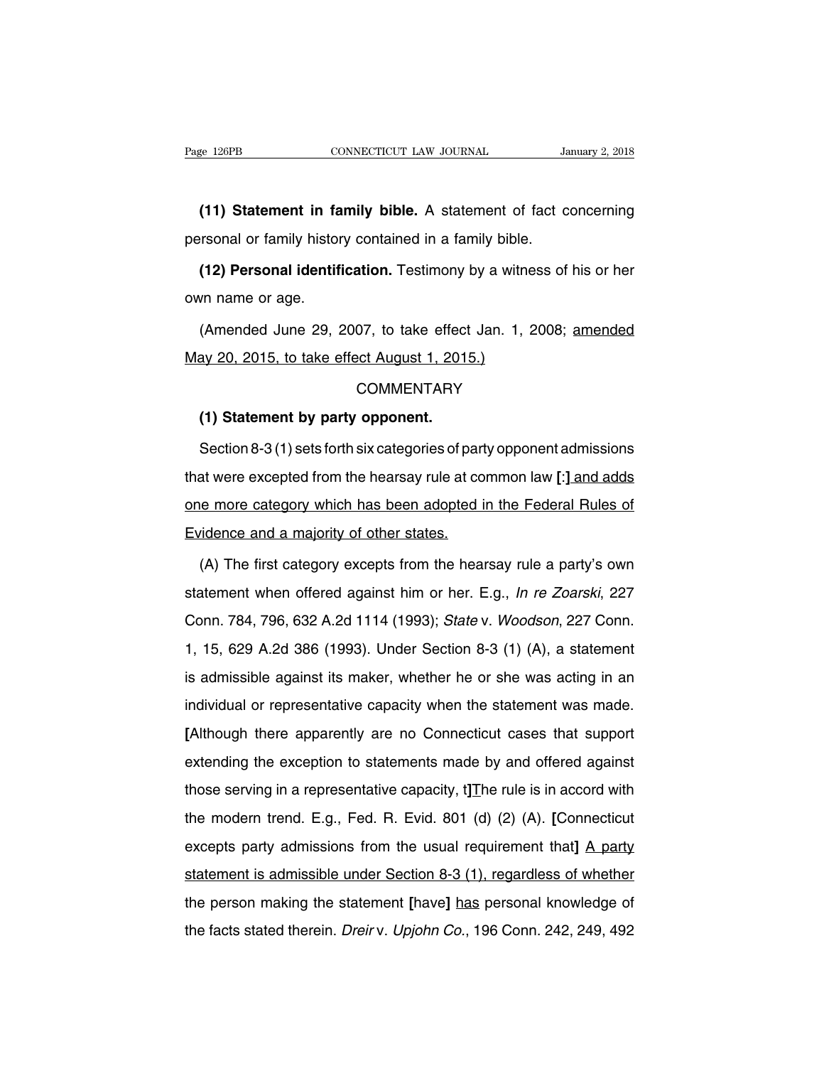**(11) Statement in family bible.** A statement of fact concerning personal or family history contained in a family bible.

**(12) Personal identification.** Testimony by a witness of his or her own name or age.

(Amended June 29, 2007, to take effect Jan. 1, 2008; <u>amended May 20, 2015, to take effect August 1, 2015.)</u>

COMMENTARY

**(1) Statement by party opponent.**

Section 8-3 (1) sets forth six categories of party opponent admissions that were excepted from the hearsay rule at common law **[**:**]** <u>and adds one more category which has been adopted in the Federal Rules of Evidence and a majority of other states.</u>

(A) The first category excepts from the hearsay rule a party's own statement when offered against him or her. E.g., *In re Zoarski*, 227 Conn. 784, 796, 632 A.2d 1114 (1993); *State* v. *Woodson*, 227 Conn. 1, 15, 629 A.2d 386 (1993). Under Section 8-3 (1) (A), a statement is admissible against its maker, whether he or she was acting in an individual or representative capacity when the statement was made. **[**Although there apparently are no Connecticut cases that support extending the exception to statements made by and offered against those serving in a representative capacity, t**]**<u>T</u>he rule is in accord with the modern trend. E.g., Fed. R. Evid. 801 (d) (2) (A). **[**Connecticut excepts party admissions from the usual requirement that**]** <u>A party statement is admissible under Section 8-3 (1), regardless of whether</u> the person making the statement **[**have**]** <u>has</u> personal knowledge of the facts stated therein. *Dreir* v. *Upjohn Co.*, 196 Conn. 242, 249, 492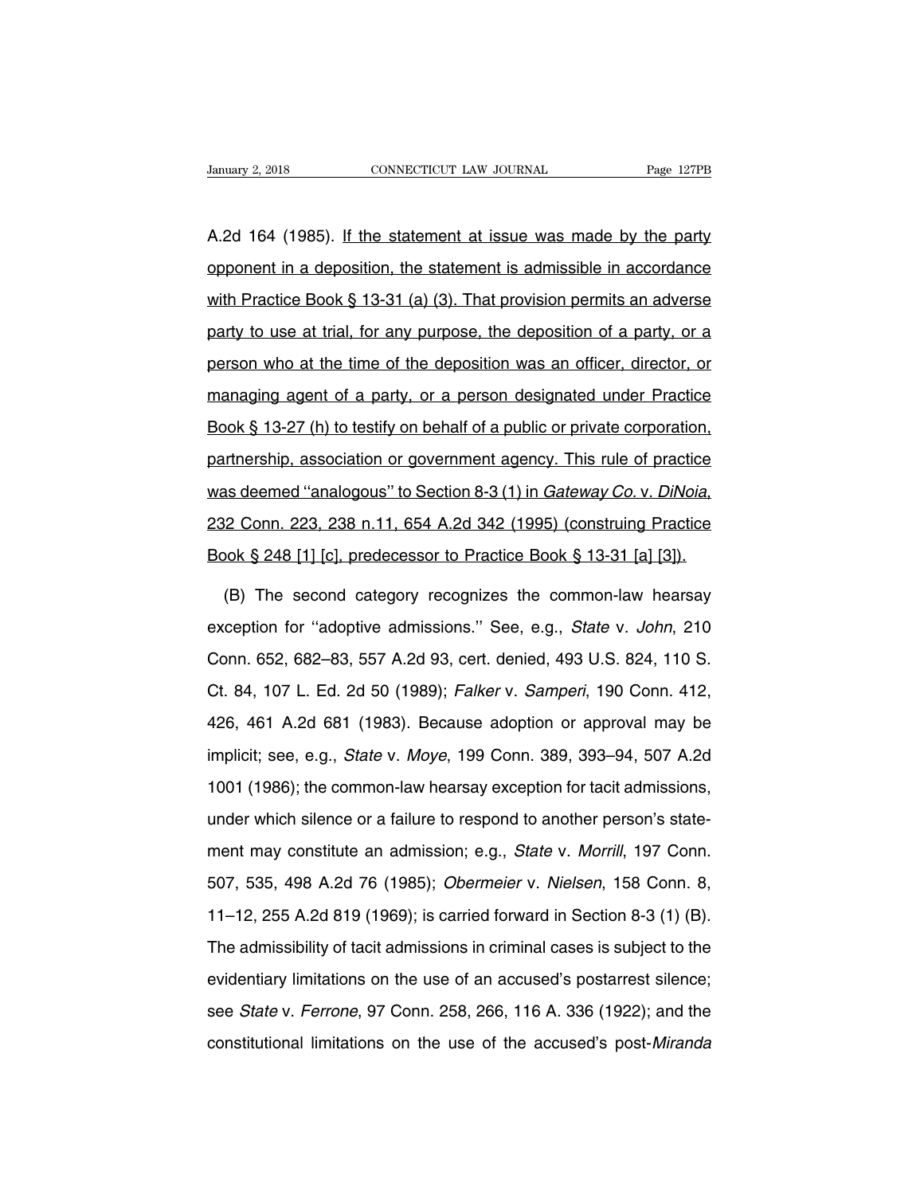A.2d 164 (1985). <u>If the statement at issue was made by the party opponent in a deposition, the statement is admissible in accordance with Practice Book § 13-31 (a) (3). That provision permits an adverse party to use at trial, for any purpose, the deposition of a party, or a person who at the time of the deposition was an officer, director, or managing agent of a party, or a person designated under Practice Book § 13-27 (h) to testify on behalf of a public or private corporation, partnership, association or government agency. This rule of practice was deemed "analogous" to Section 8-3 (1) in *Gateway Co.* v. *DiNoia*, 232 Conn. 223, 238 n.11, 654 A.2d 342 (1995) (construing Practice Book § 248 [1] [c], predecessor to Practice Book § 13-31 [a] [3]).</u>

(B) The second category recognizes the common-law hearsay exception for "adoptive admissions." See, e.g., *State* v. *John*, 210 Conn. 652, 682–83, 557 A.2d 93, cert. denied, 493 U.S. 824, 110 S. Ct. 84, 107 L. Ed. 2d 50 (1989); *Falker* v. *Samperi*, 190 Conn. 412, 426, 461 A.2d 681 (1983). Because adoption or approval may be implicit; see, e.g., *State* v. *Moye*, 199 Conn. 389, 393–94, 507 A.2d 1001 (1986); the common-law hearsay exception for tacit admissions, under which silence or a failure to respond to another person's statement may constitute an admission; e.g., *State* v. *Morrill*, 197 Conn. 507, 535, 498 A.2d 76 (1985); *Obermeier* v. *Nielsen*, 158 Conn. 8, 11–12, 255 A.2d 819 (1969); is carried forward in Section 8-3 (1) (B). The admissibility of tacit admissions in criminal cases is subject to the evidentiary limitations on the use of an accused's postarrest silence; see *State* v. *Ferrone*, 97 Conn. 258, 266, 116 A. 336 (1922); and the constitutional limitations on the use of the accused's post-*Miranda*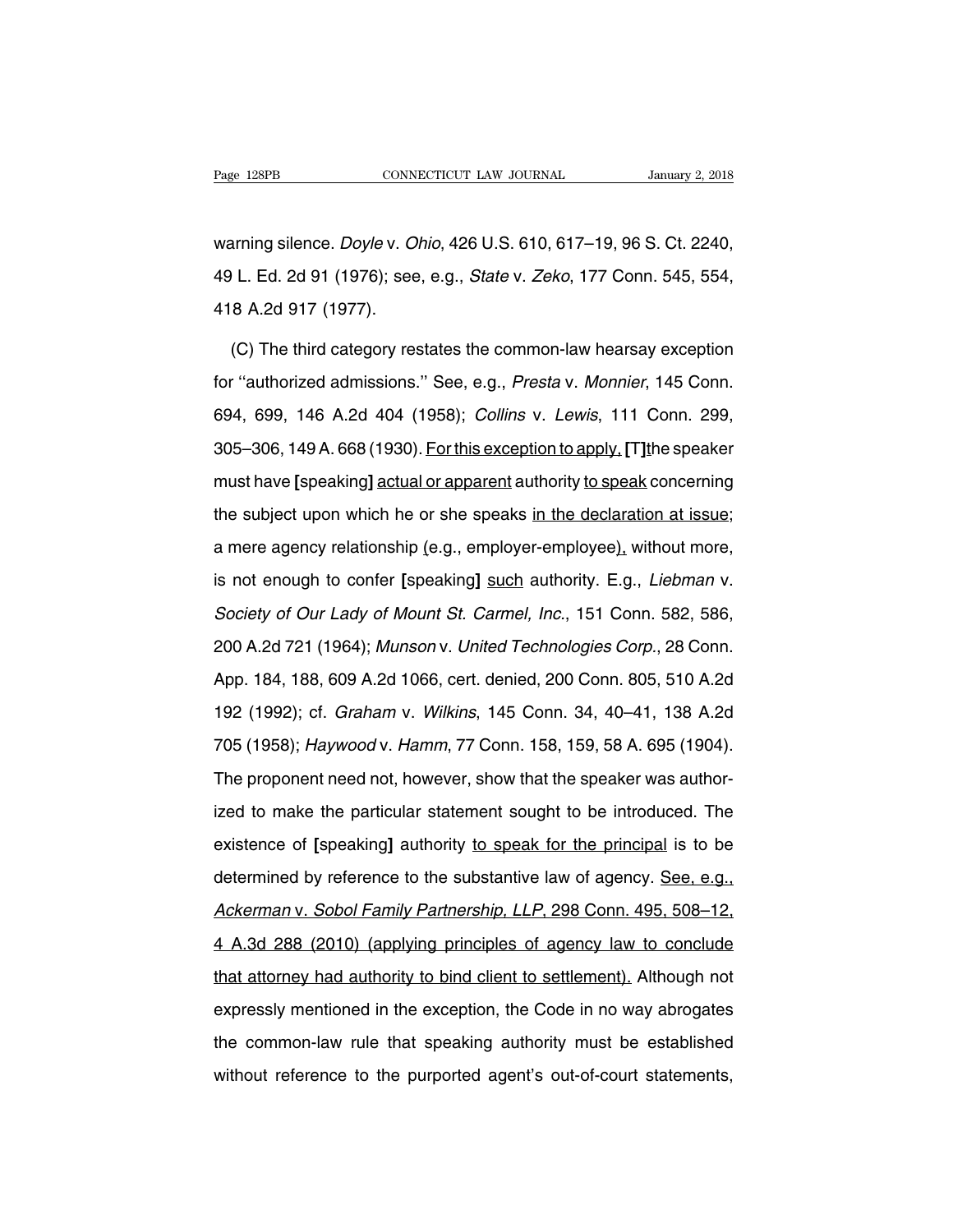warning silence. *Doyle* v. *Ohio*, 426 U.S. 610, 617–19, 96 S. Ct. 2240, 49 L. Ed. 2d 91 (1976); see, e.g., *State* v. *Zeko*, 177 Conn. 545, 554, 418 A.2d 917 (1977).

(C) The third category restates the common-law hearsay exception for "authorized admissions." See, e.g., *Presta* v. *Monnier*, 145 Conn. 694, 699, 146 A.2d 404 (1958); *Collins* v. *Lewis*, 111 Conn. 299, 305–306, 149 A. 668 (1930). <u>For this exception to apply,</u> **[**T**]**<u>t</u>he speaker must have **[**speaking**]** <u>actual or apparent</u> authority <u>to speak</u> concerning the subject upon which he or she speaks <u>in the declaration at issue</u>; a mere agency relationship <u>(</u>e.g., employer-employee<u>),</u> without more, is not enough to confer **[**speaking**]** <u>such</u> authority. E.g., *Liebman* v. *Society of Our Lady of Mount St. Carmel, Inc.*, 151 Conn. 582, 586, 200 A.2d 721 (1964); *Munson* v. *United Technologies Corp.*, 28 Conn. App. 184, 188, 609 A.2d 1066, cert. denied, 200 Conn. 805, 510 A.2d 192 (1992); cf. *Graham* v. *Wilkins*, 145 Conn. 34, 40–41, 138 A.2d 705 (1958); *Haywood* v. *Hamm*, 77 Conn. 158, 159, 58 A. 695 (1904). The proponent need not, however, show that the speaker was authorized to make the particular statement sought to be introduced. The existence of **[**speaking**]** authority <u>to speak for the principal</u> is to be determined by reference to the substantive law of agency. <u>See, e.g.,</u> <u>*Ackerman* v. *Sobol Family Partnership, LLP*, 298 Conn. 495, 508–12, 4 A.3d 288 (2010) (applying principles of agency law to conclude that attorney had authority to bind client to settlement).</u> Although not expressly mentioned in the exception, the Code in no way abrogates the common-law rule that speaking authority must be established without reference to the purported agent's out-of-court statements,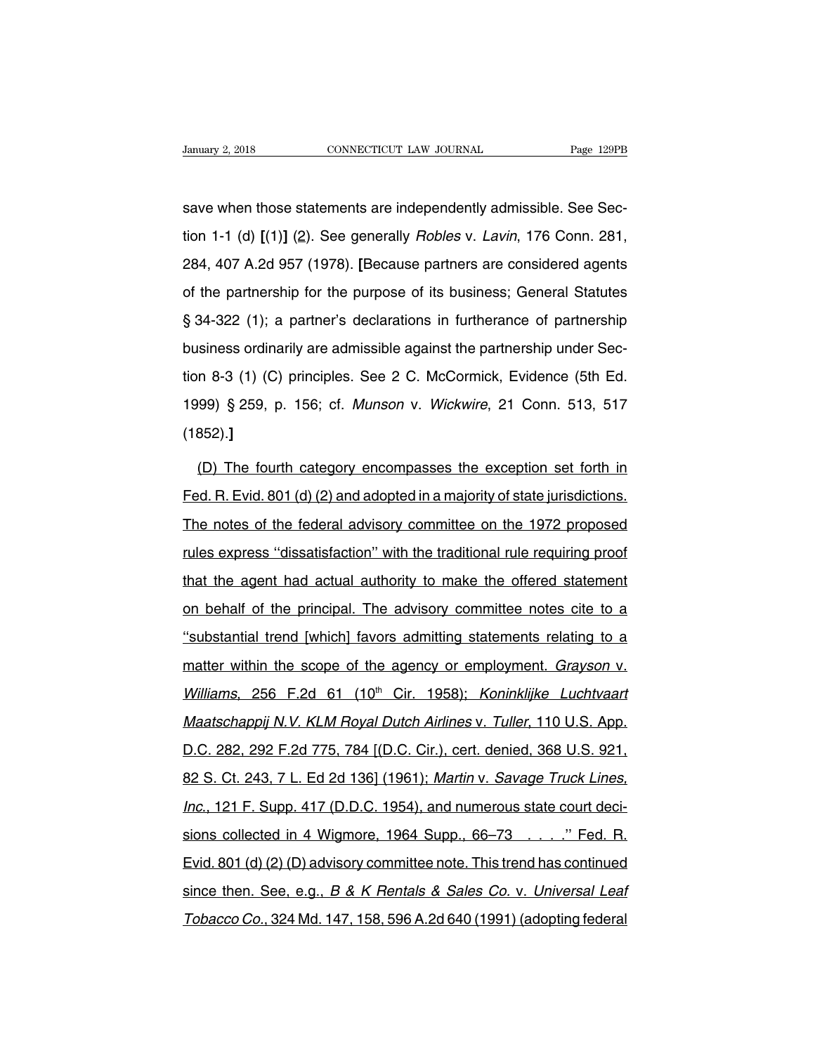save when those statements are independently admissible. See Section 1-1 (d) **[**(1)**]** (2). See generally *Robles* v. *Lavin*, 176 Conn. 281, 284, 407 A.2d 957 (1978). **[**Because partners are considered agents of the partnership for the purpose of its business; General Statutes § 34-322 (1); a partner's declarations in furtherance of partnership business ordinarily are admissible against the partnership under Section 8-3 (1) (C) principles. See 2 C. McCormick, Evidence (5th Ed. 1999) § 259, p. 156; cf. *Munson* v. *Wickwire*, 21 Conn. 513, 517 (1852).**]**

(D) The fourth category encompasses the exception set forth in Fed. R. Evid. 801 (d) (2) and adopted in a majority of state jurisdictions. The notes of the federal advisory committee on the 1972 proposed rules express ''dissatisfaction'' with the traditional rule requiring proof that the agent had actual authority to make the offered statement on behalf of the principal. The advisory committee notes cite to a ''substantial trend [which] favors admitting statements relating to a matter within the scope of the agency or employment. *Grayson* v. *Williams*, 256 F.2d 61 (10th Cir. 1958); *Koninklijke Luchtvaart Maatschappij N.V. KLM Royal Dutch Airlines* v. *Tuller*, 110 U.S. App. D.C. 282, 292 F.2d 775, 784 [(D.C. Cir.), cert. denied, 368 U.S. 921, 82 S. Ct. 243, 7 L. Ed 2d 136] (1961); *Martin* v. *Savage Truck Lines, Inc.*, 121 F. Supp. 417 (D.D.C. 1954), and numerous state court decisions collected in 4 Wigmore, 1964 Supp., 66–73 . . . .'' Fed. R. Evid. 801 (d) (2) (D) advisory committee note. This trend has continued since then. See, e.g., *B & K Rentals & Sales Co.* v. *Universal Leaf Tobacco Co.*, 324 Md. 147, 158, 596 A.2d 640 (1991) (adopting federal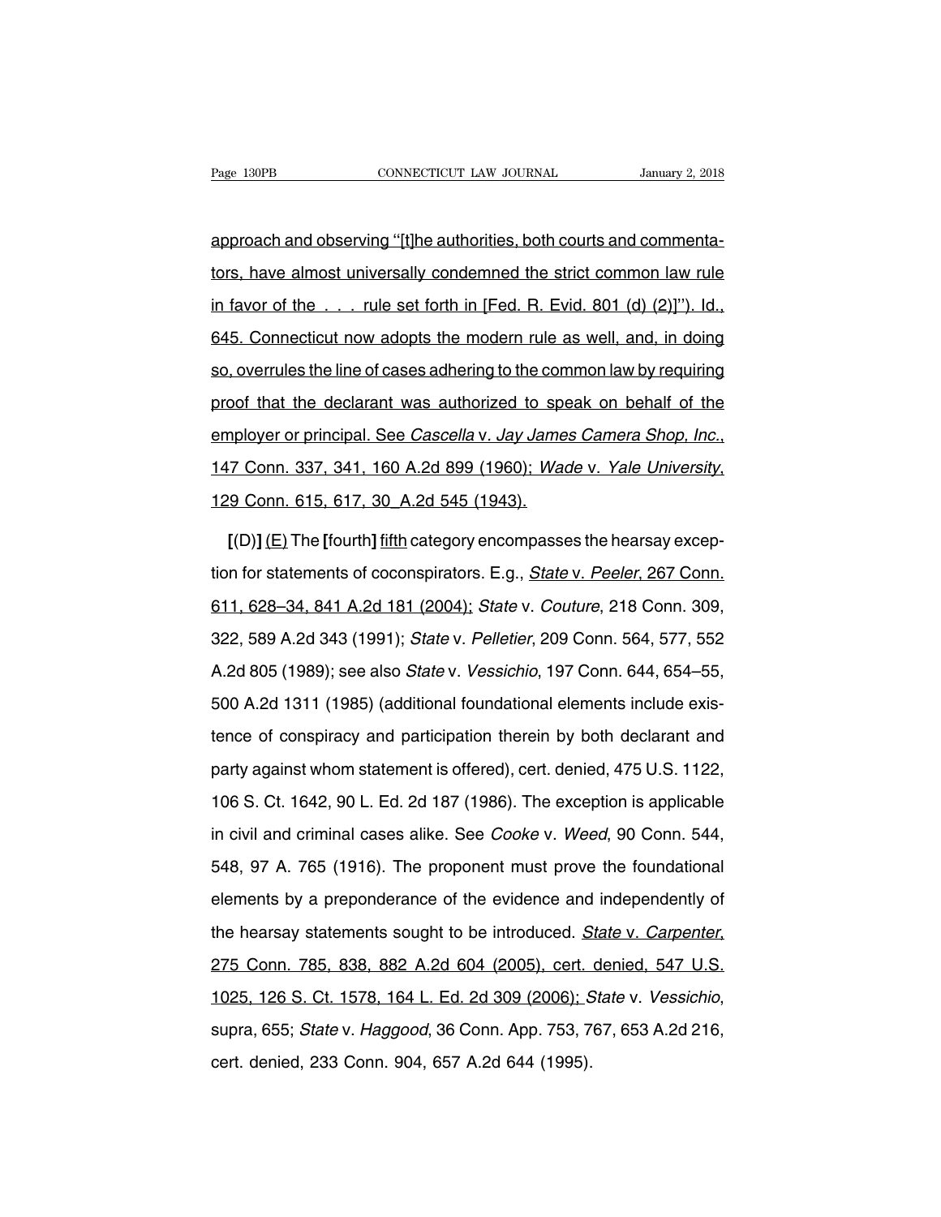approach and observing ''[t]he authorities, both courts and commentators, have almost universally condemned the strict common law rule in favor of the . . . rule set forth in [Fed. R. Evid. 801 (d) (2)]''). Id., 645. Connecticut now adopts the modern rule as well, and, in doing so, overrules the line of cases adhering to the common law by requiring proof that the declarant was authorized to speak on behalf of the employer or principal. See *Cascella* v. *Jay James Camera Shop, Inc.*, 147 Conn. 337, 341, 160 A.2d 899 (1960); *Wade* v. *Yale University*, 129 Conn. 615, 617, 30 A.2d 545 (1943).

**[**(D)**]** (E) The **[**fourth**]** fifth category encompasses the hearsay exception for statements of coconspirators. E.g., *State* v. *Peeler*, 267 Conn. 611, 628–34, 841 A.2d 181 (2004); *State* v. *Couture*, 218 Conn. 309, 322, 589 A.2d 343 (1991); *State* v. *Pelletier*, 209 Conn. 564, 577, 552 A.2d 805 (1989); see also *State* v. *Vessichio*, 197 Conn. 644, 654–55, 500 A.2d 1311 (1985) (additional foundational elements include existence of conspiracy and participation therein by both declarant and party against whom statement is offered), cert. denied, 475 U.S. 1122, 106 S. Ct. 1642, 90 L. Ed. 2d 187 (1986). The exception is applicable in civil and criminal cases alike. See *Cooke* v. *Weed*, 90 Conn. 544, 548, 97 A. 765 (1916). The proponent must prove the foundational elements by a preponderance of the evidence and independently of the hearsay statements sought to be introduced. *State* v. *Carpenter*, 275 Conn. 785, 838, 882 A.2d 604 (2005), cert. denied, 547 U.S. 1025, 126 S. Ct. 1578, 164 L. Ed. 2d 309 (2006); *State* v. *Vessichio*, supra, 655; *State* v. *Haggood*, 36 Conn. App. 753, 767, 653 A.2d 216, cert. denied, 233 Conn. 904, 657 A.2d 644 (1995).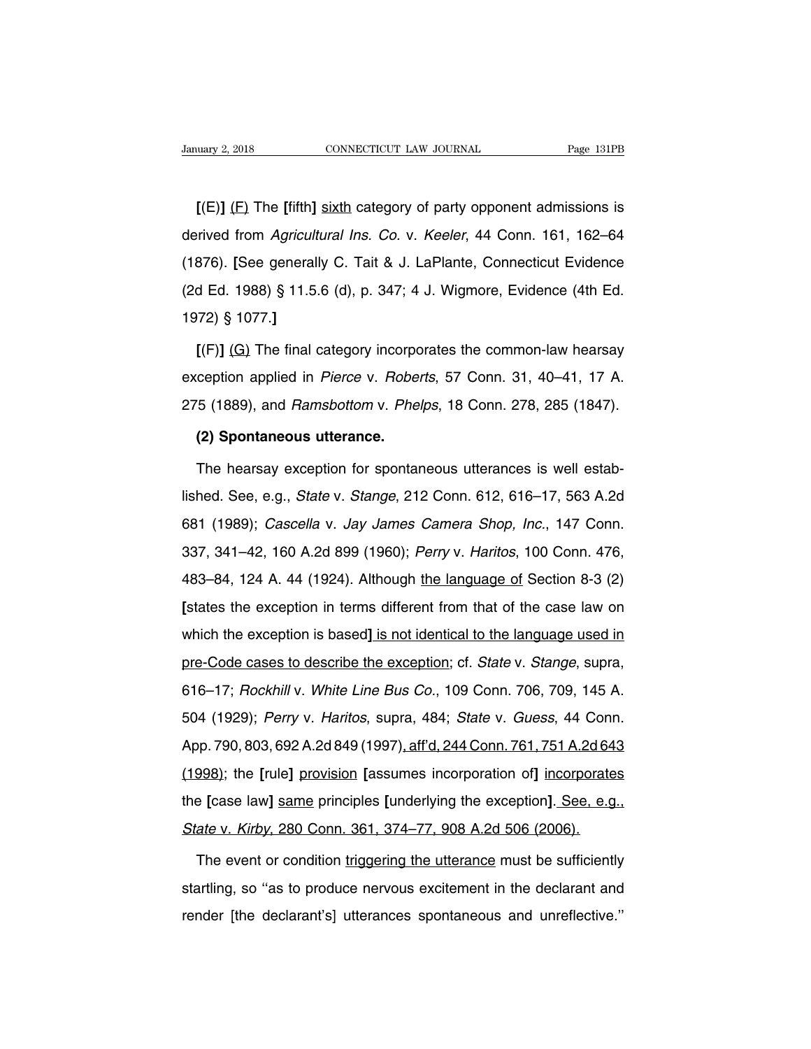[(E)] (F) The [fifth] sixth category of party opponent admissions is derived from *Agricultural Ins. Co.* v. *Keeler*, 44 Conn. 161, 162–64 (1876). [See generally C. Tait & J. LaPlante, Connecticut Evidence (2d Ed. 1988) § 11.5.6 (d), p. 347; 4 J. Wigmore, Evidence (4th Ed. 1972) § 1077.]

[(F)] (G) The final category incorporates the common-law hearsay exception applied in *Pierce* v. *Roberts*, 57 Conn. 31, 40–41, 17 A. 275 (1889), and *Ramsbottom* v. *Phelps*, 18 Conn. 278, 285 (1847).

**(2) Spontaneous utterance.**

The hearsay exception for spontaneous utterances is well established. See, e.g., *State* v. *Stange*, 212 Conn. 612, 616–17, 563 A.2d 681 (1989); *Cascella* v. *Jay James Camera Shop, Inc.*, 147 Conn. 337, 341–42, 160 A.2d 899 (1960); *Perry* v. *Haritos*, 100 Conn. 476, 483–84, 124 A. 44 (1924). Although the language of Section 8-3 (2) [states the exception in terms different from that of the case law on which the exception is based] is not identical to the language used in pre-Code cases to describe the exception; cf. *State* v. *Stange*, supra, 616–17; *Rockhill* v. *White Line Bus Co.*, 109 Conn. 706, 709, 145 A. 504 (1929); *Perry* v. *Haritos*, supra, 484; *State* v. *Guess*, 44 Conn. App. 790, 803, 692 A.2d 849 (1997), aff'd, 244 Conn. 761, 751 A.2d 643 (1998); the [rule] provision [assumes incorporation of] incorporates the [case law] same principles [underlying the exception]. See, e.g., *State* v. *Kirby*, 280 Conn. 361, 374–77, 908 A.2d 506 (2006).

The event or condition triggering the utterance must be sufficiently startling, so "as to produce nervous excitement in the declarant and render [the declarant's] utterances spontaneous and unreflective."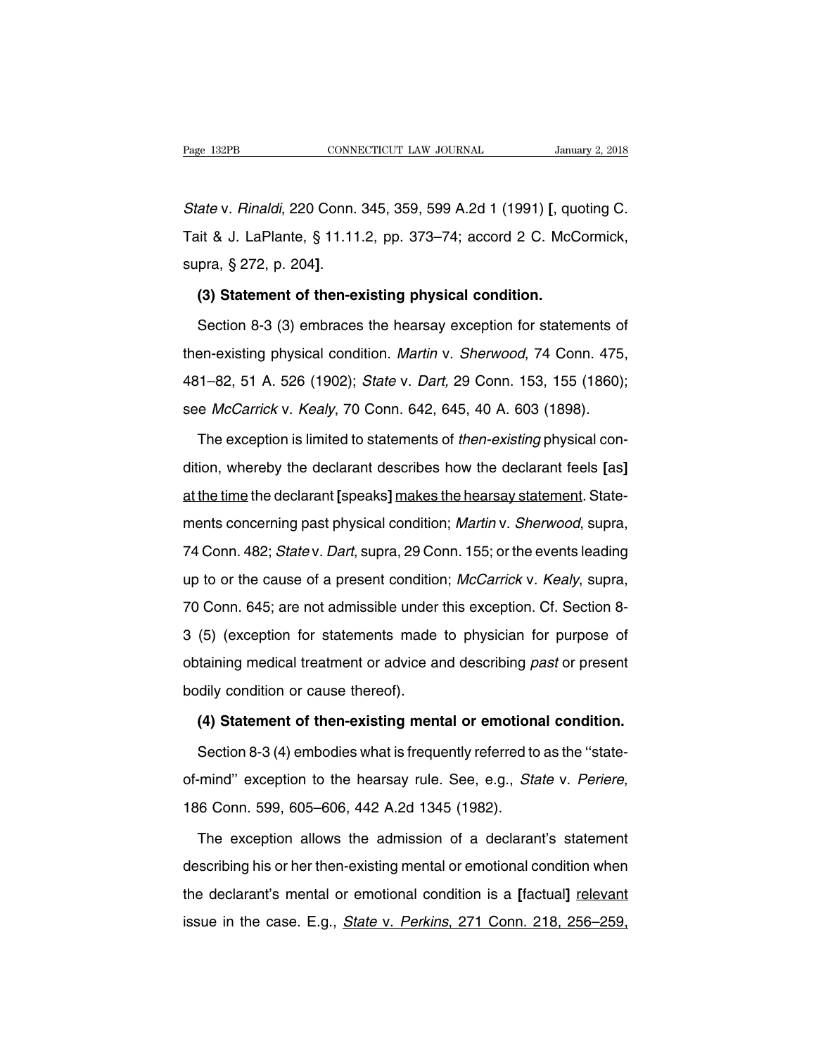*State* v. *Rinaldi*, 220 Conn. 345, 359, 599 A.2d 1 (1991) [, quoting C. Tait & J. LaPlante, § 11.11.2, pp. 373–74; accord 2 C. McCormick, supra, § 272, p. 204].

**(3) Statement of then-existing physical condition.**

Section 8-3 (3) embraces the hearsay exception for statements of then-existing physical condition. *Martin* v. *Sherwood*, 74 Conn. 475, 481–82, 51 A. 526 (1902); *State* v. *Dart,* 29 Conn. 153, 155 (1860); see *McCarrick* v. *Kealy*, 70 Conn. 642, 645, 40 A. 603 (1898).

The exception is limited to statements of *then-existing* physical condition, whereby the declarant describes how the declarant feels [as] <u>at the time</u> the declarant [speaks] <u>makes the hearsay statement</u>. Statements concerning past physical condition; *Martin* v. *Sherwood*, supra, 74 Conn. 482; *State* v. *Dart*, supra, 29 Conn. 155; or the events leading up to or the cause of a present condition; *McCarrick* v. *Kealy*, supra, 70 Conn. 645; are not admissible under this exception. Cf. Section 8-3 (5) (exception for statements made to physician for purpose of obtaining medical treatment or advice and describing *past* or present bodily condition or cause thereof).

**(4) Statement of then-existing mental or emotional condition.**

Section 8-3 (4) embodies what is frequently referred to as the ''state-of-mind'' exception to the hearsay rule. See, e.g., *State* v. *Periere*, 186 Conn. 599, 605–606, 442 A.2d 1345 (1982).

The exception allows the admission of a declarant's statement describing his or her then-existing mental or emotional condition when the declarant's mental or emotional condition is a [factual] <u>relevant</u> issue in the case. E.g., <u>*State* v. *Perkins*, 271 Conn. 218, 256–259,</u>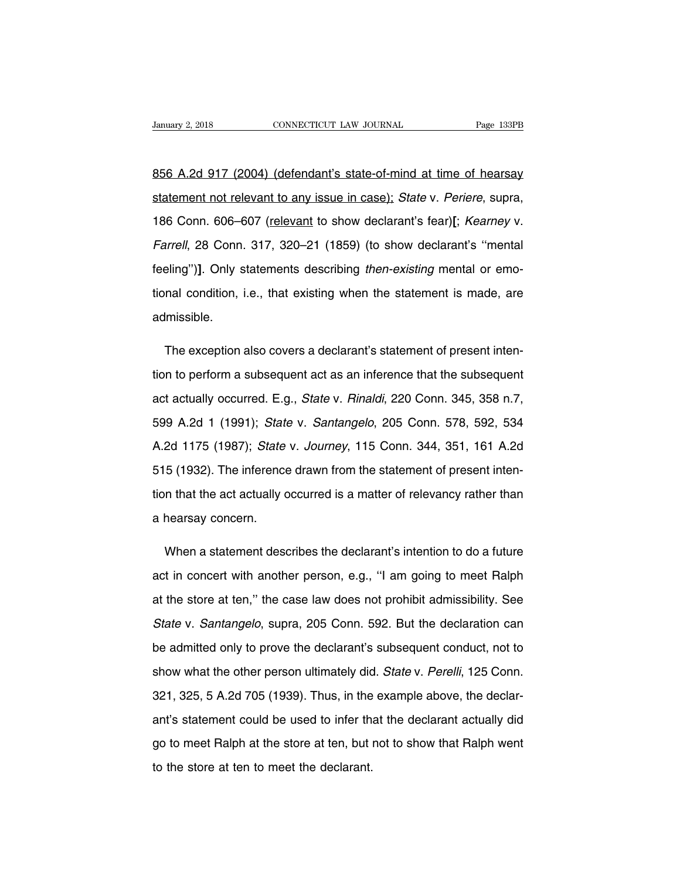856 A.2d 917 (2004) (defendant's state-of-mind at time of hearsay statement not relevant to any issue in case); *State* v. *Periere*, supra, 186 Conn. 606–607 (relevant to show declarant's fear)[; *Kearney* v. *Farrell*, 28 Conn. 317, 320–21 (1859) (to show declarant's ''mental feeling'')]. Only statements describing *then-existing* mental or emotional condition, i.e., that existing when the statement is made, are admissible.

The exception also covers a declarant's statement of present intention to perform a subsequent act as an inference that the subsequent act actually occurred. E.g., *State* v. *Rinaldi*, 220 Conn. 345, 358 n.7, 599 A.2d 1 (1991); *State* v. *Santangelo*, 205 Conn. 578, 592, 534 A.2d 1175 (1987); *State* v. *Journey*, 115 Conn. 344, 351, 161 A.2d 515 (1932). The inference drawn from the statement of present intention that the act actually occurred is a matter of relevancy rather than a hearsay concern.

When a statement describes the declarant's intention to do a future act in concert with another person, e.g., ''I am going to meet Ralph at the store at ten,'' the case law does not prohibit admissibility. See *State* v. *Santangelo*, supra, 205 Conn. 592. But the declaration can be admitted only to prove the declarant's subsequent conduct, not to show what the other person ultimately did. *State* v. *Perelli*, 125 Conn. 321, 325, 5 A.2d 705 (1939). Thus, in the example above, the declarant's statement could be used to infer that the declarant actually did go to meet Ralph at the store at ten, but not to show that Ralph went to the store at ten to meet the declarant.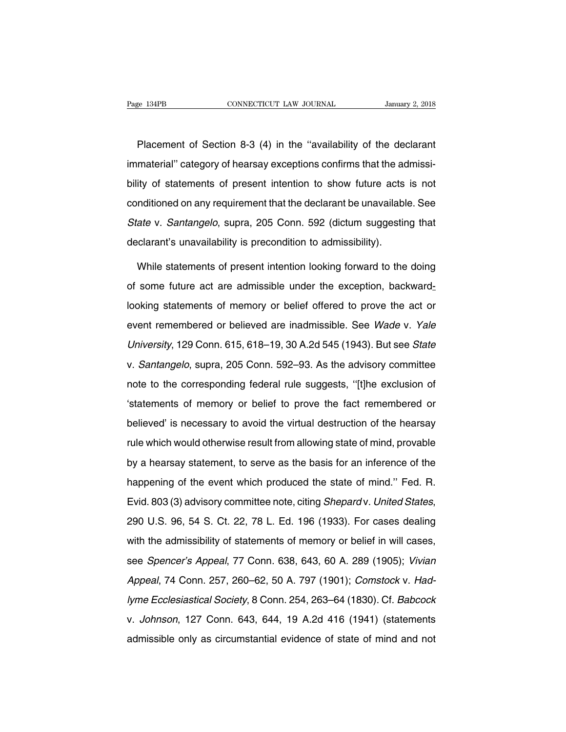Placement of Section 8-3 (4) in the ''availability of the declarant immaterial'' category of hearsay exceptions confirms that the admissibility of statements of present intention to show future acts is not conditioned on any requirement that the declarant be unavailable. See *State* v. *Santangelo*, supra, 205 Conn. 592 (dictum suggesting that declarant's unavailability is precondition to admissibility).

While statements of present intention looking forward to the doing of some future act are admissible under the exception, backward-looking statements of memory or belief offered to prove the act or event remembered or believed are inadmissible. See *Wade* v. *Yale University*, 129 Conn. 615, 618–19, 30 A.2d 545 (1943). But see *State* v. *Santangelo*, supra, 205 Conn. 592–93. As the advisory committee note to the corresponding federal rule suggests, ''[t]he exclusion of 'statements of memory or belief to prove the fact remembered or believed' is necessary to avoid the virtual destruction of the hearsay rule which would otherwise result from allowing state of mind, provable by a hearsay statement, to serve as the basis for an inference of the happening of the event which produced the state of mind.'' Fed. R. Evid. 803 (3) advisory committee note, citing *Shepard* v. *United States*, 290 U.S. 96, 54 S. Ct. 22, 78 L. Ed. 196 (1933). For cases dealing with the admissibility of statements of memory or belief in will cases, see *Spencer's Appeal*, 77 Conn. 638, 643, 60 A. 289 (1905); *Vivian Appeal*, 74 Conn. 257, 260–62, 50 A. 797 (1901); *Comstock* v. *Hadlyme Ecclesiastical Society*, 8 Conn. 254, 263–64 (1830). Cf. *Babcock* v. *Johnson*, 127 Conn. 643, 644, 19 A.2d 416 (1941) (statements admissible only as circumstantial evidence of state of mind and not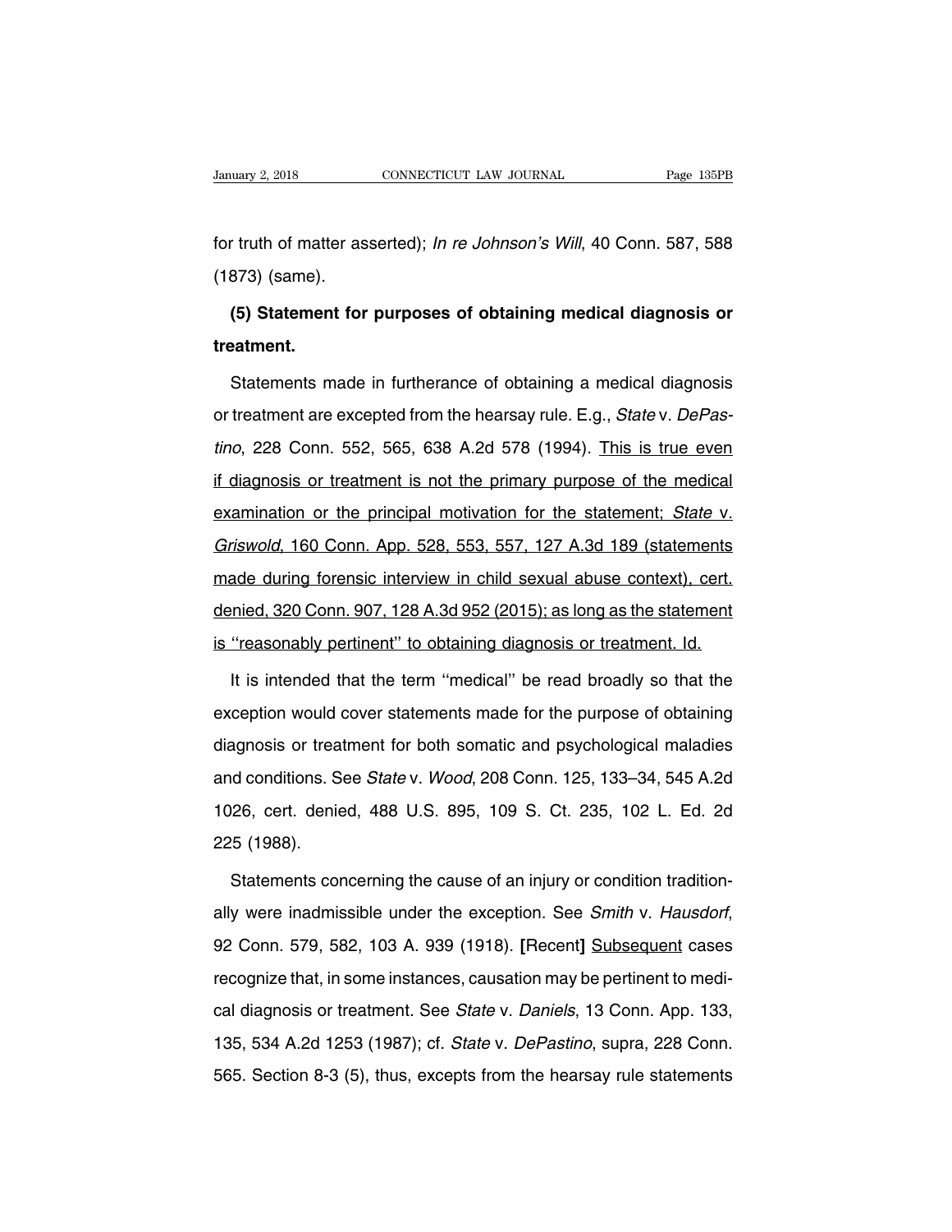for truth of matter asserted); *In re Johnson's Will*, 40 Conn. 587, 588 (1873) (same).

**(5) Statement for purposes of obtaining medical diagnosis or treatment.**

Statements made in furtherance of obtaining a medical diagnosis or treatment are excepted from the hearsay rule. E.g., *State* v. *DePastino*, 228 Conn. 552, 565, 638 A.2d 578 (1994). <u>This is true even if diagnosis or treatment is not the primary purpose of the medical examination or the principal motivation for the statement; *State* v. *Griswold*, 160 Conn. App. 528, 553, 557, 127 A.3d 189 (statements made during forensic interview in child sexual abuse context), cert. denied, 320 Conn. 907, 128 A.3d 952 (2015); as long as the statement is "reasonably pertinent" to obtaining diagnosis or treatment. Id.</u>

It is intended that the term "medical" be read broadly so that the exception would cover statements made for the purpose of obtaining diagnosis or treatment for both somatic and psychological maladies and conditions. See *State* v. *Wood*, 208 Conn. 125, 133–34, 545 A.2d 1026, cert. denied, 488 U.S. 895, 109 S. Ct. 235, 102 L. Ed. 2d 225 (1988).

Statements concerning the cause of an injury or condition traditionally were inadmissible under the exception. See *Smith* v. *Hausdorf*, 92 Conn. 579, 582, 103 A. 939 (1918). **[**Recent**]** <u>Subsequent</u> cases recognize that, in some instances, causation may be pertinent to medical diagnosis or treatment. See *State* v. *Daniels*, 13 Conn. App. 133, 135, 534 A.2d 1253 (1987); cf. *State* v. *DePastino*, supra, 228 Conn. 565. Section 8-3 (5), thus, excepts from the hearsay rule statements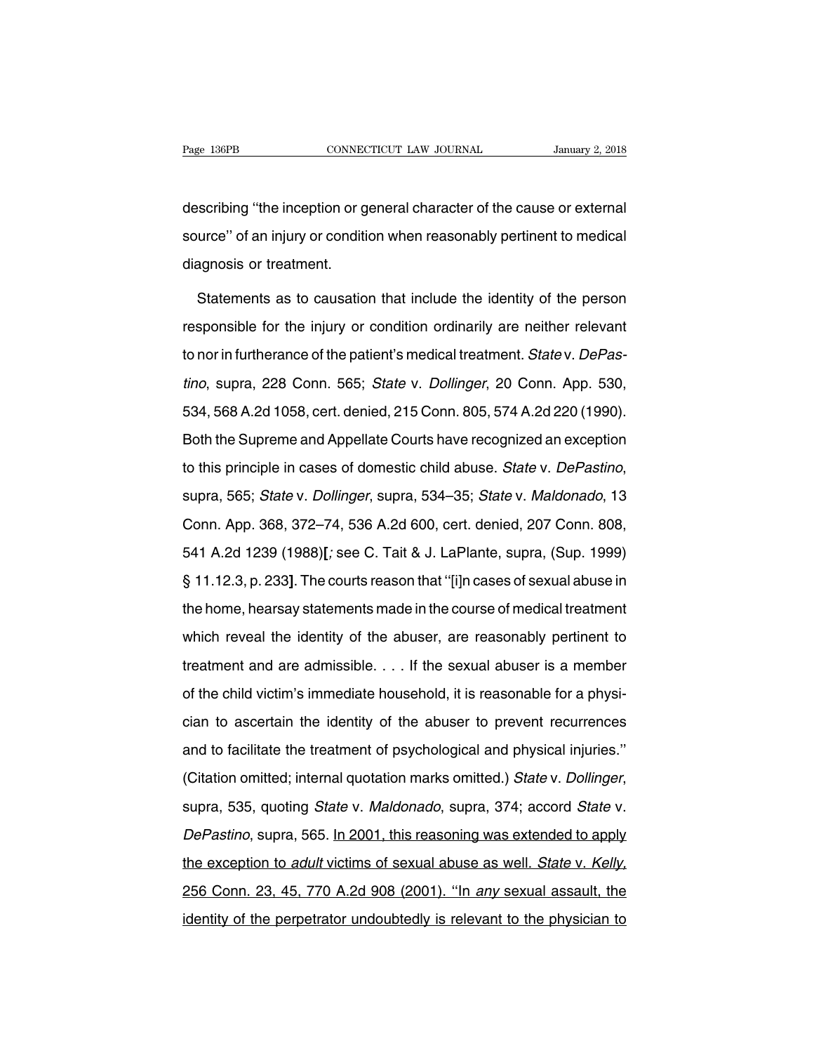describing ''the inception or general character of the cause or external source'' of an injury or condition when reasonably pertinent to medical diagnosis or treatment.

Statements as to causation that include the identity of the person responsible for the injury or condition ordinarily are neither relevant to nor in furtherance of the patient's medical treatment. *State* v. *DePastino*, supra, 228 Conn. 565; *State* v. *Dollinger*, 20 Conn. App. 530, 534, 568 A.2d 1058, cert. denied, 215 Conn. 805, 574 A.2d 220 (1990). Both the Supreme and Appellate Courts have recognized an exception to this principle in cases of domestic child abuse. *State* v. *DePastino*, supra, 565; *State* v. *Dollinger*, supra, 534–35; *State* v. *Maldonado*, 13 Conn. App. 368, 372–74, 536 A.2d 600, cert. denied, 207 Conn. 808, 541 A.2d 1239 (1988)**[***; see* C. Tait & J. LaPlante, supra, (Sup. 1999) § 11.12.3, p. 233**]**. The courts reason that ''[i]n cases of sexual abuse in the home, hearsay statements made in the course of medical treatment which reveal the identity of the abuser, are reasonably pertinent to treatment and are admissible. . . . If the sexual abuser is a member of the child victim's immediate household, it is reasonable for a physician to ascertain the identity of the abuser to prevent recurrences and to facilitate the treatment of psychological and physical injuries.'' (Citation omitted; internal quotation marks omitted.) *State* v. *Dollinger*, supra, 535, quoting *State* v. *Maldonado*, supra, 374; accord *State* v. *DePastino*, supra, 565. <u>In 2001, this reasoning was extended to apply the exception to *adult* victims of sexual abuse as well. *State* v. *Kelly*, 256 Conn. 23, 45, 770 A.2d 908 (2001). ''In *any* sexual assault, the identity of the perpetrator undoubtedly is relevant to the physician to</u>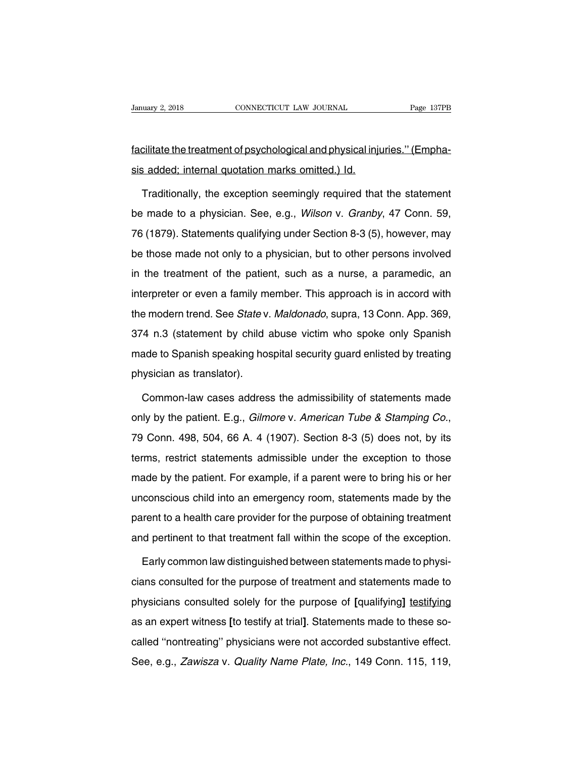<u>facilitate the treatment of psychological and physical injuries.'' (Emphasis added; internal quotation marks omitted.) Id.</u>

Traditionally, the exception seemingly required that the statement be made to a physician. See, e.g., *Wilson* v. *Granby*, 47 Conn. 59, 76 (1879). Statements qualifying under Section 8-3 (5), however, may be those made not only to a physician, but to other persons involved in the treatment of the patient, such as a nurse, a paramedic, an interpreter or even a family member. This approach is in accord with the modern trend. See *State* v. *Maldonado*, supra, 13 Conn. App. 369, 374 n.3 (statement by child abuse victim who spoke only Spanish made to Spanish speaking hospital security guard enlisted by treating physician as translator).

Common-law cases address the admissibility of statements made only by the patient. E.g., *Gilmore* v. *American Tube & Stamping Co.*, 79 Conn. 498, 504, 66 A. 4 (1907). Section 8-3 (5) does not, by its terms, restrict statements admissible under the exception to those made by the patient. For example, if a parent were to bring his or her unconscious child into an emergency room, statements made by the parent to a health care provider for the purpose of obtaining treatment and pertinent to that treatment fall within the scope of the exception.

Early common law distinguished between statements made to physicians consulted for the purpose of treatment and statements made to physicians consulted solely for the purpose of **[**qualifying**]** <u>testifying</u> as an expert witness **[**to testify at trial**]**. Statements made to these so-called ''nontreating'' physicians were not accorded substantive effect. See, e.g., *Zawisza* v. *Quality Name Plate, Inc.*, 149 Conn. 115, 119,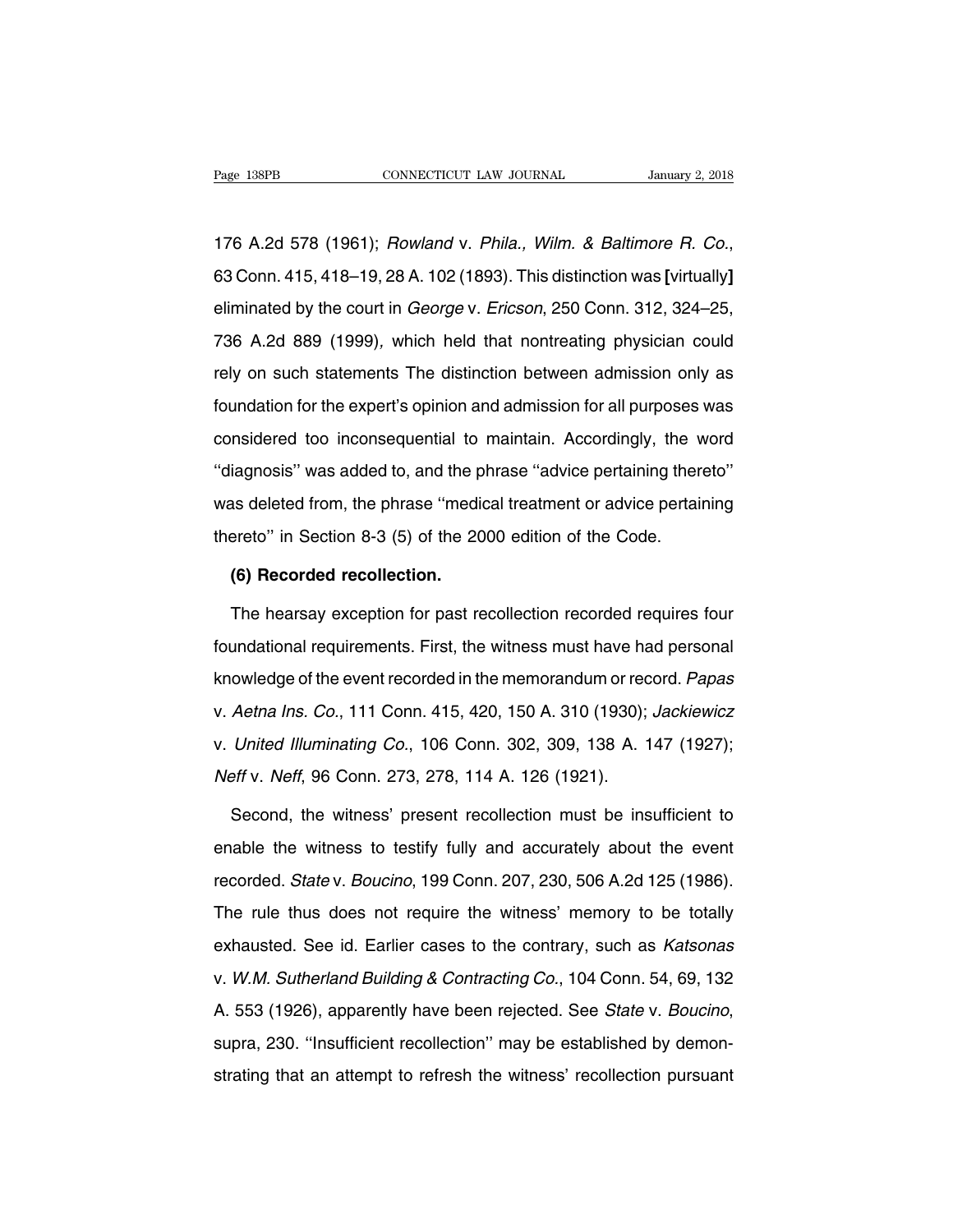176 A.2d 578 (1961); *Rowland* v. *Phila., Wilm. & Baltimore R. Co.*, 63 Conn. 415, 418–19, 28 A. 102 (1893). This distinction was **[**virtually**]** eliminated by the court in *George* v. *Ericson*, 250 Conn. 312, 324–25, 736 A.2d 889 (1999), which held that nontreating physician could rely on such statements The distinction between admission only as foundation for the expert's opinion and admission for all purposes was considered too inconsequential to maintain. Accordingly, the word ''diagnosis'' was added to, and the phrase ''advice pertaining thereto'' was deleted from, the phrase ''medical treatment or advice pertaining thereto'' in Section 8-3 (5) of the 2000 edition of the Code.

**(6) Recorded recollection.**

The hearsay exception for past recollection recorded requires four foundational requirements. First, the witness must have had personal knowledge of the event recorded in the memorandum or record. *Papas* v. *Aetna Ins. Co.*, 111 Conn. 415, 420, 150 A. 310 (1930); *Jackiewicz* v. *United Illuminating Co.*, 106 Conn. 302, 309, 138 A. 147 (1927); *Neff* v. *Neff*, 96 Conn. 273, 278, 114 A. 126 (1921).

Second, the witness' present recollection must be insufficient to enable the witness to testify fully and accurately about the event recorded. *State* v. *Boucino*, 199 Conn. 207, 230, 506 A.2d 125 (1986). The rule thus does not require the witness' memory to be totally exhausted. See id. Earlier cases to the contrary, such as *Katsonas* v. *W.M. Sutherland Building & Contracting Co.*, 104 Conn. 54, 69, 132 A. 553 (1926), apparently have been rejected. See *State* v. *Boucino*, supra, 230. ''Insufficient recollection'' may be established by demonstrating that an attempt to refresh the witness' recollection pursuant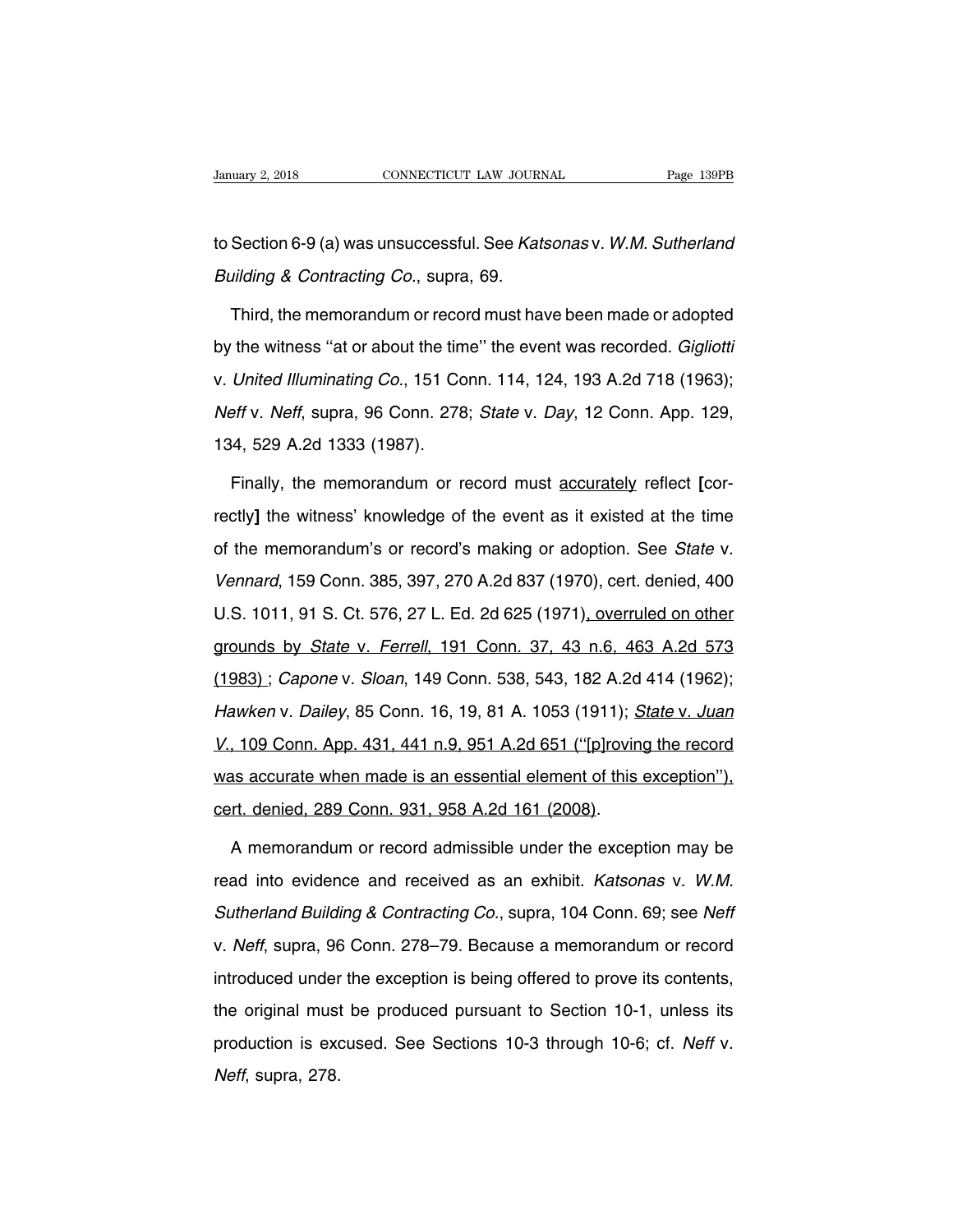to Section 6-9 (a) was unsuccessful. See *Katsonas* v. *W.M. Sutherland Building & Contracting Co.*, supra, 69.

Third, the memorandum or record must have been made or adopted by the witness ''at or about the time'' the event was recorded. *Gigliotti* v. *United Illuminating Co.*, 151 Conn. 114, 124, 193 A.2d 718 (1963); *Neff* v. *Neff*, supra, 96 Conn. 278; *State* v. *Day*, 12 Conn. App. 129, 134, 529 A.2d 1333 (1987).

Finally, the memorandum or record must <u>accurately</u> reflect **[**correctly**]** the witness' knowledge of the event as it existed at the time of the memorandum's or record's making or adoption. See *State* v. *Vennard*, 159 Conn. 385, 397, 270 A.2d 837 (1970), cert. denied, 400 U.S. 1011, 91 S. Ct. 576, 27 L. Ed. 2d 625 (1971)<u>, overruled on other grounds by *State* v. *Ferrell*, 191 Conn. 37, 43 n.6, 463 A.2d 573 (1983) </u>; *Capone* v. *Sloan*, 149 Conn. 538, 543, 182 A.2d 414 (1962); *Hawken* v. *Dailey*, 85 Conn. 16, 19, 81 A. 1053 (1911); <u>*State* v. *Juan V.*, 109 Conn. App. 431, 441 n.9, 951 A.2d 651 (''[p]roving the record was accurate when made is an essential element of this exception''), cert. denied, 289 Conn. 931, 958 A.2d 161 (2008)</u>.

A memorandum or record admissible under the exception may be read into evidence and received as an exhibit. *Katsonas* v. *W.M. Sutherland Building & Contracting Co.*, supra, 104 Conn. 69; see *Neff* v. *Neff*, supra, 96 Conn. 278–79. Because a memorandum or record introduced under the exception is being offered to prove its contents, the original must be produced pursuant to Section 10-1, unless its production is excused. See Sections 10-3 through 10-6; cf. *Neff* v. *Neff*, supra, 278.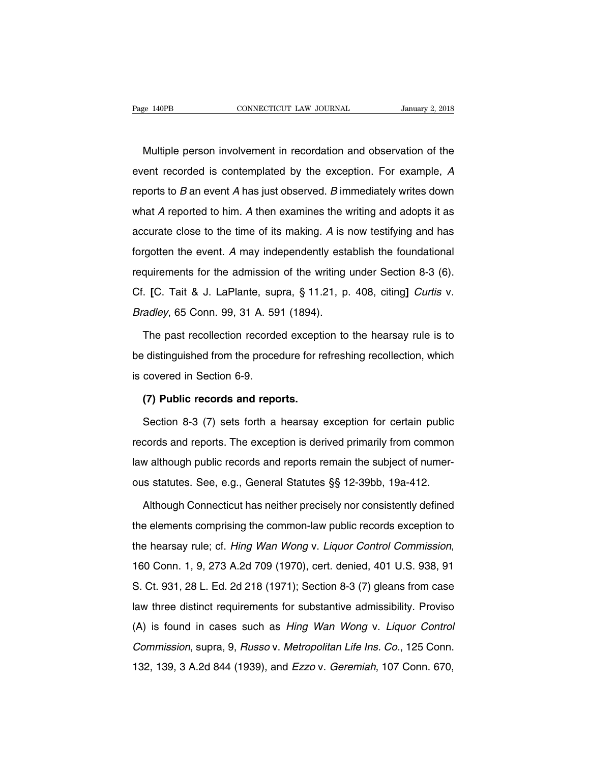Multiple person involvement in recordation and observation of the event recorded is contemplated by the exception. For example, *A* reports to *B* an event *A* has just observed. *B* immediately writes down what *A* reported to him. *A* then examines the writing and adopts it as accurate close to the time of its making. *A* is now testifying and has forgotten the event. *A* may independently establish the foundational requirements for the admission of the writing under Section 8-3 (6). Cf. **[**C. Tait & J. LaPlante, supra, § 11.21, p. 408, citing**]** *Curtis* v. *Bradley*, 65 Conn. 99, 31 A. 591 (1894).

The past recollection recorded exception to the hearsay rule is to be distinguished from the procedure for refreshing recollection, which is covered in Section 6-9.

**(7) Public records and reports.**

Section 8-3 (7) sets forth a hearsay exception for certain public records and reports. The exception is derived primarily from common law although public records and reports remain the subject of numerous statutes. See, e.g., General Statutes §§ 12-39bb, 19a-412.

Although Connecticut has neither precisely nor consistently defined the elements comprising the common-law public records exception to the hearsay rule; cf. *Hing Wan Wong* v. *Liquor Control Commission*, 160 Conn. 1, 9, 273 A.2d 709 (1970), cert. denied, 401 U.S. 938, 91 S. Ct. 931, 28 L. Ed. 2d 218 (1971); Section 8-3 (7) gleans from case law three distinct requirements for substantive admissibility. Proviso (A) is found in cases such as *Hing Wan Wong* v. *Liquor Control Commission*, supra, 9, *Russo* v. *Metropolitan Life Ins. Co.*, 125 Conn. 132, 139, 3 A.2d 844 (1939), and *Ezzo* v. *Geremiah*, 107 Conn. 670,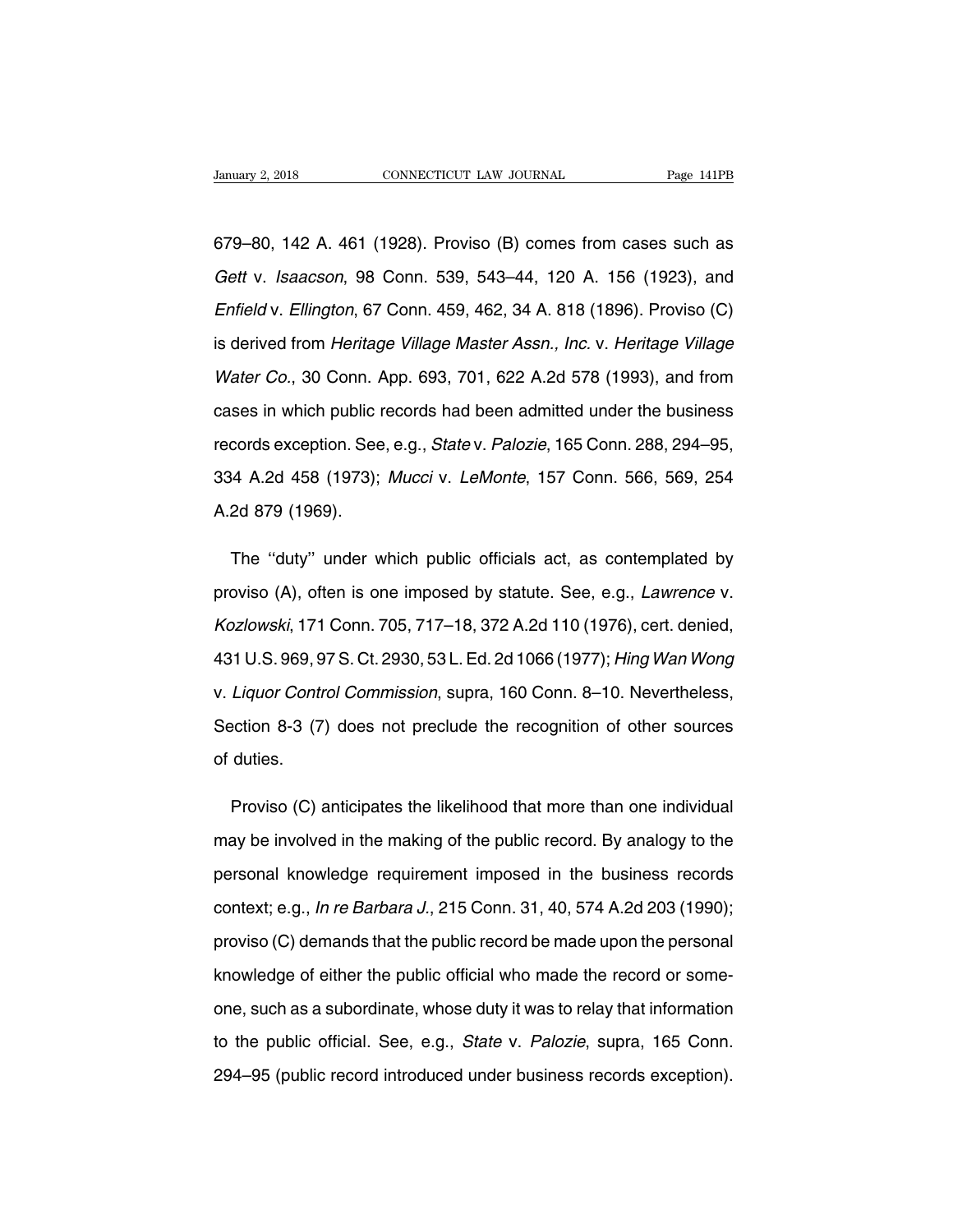679–80, 142 A. 461 (1928). Proviso (B) comes from cases such as *Gett* v. *Isaacson*, 98 Conn. 539, 543–44, 120 A. 156 (1923), and *Enfield* v. *Ellington*, 67 Conn. 459, 462, 34 A. 818 (1896). Proviso (C) is derived from *Heritage Village Master Assn., Inc.* v. *Heritage Village Water Co.*, 30 Conn. App. 693, 701, 622 A.2d 578 (1993), and from cases in which public records had been admitted under the business records exception. See, e.g., *State* v. *Palozie*, 165 Conn. 288, 294–95, 334 A.2d 458 (1973); *Mucci* v. *LeMonte*, 157 Conn. 566, 569, 254 A.2d 879 (1969).

The "duty" under which public officials act, as contemplated by proviso (A), often is one imposed by statute. See, e.g., *Lawrence* v. *Kozlowski*, 171 Conn. 705, 717–18, 372 A.2d 110 (1976), cert. denied, 431 U.S. 969, 97 S. Ct. 2930, 53 L. Ed. 2d 1066 (1977); *Hing Wan Wong* v. *Liquor Control Commission*, supra, 160 Conn. 8–10. Nevertheless, Section 8-3 (7) does not preclude the recognition of other sources of duties.

Proviso (C) anticipates the likelihood that more than one individual may be involved in the making of the public record. By analogy to the personal knowledge requirement imposed in the business records context; e.g., *In re Barbara J.*, 215 Conn. 31, 40, 574 A.2d 203 (1990); proviso (C) demands that the public record be made upon the personal knowledge of either the public official who made the record or someone, such as a subordinate, whose duty it was to relay that information to the public official. See, e.g., *State* v. *Palozie*, supra, 165 Conn. 294–95 (public record introduced under business records exception).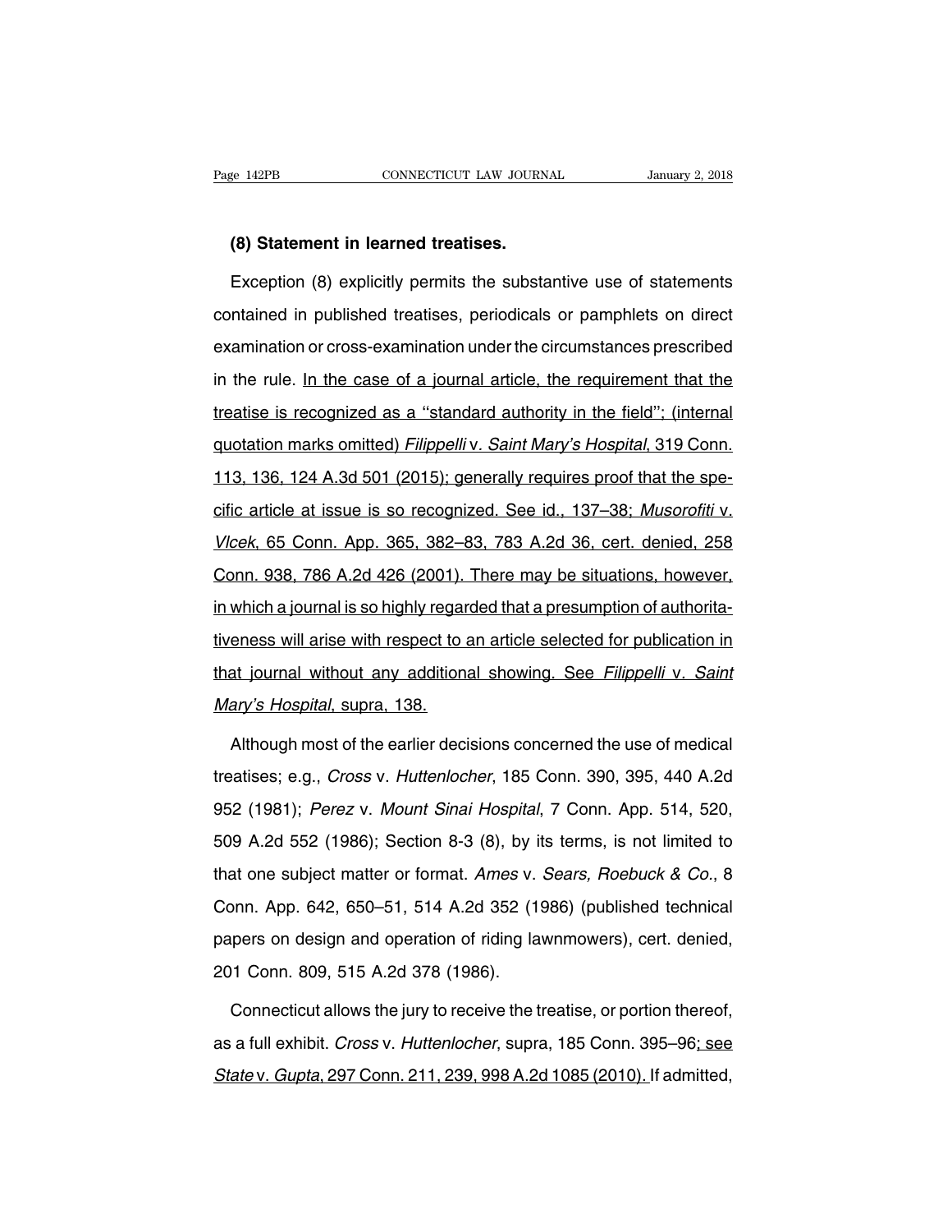**(8) Statement in learned treatises.**

Exception (8) explicitly permits the substantive use of statements contained in published treatises, periodicals or pamphlets on direct examination or cross-examination under the circumstances prescribed in the rule. In the case of a journal article, the requirement that the treatise is recognized as a "standard authority in the field"; (internal quotation marks omitted) *Filippelli* v. *Saint Mary's Hospital*, 319 Conn. 113, 136, 124 A.3d 501 (2015); generally requires proof that the specific article at issue is so recognized. See id., 137–38; *Musorofiti* v. *Vlcek*, 65 Conn. App. 365, 382–83, 783 A.2d 36, cert. denied, 258 Conn. 938, 786 A.2d 426 (2001). There may be situations, however, in which a journal is so highly regarded that a presumption of authoritativeness will arise with respect to an article selected for publication in that journal without any additional showing. See *Filippelli* v. *Saint Mary's Hospital*, supra, 138.

Although most of the earlier decisions concerned the use of medical treatises; e.g., *Cross* v. *Huttenlocher*, 185 Conn. 390, 395, 440 A.2d 952 (1981); *Perez* v. *Mount Sinai Hospital*, 7 Conn. App. 514, 520, 509 A.2d 552 (1986); Section 8-3 (8), by its terms, is not limited to that one subject matter or format. *Ames* v. *Sears, Roebuck & Co.*, 8 Conn. App. 642, 650–51, 514 A.2d 352 (1986) (published technical papers on design and operation of riding lawnmowers), cert. denied, 201 Conn. 809, 515 A.2d 378 (1986).

Connecticut allows the jury to receive the treatise, or portion thereof, as a full exhibit. *Cross* v. *Huttenlocher*, supra, 185 Conn. 395–96; see *State* v. *Gupta*, 297 Conn. 211, 239, 998 A.2d 1085 (2010). If admitted,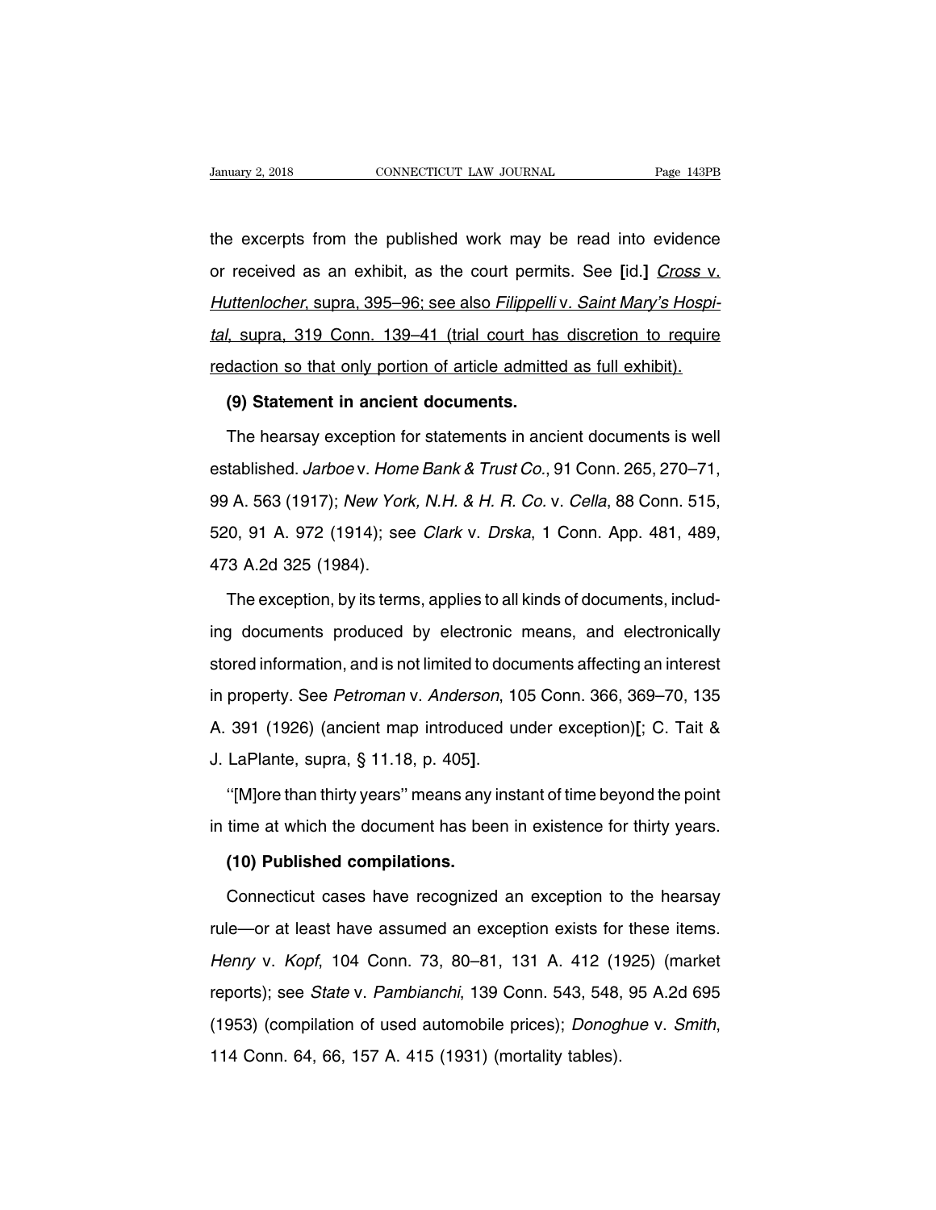the excerpts from the published work may be read into evidence or received as an exhibit, as the court permits. See **[**id.**]** <u>*Cross* v. *Huttenlocher*, supra, 395–96; see also *Filippelli* v. *Saint Mary's Hospital*, supra, 319 Conn. 139–41 (trial court has discretion to require redaction so that only portion of article admitted as full exhibit).</u>

**(9) Statement in ancient documents.**

The hearsay exception for statements in ancient documents is well established. *Jarboe* v. *Home Bank & Trust Co.*, 91 Conn. 265, 270–71, 99 A. 563 (1917); *New York, N.H. & H. R. Co.* v. *Cella*, 88 Conn. 515, 520, 91 A. 972 (1914); see *Clark* v. *Drska*, 1 Conn. App. 481, 489, 473 A.2d 325 (1984).

The exception, by its terms, applies to all kinds of documents, including documents produced by electronic means, and electronically stored information, and is not limited to documents affecting an interest in property. See *Petroman* v. *Anderson*, 105 Conn. 366, 369–70, 135 A. 391 (1926) (ancient map introduced under exception)**[**; C. Tait & J. LaPlante, supra, § 11.18, p. 405**]**.

''[M]ore than thirty years'' means any instant of time beyond the point in time at which the document has been in existence for thirty years.

**(10) Published compilations.**

Connecticut cases have recognized an exception to the hearsay rule—or at least have assumed an exception exists for these items. *Henry* v. *Kopf*, 104 Conn. 73, 80–81, 131 A. 412 (1925) (market reports); see *State* v. *Pambianchi*, 139 Conn. 543, 548, 95 A.2d 695 (1953) (compilation of used automobile prices); *Donoghue* v. *Smith*, 114 Conn. 64, 66, 157 A. 415 (1931) (mortality tables).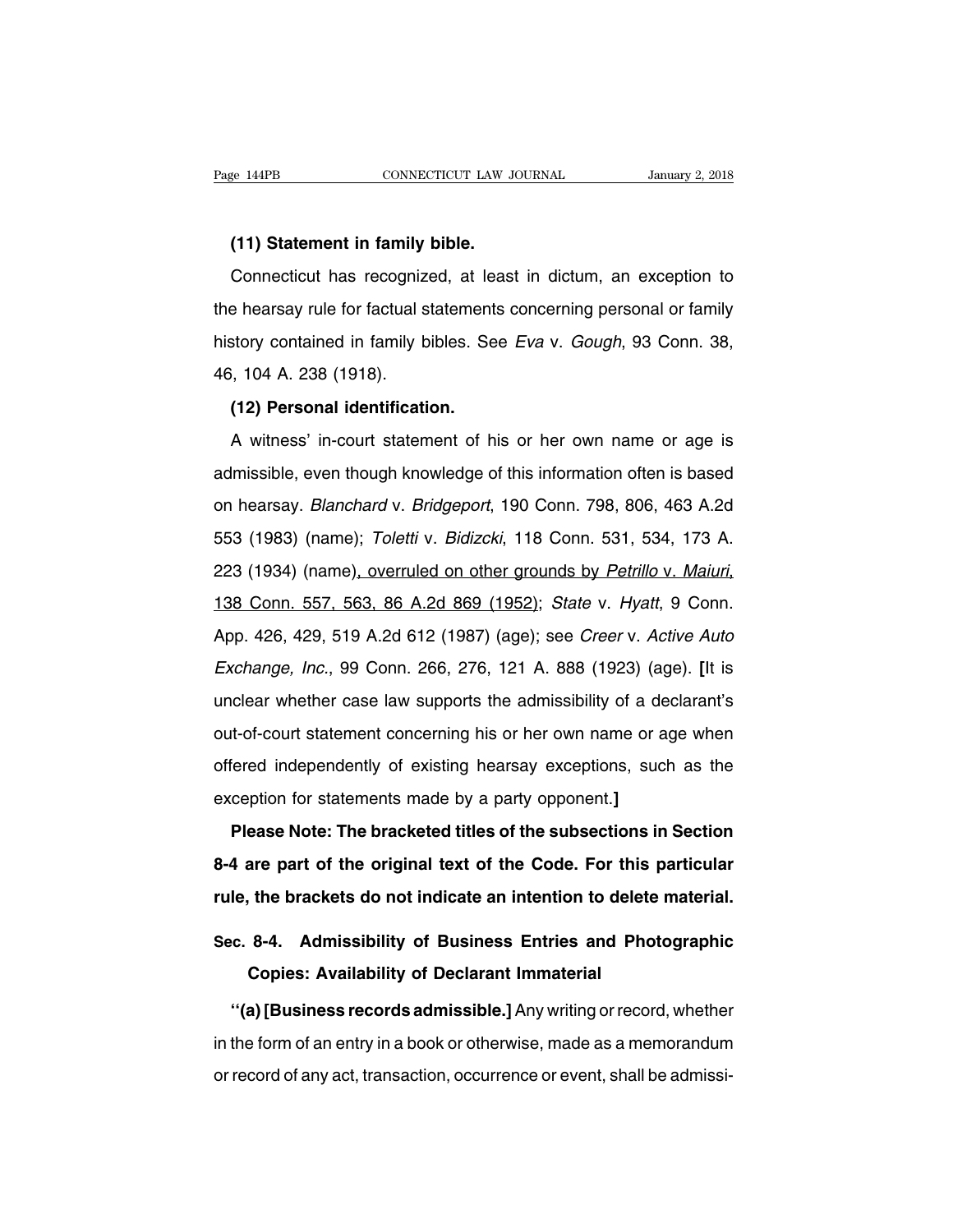**(11) Statement in family bible.**

Connecticut has recognized, at least in dictum, an exception to the hearsay rule for factual statements concerning personal or family history contained in family bibles. See *Eva* v. *Gough*, 93 Conn. 38, 46, 104 A. 238 (1918).

**(12) Personal identification.**

A witness' in-court statement of his or her own name or age is admissible, even though knowledge of this information often is based on hearsay. *Blanchard* v. *Bridgeport*, 190 Conn. 798, 806, 463 A.2d 553 (1983) (name); *Toletti* v. *Bidizcki*, 118 Conn. 531, 534, 173 A. 223 (1934) (name)<u>, overruled on other grounds by *Petrillo* v. *Maiuri*, 138 Conn. 557, 563, 86 A.2d 869 (1952)</u>; *State* v. *Hyatt*, 9 Conn. App. 426, 429, 519 A.2d 612 (1987) (age); see *Creer* v. *Active Auto Exchange, Inc.*, 99 Conn. 266, 276, 121 A. 888 (1923) (age). **[**It is unclear whether case law supports the admissibility of a declarant's out-of-court statement concerning his or her own name or age when offered independently of existing hearsay exceptions, such as the exception for statements made by a party opponent.**]**

**Please Note: The bracketed titles of the subsections in Section 8-4 are part of the original text of the Code. For this particular rule, the brackets do not indicate an intention to delete material.**

## Sec. 8-4. Admissibility of Business Entries and Photographic Copies: Availability of Declarant Immaterial

''**(a) [Business records admissible.]** Any writing or record, whether in the form of an entry in a book or otherwise, made as a memorandum or record of any act, transaction, occurrence or event, shall be admissi-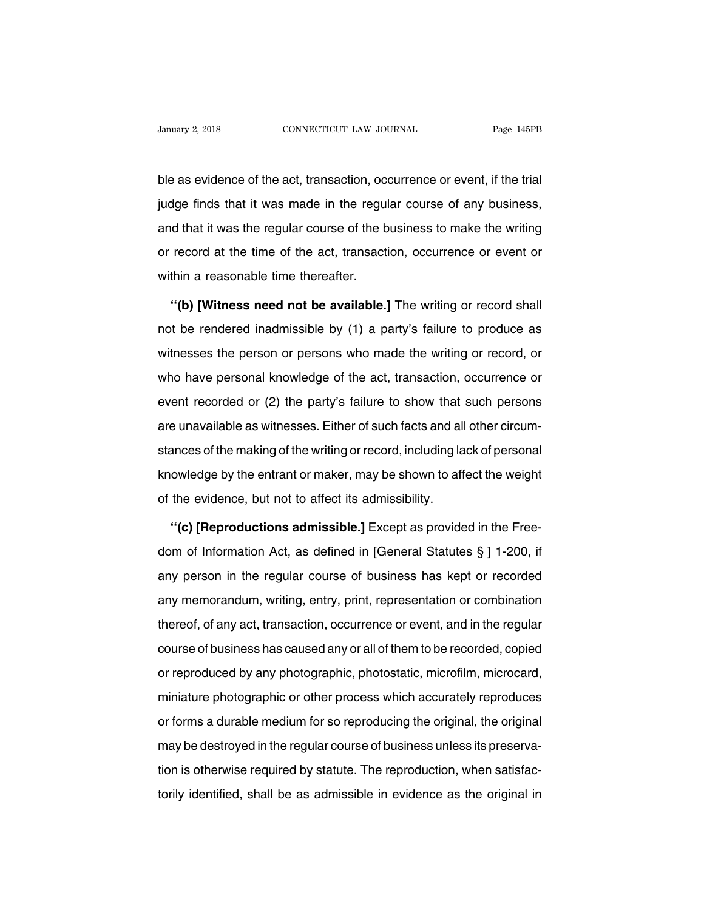ble as evidence of the act, transaction, occurrence or event, if the trial judge finds that it was made in the regular course of any business, and that it was the regular course of the business to make the writing or record at the time of the act, transaction, occurrence or event or within a reasonable time thereafter.

''**(b) [Witness need not be available.]** The writing or record shall not be rendered inadmissible by (1) a party's failure to produce as witnesses the person or persons who made the writing or record, or who have personal knowledge of the act, transaction, occurrence or event recorded or (2) the party's failure to show that such persons are unavailable as witnesses. Either of such facts and all other circumstances of the making of the writing or record, including lack of personal knowledge by the entrant or maker, may be shown to affect the weight of the evidence, but not to affect its admissibility.

''**(c) [Reproductions admissible.]** Except as provided in the Freedom of Information Act, as defined in [General Statutes § ] 1-200, if any person in the regular course of business has kept or recorded any memorandum, writing, entry, print, representation or combination thereof, of any act, transaction, occurrence or event, and in the regular course of business has caused any or all of them to be recorded, copied or reproduced by any photographic, photostatic, microfilm, microcard, miniature photographic or other process which accurately reproduces or forms a durable medium for so reproducing the original, the original may be destroyed in the regular course of business unless its preservation is otherwise required by statute. The reproduction, when satisfactorily identified, shall be as admissible in evidence as the original in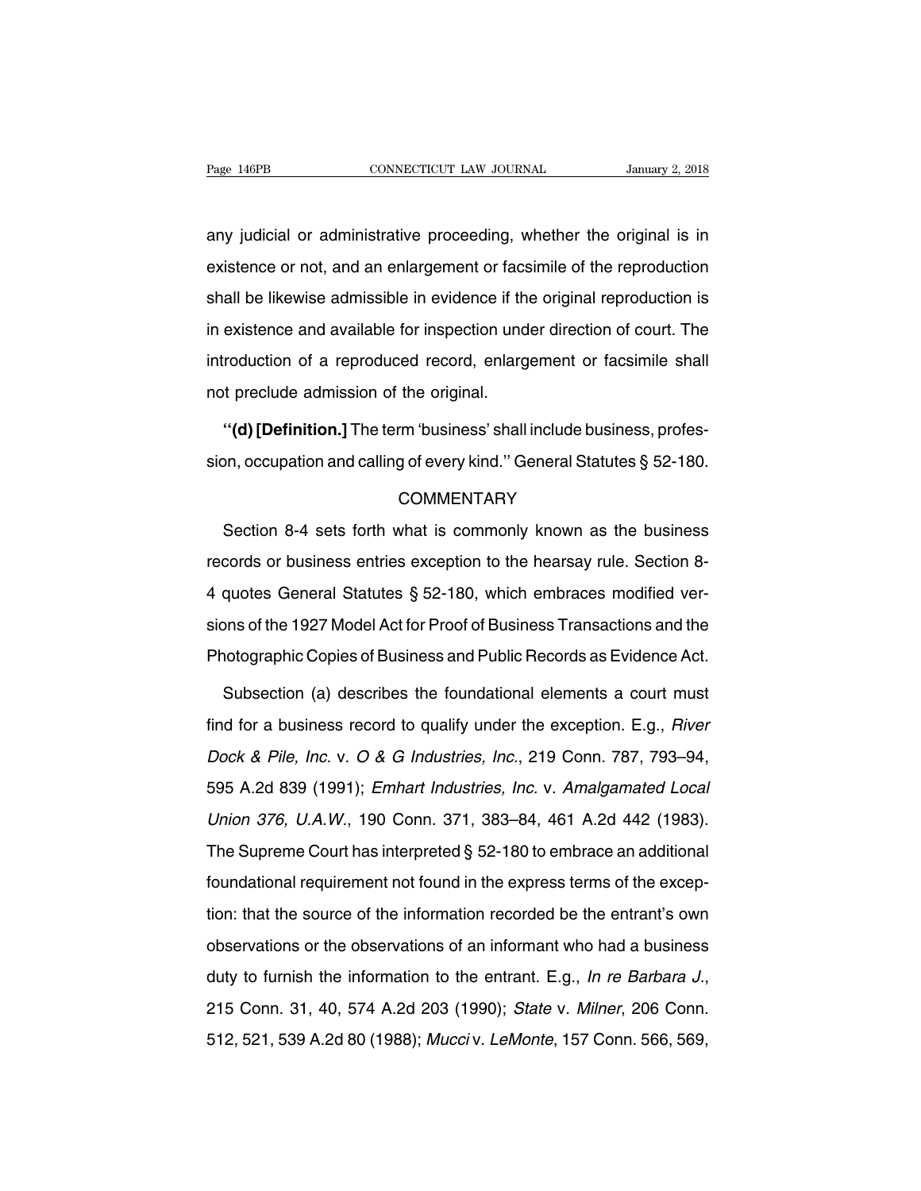any judicial or administrative proceeding, whether the original is in existence or not, and an enlargement or facsimile of the reproduction shall be likewise admissible in evidence if the original reproduction is in existence and available for inspection under direction of court. The introduction of a reproduced record, enlargement or facsimile shall not preclude admission of the original.

''**(d) [Definition.]** The term 'business' shall include business, profession, occupation and calling of every kind.'' General Statutes § 52-180.

COMMENTARY

Section 8-4 sets forth what is commonly known as the business records or business entries exception to the hearsay rule. Section 8-4 quotes General Statutes § 52-180, which embraces modified versions of the 1927 Model Act for Proof of Business Transactions and the Photographic Copies of Business and Public Records as Evidence Act.

Subsection (a) describes the foundational elements a court must find for a business record to qualify under the exception. E.g., *River Dock & Pile, Inc.* v. *O & G Industries, Inc.*, 219 Conn. 787, 793–94, 595 A.2d 839 (1991); *Emhart Industries, Inc.* v. *Amalgamated Local Union 376, U.A.W.*, 190 Conn. 371, 383–84, 461 A.2d 442 (1983). The Supreme Court has interpreted § 52-180 to embrace an additional foundational requirement not found in the express terms of the exception: that the source of the information recorded be the entrant's own observations or the observations of an informant who had a business duty to furnish the information to the entrant. E.g., *In re Barbara J.*, 215 Conn. 31, 40, 574 A.2d 203 (1990); *State* v. *Milner*, 206 Conn. 512, 521, 539 A.2d 80 (1988); *Mucci* v. *LeMonte*, 157 Conn. 566, 569,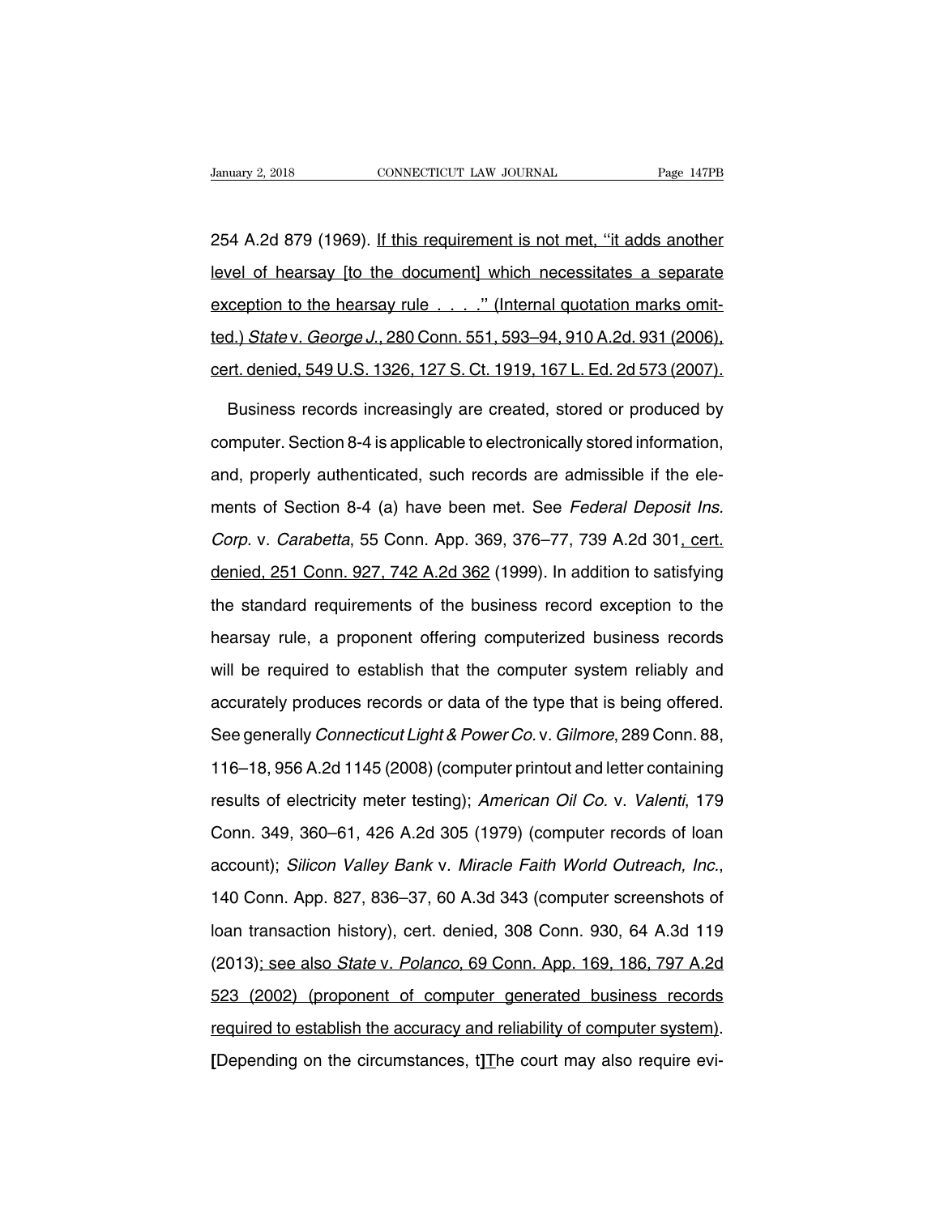254 A.2d 879 (1969). If this requirement is not met, "it adds another level of hearsay [to the document] which necessitates a separate exception to the hearsay rule . . . ." (Internal quotation marks omitted.) *State* v. *George J.*, 280 Conn. 551, 593–94, 910 A.2d. 931 (2006), cert. denied, 549 U.S. 1326, 127 S. Ct. 1919, 167 L. Ed. 2d 573 (2007).

Business records increasingly are created, stored or produced by computer. Section 8-4 is applicable to electronically stored information, and, properly authenticated, such records are admissible if the elements of Section 8-4 (a) have been met. See *Federal Deposit Ins. Corp.* v. *Carabetta*, 55 Conn. App. 369, 376–77, 739 A.2d 301, cert. denied, 251 Conn. 927, 742 A.2d 362 (1999). In addition to satisfying the standard requirements of the business record exception to the hearsay rule, a proponent offering computerized business records will be required to establish that the computer system reliably and accurately produces records or data of the type that is being offered. See generally *Connecticut Light & Power Co.* v. *Gilmore*, 289 Conn. 88, 116–18, 956 A.2d 1145 (2008) (computer printout and letter containing results of electricity meter testing); *American Oil Co.* v. *Valenti*, 179 Conn. 349, 360–61, 426 A.2d 305 (1979) (computer records of loan account); *Silicon Valley Bank* v. *Miracle Faith World Outreach, Inc.*, 140 Conn. App. 827, 836–37, 60 A.3d 343 (computer screenshots of loan transaction history), cert. denied, 308 Conn. 930, 64 A.3d 119 (2013); see also *State* v. *Polanco*, 69 Conn. App. 169, 186, 797 A.2d 523 (2002) (proponent of computer generated business records required to establish the accuracy and reliability of computer system). **[**Depending on the circumstances, t**]**The court may also require evi-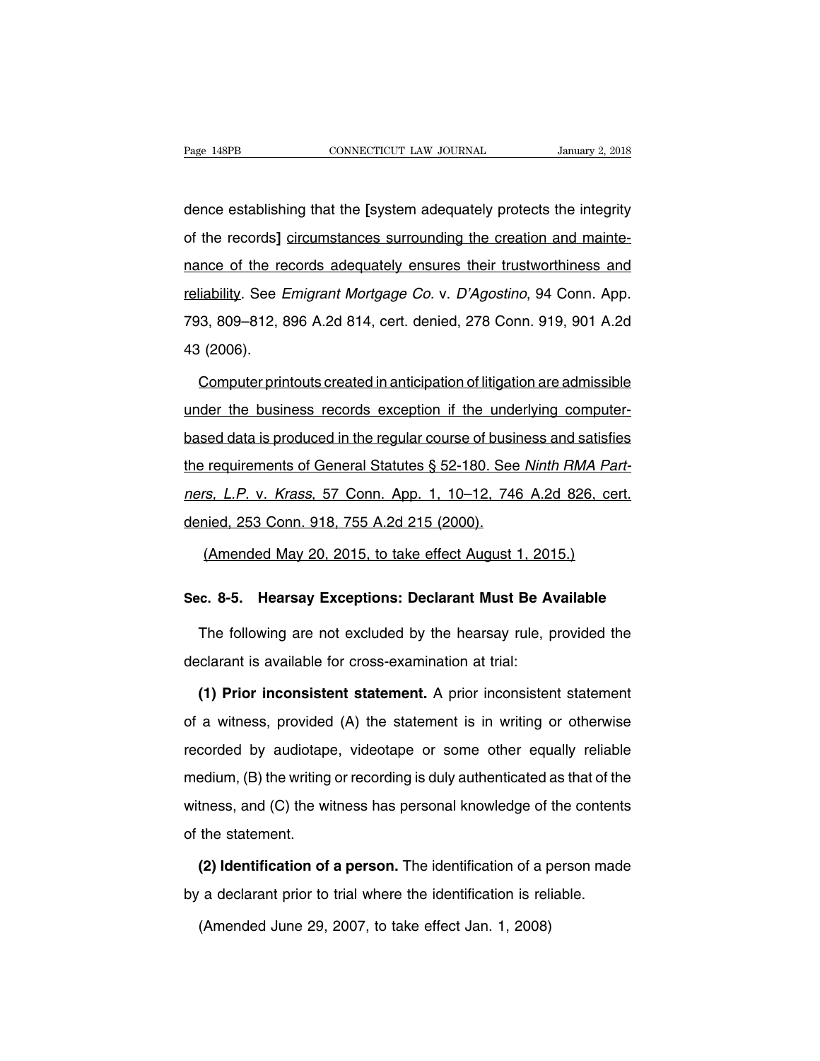dence establishing that the [system adequately protects the integrity of the records] circumstances surrounding the creation and maintenance of the records adequately ensures their trustworthiness and reliability. See *Emigrant Mortgage Co.* v. *D'Agostino*, 94 Conn. App. 793, 809–812, 896 A.2d 814, cert. denied, 278 Conn. 919, 901 A.2d 43 (2006).

Computer printouts created in anticipation of litigation are admissible under the business records exception if the underlying computer-based data is produced in the regular course of business and satisfies the requirements of General Statutes § 52-180. See *Ninth RMA Partners, L.P.* v. *Krass*, 57 Conn. App. 1, 10–12, 746 A.2d 826, cert. denied, 253 Conn. 918, 755 A.2d 215 (2000).

(Amended May 20, 2015, to take effect August 1, 2015.)

**Sec. 8-5. Hearsay Exceptions: Declarant Must Be Available**

The following are not excluded by the hearsay rule, provided the declarant is available for cross-examination at trial:

**(1) Prior inconsistent statement.** A prior inconsistent statement of a witness, provided (A) the statement is in writing or otherwise recorded by audiotape, videotape or some other equally reliable medium, (B) the writing or recording is duly authenticated as that of the witness, and (C) the witness has personal knowledge of the contents of the statement.

**(2) Identification of a person.** The identification of a person made by a declarant prior to trial where the identification is reliable.

(Amended June 29, 2007, to take effect Jan. 1, 2008)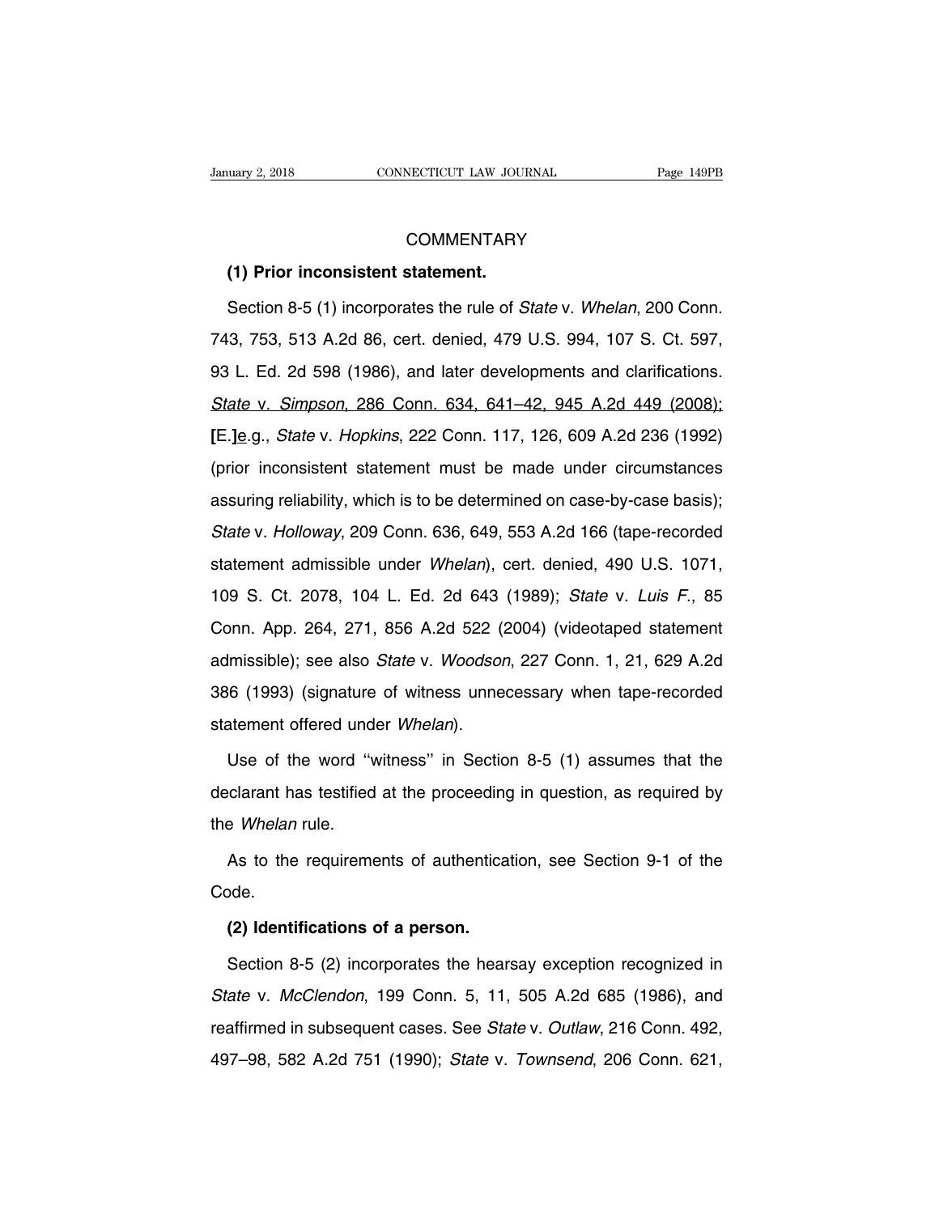## COMMENTARY

**(1) Prior inconsistent statement.**

Section 8-5 (1) incorporates the rule of *State* v. *Whelan*, 200 Conn. 743, 753, 513 A.2d 86, cert. denied, 479 U.S. 994, 107 S. Ct. 597, 93 L. Ed. 2d 598 (1986), and later developments and clarifications. *State* v. *Simpson*, 286 Conn. 634, 641–42, 945 A.2d 449 (2008); [E.]e.g., *State* v. *Hopkins*, 222 Conn. 117, 126, 609 A.2d 236 (1992) (prior inconsistent statement must be made under circumstances assuring reliability, which is to be determined on case-by-case basis); *State* v. *Holloway*, 209 Conn. 636, 649, 553 A.2d 166 (tape-recorded statement admissible under *Whelan*), cert. denied, 490 U.S. 1071, 109 S. Ct. 2078, 104 L. Ed. 2d 643 (1989); *State* v. *Luis F.*, 85 Conn. App. 264, 271, 856 A.2d 522 (2004) (videotaped statement admissible); see also *State* v. *Woodson*, 227 Conn. 1, 21, 629 A.2d 386 (1993) (signature of witness unnecessary when tape-recorded statement offered under *Whelan*).

Use of the word "witness" in Section 8-5 (1) assumes that the declarant has testified at the proceeding in question, as required by the *Whelan* rule.

As to the requirements of authentication, see Section 9-1 of the Code.

**(2) Identifications of a person.**

Section 8-5 (2) incorporates the hearsay exception recognized in *State* v. *McClendon*, 199 Conn. 5, 11, 505 A.2d 685 (1986), and reaffirmed in subsequent cases. See *State* v. *Outlaw*, 216 Conn. 492, 497–98, 582 A.2d 751 (1990); *State* v. *Townsend*, 206 Conn. 621,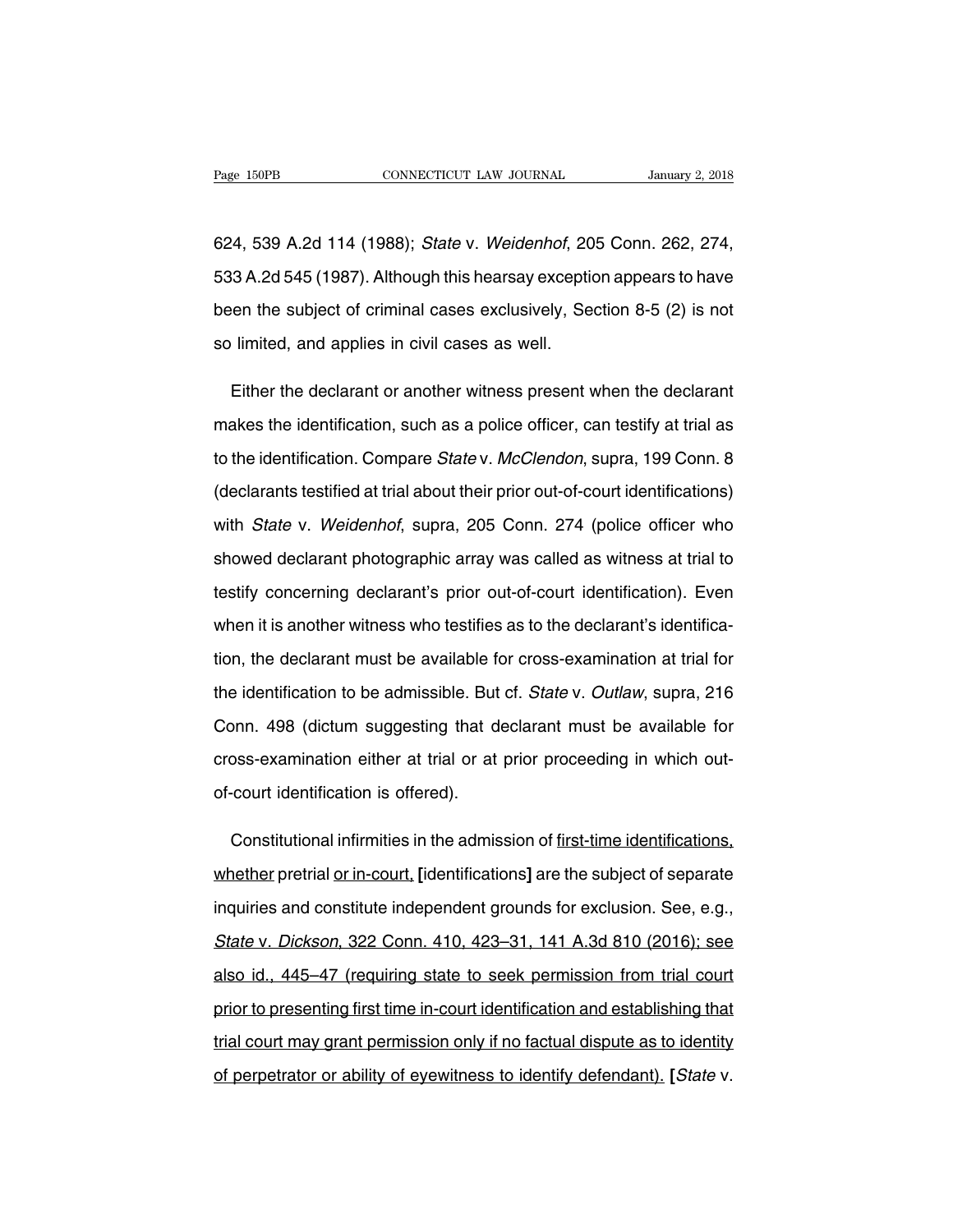624, 539 A.2d 114 (1988); *State* v. *Weidenhof*, 205 Conn. 262, 274, 533 A.2d 545 (1987). Although this hearsay exception appears to have been the subject of criminal cases exclusively, Section 8-5 (2) is not so limited, and applies in civil cases as well.

Either the declarant or another witness present when the declarant makes the identification, such as a police officer, can testify at trial as to the identification. Compare *State* v. *McClendon*, supra, 199 Conn. 8 (declarants testified at trial about their prior out-of-court identifications) with *State* v. *Weidenhof*, supra, 205 Conn. 274 (police officer who showed declarant photographic array was called as witness at trial to testify concerning declarant's prior out-of-court identification). Even when it is another witness who testifies as to the declarant's identification, the declarant must be available for cross-examination at trial for the identification to be admissible. But cf. *State* v. *Outlaw*, supra, 216 Conn. 498 (dictum suggesting that declarant must be available for cross-examination either at trial or at prior proceeding in which out-of-court identification is offered).

Constitutional infirmities in the admission of <u>first-time identifications, whether</u> pretrial <u>or in-court,</u> **[**identifications**]** are the subject of separate inquiries and constitute independent grounds for exclusion. See, e.g., <u>*State* v. *Dickson*, 322 Conn. 410, 423–31, 141 A.3d 810 (2016); see also id., 445–47 (requiring state to seek permission from trial court prior to presenting first time in-court identification and establishing that trial court may grant permission only if no factual dispute as to identity of perpetrator or ability of eyewitness to identify defendant).</u> **[***State* v.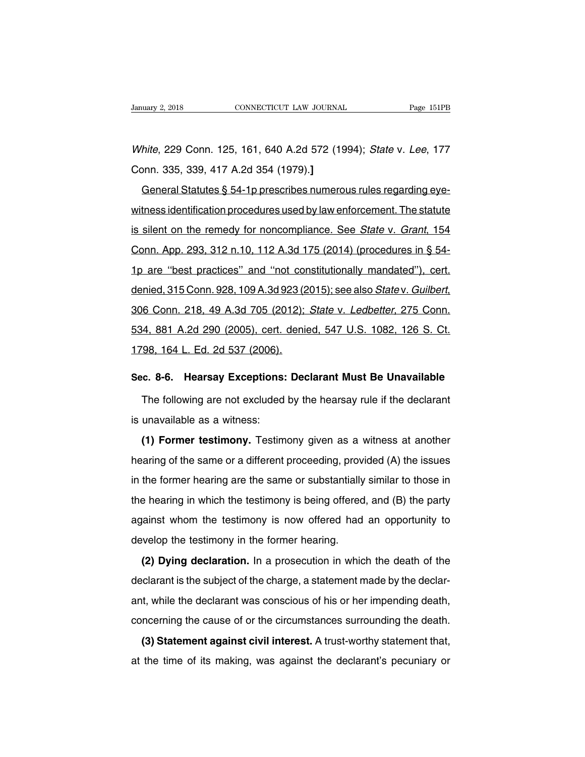*White*, 229 Conn. 125, 161, 640 A.2d 572 (1994); *State* v. *Lee*, 177 Conn. 335, 339, 417 A.2d 354 (1979).**]**

General Statutes § 54-1p prescribes numerous rules regarding eyewitness identification procedures used by law enforcement. The statute is silent on the remedy for noncompliance. See *State* v. *Grant*, 154 Conn. App. 293, 312 n.10, 112 A.3d 175 (2014) (procedures in § 54-1p are ''best practices'' and ''not constitutionally mandated''), cert. denied, 315 Conn. 928, 109 A.3d 923 (2015); see also *State* v. *Guilbert*, 306 Conn. 218, 49 A.3d 705 (2012); *State* v. *Ledbetter*, 275 Conn. 534, 881 A.2d 290 (2005), cert. denied, 547 U.S. 1082, 126 S. Ct. 1798, 164 L. Ed. 2d 537 (2006).

## Sec. 8-6. Hearsay Exceptions: Declarant Must Be Unavailable

The following are not excluded by the hearsay rule if the declarant is unavailable as a witness:

**(1) Former testimony.** Testimony given as a witness at another hearing of the same or a different proceeding, provided (A) the issues in the former hearing are the same or substantially similar to those in the hearing in which the testimony is being offered, and (B) the party against whom the testimony is now offered had an opportunity to develop the testimony in the former hearing.

**(2) Dying declaration.** In a prosecution in which the death of the declarant is the subject of the charge, a statement made by the declarant, while the declarant was conscious of his or her impending death, concerning the cause of or the circumstances surrounding the death.

**(3) Statement against civil interest.** A trust-worthy statement that, at the time of its making, was against the declarant's pecuniary or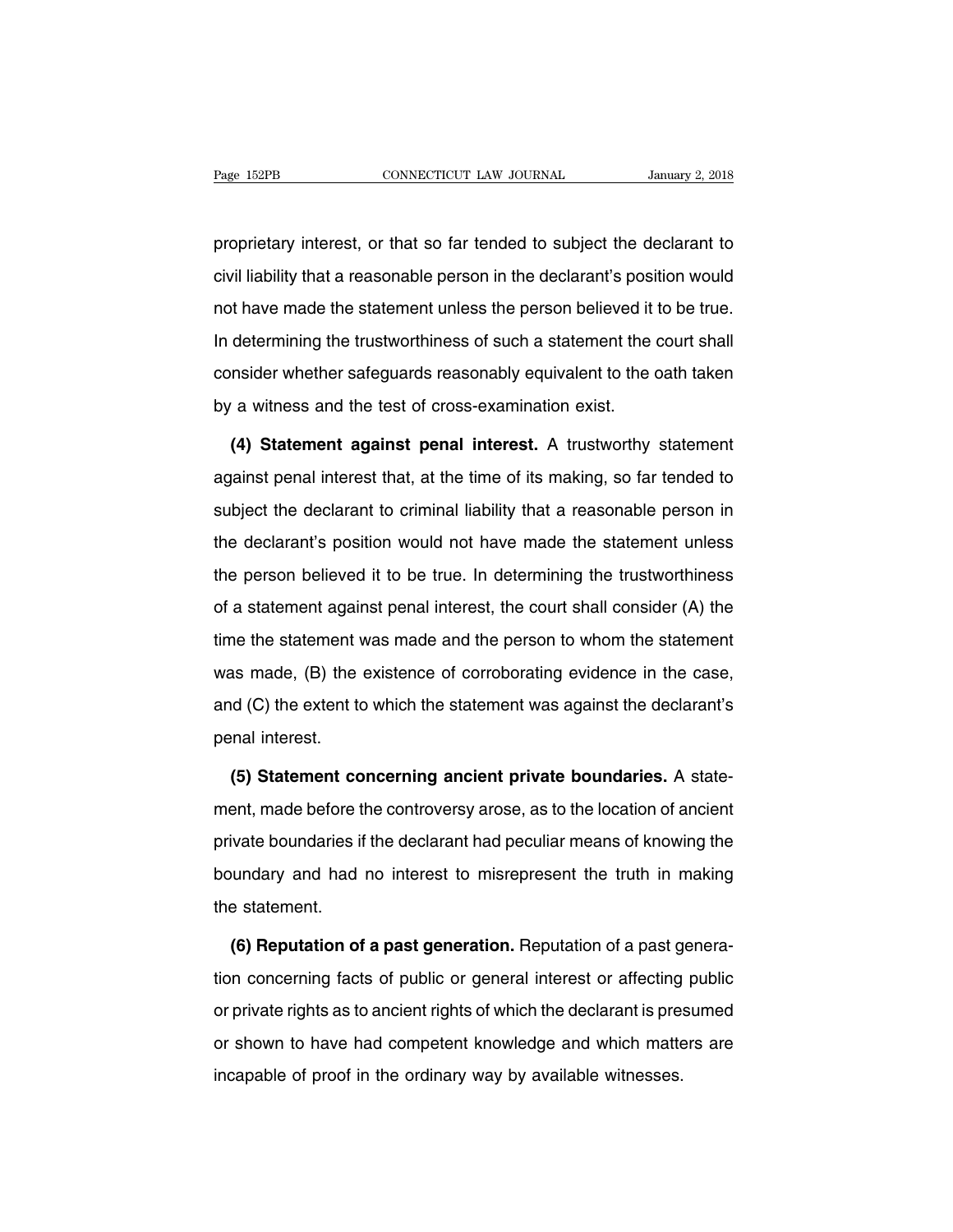proprietary interest, or that so far tended to subject the declarant to civil liability that a reasonable person in the declarant's position would not have made the statement unless the person believed it to be true. In determining the trustworthiness of such a statement the court shall consider whether safeguards reasonably equivalent to the oath taken by a witness and the test of cross-examination exist.

**(4) Statement against penal interest.** A trustworthy statement against penal interest that, at the time of its making, so far tended to subject the declarant to criminal liability that a reasonable person in the declarant's position would not have made the statement unless the person believed it to be true. In determining the trustworthiness of a statement against penal interest, the court shall consider (A) the time the statement was made and the person to whom the statement was made, (B) the existence of corroborating evidence in the case, and (C) the extent to which the statement was against the declarant's penal interest.

**(5) Statement concerning ancient private boundaries.** A statement, made before the controversy arose, as to the location of ancient private boundaries if the declarant had peculiar means of knowing the boundary and had no interest to misrepresent the truth in making the statement.

**(6) Reputation of a past generation.** Reputation of a past generation concerning facts of public or general interest or affecting public or private rights as to ancient rights of which the declarant is presumed or shown to have had competent knowledge and which matters are incapable of proof in the ordinary way by available witnesses.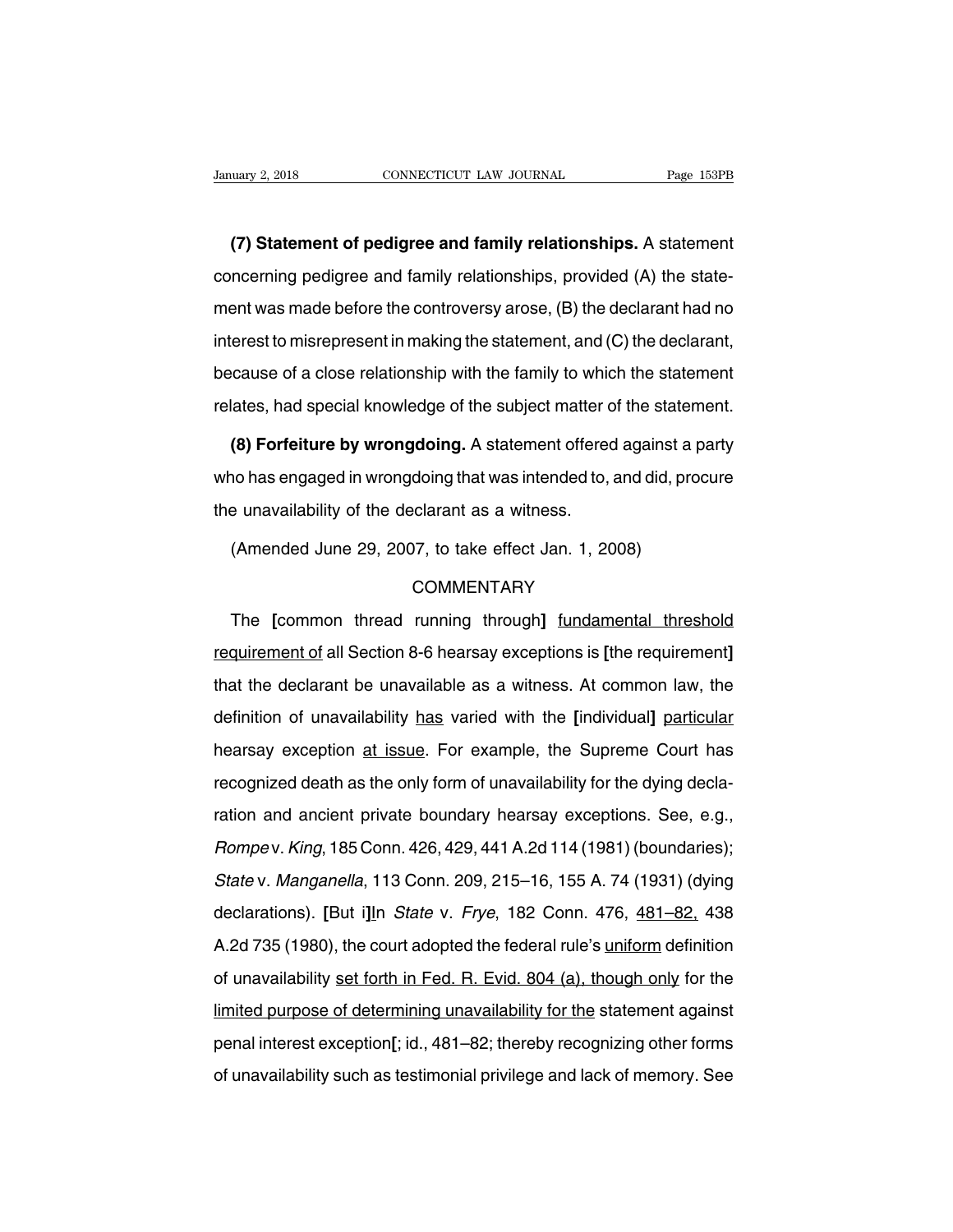**(7) Statement of pedigree and family relationships.** A statement concerning pedigree and family relationships, provided (A) the statement was made before the controversy arose, (B) the declarant had no interest to misrepresent in making the statement, and (C) the declarant, because of a close relationship with the family to which the statement relates, had special knowledge of the subject matter of the statement.

**(8) Forfeiture by wrongdoing.** A statement offered against a party who has engaged in wrongdoing that was intended to, and did, procure the unavailability of the declarant as a witness.

(Amended June 29, 2007, to take effect Jan. 1, 2008)

COMMENTARY

The **[**common thread running through**]** <u>fundamental threshold requirement of</u> all Section 8-6 hearsay exceptions is **[**the requirement**]** that the declarant be unavailable as a witness. At common law, the definition of unavailability <u>has</u> varied with the **[**individual**]** <u>particular</u> hearsay exception <u>at issue</u>. For example, the Supreme Court has recognized death as the only form of unavailability for the dying declaration and ancient private boundary hearsay exceptions. See, e.g., *Rompe* v. *King*, 185 Conn. 426, 429, 441 A.2d 114 (1981) (boundaries); *State* v. *Manganella*, 113 Conn. 209, 215–16, 155 A. 74 (1931) (dying declarations). **[**But i**]**<u>I</u>n *State* v. *Frye*, 182 Conn. 476, <u>481–82,</u> 438 A.2d 735 (1980), the court adopted the federal rule's <u>uniform</u> definition of unavailability <u>set forth in Fed. R. Evid. 804 (a), though only</u> for the <u>limited purpose of determining unavailability for the</u> statement against penal interest exception**[**; id., 481–82; thereby recognizing other forms of unavailability such as testimonial privilege and lack of memory. See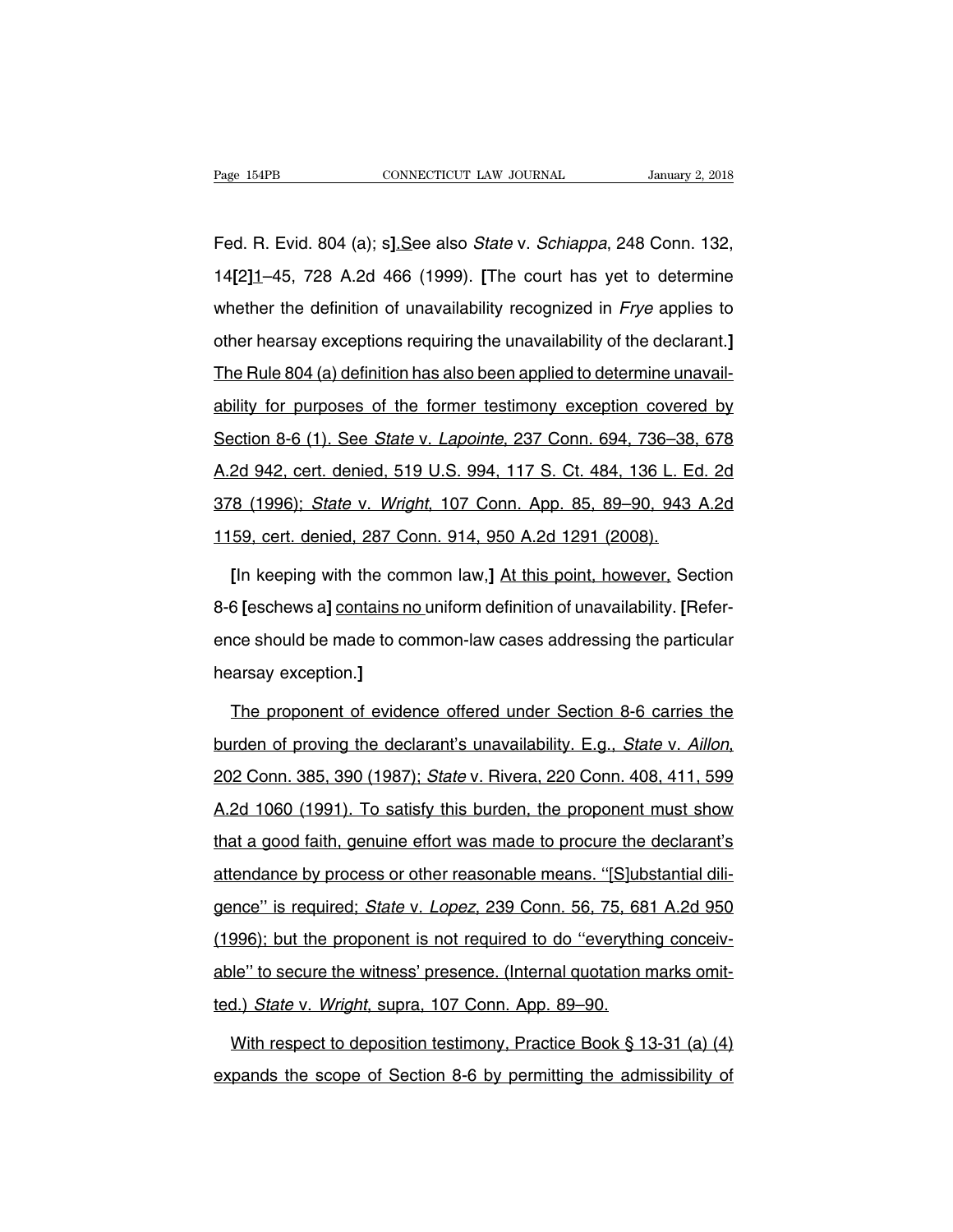Fed. R. Evid. 804 (a); s].See also *State* v. *Schiappa*, 248 Conn. 132, 14[2]1–45, 728 A.2d 466 (1999). [The court has yet to determine whether the definition of unavailability recognized in *Frye* applies to other hearsay exceptions requiring the unavailability of the declarant.] The Rule 804 (a) definition has also been applied to determine unavailability for purposes of the former testimony exception covered by Section 8-6 (1). See *State* v. *Lapointe*, 237 Conn. 694, 736–38, 678 A.2d 942, cert. denied, 519 U.S. 994, 117 S. Ct. 484, 136 L. Ed. 2d 378 (1996); *State* v. *Wright*, 107 Conn. App. 85, 89–90, 943 A.2d 1159, cert. denied, 287 Conn. 914, 950 A.2d 1291 (2008).

[In keeping with the common law,] At this point, however, Section 8-6 [eschews a] contains no uniform definition of unavailability. [Reference should be made to common-law cases addressing the particular hearsay exception.]

The proponent of evidence offered under Section 8-6 carries the burden of proving the declarant's unavailability. E.g., *State* v. *Aillon*, 202 Conn. 385, 390 (1987); *State* v. Rivera, 220 Conn. 408, 411, 599 A.2d 1060 (1991). To satisfy this burden, the proponent must show that a good faith, genuine effort was made to procure the declarant's attendance by process or other reasonable means. ''[S]ubstantial diligence'' is required; *State* v. *Lopez*, 239 Conn. 56, 75, 681 A.2d 950 (1996); but the proponent is not required to do ''everything conceivable'' to secure the witness' presence. (Internal quotation marks omitted.) *State* v. *Wright*, supra, 107 Conn. App. 89–90.

With respect to deposition testimony, Practice Book § 13-31 (a) (4) expands the scope of Section 8-6 by permitting the admissibility of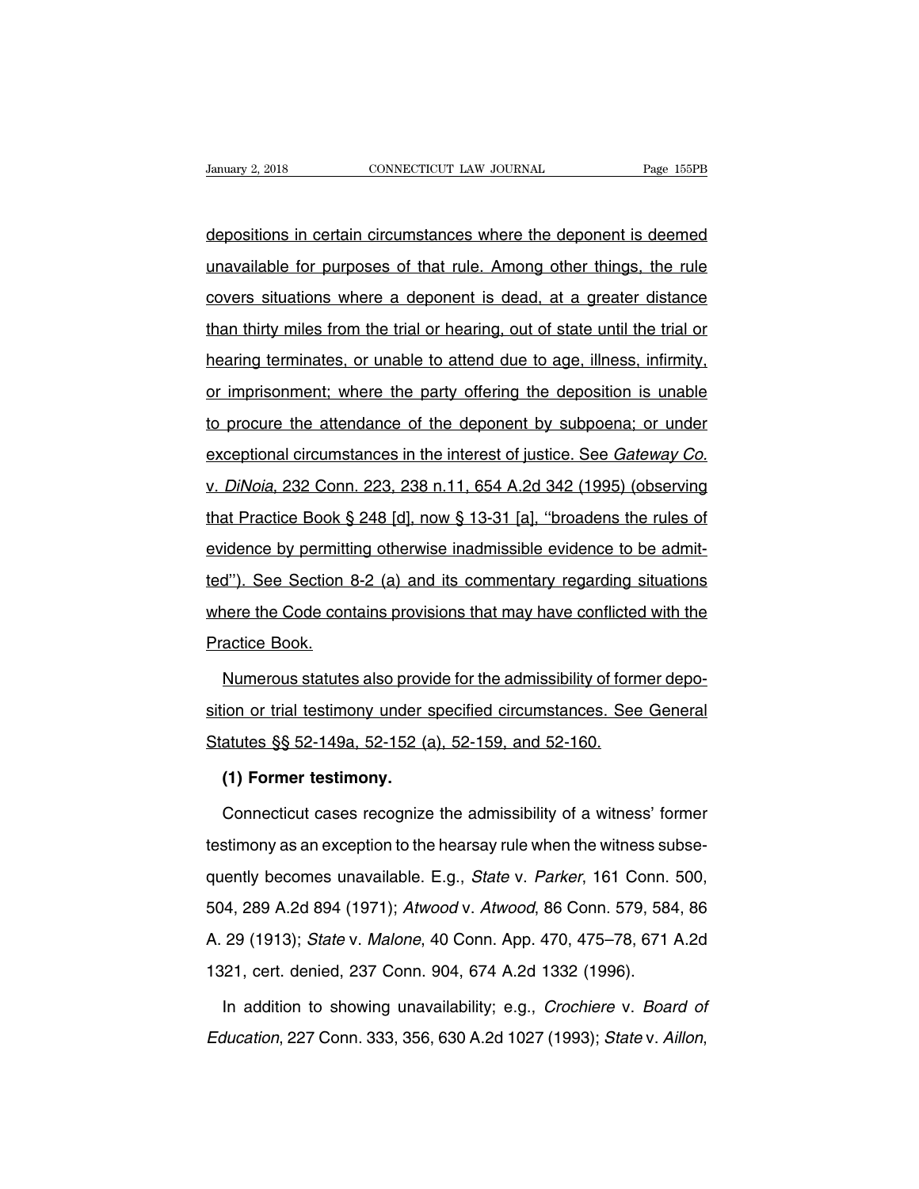depositions in certain circumstances where the deponent is deemed unavailable for purposes of that rule. Among other things, the rule covers situations where a deponent is dead, at a greater distance than thirty miles from the trial or hearing, out of state until the trial or hearing terminates, or unable to attend due to age, illness, infirmity, or imprisonment; where the party offering the deposition is unable to procure the attendance of the deponent by subpoena; or under exceptional circumstances in the interest of justice. See *Gateway Co.* v. *DiNoia*, 232 Conn. 223, 238 n.11, 654 A.2d 342 (1995) (observing that Practice Book § 248 [d], now § 13-31 [a], "broadens the rules of evidence by permitting otherwise inadmissible evidence to be admitted"). See Section 8-2 (a) and its commentary regarding situations where the Code contains provisions that may have conflicted with the Practice Book.

Numerous statutes also provide for the admissibility of former deposition or trial testimony under specified circumstances. See General Statutes §§ 52-149a, 52-152 (a), 52-159, and 52-160.

**(1) Former testimony.**

Connecticut cases recognize the admissibility of a witness' former testimony as an exception to the hearsay rule when the witness subsequently becomes unavailable. E.g., *State* v. *Parker*, 161 Conn. 500, 504, 289 A.2d 894 (1971); *Atwood* v. *Atwood*, 86 Conn. 579, 584, 86 A. 29 (1913); *State* v. *Malone*, 40 Conn. App. 470, 475–78, 671 A.2d 1321, cert. denied, 237 Conn. 904, 674 A.2d 1332 (1996).

In addition to showing unavailability; e.g., *Crochiere* v. *Board of Education*, 227 Conn. 333, 356, 630 A.2d 1027 (1993); *State* v. *Aillon*,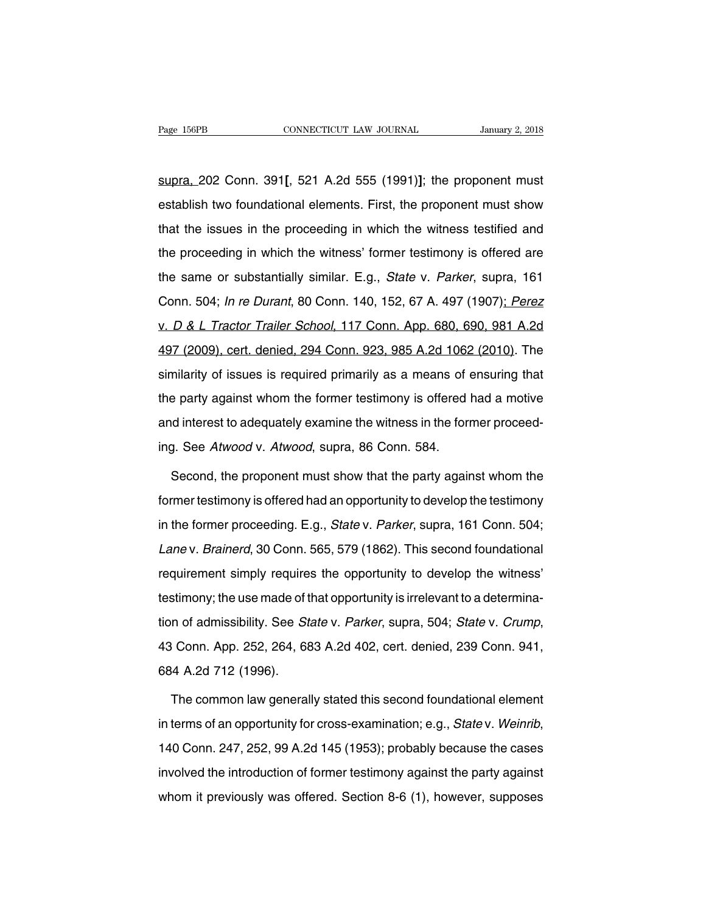supra, 202 Conn. 391[, 521 A.2d 555 (1991)]; the proponent must establish two foundational elements. First, the proponent must show that the issues in the proceeding in which the witness testified and the proceeding in which the witness' former testimony is offered are the same or substantially similar. E.g., *State* v. *Parker*, supra, 161 Conn. 504; *In re Durant*, 80 Conn. 140, 152, 67 A. 497 (1907); *Perez* v. *D & L Tractor Trailer School*, 117 Conn. App. 680, 690, 981 A.2d 497 (2009), cert. denied, 294 Conn. 923, 985 A.2d 1062 (2010). The similarity of issues is required primarily as a means of ensuring that the party against whom the former testimony is offered had a motive and interest to adequately examine the witness in the former proceeding. See *Atwood* v. *Atwood*, supra, 86 Conn. 584.

Second, the proponent must show that the party against whom the former testimony is offered had an opportunity to develop the testimony in the former proceeding. E.g., *State* v. *Parker*, supra, 161 Conn. 504; *Lane* v. *Brainerd*, 30 Conn. 565, 579 (1862). This second foundational requirement simply requires the opportunity to develop the witness' testimony; the use made of that opportunity is irrelevant to a determination of admissibility. See *State* v. *Parker*, supra, 504; *State* v. *Crump*, 43 Conn. App. 252, 264, 683 A.2d 402, cert. denied, 239 Conn. 941, 684 A.2d 712 (1996).

The common law generally stated this second foundational element in terms of an opportunity for cross-examination; e.g., *State* v. *Weinrib*, 140 Conn. 247, 252, 99 A.2d 145 (1953); probably because the cases involved the introduction of former testimony against the party against whom it previously was offered. Section 8-6 (1), however, supposes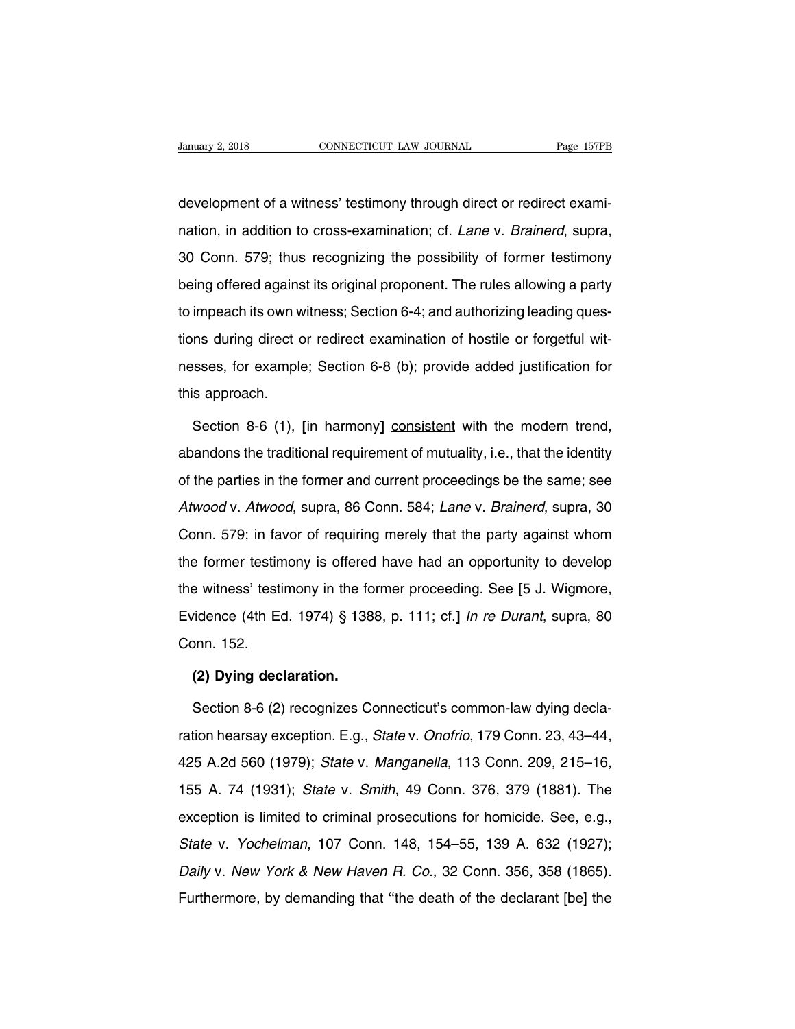development of a witness' testimony through direct or redirect examination, in addition to cross-examination; cf. *Lane* v. *Brainerd*, supra, 30 Conn. 579; thus recognizing the possibility of former testimony being offered against its original proponent. The rules allowing a party to impeach its own witness; Section 6-4; and authorizing leading questions during direct or redirect examination of hostile or forgetful witnesses, for example; Section 6-8 (b); provide added justification for this approach.

Section 8-6 (1), **[**in harmony**]** consistent with the modern trend, abandons the traditional requirement of mutuality, i.e., that the identity of the parties in the former and current proceedings be the same; see *Atwood* v. *Atwood*, supra, 86 Conn. 584; *Lane* v. *Brainerd*, supra, 30 Conn. 579; in favor of requiring merely that the party against whom the former testimony is offered have had an opportunity to develop the witness' testimony in the former proceeding. See **[**5 J. Wigmore, Evidence (4th Ed. 1974) § 1388, p. 111; cf.**]** *In re Durant*, supra, 80 Conn. 152.

**(2) Dying declaration.**

Section 8-6 (2) recognizes Connecticut's common-law dying declaration hearsay exception. E.g., *State* v. *Onofrio*, 179 Conn. 23, 43–44, 425 A.2d 560 (1979); *State* v. *Manganella*, 113 Conn. 209, 215–16, 155 A. 74 (1931); *State* v. *Smith*, 49 Conn. 376, 379 (1881). The exception is limited to criminal prosecutions for homicide. See, e.g., *State* v. *Yochelman*, 107 Conn. 148, 154–55, 139 A. 632 (1927); *Daily* v. *New York & New Haven R. Co.*, 32 Conn. 356, 358 (1865). Furthermore, by demanding that ''the death of the declarant [be] the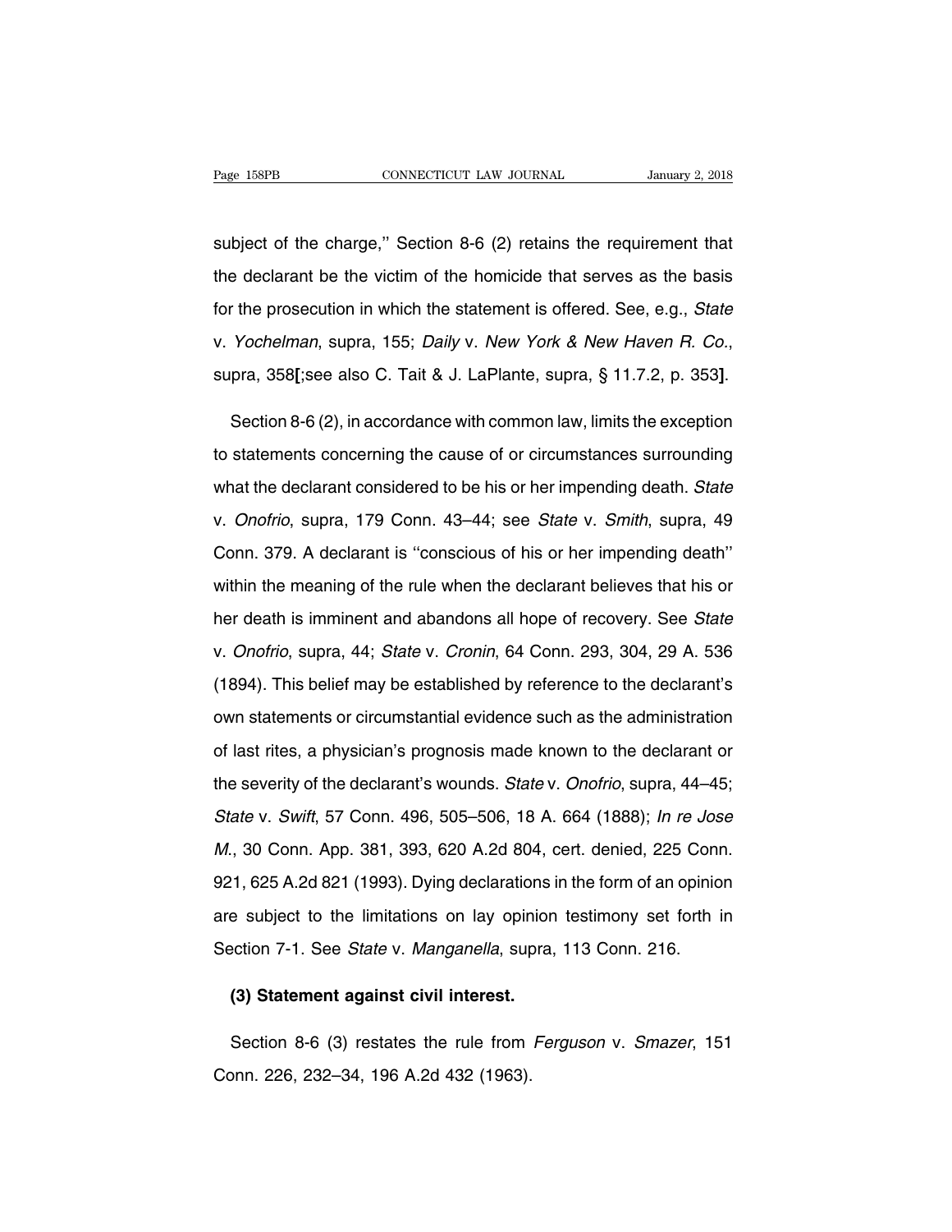subject of the charge,'' Section 8-6 (2) retains the requirement that the declarant be the victim of the homicide that serves as the basis for the prosecution in which the statement is offered. See, e.g., *State* v. *Yochelman*, supra, 155; *Daily* v. *New York & New Haven R. Co.*, supra, 358**[**;see also C. Tait & J. LaPlante, supra, § 11.7.2, p. 353**]**.

Section 8-6 (2), in accordance with common law, limits the exception to statements concerning the cause of or circumstances surrounding what the declarant considered to be his or her impending death. *State* v. *Onofrio*, supra, 179 Conn. 43–44; see *State* v. *Smith*, supra, 49 Conn. 379. A declarant is ''conscious of his or her impending death'' within the meaning of the rule when the declarant believes that his or her death is imminent and abandons all hope of recovery. See *State* v. *Onofrio*, supra, 44; *State* v. *Cronin*, 64 Conn. 293, 304, 29 A. 536 (1894). This belief may be established by reference to the declarant's own statements or circumstantial evidence such as the administration of last rites, a physician's prognosis made known to the declarant or the severity of the declarant's wounds. *State* v. *Onofrio*, supra, 44–45; *State* v. *Swift*, 57 Conn. 496, 505–506, 18 A. 664 (1888); *In re Jose M.*, 30 Conn. App. 381, 393, 620 A.2d 804, cert. denied, 225 Conn. 921, 625 A.2d 821 (1993). Dying declarations in the form of an opinion are subject to the limitations on lay opinion testimony set forth in Section 7-1. See *State* v. *Manganella*, supra, 113 Conn. 216.

**(3) Statement against civil interest.**

Section 8-6 (3) restates the rule from *Ferguson* v. *Smazer*, 151 Conn. 226, 232–34, 196 A.2d 432 (1963).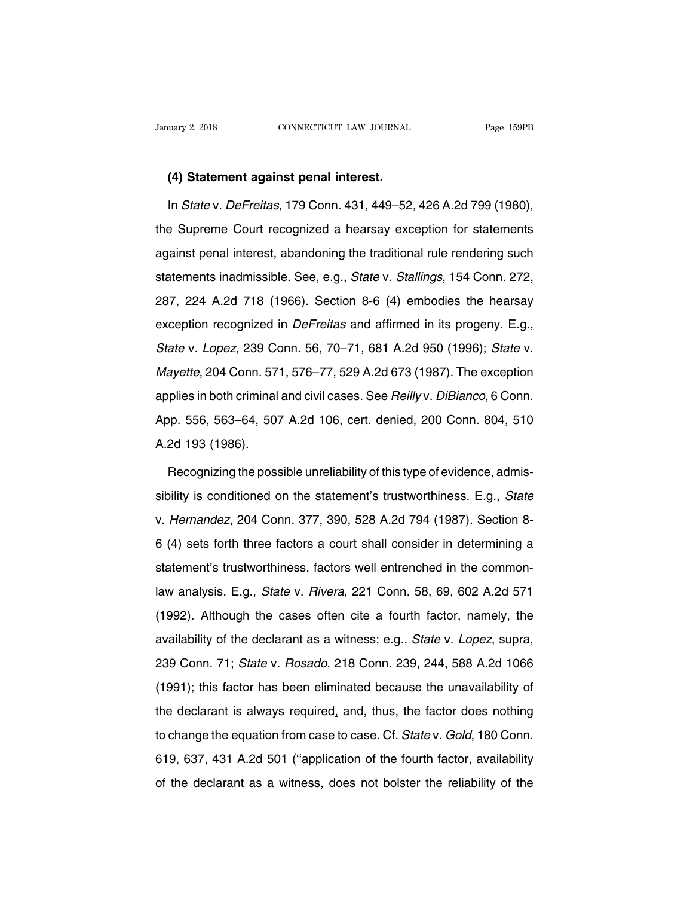**(4) Statement against penal interest.**

In *State* v. *DeFreitas*, 179 Conn. 431, 449–52, 426 A.2d 799 (1980), the Supreme Court recognized a hearsay exception for statements against penal interest, abandoning the traditional rule rendering such statements inadmissible. See, e.g., *State* v. *Stallings*, 154 Conn. 272, 287, 224 A.2d 718 (1966). Section 8-6 (4) embodies the hearsay exception recognized in *DeFreitas* and affirmed in its progeny. E.g., *State* v. *Lopez*, 239 Conn. 56, 70–71, 681 A.2d 950 (1996); *State* v. *Mayette*, 204 Conn. 571, 576–77, 529 A.2d 673 (1987). The exception applies in both criminal and civil cases. See *Reilly* v. *DiBianco*, 6 Conn. App. 556, 563–64, 507 A.2d 106, cert. denied, 200 Conn. 804, 510 A.2d 193 (1986).

Recognizing the possible unreliability of this type of evidence, admissibility is conditioned on the statement's trustworthiness. E.g., *State* v. *Hernandez*, 204 Conn. 377, 390, 528 A.2d 794 (1987). Section 8-6 (4) sets forth three factors a court shall consider in determining a statement's trustworthiness, factors well entrenched in the common-law analysis. E.g., *State* v. *Rivera*, 221 Conn. 58, 69, 602 A.2d 571 (1992). Although the cases often cite a fourth factor, namely, the availability of the declarant as a witness; e.g., *State* v. *Lopez*, supra, 239 Conn. 71; *State* v. *Rosado*, 218 Conn. 239, 244, 588 A.2d 1066 (1991); this factor has been eliminated because the unavailability of the declarant is always required, and, thus, the factor does nothing to change the equation from case to case. Cf. *State* v. *Gold*, 180 Conn. 619, 637, 431 A.2d 501 ("application of the fourth factor, availability of the declarant as a witness, does not bolster the reliability of the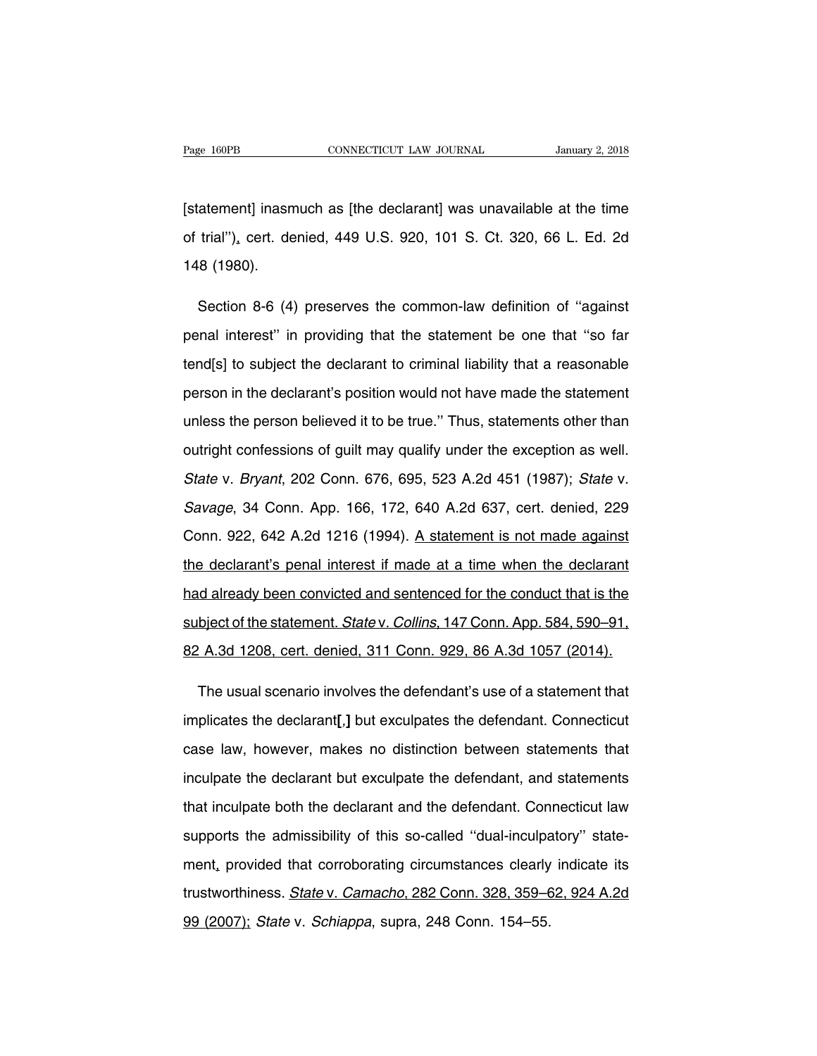[statement] inasmuch as [the declarant] was unavailable at the time of trial''), cert. denied, 449 U.S. 920, 101 S. Ct. 320, 66 L. Ed. 2d 148 (1980).

Section 8-6 (4) preserves the common-law definition of ''against penal interest'' in providing that the statement be one that ''so far tend[s] to subject the declarant to criminal liability that a reasonable person in the declarant's position would not have made the statement unless the person believed it to be true.'' Thus, statements other than outright confessions of guilt may qualify under the exception as well. *State* v. *Bryant*, 202 Conn. 676, 695, 523 A.2d 451 (1987); *State* v. *Savage*, 34 Conn. App. 166, 172, 640 A.2d 637, cert. denied, 229 Conn. 922, 642 A.2d 1216 (1994). A statement is not made against the declarant's penal interest if made at a time when the declarant had already been convicted and sentenced for the conduct that is the subject of the statement. *State* v. *Collins*, 147 Conn. App. 584, 590–91, 82 A.3d 1208, cert. denied, 311 Conn. 929, 86 A.3d 1057 (2014).

The usual scenario involves the defendant's use of a statement that implicates the declarant**[,]** but exculpates the defendant. Connecticut case law, however, makes no distinction between statements that inculpate the declarant but exculpate the defendant, and statements that inculpate both the declarant and the defendant. Connecticut law supports the admissibility of this so-called ''dual-inculpatory'' statement, provided that corroborating circumstances clearly indicate its trustworthiness. *State* v. *Camacho*, 282 Conn. 328, 359–62, 924 A.2d 99 (2007); *State* v. *Schiappa*, supra, 248 Conn. 154–55.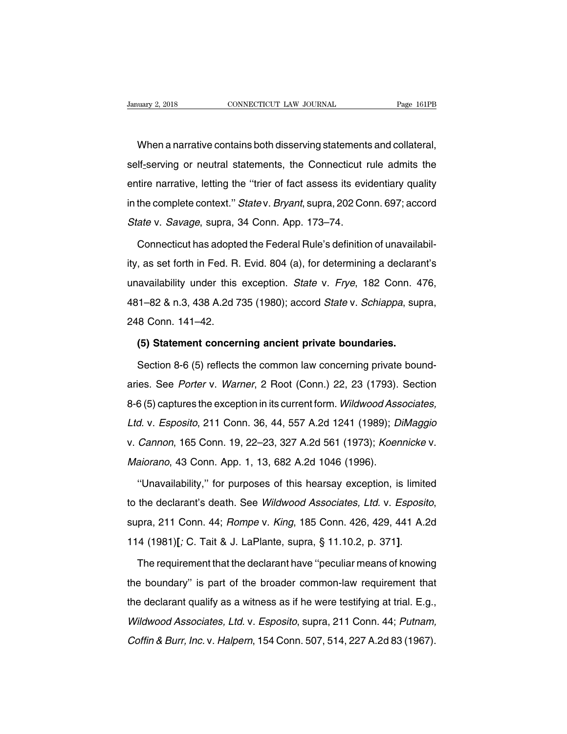When a narrative contains both disserving statements and collateral, self-serving or neutral statements, the Connecticut rule admits the entire narrative, letting the ''trier of fact assess its evidentiary quality in the complete context.'' *State* v. *Bryant*, supra, 202 Conn. 697; accord *State* v. *Savage*, supra, 34 Conn. App. 173–74.

Connecticut has adopted the Federal Rule's definition of unavailability, as set forth in Fed. R. Evid. 804 (a), for determining a declarant's unavailability under this exception. *State* v. *Frye*, 182 Conn. 476, 481–82 & n.3, 438 A.2d 735 (1980); accord *State* v. *Schiappa*, supra, 248 Conn. 141–42.

**(5) Statement concerning ancient private boundaries.**

Section 8-6 (5) reflects the common law concerning private boundaries. See *Porter* v. *Warner*, 2 Root (Conn.) 22, 23 (1793). Section 8-6 (5) captures the exception in its current form. *Wildwood Associates, Ltd.* v. *Esposito*, 211 Conn. 36, 44, 557 A.2d 1241 (1989); *DiMaggio* v. *Cannon*, 165 Conn. 19, 22–23, 327 A.2d 561 (1973); *Koennicke* v. *Maiorano*, 43 Conn. App. 1, 13, 682 A.2d 1046 (1996).

''Unavailability,'' for purposes of this hearsay exception, is limited to the declarant's death. See *Wildwood Associates, Ltd.* v. *Esposito*, supra, 211 Conn. 44; *Rompe* v. *King*, 185 Conn. 426, 429, 441 A.2d 114 (1981)**[**; C. Tait & J. LaPlante, supra, § 11.10.2, p. 371**]**.

The requirement that the declarant have ''peculiar means of knowing the boundary'' is part of the broader common-law requirement that the declarant qualify as a witness as if he were testifying at trial. E.g., *Wildwood Associates, Ltd.* v. *Esposito*, supra, 211 Conn. 44; *Putnam, Coffin & Burr, Inc.* v. *Halpern*, 154 Conn. 507, 514, 227 A.2d 83 (1967).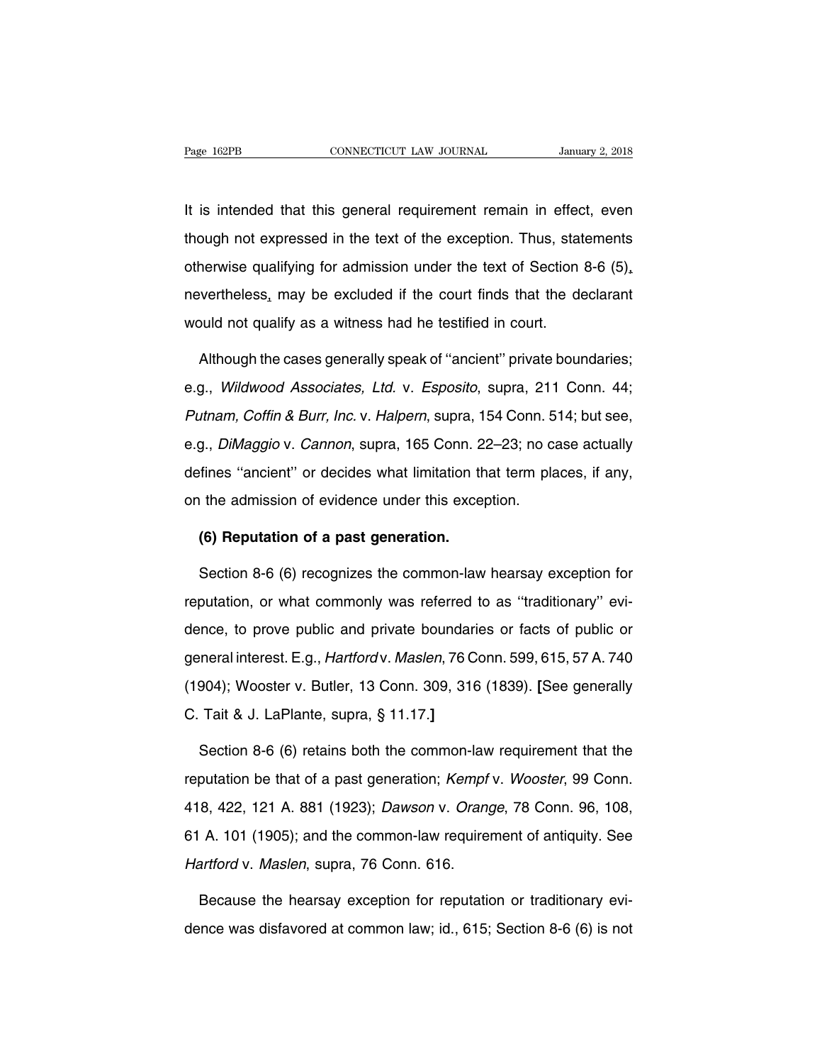It is intended that this general requirement remain in effect, even though not expressed in the text of the exception. Thus, statements otherwise qualifying for admission under the text of Section 8-6 (5), nevertheless, may be excluded if the court finds that the declarant would not qualify as a witness had he testified in court.

Although the cases generally speak of ''ancient'' private boundaries; e.g., *Wildwood Associates, Ltd.* v. *Esposito*, supra, 211 Conn. 44; *Putnam, Coffin & Burr, Inc.* v. *Halpern*, supra, 154 Conn. 514; but see, e.g., *DiMaggio* v. *Cannon*, supra, 165 Conn. 22–23; no case actually defines ''ancient'' or decides what limitation that term places, if any, on the admission of evidence under this exception.

**(6) Reputation of a past generation.**

Section 8-6 (6) recognizes the common-law hearsay exception for reputation, or what commonly was referred to as ''traditionary'' evidence, to prove public and private boundaries or facts of public or general interest. E.g., *Hartford* v. *Maslen*, 76 Conn. 599, 615, 57 A. 740 (1904); Wooster v. Butler, 13 Conn. 309, 316 (1839). **[**See generally C. Tait & J. LaPlante, supra, § 11.17.**]**

Section 8-6 (6) retains both the common-law requirement that the reputation be that of a past generation; *Kempf* v. *Wooster*, 99 Conn. 418, 422, 121 A. 881 (1923); *Dawson* v. *Orange*, 78 Conn. 96, 108, 61 A. 101 (1905); and the common-law requirement of antiquity. See *Hartford* v. *Maslen*, supra, 76 Conn. 616.

Because the hearsay exception for reputation or traditionary evidence was disfavored at common law; id., 615; Section 8-6 (6) is not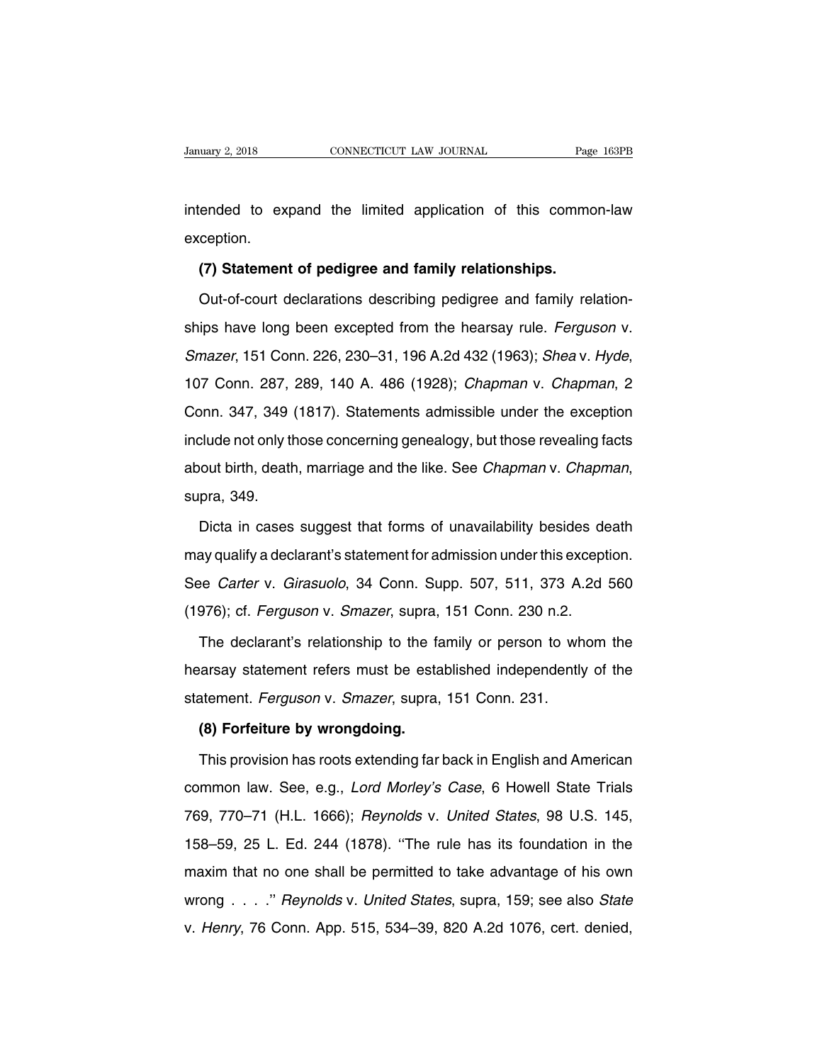intended to expand the limited application of this common-law exception.

**(7) Statement of pedigree and family relationships.**

Out-of-court declarations describing pedigree and family relationships have long been excepted from the hearsay rule. *Ferguson* v. *Smazer*, 151 Conn. 226, 230–31, 196 A.2d 432 (1963); *Shea* v. *Hyde*, 107 Conn. 287, 289, 140 A. 486 (1928); *Chapman* v. *Chapman*, 2 Conn. 347, 349 (1817). Statements admissible under the exception include not only those concerning genealogy, but those revealing facts about birth, death, marriage and the like. See *Chapman* v. *Chapman*, supra, 349.

Dicta in cases suggest that forms of unavailability besides death may qualify a declarant's statement for admission under this exception. See *Carter* v. *Girasuolo*, 34 Conn. Supp. 507, 511, 373 A.2d 560 (1976); cf. *Ferguson* v. *Smazer*, supra, 151 Conn. 230 n.2.

The declarant's relationship to the family or person to whom the hearsay statement refers must be established independently of the statement. *Ferguson* v. *Smazer*, supra, 151 Conn. 231.

**(8) Forfeiture by wrongdoing.**

This provision has roots extending far back in English and American common law. See, e.g., *Lord Morley's Case*, 6 Howell State Trials 769, 770–71 (H.L. 1666); *Reynolds* v. *United States*, 98 U.S. 145, 158–59, 25 L. Ed. 244 (1878). ''The rule has its foundation in the maxim that no one shall be permitted to take advantage of his own wrong . . . .'' *Reynolds* v. *United States*, supra, 159; see also *State* v. *Henry*, 76 Conn. App. 515, 534–39, 820 A.2d 1076, cert. denied,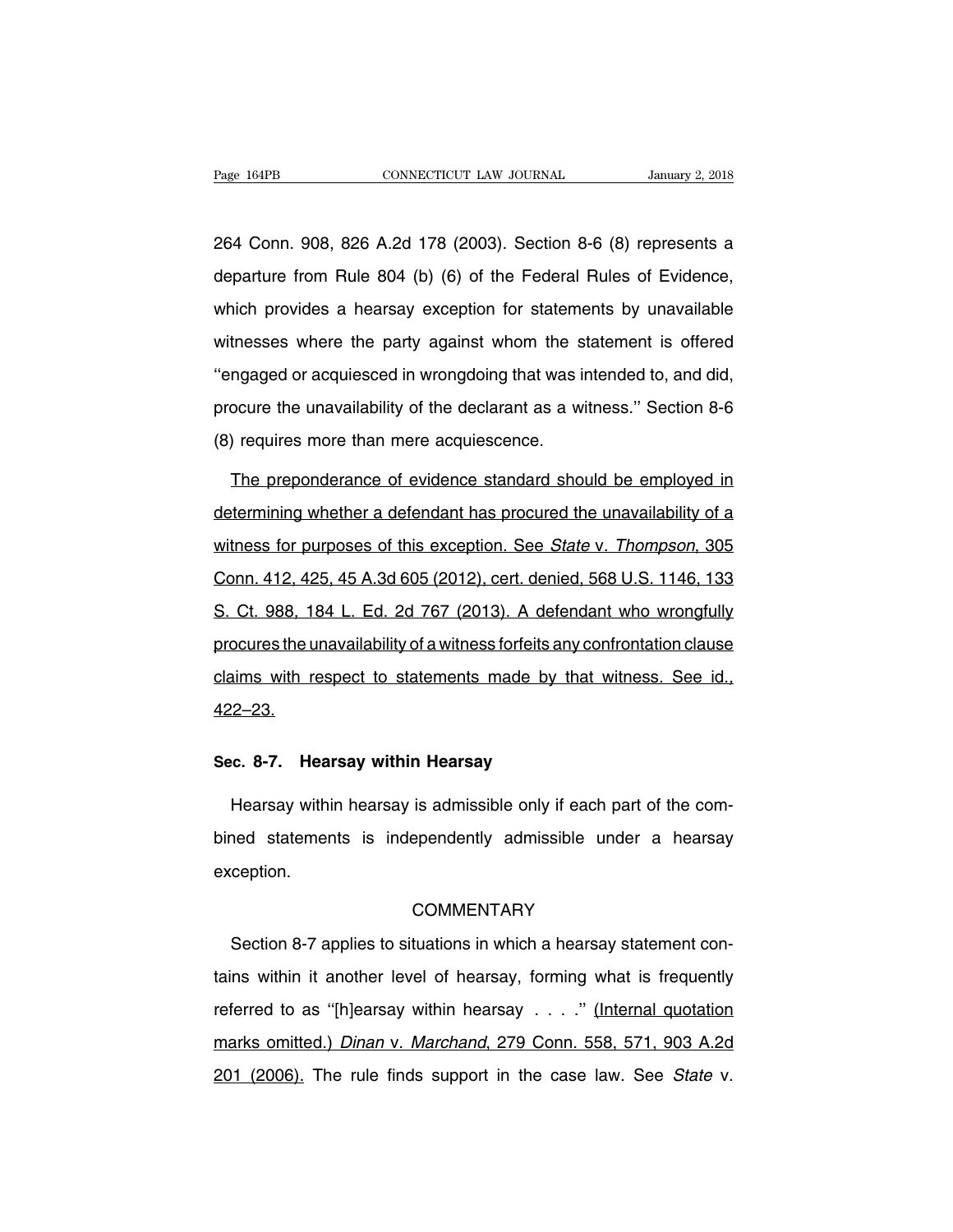264 Conn. 908, 826 A.2d 178 (2003). Section 8-6 (8) represents a departure from Rule 804 (b) (6) of the Federal Rules of Evidence, which provides a hearsay exception for statements by unavailable witnesses where the party against whom the statement is offered ''engaged or acquiesced in wrongdoing that was intended to, and did, procure the unavailability of the declarant as a witness.'' Section 8-6 (8) requires more than mere acquiescence.

The preponderance of evidence standard should be employed in determining whether a defendant has procured the unavailability of a witness for purposes of this exception. See *State* v. *Thompson*, 305 Conn. 412, 425, 45 A.3d 605 (2012), cert. denied, 568 U.S. 1146, 133 S. Ct. 988, 184 L. Ed. 2d 767 (2013). A defendant who wrongfully procures the unavailability of a witness forfeits any confrontation clause claims with respect to statements made by that witness. See id., 422–23.

### Sec. 8-7. Hearsay within Hearsay

Hearsay within hearsay is admissible only if each part of the combined statements is independently admissible under a hearsay exception.

COMMENTARY

Section 8-7 applies to situations in which a hearsay statement contains within it another level of hearsay, forming what is frequently referred to as ''[h]earsay within hearsay . . . .'' (Internal quotation marks omitted.) *Dinan* v. *Marchand*, 279 Conn. 558, 571, 903 A.2d 201 (2006). The rule finds support in the case law. See *State* v.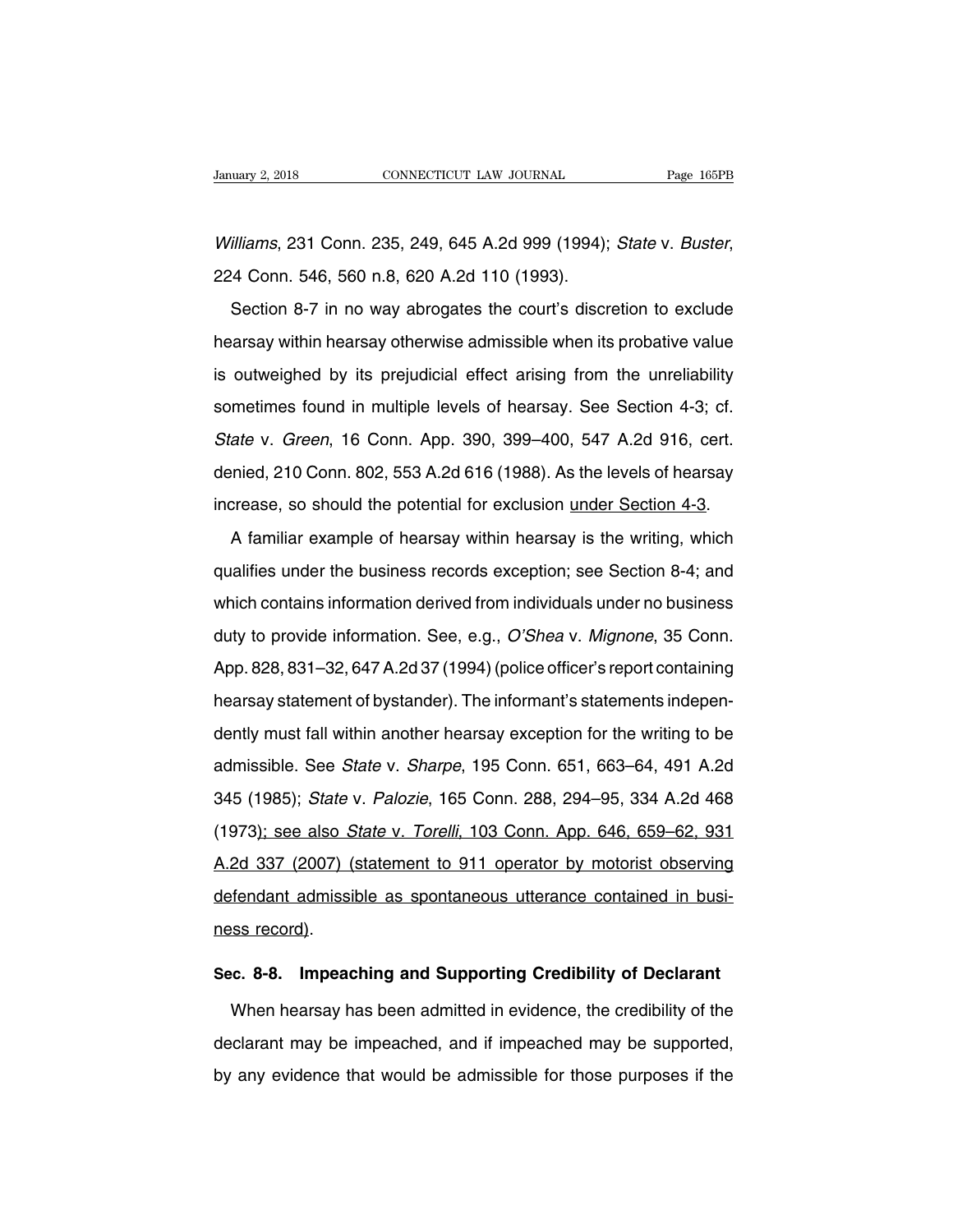*Williams*, 231 Conn. 235, 249, 645 A.2d 999 (1994); *State* v. *Buster*, 224 Conn. 546, 560 n.8, 620 A.2d 110 (1993).

Section 8-7 in no way abrogates the court's discretion to exclude hearsay within hearsay otherwise admissible when its probative value is outweighed by its prejudicial effect arising from the unreliability sometimes found in multiple levels of hearsay. See Section 4-3; cf. *State* v. *Green*, 16 Conn. App. 390, 399–400, 547 A.2d 916, cert. denied, 210 Conn. 802, 553 A.2d 616 (1988). As the levels of hearsay increase, so should the potential for exclusion under Section 4-3.

A familiar example of hearsay within hearsay is the writing, which qualifies under the business records exception; see Section 8-4; and which contains information derived from individuals under no business duty to provide information. See, e.g., *O'Shea* v. *Mignone*, 35 Conn. App. 828, 831–32, 647 A.2d 37 (1994) (police officer's report containing hearsay statement of bystander). The informant's statements independently must fall within another hearsay exception for the writing to be admissible. See *State* v. *Sharpe*, 195 Conn. 651, 663–64, 491 A.2d 345 (1985); *State* v. *Palozie*, 165 Conn. 288, 294–95, 334 A.2d 468 (1973); see also *State* v. *Torelli*, 103 Conn. App. 646, 659–62, 931 A.2d 337 (2007) (statement to 911 operator by motorist observing defendant admissible as spontaneous utterance contained in business record).

**Sec. 8-8. Impeaching and Supporting Credibility of Declarant**

When hearsay has been admitted in evidence, the credibility of the declarant may be impeached, and if impeached may be supported, by any evidence that would be admissible for those purposes if the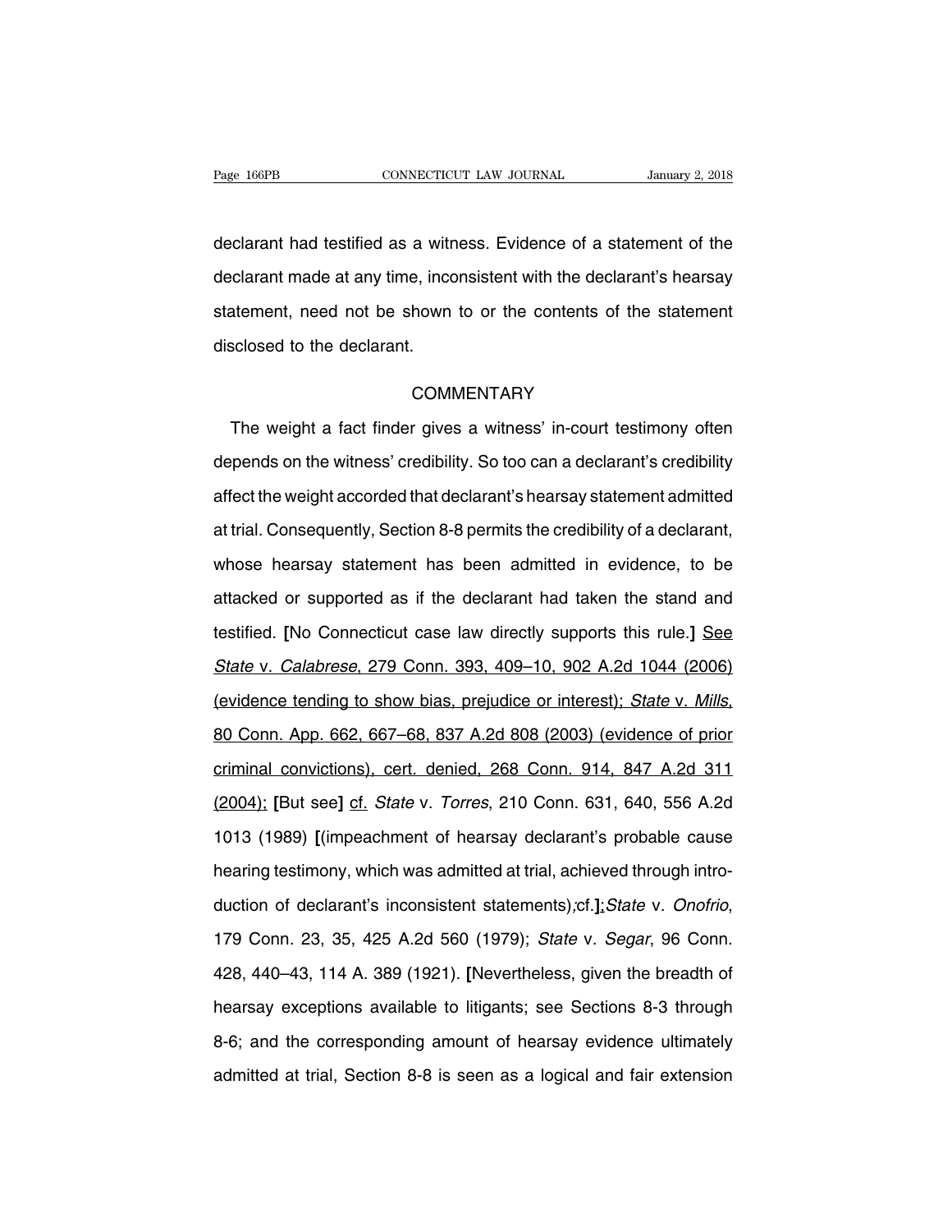declarant had testified as a witness. Evidence of a statement of the declarant made at any time, inconsistent with the declarant's hearsay statement, need not be shown to or the contents of the statement disclosed to the declarant.

COMMENTARY

The weight a fact finder gives a witness' in-court testimony often depends on the witness' credibility. So too can a declarant's credibility affect the weight accorded that declarant's hearsay statement admitted at trial. Consequently, Section 8-8 permits the credibility of a declarant, whose hearsay statement has been admitted in evidence, to be attacked or supported as if the declarant had taken the stand and testified. **[**No Connecticut case law directly supports this rule.**]** See *State* v. *Calabrese*, 279 Conn. 393, 409–10, 902 A.2d 1044 (2006) (evidence tending to show bias, prejudice or interest); *State* v. *Mills*, 80 Conn. App. 662, 667–68, 837 A.2d 808 (2003) (evidence of prior criminal convictions), cert. denied, 268 Conn. 914, 847 A.2d 311 (2004); **[**But see**]** cf. *State* v. *Torres*, 210 Conn. 631, 640, 556 A.2d 1013 (1989) **[**(impeachment of hearsay declarant's probable cause hearing testimony, which was admitted at trial, achieved through introduction of declarant's inconsistent statements);cf.**]**; *State* v. *Onofrio*, 179 Conn. 23, 35, 425 A.2d 560 (1979); *State* v. *Segar*, 96 Conn. 428, 440–43, 114 A. 389 (1921). **[**Nevertheless, given the breadth of hearsay exceptions available to litigants; see Sections 8-3 through 8-6; and the corresponding amount of hearsay evidence ultimately admitted at trial, Section 8-8 is seen as a logical and fair extension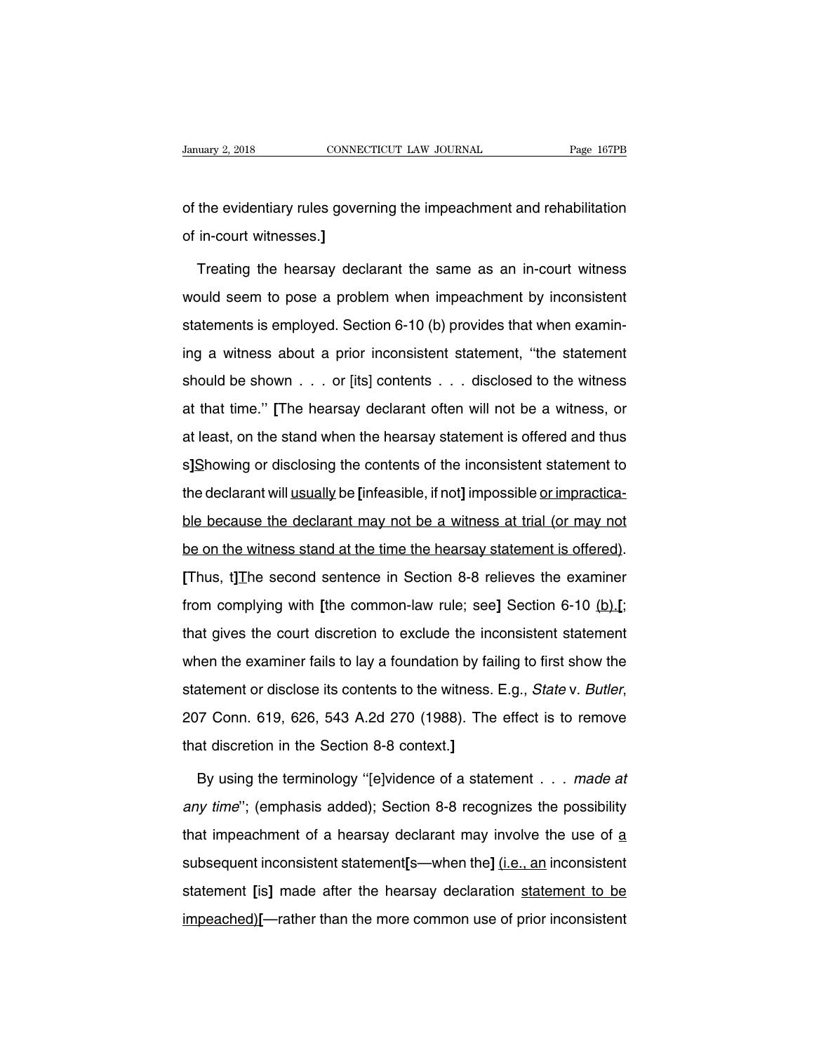of the evidentiary rules governing the impeachment and rehabilitation of in-court witnesses.**]**

Treating the hearsay declarant the same as an in-court witness would seem to pose a problem when impeachment by inconsistent statements is employed. Section 6-10 (b) provides that when examining a witness about a prior inconsistent statement, ''the statement should be shown . . . or [its] contents . . . disclosed to the witness at that time.'' **[**The hearsay declarant often will not be a witness, or at least, on the stand when the hearsay statement is offered and thus s**]**<u>S</u>howing or disclosing the contents of the inconsistent statement to the declarant will <u>usually</u> be **[**infeasible, if not**]** impossible <u>or impracticable because the declarant may not be a witness at trial (or may not be on the witness stand at the time the hearsay statement is offered)</u>. **[**Thus, t**]**<u>T</u>he second sentence in Section 8-8 relieves the examiner from complying with **[**the common-law rule; see**]** Section 6-10 <u>(b).</u>**[**; that gives the court discretion to exclude the inconsistent statement when the examiner fails to lay a foundation by failing to first show the statement or disclose its contents to the witness. E.g., *State* v. *Butler*, 207 Conn. 619, 626, 543 A.2d 270 (1988). The effect is to remove that discretion in the Section 8-8 context.**]**

By using the terminology ''[e]vidence of a statement . . . *made at any time*''; (emphasis added); Section 8-8 recognizes the possibility that impeachment of a hearsay declarant may involve the use of <u>a</u> subsequent inconsistent statement**[**s—when the**]** <u>(i.e., an</u> inconsistent statement **[**is**]** made after the hearsay declaration <u>statement to be impeached)</u>**[**—rather than the more common use of prior inconsistent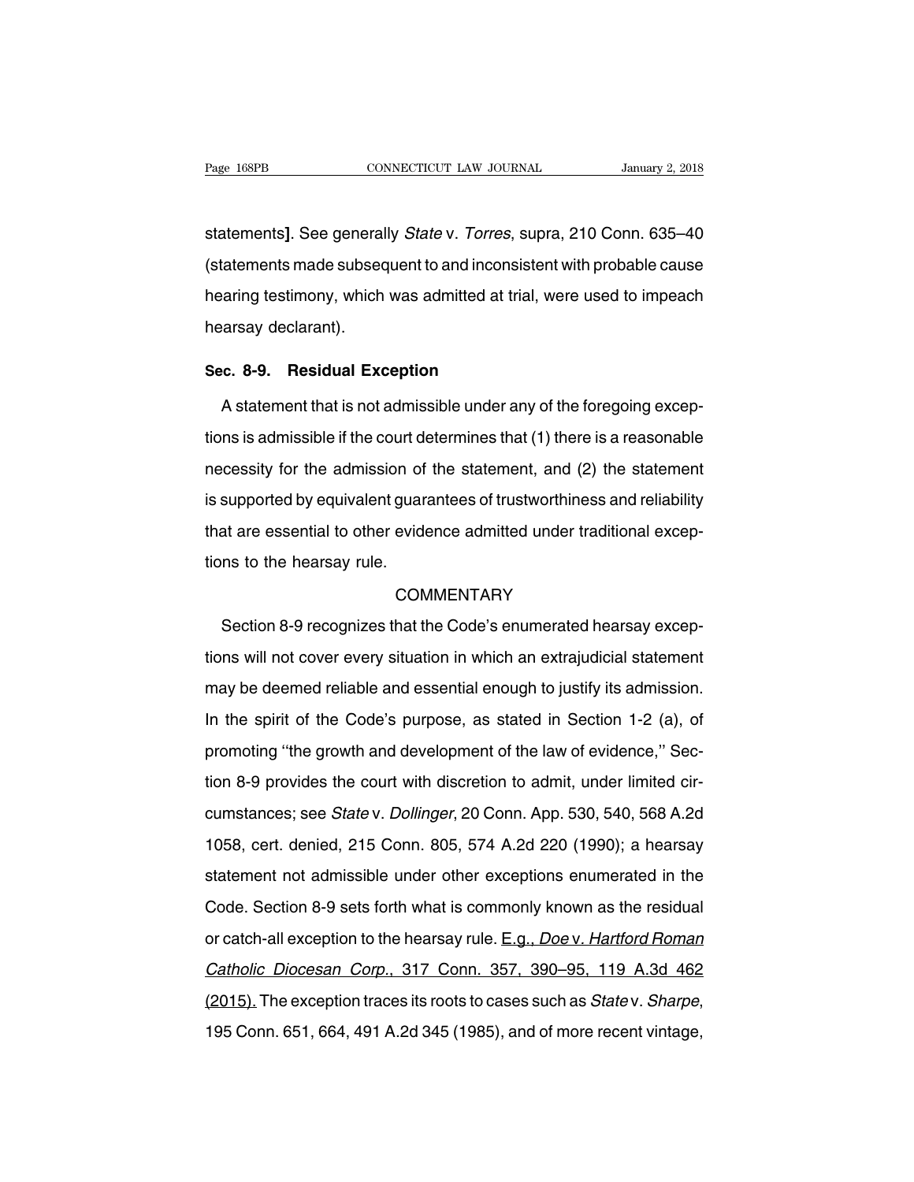statements]. See generally *State* v. *Torres*, supra, 210 Conn. 635–40 (statements made subsequent to and inconsistent with probable cause hearing testimony, which was admitted at trial, were used to impeach hearsay declarant).

## Sec. 8-9. Residual Exception

A statement that is not admissible under any of the foregoing exceptions is admissible if the court determines that (1) there is a reasonable necessity for the admission of the statement, and (2) the statement is supported by equivalent guarantees of trustworthiness and reliability that are essential to other evidence admitted under traditional exceptions to the hearsay rule.

COMMENTARY

Section 8-9 recognizes that the Code's enumerated hearsay exceptions will not cover every situation in which an extrajudicial statement may be deemed reliable and essential enough to justify its admission. In the spirit of the Code's purpose, as stated in Section 1-2 (a), of promoting ''the growth and development of the law of evidence,'' Section 8-9 provides the court with discretion to admit, under limited circumstances; see *State* v. *Dollinger*, 20 Conn. App. 530, 540, 568 A.2d 1058, cert. denied, 215 Conn. 805, 574 A.2d 220 (1990); a hearsay statement not admissible under other exceptions enumerated in the Code. Section 8-9 sets forth what is commonly known as the residual or catch-all exception to the hearsay rule. <u>E.g., *Doe* v. *Hartford Roman Catholic Diocesan Corp.*, 317 Conn. 357, 390–95, 119 A.3d 462 (2015).</u> The exception traces its roots to cases such as *State* v. *Sharpe*, 195 Conn. 651, 664, 491 A.2d 345 (1985), and of more recent vintage,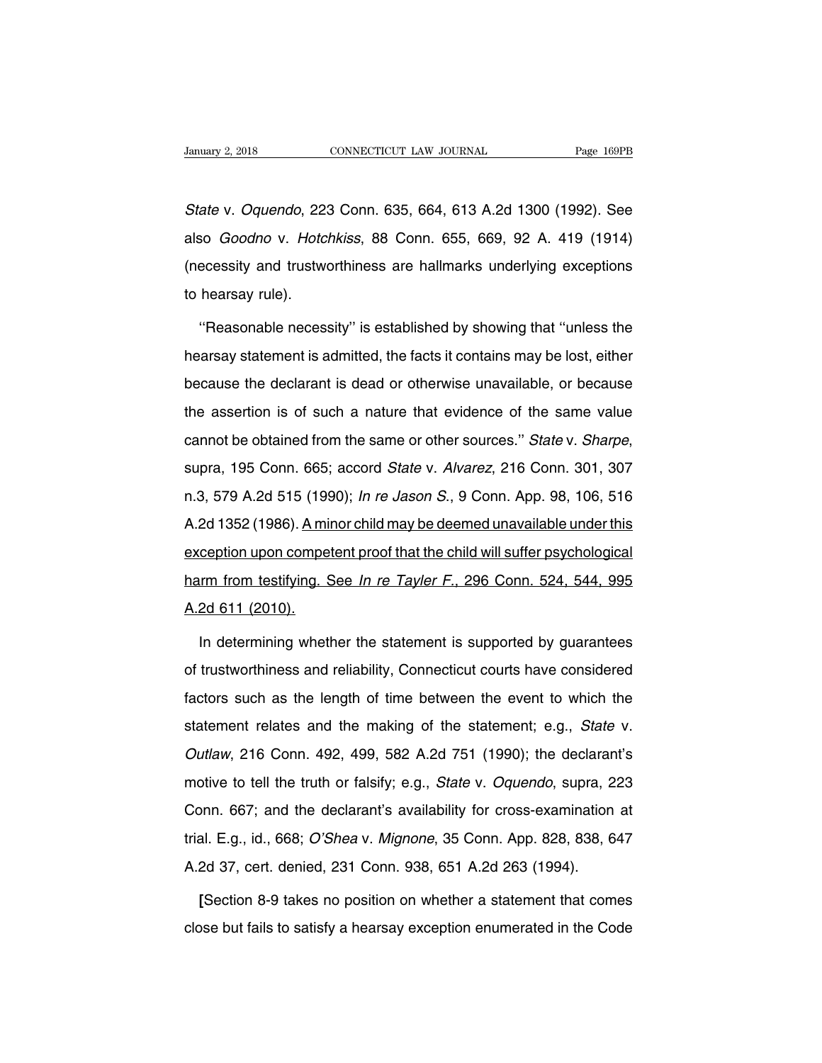*State* v. *Oquendo*, 223 Conn. 635, 664, 613 A.2d 1300 (1992). See also *Goodno* v. *Hotchkiss*, 88 Conn. 655, 669, 92 A. 419 (1914) (necessity and trustworthiness are hallmarks underlying exceptions to hearsay rule).

''Reasonable necessity'' is established by showing that ''unless the hearsay statement is admitted, the facts it contains may be lost, either because the declarant is dead or otherwise unavailable, or because the assertion is of such a nature that evidence of the same value cannot be obtained from the same or other sources.'' *State* v. *Sharpe*, supra, 195 Conn. 665; accord *State* v. *Alvarez*, 216 Conn. 301, 307 n.3, 579 A.2d 515 (1990); *In re Jason S.*, 9 Conn. App. 98, 106, 516 A.2d 1352 (1986). <u>A minor child may be deemed unavailable under this exception upon competent proof that the child will suffer psychological harm from testifying. See *In re Tayler F.*, 296 Conn. 524, 544, 995 A.2d 611 (2010).</u>

In determining whether the statement is supported by guarantees of trustworthiness and reliability, Connecticut courts have considered factors such as the length of time between the event to which the statement relates and the making of the statement; e.g., *State* v. *Outlaw*, 216 Conn. 492, 499, 582 A.2d 751 (1990); the declarant's motive to tell the truth or falsify; e.g., *State* v. *Oquendo*, supra, 223 Conn. 667; and the declarant's availability for cross-examination at trial. E.g., id., 668; *O'Shea* v. *Mignone*, 35 Conn. App. 828, 838, 647 A.2d 37, cert. denied, 231 Conn. 938, 651 A.2d 263 (1994).

[Section 8-9 takes no position on whether a statement that comes close but fails to satisfy a hearsay exception enumerated in the Code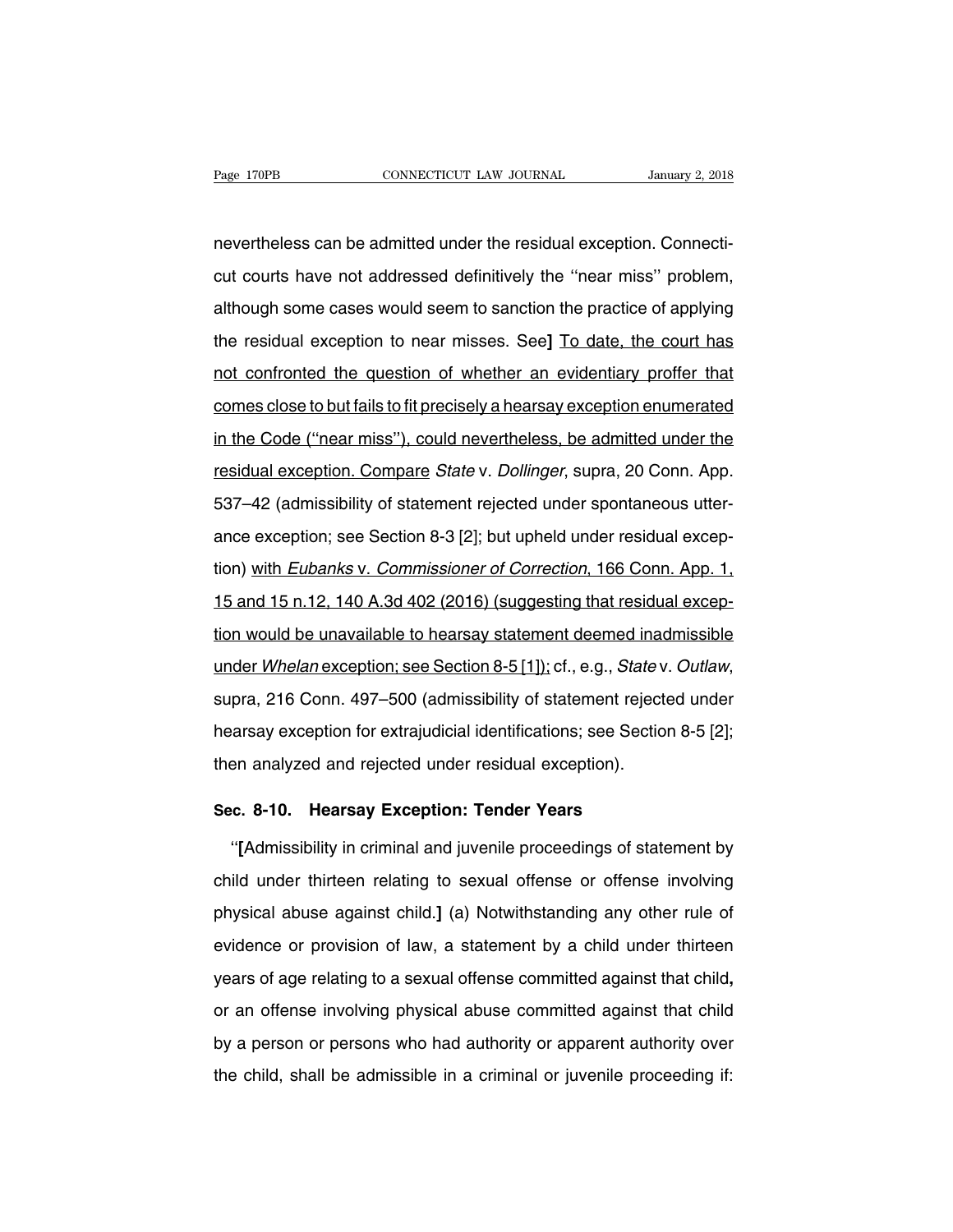nevertheless can be admitted under the residual exception. Connecticut courts have not addressed definitively the ''near miss'' problem, although some cases would seem to sanction the practice of applying the residual exception to near misses. See**]** <u>To date, the court has not confronted the question of whether an evidentiary proffer that comes close to but fails to fit precisely a hearsay exception enumerated in the Code (''near miss''), could nevertheless, be admitted under the residual exception. Compare</u> *State* v. *Dollinger*, supra, 20 Conn. App. 537–42 (admissibility of statement rejected under spontaneous utterance exception; see Section 8-3 [2]; but upheld under residual exception) <u>with *Eubanks* v. *Commissioner of Correction*, 166 Conn. App. 1, 15 and 15 n.12, 140 A.3d 402 (2016) (suggesting that residual exception would be unavailable to hearsay statement deemed inadmissible under *Whelan* exception; see Section 8-5 [1]);</u> cf., e.g., *State* v. *Outlaw*, supra, 216 Conn. 497–500 (admissibility of statement rejected under hearsay exception for extrajudicial identifications; see Section 8-5 [2]; then analyzed and rejected under residual exception).

## Sec. 8-10. Hearsay Exception: Tender Years

''**[**Admissibility in criminal and juvenile proceedings of statement by child under thirteen relating to sexual offense or offense involving physical abuse against child.**]** (a) Notwithstanding any other rule of evidence or provision of law, a statement by a child under thirteen years of age relating to a sexual offense committed against that child**,** or an offense involving physical abuse committed against that child by a person or persons who had authority or apparent authority over the child, shall be admissible in a criminal or juvenile proceeding if: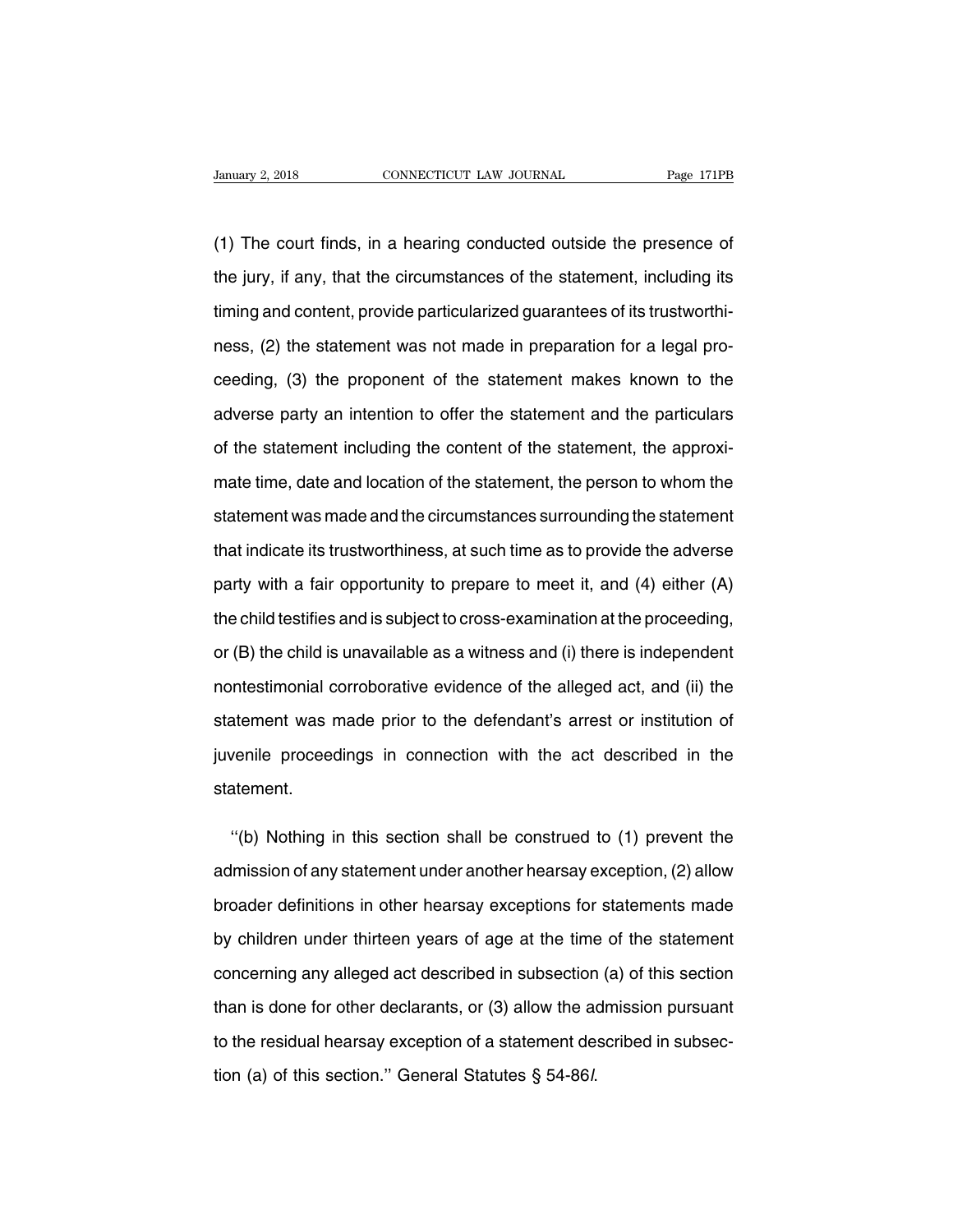(1) The court finds, in a hearing conducted outside the presence of the jury, if any, that the circumstances of the statement, including its timing and content, provide particularized guarantees of its trustworthiness, (2) the statement was not made in preparation for a legal proceeding, (3) the proponent of the statement makes known to the adverse party an intention to offer the statement and the particulars of the statement including the content of the statement, the approximate time, date and location of the statement, the person to whom the statement was made and the circumstances surrounding the statement that indicate its trustworthiness, at such time as to provide the adverse party with a fair opportunity to prepare to meet it, and (4) either (A) the child testifies and is subject to cross-examination at the proceeding, or (B) the child is unavailable as a witness and (i) there is independent nontestimonial corroborative evidence of the alleged act, and (ii) the statement was made prior to the defendant's arrest or institution of juvenile proceedings in connection with the act described in the statement.

''(b) Nothing in this section shall be construed to (1) prevent the admission of any statement under another hearsay exception, (2) allow broader definitions in other hearsay exceptions for statements made by children under thirteen years of age at the time of the statement concerning any alleged act described in subsection (a) of this section than is done for other declarants, or (3) allow the admission pursuant to the residual hearsay exception of a statement described in subsection (a) of this section.'' General Statutes § 54-86*l*.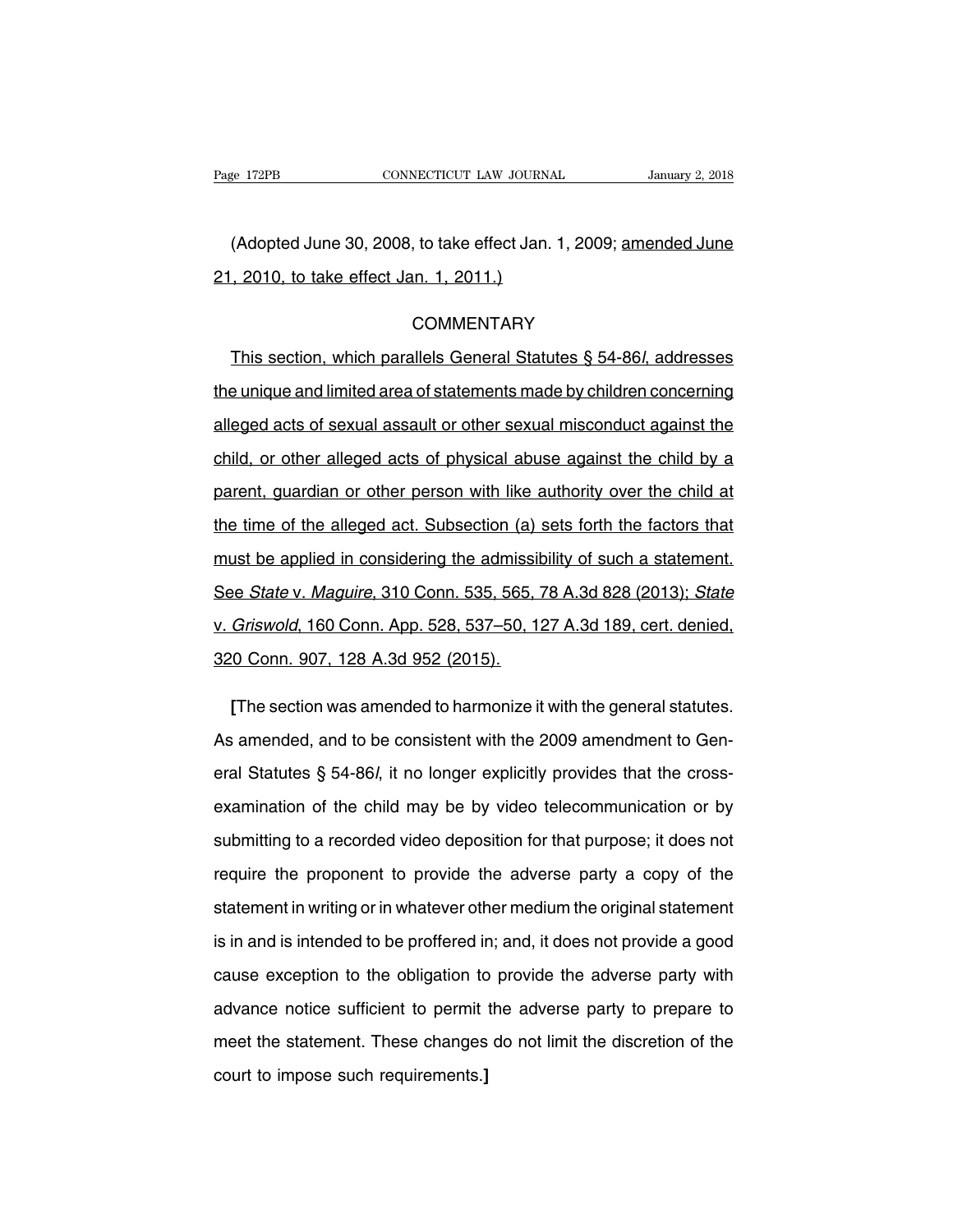(Adopted June 30, 2008, to take effect Jan. 1, 2009; amended June 21, 2010, to take effect Jan. 1, 2011.)

COMMENTARY

This section, which parallels General Statutes § 54-86*l*, addresses the unique and limited area of statements made by children concerning alleged acts of sexual assault or other sexual misconduct against the child, or other alleged acts of physical abuse against the child by a parent, guardian or other person with like authority over the child at the time of the alleged act. Subsection (a) sets forth the factors that must be applied in considering the admissibility of such a statement. See *State* v. *Maguire*, 310 Conn. 535, 565, 78 A.3d 828 (2013); *State* v. *Griswold*, 160 Conn. App. 528, 537–50, 127 A.3d 189, cert. denied, 320 Conn. 907, 128 A.3d 952 (2015).

**[**The section was amended to harmonize it with the general statutes. As amended, and to be consistent with the 2009 amendment to General Statutes § 54-86*l*, it no longer explicitly provides that the cross-examination of the child may be by video telecommunication or by submitting to a recorded video deposition for that purpose; it does not require the proponent to provide the adverse party a copy of the statement in writing or in whatever other medium the original statement is in and is intended to be proffered in; and, it does not provide a good cause exception to the obligation to provide the adverse party with advance notice sufficient to permit the adverse party to prepare to meet the statement. These changes do not limit the discretion of the court to impose such requirements.**]**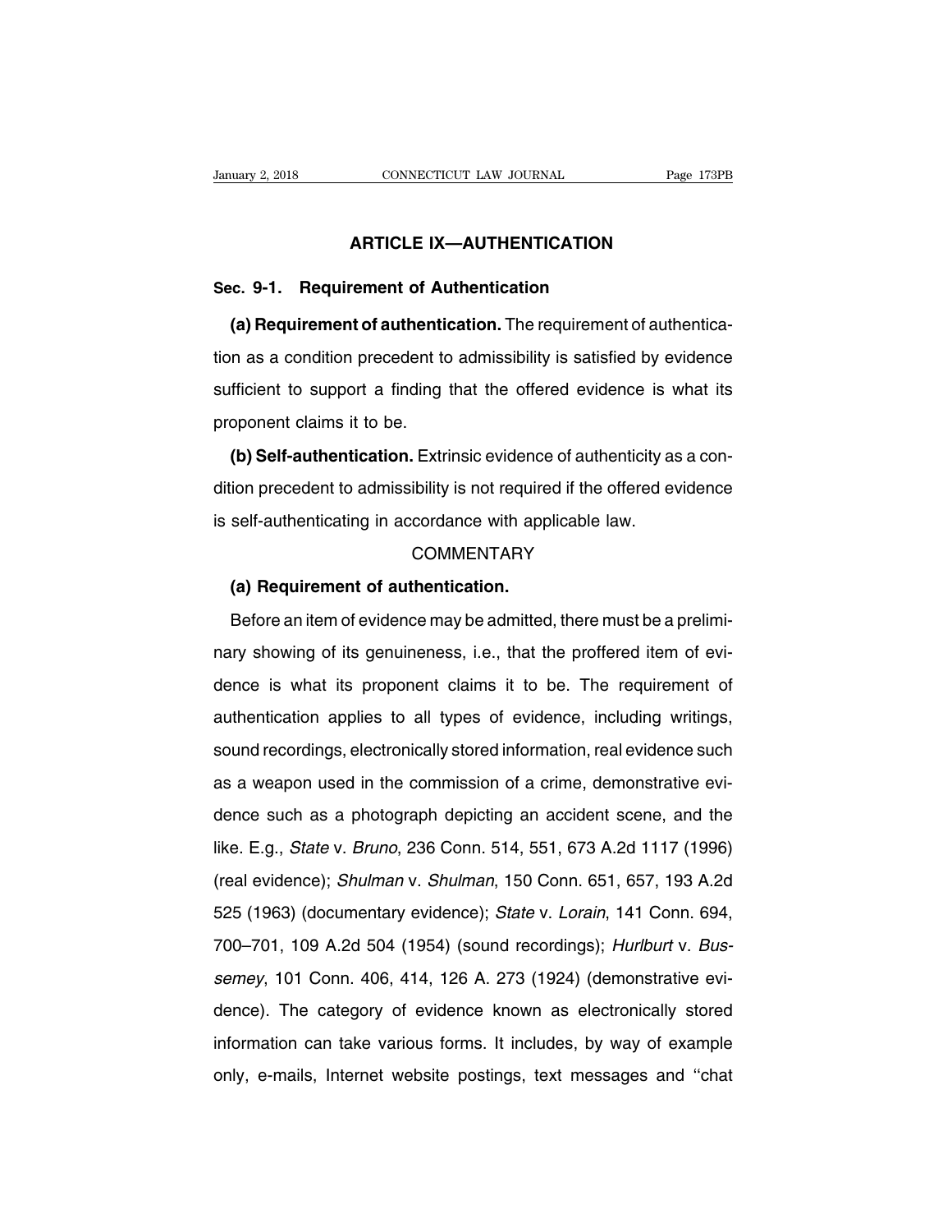## ARTICLE IX—AUTHENTICATION

### Sec. 9-1. Requirement of Authentication

**(a) Requirement of authentication.** The requirement of authentication as a condition precedent to admissibility is satisfied by evidence sufficient to support a finding that the offered evidence is what its proponent claims it to be.

**(b) Self-authentication.** Extrinsic evidence of authenticity as a condition precedent to admissibility is not required if the offered evidence is self-authenticating in accordance with applicable law.

COMMENTARY

**(a) Requirement of authentication.**

Before an item of evidence may be admitted, there must be a preliminary showing of its genuineness, i.e., that the proffered item of evidence is what its proponent claims it to be. The requirement of authentication applies to all types of evidence, including writings, sound recordings, electronically stored information, real evidence such as a weapon used in the commission of a crime, demonstrative evidence such as a photograph depicting an accident scene, and the like. E.g., *State* v. *Bruno*, 236 Conn. 514, 551, 673 A.2d 1117 (1996) (real evidence); *Shulman* v. *Shulman*, 150 Conn. 651, 657, 193 A.2d 525 (1963) (documentary evidence); *State* v. *Lorain*, 141 Conn. 694, 700–701, 109 A.2d 504 (1954) (sound recordings); *Hurlburt* v. *Bussemey*, 101 Conn. 406, 414, 126 A. 273 (1924) (demonstrative evidence). The category of evidence known as electronically stored information can take various forms. It includes, by way of example only, e-mails, Internet website postings, text messages and ''chat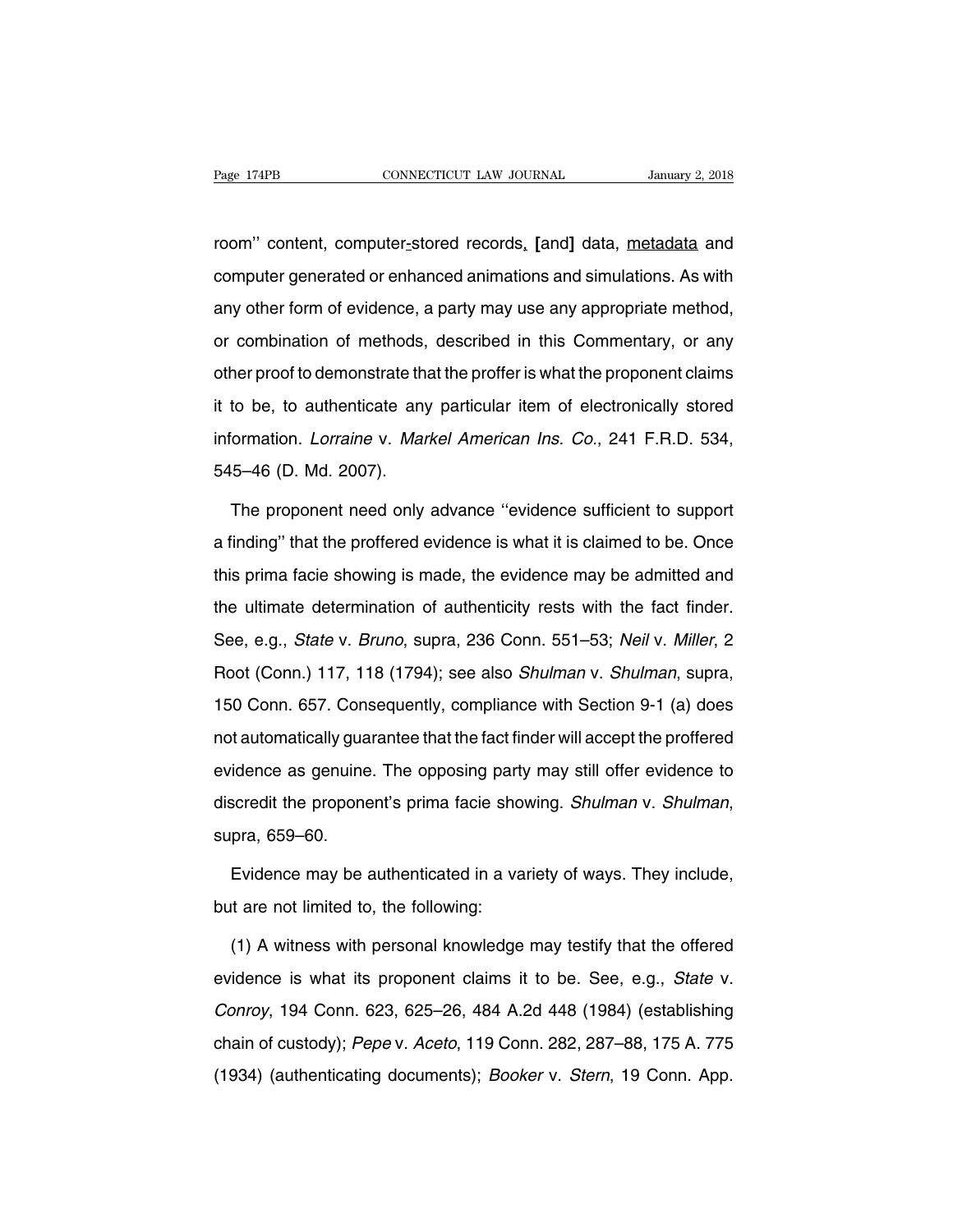room'' content, computer-stored records, [and] data, metadata and computer generated or enhanced animations and simulations. As with any other form of evidence, a party may use any appropriate method, or combination of methods, described in this Commentary, or any other proof to demonstrate that the proffer is what the proponent claims it to be, to authenticate any particular item of electronically stored information. *Lorraine* v. *Markel American Ins. Co.*, 241 F.R.D. 534, 545–46 (D. Md. 2007).

The proponent need only advance ''evidence sufficient to support a finding'' that the proffered evidence is what it is claimed to be. Once this prima facie showing is made, the evidence may be admitted and the ultimate determination of authenticity rests with the fact finder. See, e.g., *State* v. *Bruno*, supra, 236 Conn. 551–53; *Neil* v. *Miller*, 2 Root (Conn.) 117, 118 (1794); see also *Shulman* v. *Shulman*, supra, 150 Conn. 657. Consequently, compliance with Section 9-1 (a) does not automatically guarantee that the fact finder will accept the proffered evidence as genuine. The opposing party may still offer evidence to discredit the proponent's prima facie showing. *Shulman* v. *Shulman*, supra, 659–60.

Evidence may be authenticated in a variety of ways. They include, but are not limited to, the following:

(1) A witness with personal knowledge may testify that the offered evidence is what its proponent claims it to be. See, e.g., *State* v. *Conroy*, 194 Conn. 623, 625–26, 484 A.2d 448 (1984) (establishing chain of custody); *Pepe* v. *Aceto*, 119 Conn. 282, 287–88, 175 A. 775 (1934) (authenticating documents); *Booker* v. *Stern*, 19 Conn. App.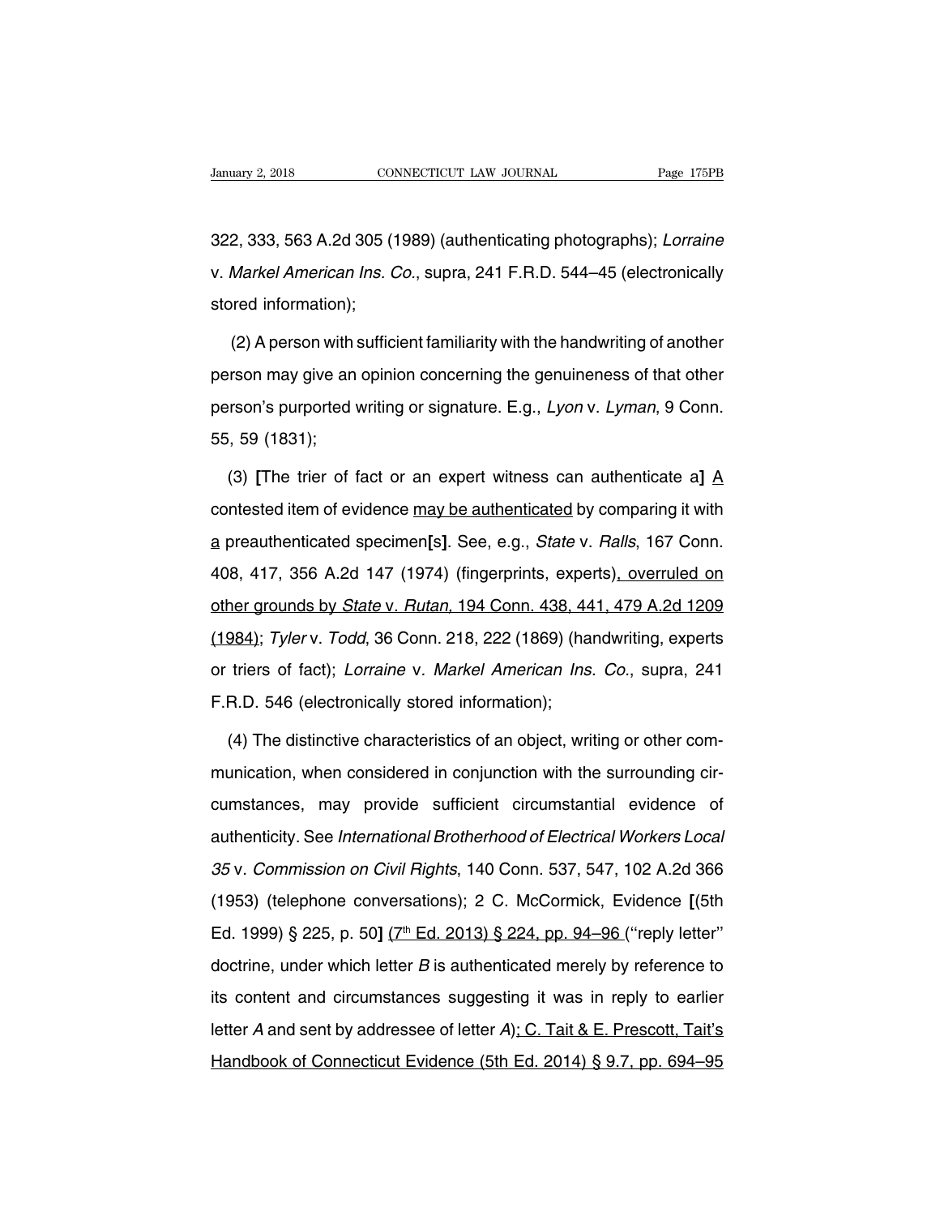322, 333, 563 A.2d 305 (1989) (authenticating photographs); *Lorraine* v. *Markel American Ins. Co.*, supra, 241 F.R.D. 544–45 (electronically stored information);

(2) A person with sufficient familiarity with the handwriting of another person may give an opinion concerning the genuineness of that other person's purported writing or signature. E.g., *Lyon* v. *Lyman*, 9 Conn. 55, 59 (1831);

(3) **[**The trier of fact or an expert witness can authenticate a**]** <u>A</u> contested item of evidence <u>may be authenticated</u> by comparing it with <u>a</u> preauthenticated specimen**[**s**]**. See, e.g., *State* v. *Ralls*, 167 Conn. 408, 417, 356 A.2d 147 (1974) (fingerprints, experts)<u>, overruled on other grounds by *State* v. *Rutan*, 194 Conn. 438, 441, 479 A.2d 1209 (1984)</u>; *Tyler* v. *Todd*, 36 Conn. 218, 222 (1869) (handwriting, experts or triers of fact); *Lorraine* v. *Markel American Ins. Co.*, supra, 241 F.R.D. 546 (electronically stored information);

(4) The distinctive characteristics of an object, writing or other communication, when considered in conjunction with the surrounding circumstances, may provide sufficient circumstantial evidence of authenticity. See *International Brotherhood of Electrical Workers Local 35* v. *Commission on Civil Rights*, 140 Conn. 537, 547, 102 A.2d 366 (1953) (telephone conversations); 2 C. McCormick, Evidence **[**(5th Ed. 1999) § 225, p. 50**]** <u>(7th Ed. 2013) § 224, pp. 94–96</u> (''reply letter'' doctrine, under which letter *B* is authenticated merely by reference to its content and circumstances suggesting it was in reply to earlier letter *A* and sent by addressee of letter *A*)<u>; C. Tait & E. Prescott, Tait's Handbook of Connecticut Evidence (5th Ed. 2014) § 9.7, pp. 694–95</u>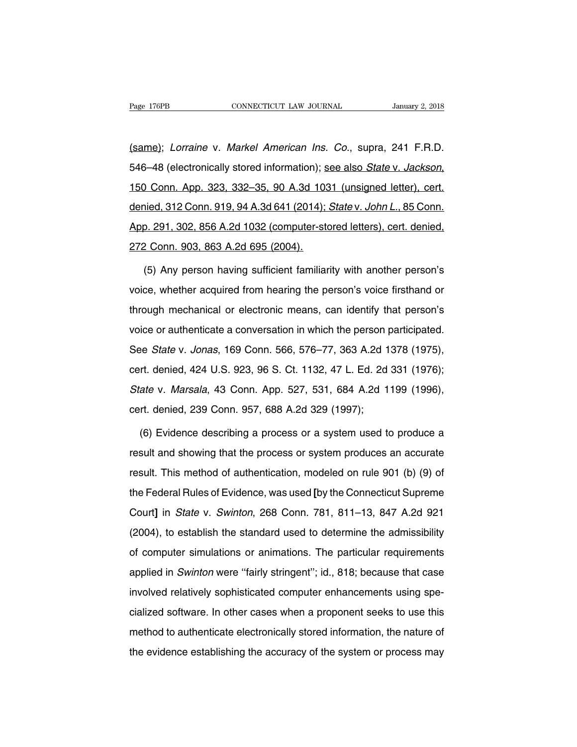(same); *Lorraine* v. *Markel American Ins. Co.*, supra, 241 F.R.D. 546–48 (electronically stored information); see also *State* v. *Jackson*, 150 Conn. App. 323, 332–35, 90 A.3d 1031 (unsigned letter), cert. denied, 312 Conn. 919, 94 A.3d 641 (2014); *State* v. *John L.*, 85 Conn. App. 291, 302, 856 A.2d 1032 (computer-stored letters), cert. denied, 272 Conn. 903, 863 A.2d 695 (2004).

(5) Any person having sufficient familiarity with another person's voice, whether acquired from hearing the person's voice firsthand or through mechanical or electronic means, can identify that person's voice or authenticate a conversation in which the person participated. See *State* v. *Jonas*, 169 Conn. 566, 576–77, 363 A.2d 1378 (1975), cert. denied, 424 U.S. 923, 96 S. Ct. 1132, 47 L. Ed. 2d 331 (1976); *State* v. *Marsala*, 43 Conn. App. 527, 531, 684 A.2d 1199 (1996), cert. denied, 239 Conn. 957, 688 A.2d 329 (1997);

(6) Evidence describing a process or a system used to produce a result and showing that the process or system produces an accurate result. This method of authentication, modeled on rule 901 (b) (9) of the Federal Rules of Evidence, was used **[**by the Connecticut Supreme Court**]** in *State* v. *Swinton*, 268 Conn. 781, 811–13, 847 A.2d 921 (2004), to establish the standard used to determine the admissibility of computer simulations or animations. The particular requirements applied in *Swinton* were ''fairly stringent''; id., 818; because that case involved relatively sophisticated computer enhancements using specialized software. In other cases when a proponent seeks to use this method to authenticate electronically stored information, the nature of the evidence establishing the accuracy of the system or process may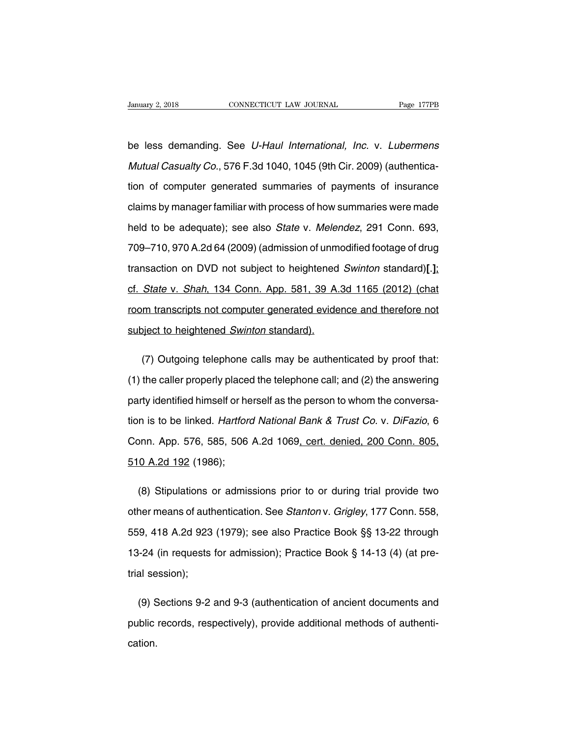be less demanding. See *U-Haul International, Inc.* v. *Lubermens Mutual Casualty Co.*, 576 F.3d 1040, 1045 (9th Cir. 2009) (authentication of computer generated summaries of payments of insurance claims by manager familiar with process of how summaries were made held to be adequate); see also *State* v. *Melendez*, 291 Conn. 693, 709–710, 970 A.2d 64 (2009) (admission of unmodified footage of drug transaction on DVD not subject to heightened *Swinton* standard)**[.]**; cf. *State* v. *Shah*, 134 Conn. App. 581, 39 A.3d 1165 (2012) (chat room transcripts not computer generated evidence and therefore not subject to heightened *Swinton* standard).

(7) Outgoing telephone calls may be authenticated by proof that: (1) the caller properly placed the telephone call; and (2) the answering party identified himself or herself as the person to whom the conversation is to be linked. *Hartford National Bank & Trust Co.* v. *DiFazio*, 6 Conn. App. 576, 585, 506 A.2d 1069, cert. denied, 200 Conn. 805, 510 A.2d 192 (1986);

(8) Stipulations or admissions prior to or during trial provide two other means of authentication. See *Stanton* v. *Grigley*, 177 Conn. 558, 559, 418 A.2d 923 (1979); see also Practice Book §§ 13-22 through 13-24 (in requests for admission); Practice Book § 14-13 (4) (at pretrial session);

(9) Sections 9-2 and 9-3 (authentication of ancient documents and public records, respectively), provide additional methods of authentication.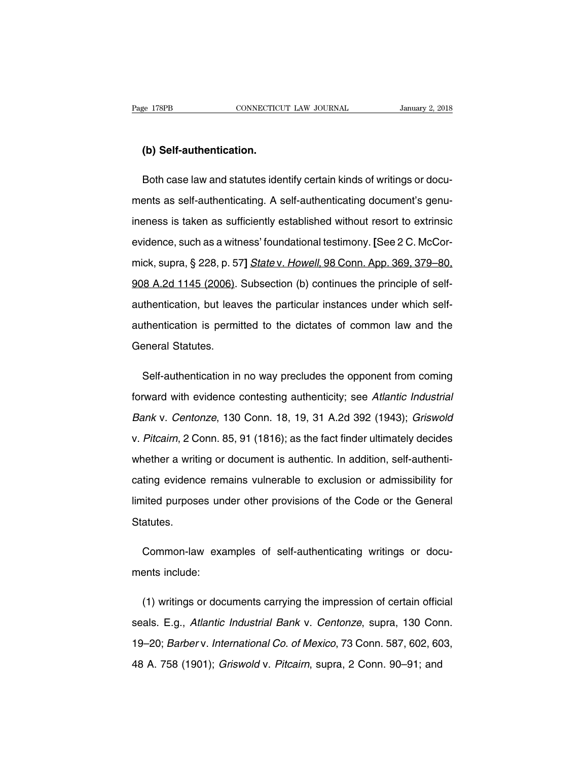**(b) Self-authentication.**

Both case law and statutes identify certain kinds of writings or documents as self-authenticating. A self-authenticating document's genuineness is taken as sufficiently established without resort to extrinsic evidence, such as a witness' foundational testimony. **[**See 2 C. McCormick, supra, § 228, p. 57**]** State v. Howell, 98 Conn. App. 369, 379–80, 908 A.2d 1145 (2006). Subsection (b) continues the principle of self-authentication, but leaves the particular instances under which self-authentication is permitted to the dictates of common law and the General Statutes.

Self-authentication in no way precludes the opponent from coming forward with evidence contesting authenticity; see *Atlantic Industrial Bank* v. *Centonze*, 130 Conn. 18, 19, 31 A.2d 392 (1943); *Griswold* v. *Pitcairn*, 2 Conn. 85, 91 (1816); as the fact finder ultimately decides whether a writing or document is authentic. In addition, self-authenticating evidence remains vulnerable to exclusion or admissibility for limited purposes under other provisions of the Code or the General Statutes.

Common-law examples of self-authenticating writings or documents include:

(1) writings or documents carrying the impression of certain official seals. E.g., *Atlantic Industrial Bank* v. *Centonze*, supra, 130 Conn. 19–20; *Barber* v. *International Co. of Mexico*, 73 Conn. 587, 602, 603, 48 A. 758 (1901); *Griswold* v. *Pitcairn*, supra, 2 Conn. 90–91; and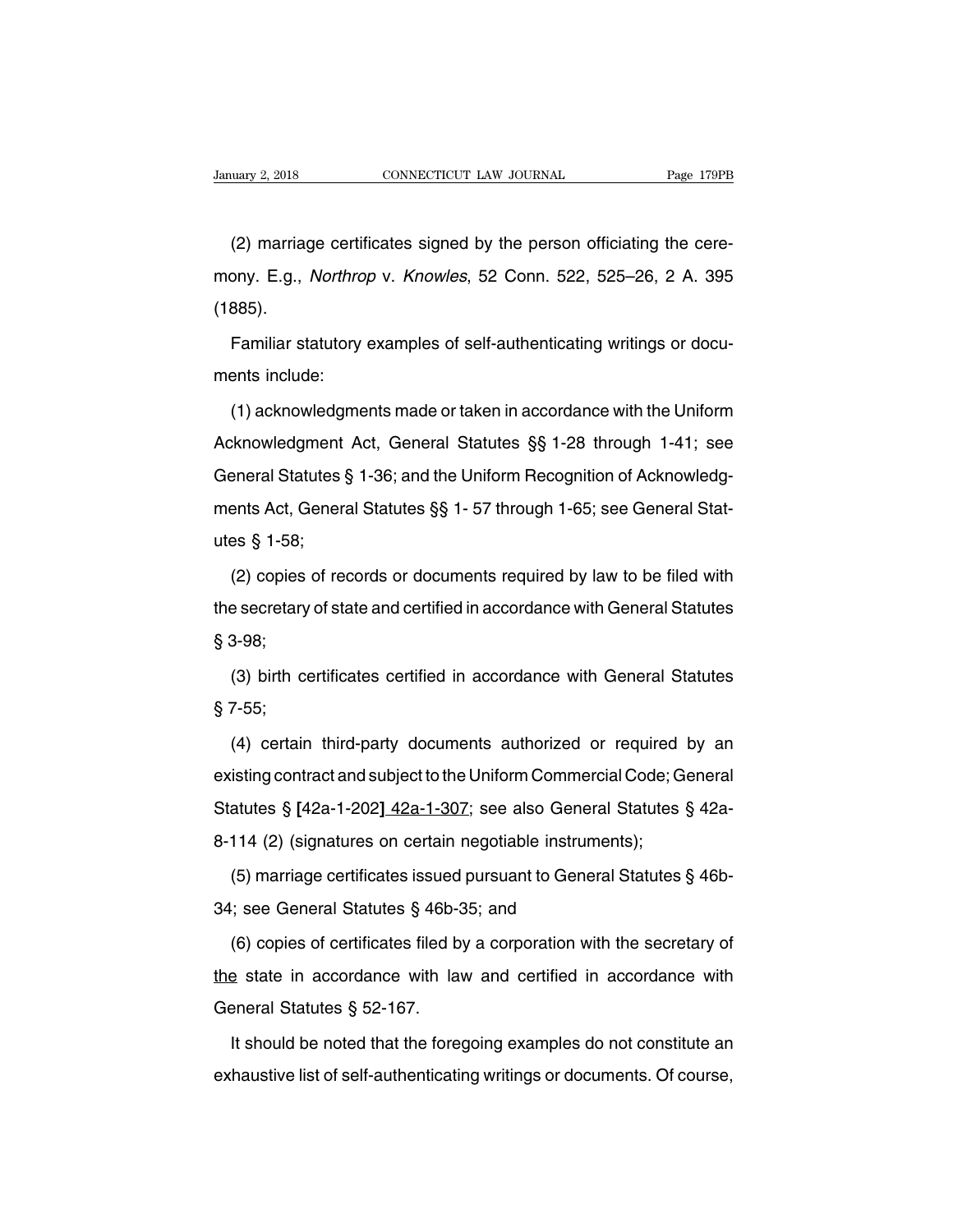(2) marriage certificates signed by the person officiating the ceremony. E.g., *Northrop* v. *Knowles*, 52 Conn. 522, 525–26, 2 A. 395 (1885).

Familiar statutory examples of self-authenticating writings or documents include:

(1) acknowledgments made or taken in accordance with the Uniform Acknowledgment Act, General Statutes §§ 1-28 through 1-41; see General Statutes § 1-36; and the Uniform Recognition of Acknowledgments Act, General Statutes §§ 1- 57 through 1-65; see General Statutes § 1-58;

(2) copies of records or documents required by law to be filed with the secretary of state and certified in accordance with General Statutes § 3-98;

(3) birth certificates certified in accordance with General Statutes § 7-55;

(4) certain third-party documents authorized or required by an existing contract and subject to the Uniform Commercial Code; General Statutes § [42a-1-202] <u>42a-1-307</u>; see also General Statutes § 42a-8-114 (2) (signatures on certain negotiable instruments);

(5) marriage certificates issued pursuant to General Statutes § 46b-34; see General Statutes § 46b-35; and

(6) copies of certificates filed by a corporation with the secretary of <u>the</u> state in accordance with law and certified in accordance with General Statutes § 52-167.

It should be noted that the foregoing examples do not constitute an exhaustive list of self-authenticating writings or documents. Of course,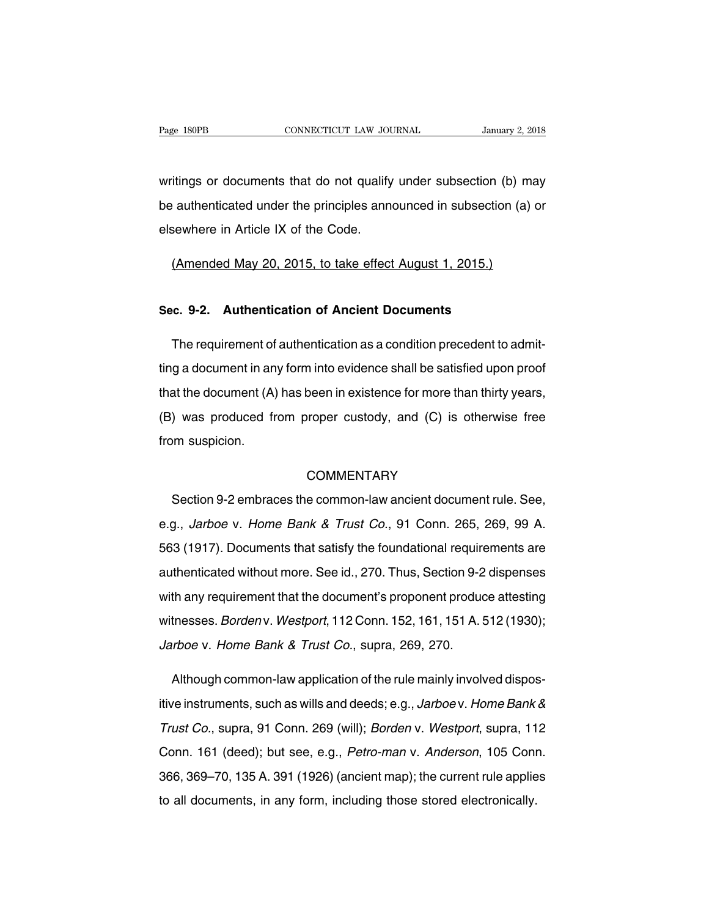writings or documents that do not qualify under subsection (b) may be authenticated under the principles announced in subsection (a) or elsewhere in Article IX of the Code.

(Amended May 20, 2015, to take effect August 1, 2015.)

### Sec. 9-2. Authentication of Ancient Documents

The requirement of authentication as a condition precedent to admitting a document in any form into evidence shall be satisfied upon proof that the document (A) has been in existence for more than thirty years, (B) was produced from proper custody, and (C) is otherwise free from suspicion.

COMMENTARY

Section 9-2 embraces the common-law ancient document rule. See, e.g., *Jarboe* v. *Home Bank & Trust Co.*, 91 Conn. 265, 269, 99 A. 563 (1917). Documents that satisfy the foundational requirements are authenticated without more. See id., 270. Thus, Section 9-2 dispenses with any requirement that the document's proponent produce attesting witnesses. *Borden* v. *Westport*, 112 Conn. 152, 161, 151 A. 512 (1930); *Jarboe* v. *Home Bank & Trust Co.*, supra, 269, 270.

Although common-law application of the rule mainly involved dispositive instruments, such as wills and deeds; e.g., *Jarboe* v. *Home Bank & Trust Co.*, supra, 91 Conn. 269 (will); *Borden* v. *Westport*, supra, 112 Conn. 161 (deed); but see, e.g., *Petro-man* v. *Anderson*, 105 Conn. 366, 369–70, 135 A. 391 (1926) (ancient map); the current rule applies to all documents, in any form, including those stored electronically.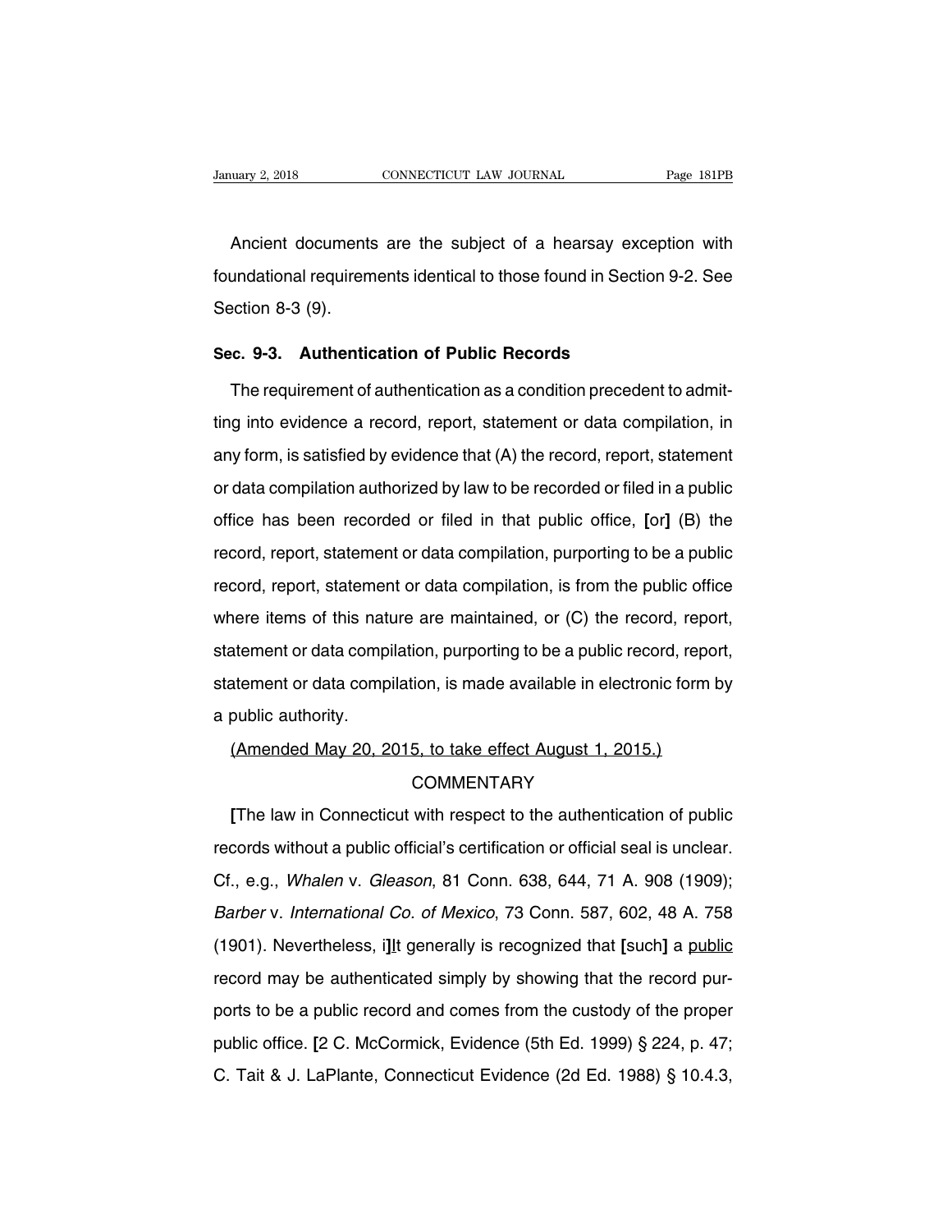Ancient documents are the subject of a hearsay exception with foundational requirements identical to those found in Section 9-2. See Section 8-3 (9).

**Sec. 9-3. Authentication of Public Records**

The requirement of authentication as a condition precedent to admitting into evidence a record, report, statement or data compilation, in any form, is satisfied by evidence that (A) the record, report, statement or data compilation authorized by law to be recorded or filed in a public office has been recorded or filed in that public office, **[**or**]** (B) the record, report, statement or data compilation, purporting to be a public record, report, statement or data compilation, is from the public office where items of this nature are maintained, or (C) the record, report, statement or data compilation, purporting to be a public record, report, statement or data compilation, is made available in electronic form by a public authority.

<u>(Amended May 20, 2015, to take effect August 1, 2015.)</u>

COMMENTARY

**[**The law in Connecticut with respect to the authentication of public records without a public official's certification or official seal is unclear. Cf., e.g., *Whalen* v. *Gleason*, 81 Conn. 638, 644, 71 A. 908 (1909); *Barber* v. *International Co. of Mexico*, 73 Conn. 587, 602, 48 A. 758 (1901). Nevertheless, i**]**<u>I</u>t generally is recognized that **[**such**]** a <u>public</u> record may be authenticated simply by showing that the record purports to be a public record and comes from the custody of the proper public office. **[**2 C. McCormick, Evidence (5th Ed. 1999) § 224, p. 47; C. Tait & J. LaPlante, Connecticut Evidence (2d Ed. 1988) § 10.4.3,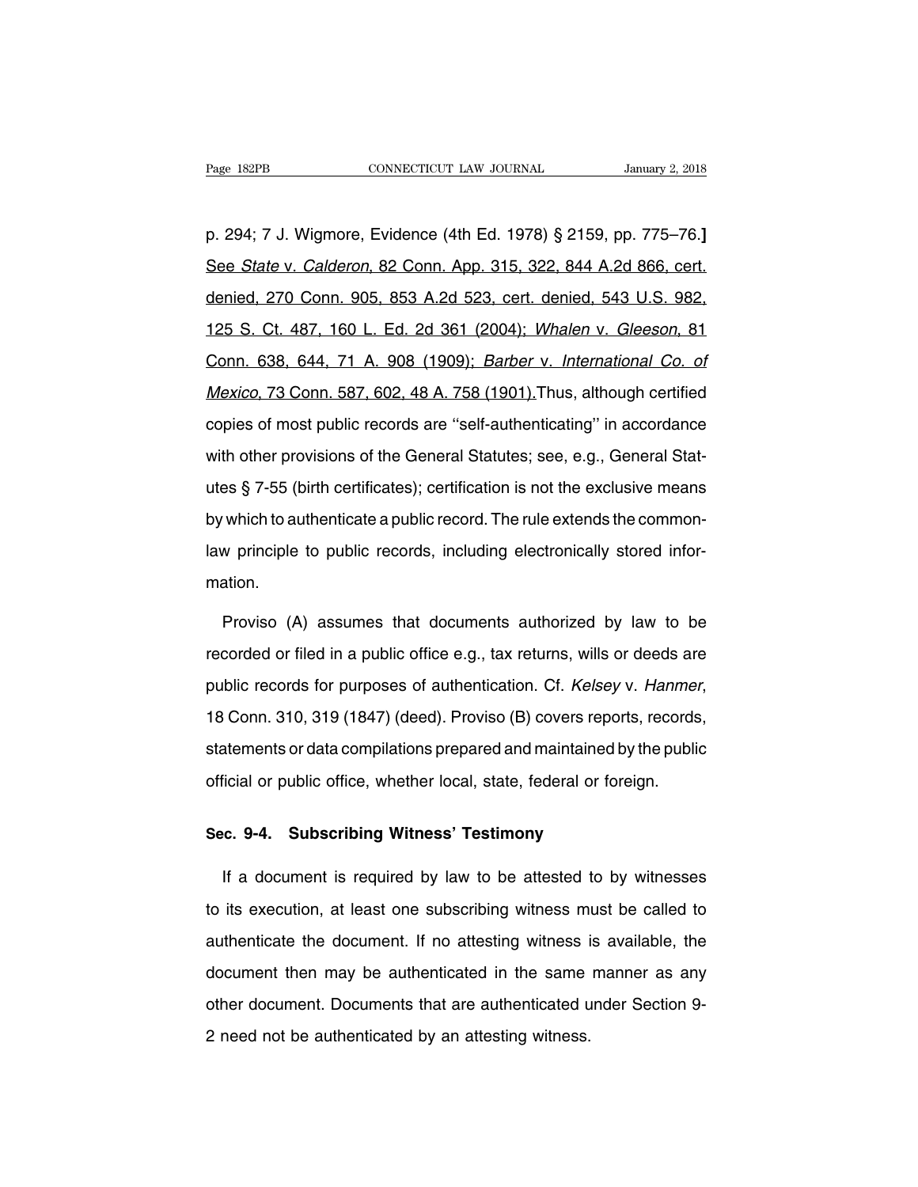p. 294; 7 J. Wigmore, Evidence (4th Ed. 1978) § 2159, pp. 775–76.**]** See *State* v. *Calderon*, 82 Conn. App. 315, 322, 844 A.2d 866, cert. denied, 270 Conn. 905, 853 A.2d 523, cert. denied, 543 U.S. 982, 125 S. Ct. 487, 160 L. Ed. 2d 361 (2004); *Whalen* v. *Gleeson*, 81 Conn. 638, 644, 71 A. 908 (1909); *Barber* v. *International Co. of Mexico*, 73 Conn. 587, 602, 48 A. 758 (1901).Thus, although certified copies of most public records are ''self-authenticating'' in accordance with other provisions of the General Statutes; see, e.g., General Statutes § 7-55 (birth certificates); certification is not the exclusive means by which to authenticate a public record. The rule extends the common-law principle to public records, including electronically stored information.

Proviso (A) assumes that documents authorized by law to be recorded or filed in a public office e.g., tax returns, wills or deeds are public records for purposes of authentication. Cf. *Kelsey* v. *Hanmer*, 18 Conn. 310, 319 (1847) (deed). Proviso (B) covers reports, records, statements or data compilations prepared and maintained by the public official or public office, whether local, state, federal or foreign.

## Sec. 9-4. Subscribing Witness' Testimony

If a document is required by law to be attested to by witnesses to its execution, at least one subscribing witness must be called to authenticate the document. If no attesting witness is available, the document then may be authenticated in the same manner as any other document. Documents that are authenticated under Section 9-2 need not be authenticated by an attesting witness.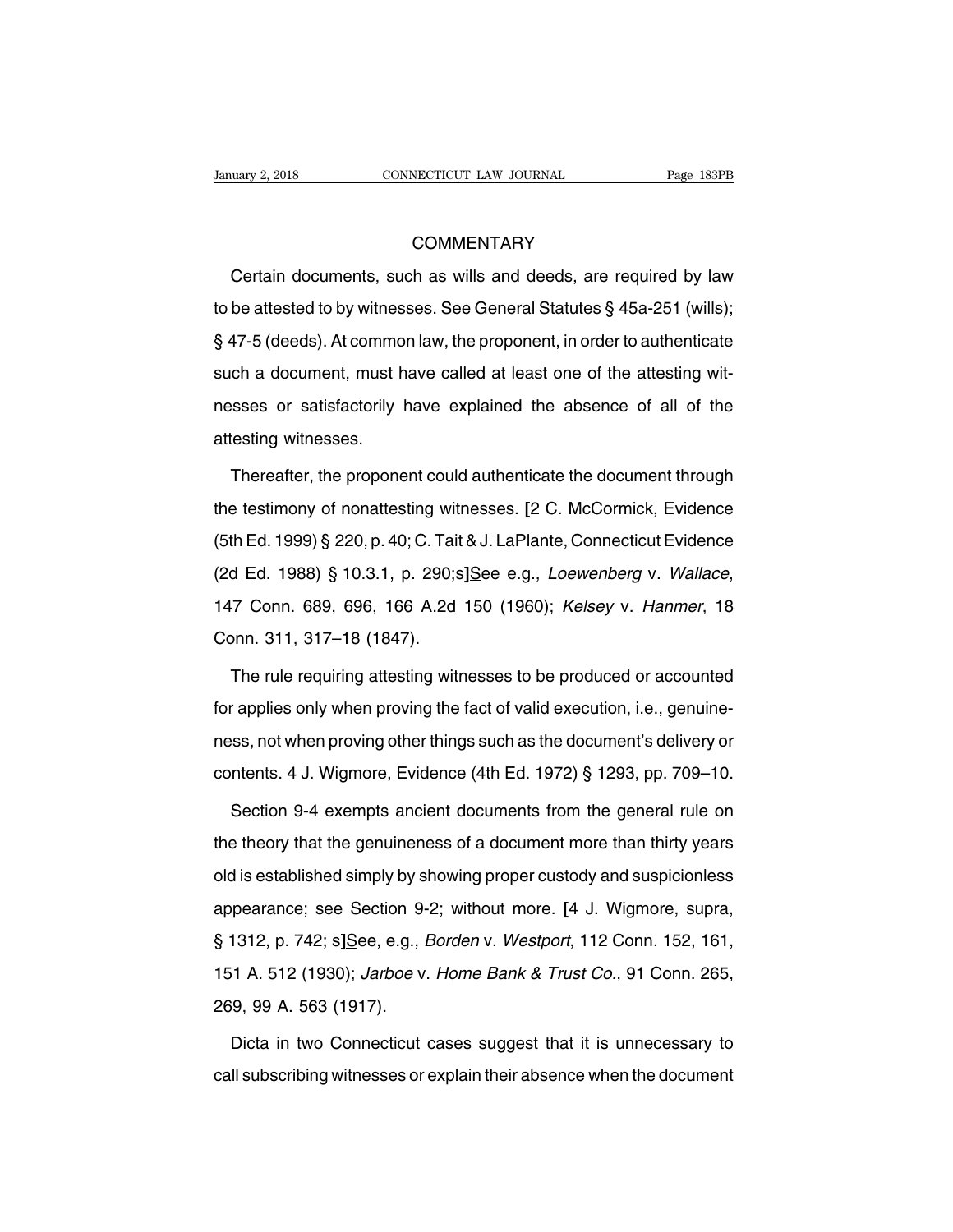COMMENTARY

Certain documents, such as wills and deeds, are required by law to be attested to by witnesses. See General Statutes § 45a-251 (wills); § 47-5 (deeds). At common law, the proponent, in order to authenticate such a document, must have called at least one of the attesting witnesses or satisfactorily have explained the absence of all of the attesting witnesses.

Thereafter, the proponent could authenticate the document through the testimony of nonattesting witnesses. [2 C. McCormick, Evidence (5th Ed. 1999) § 220, p. 40; C. Tait & J. LaPlante, Connecticut Evidence (2d Ed. 1988) § 10.3.1, p. 290;s]See e.g., *Loewenberg* v. *Wallace*, 147 Conn. 689, 696, 166 A.2d 150 (1960); *Kelsey* v. *Hanmer*, 18 Conn. 311, 317–18 (1847).

The rule requiring attesting witnesses to be produced or accounted for applies only when proving the fact of valid execution, i.e., genuineness, not when proving other things such as the document's delivery or contents. 4 J. Wigmore, Evidence (4th Ed. 1972) § 1293, pp. 709–10.

Section 9-4 exempts ancient documents from the general rule on the theory that the genuineness of a document more than thirty years old is established simply by showing proper custody and suspicionless appearance; see Section 9-2; without more. [4 J. Wigmore, supra, § 1312, p. 742; s]See, e.g., *Borden* v. *Westport*, 112 Conn. 152, 161, 151 A. 512 (1930); *Jarboe* v. *Home Bank & Trust Co.*, 91 Conn. 265, 269, 99 A. 563 (1917).

Dicta in two Connecticut cases suggest that it is unnecessary to call subscribing witnesses or explain their absence when the document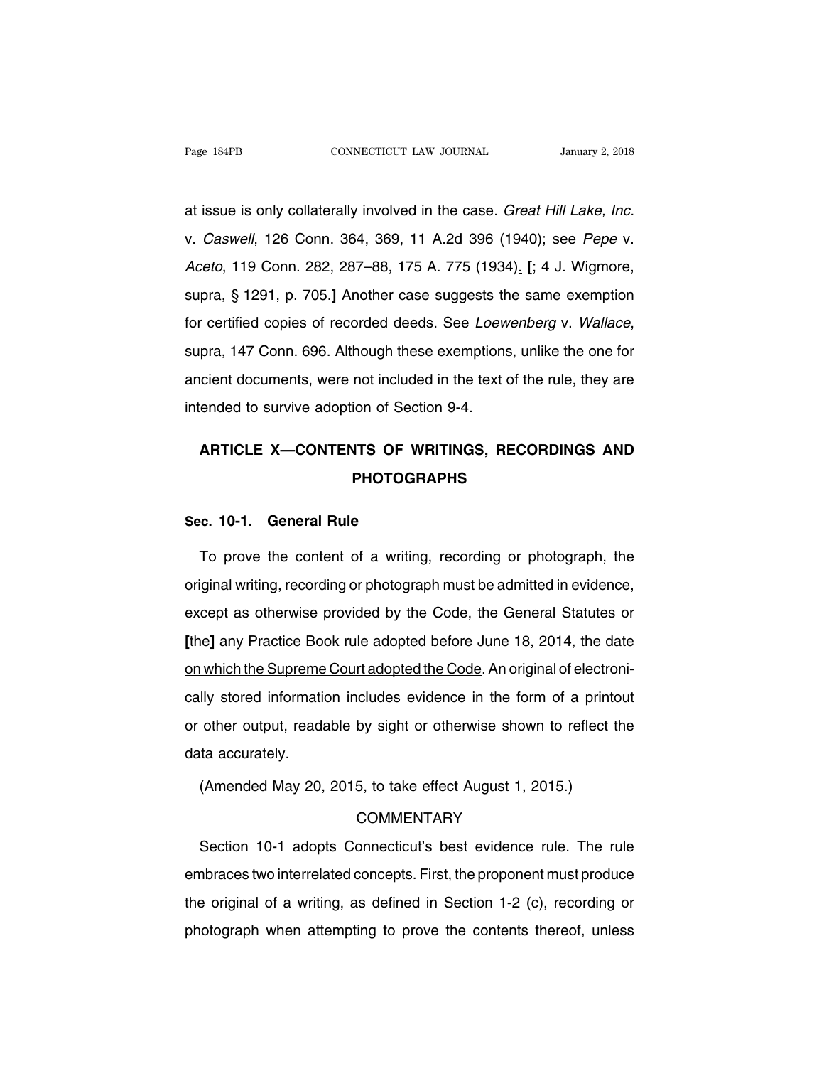at issue is only collaterally involved in the case. *Great Hill Lake, Inc.* v. *Caswell*, 126 Conn. 364, 369, 11 A.2d 396 (1940); see *Pepe* v. *Aceto*, 119 Conn. 282, 287–88, 175 A. 775 (1934)<u>.</u> [; 4 J. Wigmore, supra, § 1291, p. 705.] Another case suggests the same exemption for certified copies of recorded deeds. See *Loewenberg* v. *Wallace*, supra, 147 Conn. 696. Although these exemptions, unlike the one for ancient documents, were not included in the text of the rule, they are intended to survive adoption of Section 9-4.

# ARTICLE X—CONTENTS OF WRITINGS, RECORDINGS AND PHOTOGRAPHS

## Sec. 10-1. General Rule

To prove the content of a writing, recording or photograph, the original writing, recording or photograph must be admitted in evidence, except as otherwise provided by the Code, the General Statutes or **[**the**]** <u>any</u> Practice Book <u>rule adopted before June 18, 2014, the date on which the Supreme Court adopted the Code</u>. An original of electronically stored information includes evidence in the form of a printout or other output, readable by sight or otherwise shown to reflect the data accurately.

<u>(Amended May 20, 2015, to take effect August 1, 2015.)</u>

COMMENTARY

Section 10-1 adopts Connecticut's best evidence rule. The rule embraces two interrelated concepts. First, the proponent must produce the original of a writing, as defined in Section 1-2 (c), recording or photograph when attempting to prove the contents thereof, unless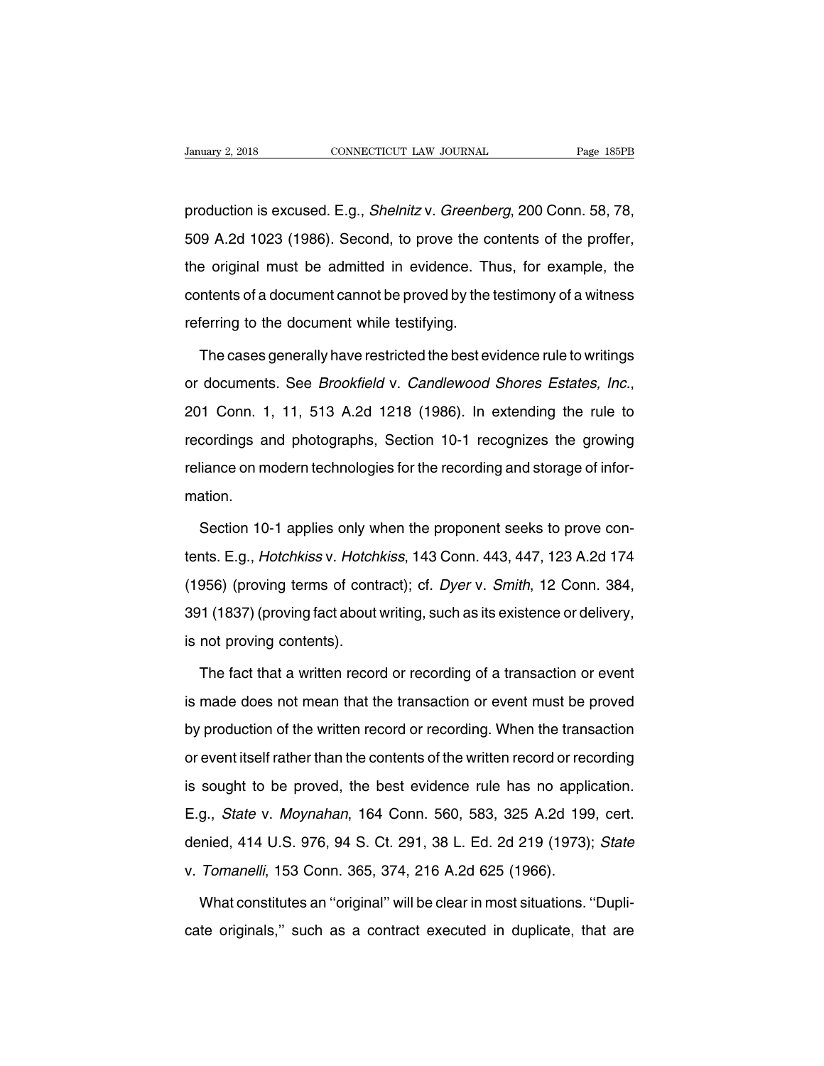production is excused. E.g., *Shelnitz* v. *Greenberg*, 200 Conn. 58, 78, 509 A.2d 1023 (1986). Second, to prove the contents of the proffer, the original must be admitted in evidence. Thus, for example, the contents of a document cannot be proved by the testimony of a witness referring to the document while testifying.

The cases generally have restricted the best evidence rule to writings or documents. See *Brookfield* v. *Candlewood Shores Estates, Inc.*, 201 Conn. 1, 11, 513 A.2d 1218 (1986). In extending the rule to recordings and photographs, Section 10-1 recognizes the growing reliance on modern technologies for the recording and storage of information.

Section 10-1 applies only when the proponent seeks to prove contents. E.g., *Hotchkiss* v. *Hotchkiss*, 143 Conn. 443, 447, 123 A.2d 174 (1956) (proving terms of contract); cf. *Dyer* v. *Smith*, 12 Conn. 384, 391 (1837) (proving fact about writing, such as its existence or delivery, is not proving contents).

The fact that a written record or recording of a transaction or event is made does not mean that the transaction or event must be proved by production of the written record or recording. When the transaction or event itself rather than the contents of the written record or recording is sought to be proved, the best evidence rule has no application. E.g., *State* v. *Moynahan*, 164 Conn. 560, 583, 325 A.2d 199, cert. denied, 414 U.S. 976, 94 S. Ct. 291, 38 L. Ed. 2d 219 (1973); *State* v. *Tomanelli*, 153 Conn. 365, 374, 216 A.2d 625 (1966).

What constitutes an ''original'' will be clear in most situations. ''Duplicate originals,'' such as a contract executed in duplicate, that are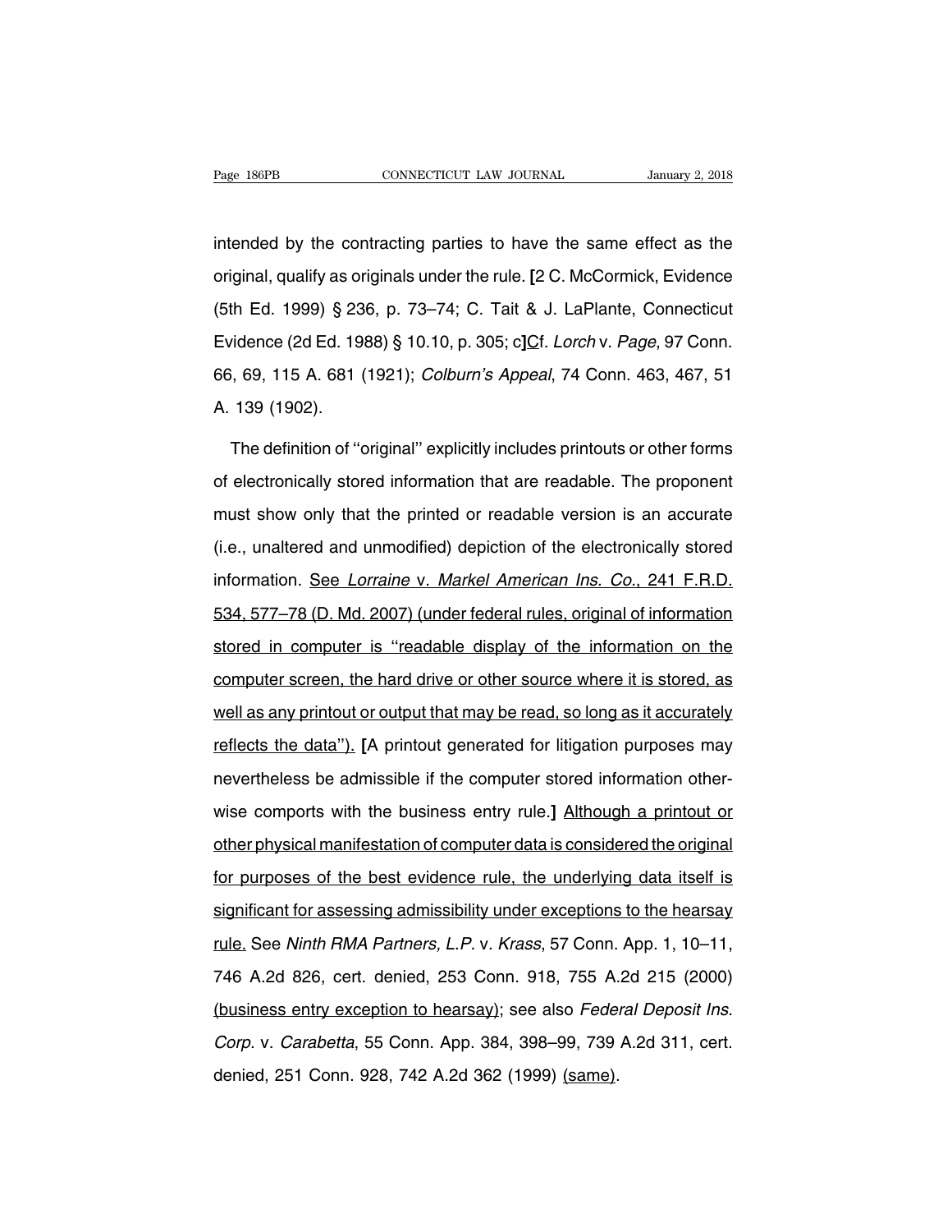intended by the contracting parties to have the same effect as the original, qualify as originals under the rule. [2 C. McCormick, Evidence (5th Ed. 1999) § 236, p. 73–74; C. Tait & J. LaPlante, Connecticut Evidence (2d Ed. 1988) § 10.10, p. 305; c]<u>C</u>f. *Lorch* v. *Page*, 97 Conn. 66, 69, 115 A. 681 (1921); *Colburn's Appeal*, 74 Conn. 463, 467, 51 A. 139 (1902).

The definition of ''original'' explicitly includes printouts or other forms of electronically stored information that are readable. The proponent must show only that the printed or readable version is an accurate (i.e., unaltered and unmodified) depiction of the electronically stored information. <u>See *Lorraine* v. *Markel American Ins. Co.*, 241 F.R.D. 534, 577–78 (D. Md. 2007) (under federal rules, original of information stored in computer is ''readable display of the information on the computer screen, the hard drive or other source where it is stored, as well as any printout or output that may be read, so long as it accurately reflects the data'').</u> [A printout generated for litigation purposes may nevertheless be admissible if the computer stored information otherwise comports with the business entry rule.] <u>Although a printout or other physical manifestation of computer data is considered the original for purposes of the best evidence rule, the underlying data itself is significant for assessing admissibility under exceptions to the hearsay rule.</u> See *Ninth RMA Partners, L.P.* v. *Krass*, 57 Conn. App. 1, 10–11, 746 A.2d 826, cert. denied, 253 Conn. 918, 755 A.2d 215 (2000) <u>(business entry exception to hearsay)</u>; see also *Federal Deposit Ins. Corp.* v. *Carabetta*, 55 Conn. App. 384, 398–99, 739 A.2d 311, cert. denied, 251 Conn. 928, 742 A.2d 362 (1999) <u>(same)</u>.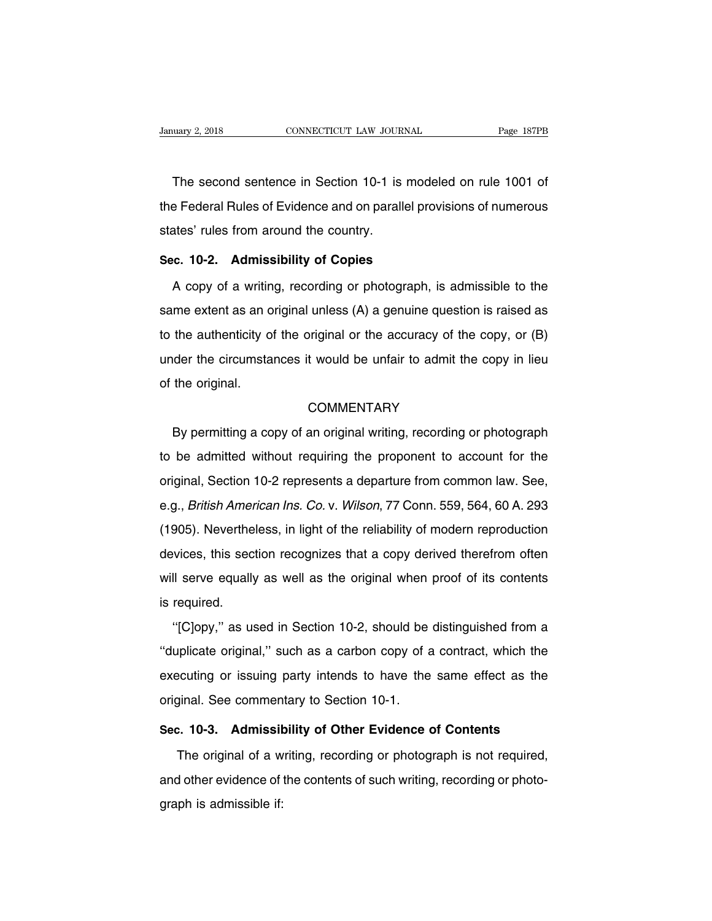The second sentence in Section 10-1 is modeled on rule 1001 of the Federal Rules of Evidence and on parallel provisions of numerous states' rules from around the country.

### Sec. 10-2. Admissibility of Copies

A copy of a writing, recording or photograph, is admissible to the same extent as an original unless (A) a genuine question is raised as to the authenticity of the original or the accuracy of the copy, or (B) under the circumstances it would be unfair to admit the copy in lieu of the original.

COMMENTARY

By permitting a copy of an original writing, recording or photograph to be admitted without requiring the proponent to account for the original, Section 10-2 represents a departure from common law. See, e.g., *British American Ins. Co.* v. *Wilson*, 77 Conn. 559, 564, 60 A. 293 (1905). Nevertheless, in light of the reliability of modern reproduction devices, this section recognizes that a copy derived therefrom often will serve equally as well as the original when proof of its contents is required.

''[C]opy,'' as used in Section 10-2, should be distinguished from a ''duplicate original,'' such as a carbon copy of a contract, which the executing or issuing party intends to have the same effect as the original. See commentary to Section 10-1.

### Sec. 10-3. Admissibility of Other Evidence of Contents

The original of a writing, recording or photograph is not required, and other evidence of the contents of such writing, recording or photograph is admissible if: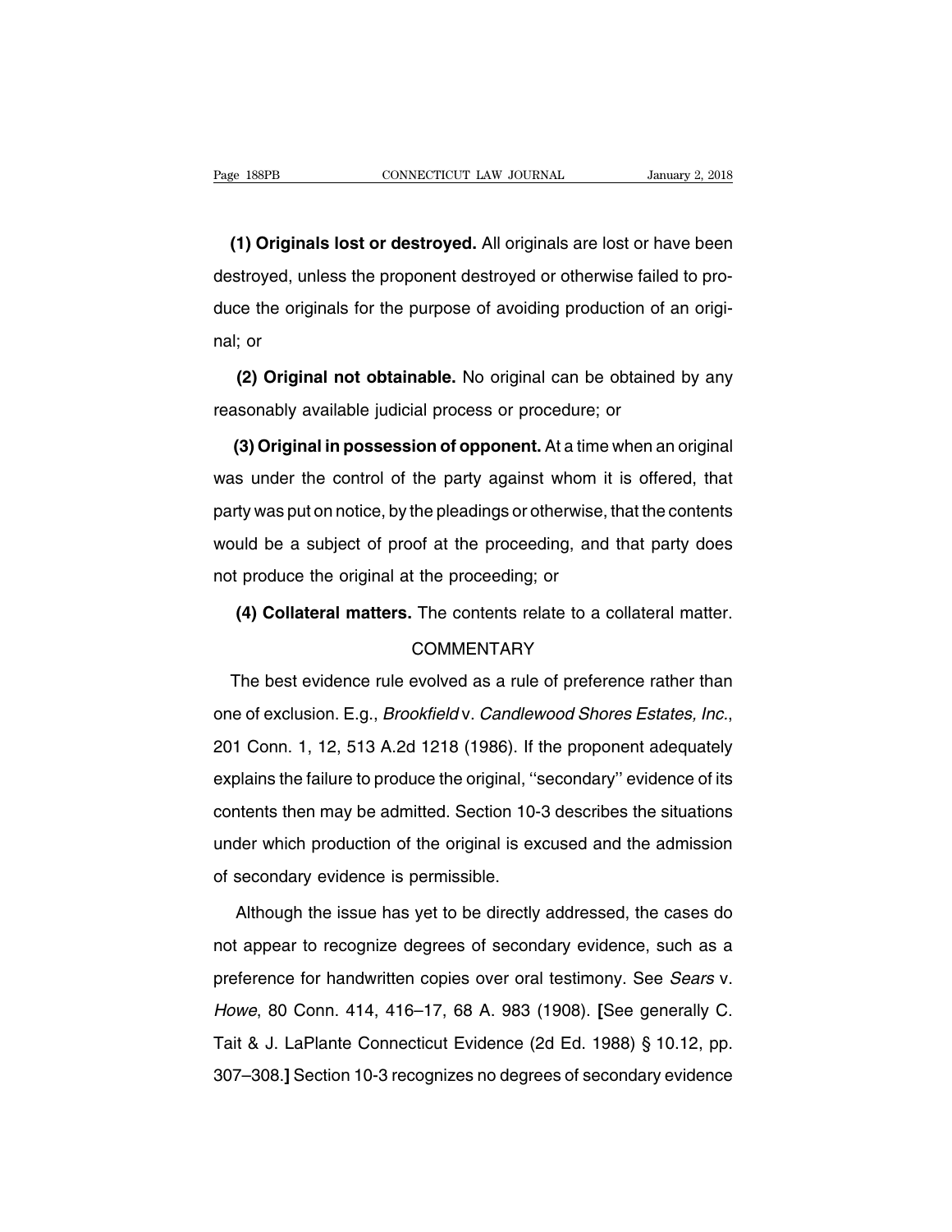**(1) Originals lost or destroyed.** All originals are lost or have been destroyed, unless the proponent destroyed or otherwise failed to produce the originals for the purpose of avoiding production of an original; or

**(2) Original not obtainable.** No original can be obtained by any reasonably available judicial process or procedure; or

**(3) Original in possession of opponent.** At a time when an original was under the control of the party against whom it is offered, that party was put on notice, by the pleadings or otherwise, that the contents would be a subject of proof at the proceeding, and that party does not produce the original at the proceeding; or

**(4) Collateral matters.** The contents relate to a collateral matter.

COMMENTARY

The best evidence rule evolved as a rule of preference rather than one of exclusion. E.g., *Brookfield* v. *Candlewood Shores Estates, Inc.*, 201 Conn. 1, 12, 513 A.2d 1218 (1986). If the proponent adequately explains the failure to produce the original, ''secondary'' evidence of its contents then may be admitted. Section 10-3 describes the situations under which production of the original is excused and the admission of secondary evidence is permissible.

Although the issue has yet to be directly addressed, the cases do not appear to recognize degrees of secondary evidence, such as a preference for handwritten copies over oral testimony. See *Sears* v. *Howe*, 80 Conn. 414, 416–17, 68 A. 983 (1908). **[**See generally C. Tait & J. LaPlante Connecticut Evidence (2d Ed. 1988) § 10.12, pp. 307–308.**]** Section 10-3 recognizes no degrees of secondary evidence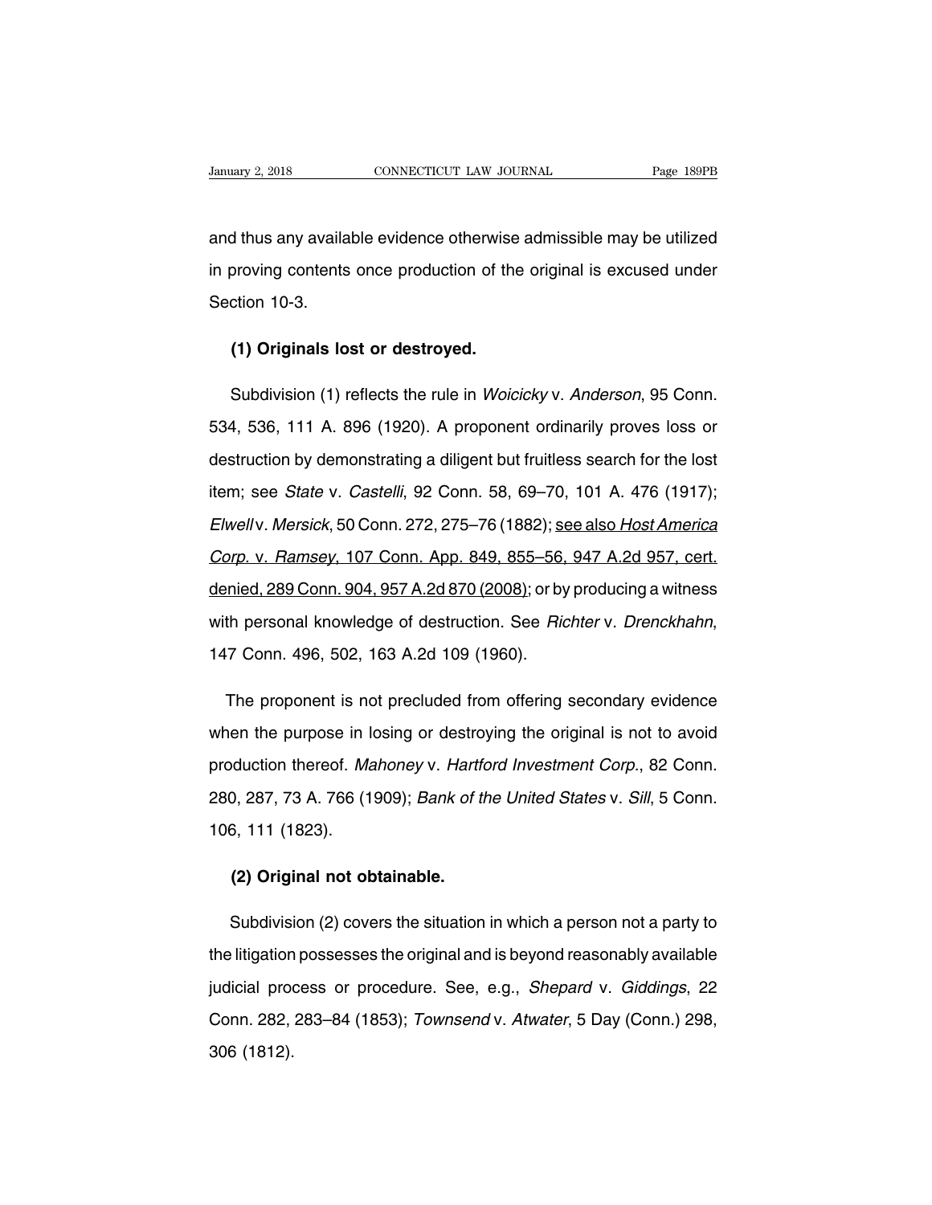and thus any available evidence otherwise admissible may be utilized in proving contents once production of the original is excused under Section 10-3.

**(1) Originals lost or destroyed.**

Subdivision (1) reflects the rule in *Woicicky* v. *Anderson*, 95 Conn. 534, 536, 111 A. 896 (1920). A proponent ordinarily proves loss or destruction by demonstrating a diligent but fruitless search for the lost item; see *State* v. *Castelli*, 92 Conn. 58, 69–70, 101 A. 476 (1917); *Elwell* v. *Mersick*, 50 Conn. 272, 275–76 (1882); <u>see also *Host America Corp.* v. *Ramsey*, 107 Conn. App. 849, 855–56, 947 A.2d 957, cert. denied, 289 Conn. 904, 957 A.2d 870 (2008)</u>; or by producing a witness with personal knowledge of destruction. See *Richter* v. *Drenckhahn*, 147 Conn. 496, 502, 163 A.2d 109 (1960).

The proponent is not precluded from offering secondary evidence when the purpose in losing or destroying the original is not to avoid production thereof. *Mahoney* v. *Hartford Investment Corp.*, 82 Conn. 280, 287, 73 A. 766 (1909); *Bank of the United States* v. *Sill*, 5 Conn. 106, 111 (1823).

**(2) Original not obtainable.**

Subdivision (2) covers the situation in which a person not a party to the litigation possesses the original and is beyond reasonably available judicial process or procedure. See, e.g., *Shepard* v. *Giddings*, 22 Conn. 282, 283–84 (1853); *Townsend* v. *Atwater*, 5 Day (Conn.) 298, 306 (1812).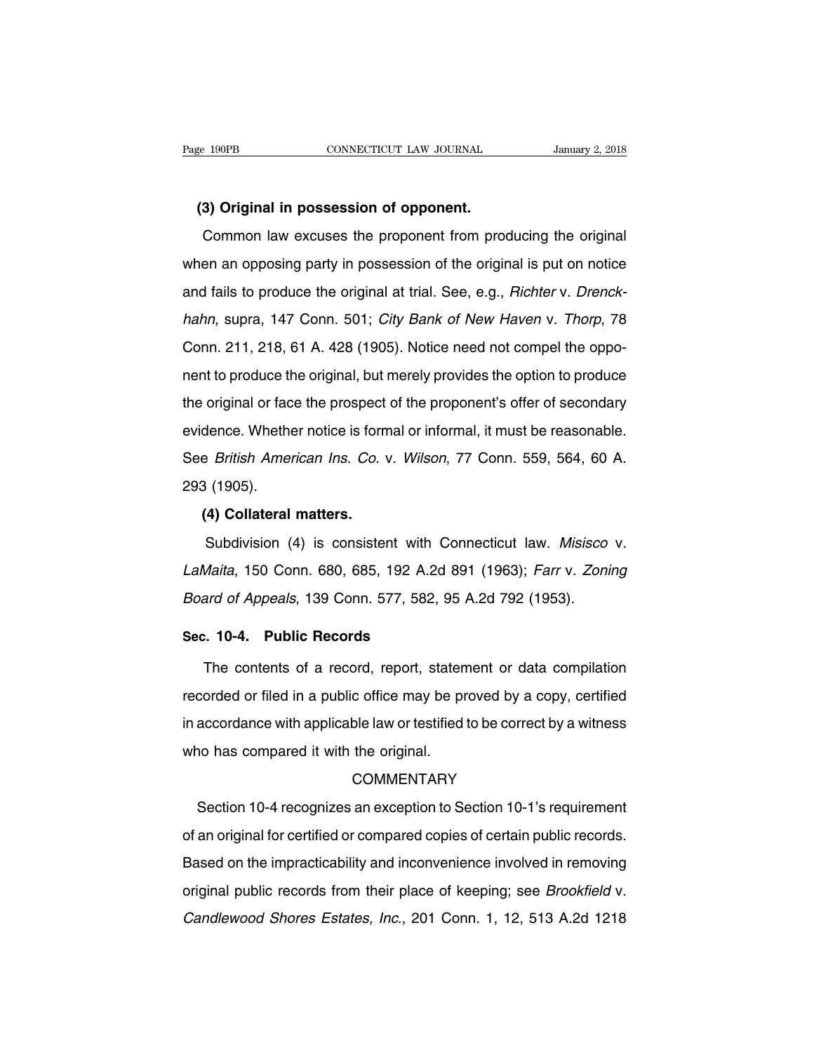**(3) Original in possession of opponent.**

Common law excuses the proponent from producing the original when an opposing party in possession of the original is put on notice and fails to produce the original at trial. See, e.g., *Richter* v. *Drenckhahn*, supra, 147 Conn. 501; *City Bank of New Haven* v. *Thorp*, 78 Conn. 211, 218, 61 A. 428 (1905). Notice need not compel the opponent to produce the original, but merely provides the option to produce the original or face the prospect of the proponent's offer of secondary evidence. Whether notice is formal or informal, it must be reasonable. See *British American Ins. Co.* v. *Wilson*, 77 Conn. 559, 564, 60 A. 293 (1905).

**(4) Collateral matters.**

Subdivision (4) is consistent with Connecticut law. *Misisco* v. *LaMaita*, 150 Conn. 680, 685, 192 A.2d 891 (1963); *Farr* v. *Zoning Board of Appeals*, 139 Conn. 577, 582, 95 A.2d 792 (1953).

## Sec. 10-4. Public Records

The contents of a record, report, statement or data compilation recorded or filed in a public office may be proved by a copy, certified in accordance with applicable law or testified to be correct by a witness who has compared it with the original.

COMMENTARY

Section 10-4 recognizes an exception to Section 10-1's requirement of an original for certified or compared copies of certain public records. Based on the impracticability and inconvenience involved in removing original public records from their place of keeping; see *Brookfield* v. *Candlewood Shores Estates, Inc.*, 201 Conn. 1, 12, 513 A.2d 1218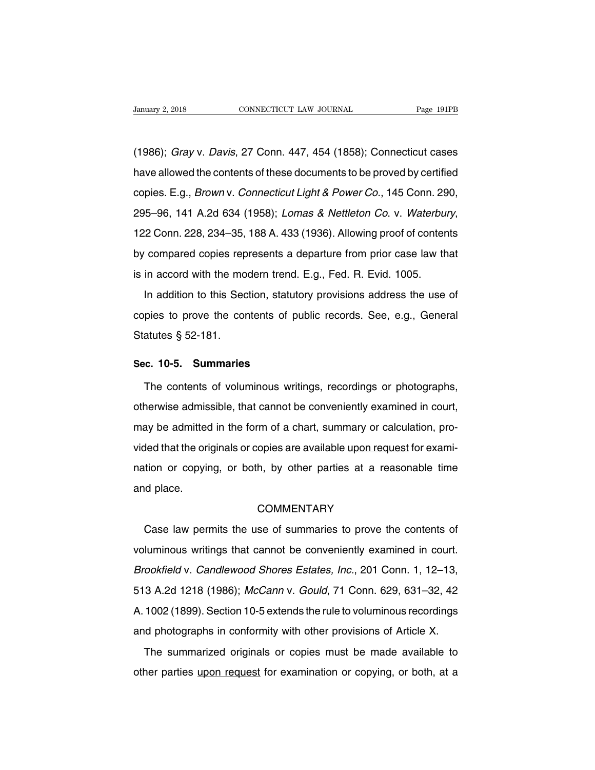(1986); *Gray* v. *Davis*, 27 Conn. 447, 454 (1858); Connecticut cases have allowed the contents of these documents to be proved by certified copies. E.g., *Brown* v. *Connecticut Light & Power Co.*, 145 Conn. 290, 295–96, 141 A.2d 634 (1958); *Lomas & Nettleton Co.* v. *Waterbury*, 122 Conn. 228, 234–35, 188 A. 433 (1936). Allowing proof of contents by compared copies represents a departure from prior case law that is in accord with the modern trend. E.g., Fed. R. Evid. 1005.

In addition to this Section, statutory provisions address the use of copies to prove the contents of public records. See, e.g., General Statutes § 52-181.

**Sec. 10-5. Summaries**

The contents of voluminous writings, recordings or photographs, otherwise admissible, that cannot be conveniently examined in court, may be admitted in the form of a chart, summary or calculation, provided that the originals or copies are available <u>upon request</u> for examination or copying, or both, by other parties at a reasonable time and place.

COMMENTARY

Case law permits the use of summaries to prove the contents of voluminous writings that cannot be conveniently examined in court. *Brookfield* v. *Candlewood Shores Estates, Inc.*, 201 Conn. 1, 12–13, 513 A.2d 1218 (1986); *McCann* v. *Gould*, 71 Conn. 629, 631–32, 42 A. 1002 (1899). Section 10-5 extends the rule to voluminous recordings and photographs in conformity with other provisions of Article X.

The summarized originals or copies must be made available to other parties <u>upon request</u> for examination or copying, or both, at a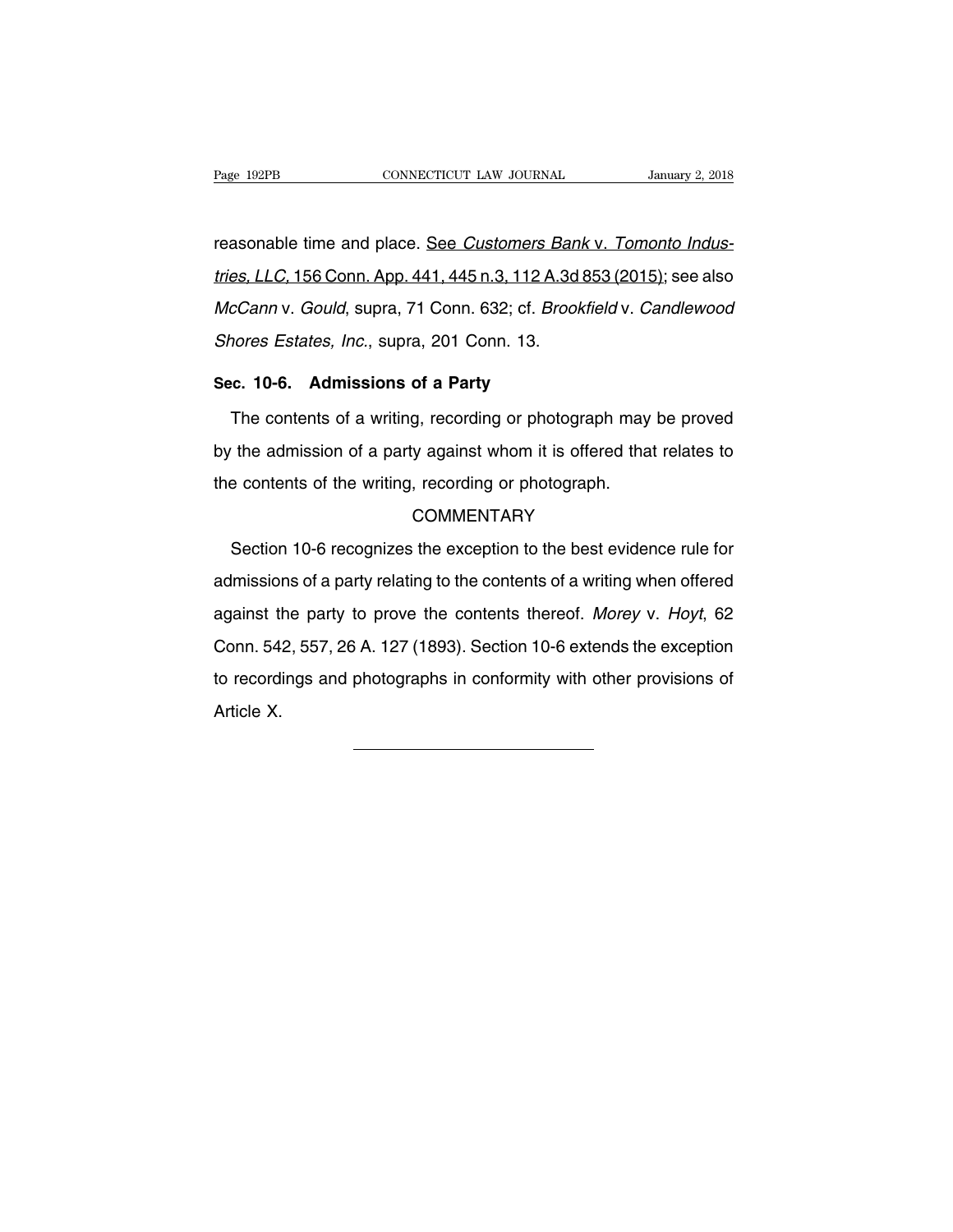reasonable time and place. <u>See *Customers Bank* v. *Tomonto Industries, LLC,* 156 Conn. App. 441, 445 n.3, 112 A.3d 853 (2015)</u>; see also *McCann* v. *Gould*, supra, 71 Conn. 632; cf. *Brookfield* v. *Candlewood Shores Estates, Inc.*, supra, 201 Conn. 13.

**Sec. 10-6. Admissions of a Party**

The contents of a writing, recording or photograph may be proved by the admission of a party against whom it is offered that relates to the contents of the writing, recording or photograph.

COMMENTARY

Section 10-6 recognizes the exception to the best evidence rule for admissions of a party relating to the contents of a writing when offered against the party to prove the contents thereof. *Morey* v. *Hoyt*, 62 Conn. 542, 557, 26 A. 127 (1893). Section 10-6 extends the exception to recordings and photographs in conformity with other provisions of Article X.